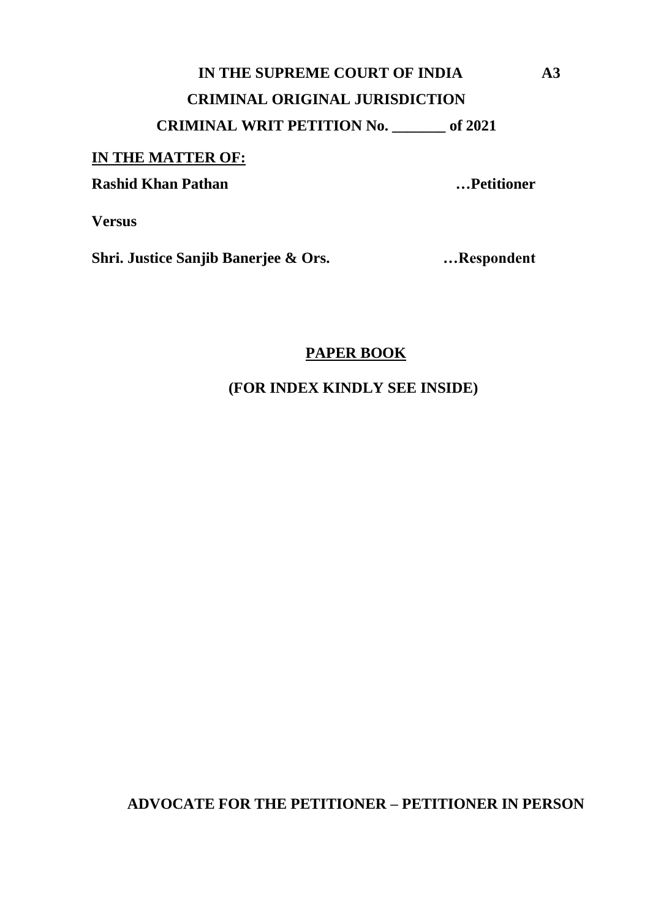**IN THE SUPREME COURT OF INDIA** **A3**

**CRIMINAL ORIGINAL JURISDICTION**

**CRIMINAL WRIT PETITION No. _______ of 2021**

**IN THE MATTER OF:**

**Rashid Khan Pathan** **…Petitioner**

**Versus**

**Shri. Justice Sanjib Banerjee & Ors.** **…Respondent**

**PAPER BOOK**

**(FOR INDEX KINDLY SEE INSIDE)**

**ADVOCATE FOR THE PETITIONER – PETITIONER IN PERSON**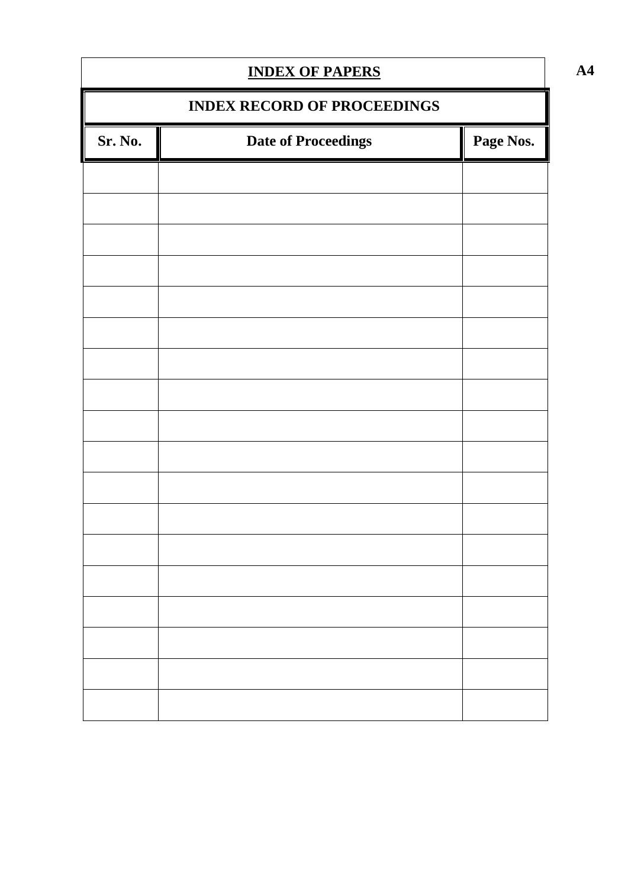**A4**

## INDEX OF PAPERS

### INDEX RECORD OF PROCEEDINGS

| Sr. No. | Date of Proceedings | Page Nos. |
| --- | --- | --- |
| | | |
| | | |
| | | |
| | | |
| | | |
| | | |
| | | |
| | | |
| | | |
| | | |
| | | |
| | | |
| | | |
| | | |
| | | |
| | | |
| | | |
| | | |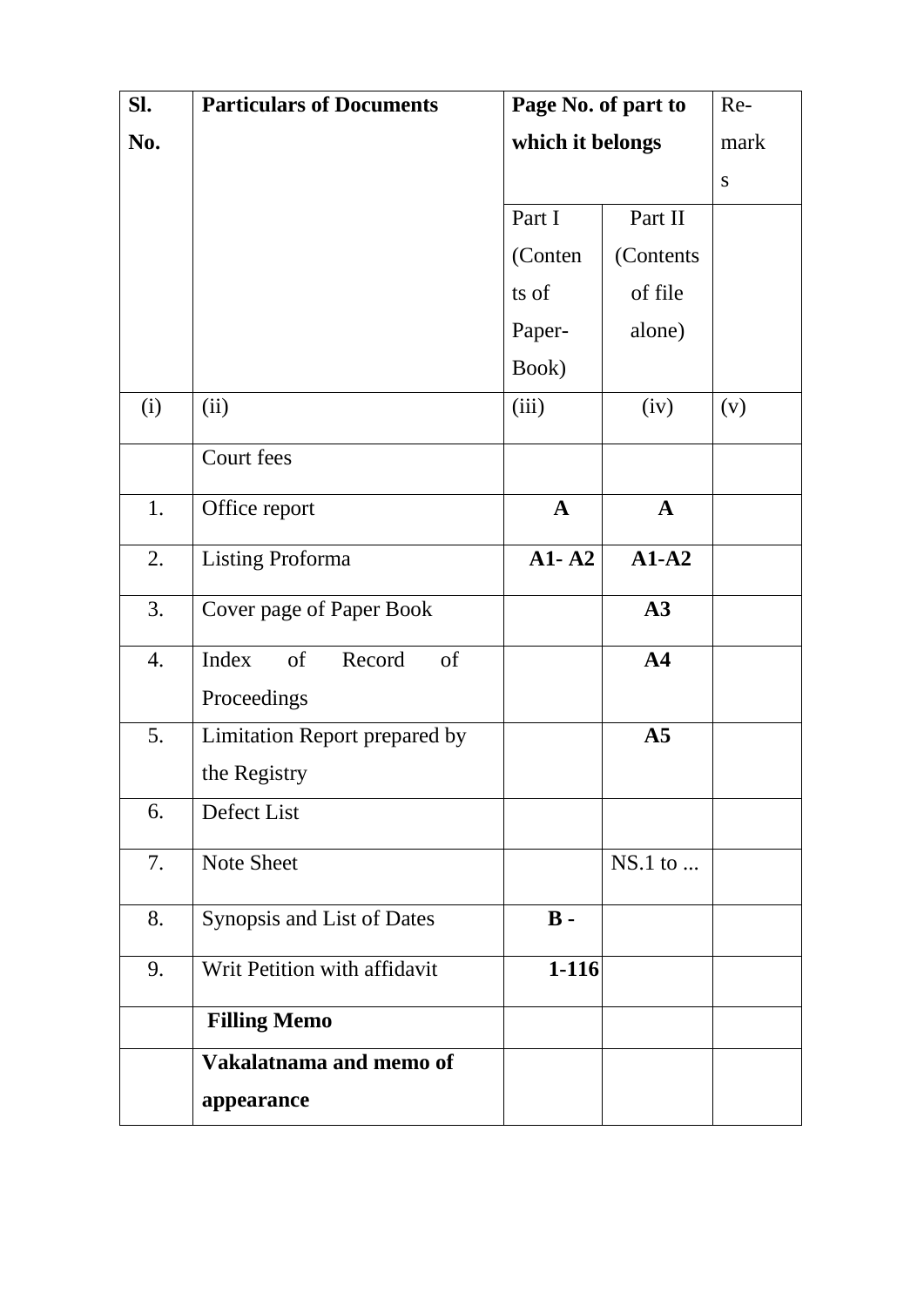| Sl. No. | Particulars of Documents | Page No. of part to which it belongs | | Re-marks |
|---|---|---|---|---|
| | | Part I (Contents of Paper-Book) | Part II (Contents of file alone) | |
| (i) | (ii) | (iii) | (iv) | (v) |
| | Court fees | | | |
| 1. | Office report | **A** | **A** | |
| 2. | Listing Proforma | **A1- A2** | **A1-A2** | |
| 3. | Cover page of Paper Book | | **A3** | |
| 4. | Index of Record of Proceedings | | **A4** | |
| 5. | Limitation Report prepared by the Registry | | **A5** | |
| 6. | Defect List | | | |
| 7. | Note Sheet | | NS.1 to ... | |
| 8. | Synopsis and List of Dates | **B -** | | |
| 9. | Writ Petition with affidavit | **1-116** | | |
| | **Filling Memo** | | | |
| | **Vakalatnama and memo of appearance** | | | |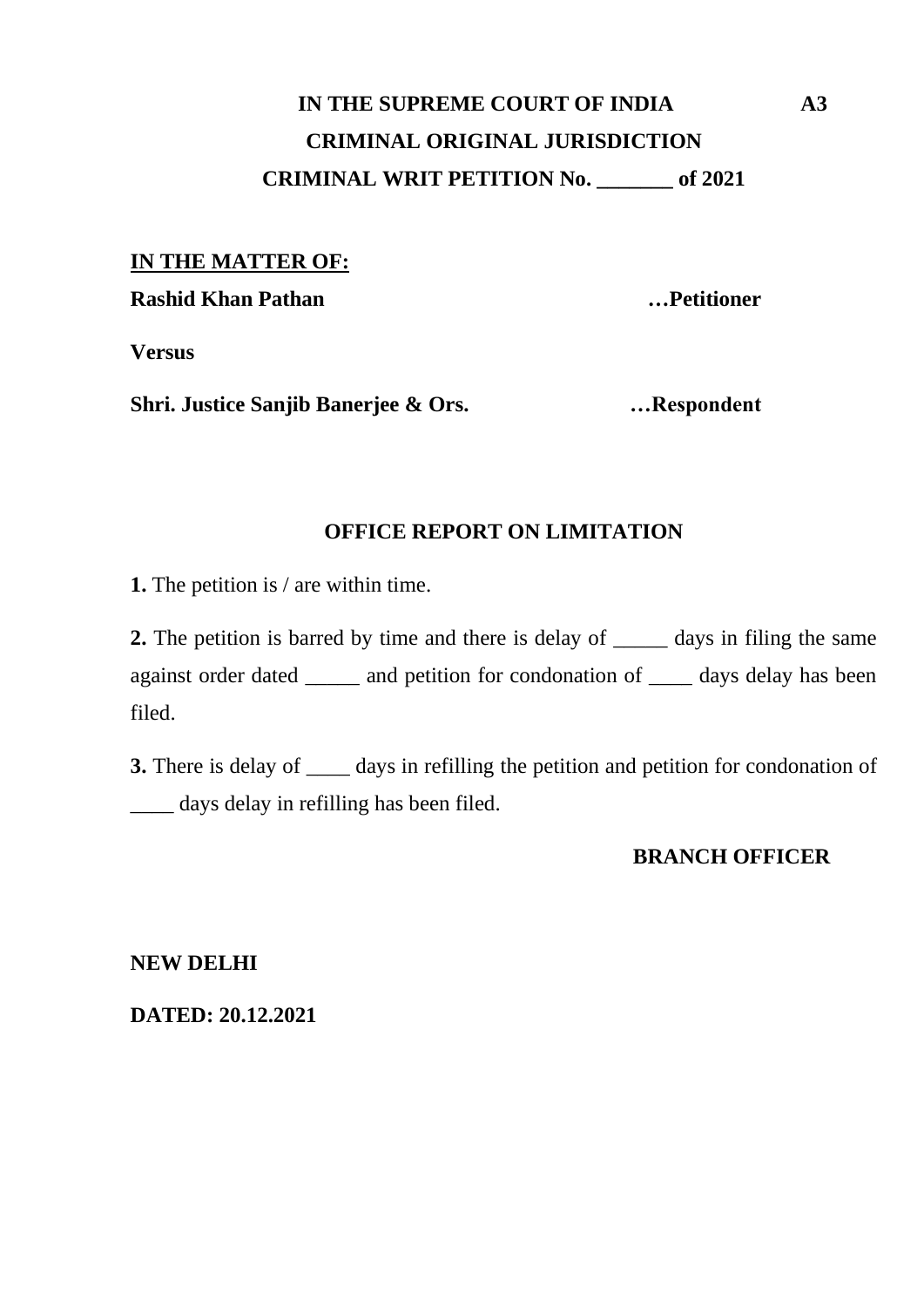**IN THE SUPREME COURT OF INDIA** **A3**

**CRIMINAL ORIGINAL JURISDICTION**

**CRIMINAL WRIT PETITION No. _______ of 2021**

**IN THE MATTER OF:**

**Rashid Khan Pathan** **…Petitioner**

**Versus**

**Shri. Justice Sanjib Banerjee & Ors.** **…Respondent**

**OFFICE REPORT ON LIMITATION**

**1.** The petition is / are within time.

**2.** The petition is barred by time and there is delay of _____ days in filing the same against order dated _____ and petition for condonation of ____ days delay has been filed.

**3.** There is delay of ____ days in refilling the petition and petition for condonation of ____ days delay in refilling has been filed.

**BRANCH OFFICER**

**NEW DELHI**

**DATED: 20.12.2021**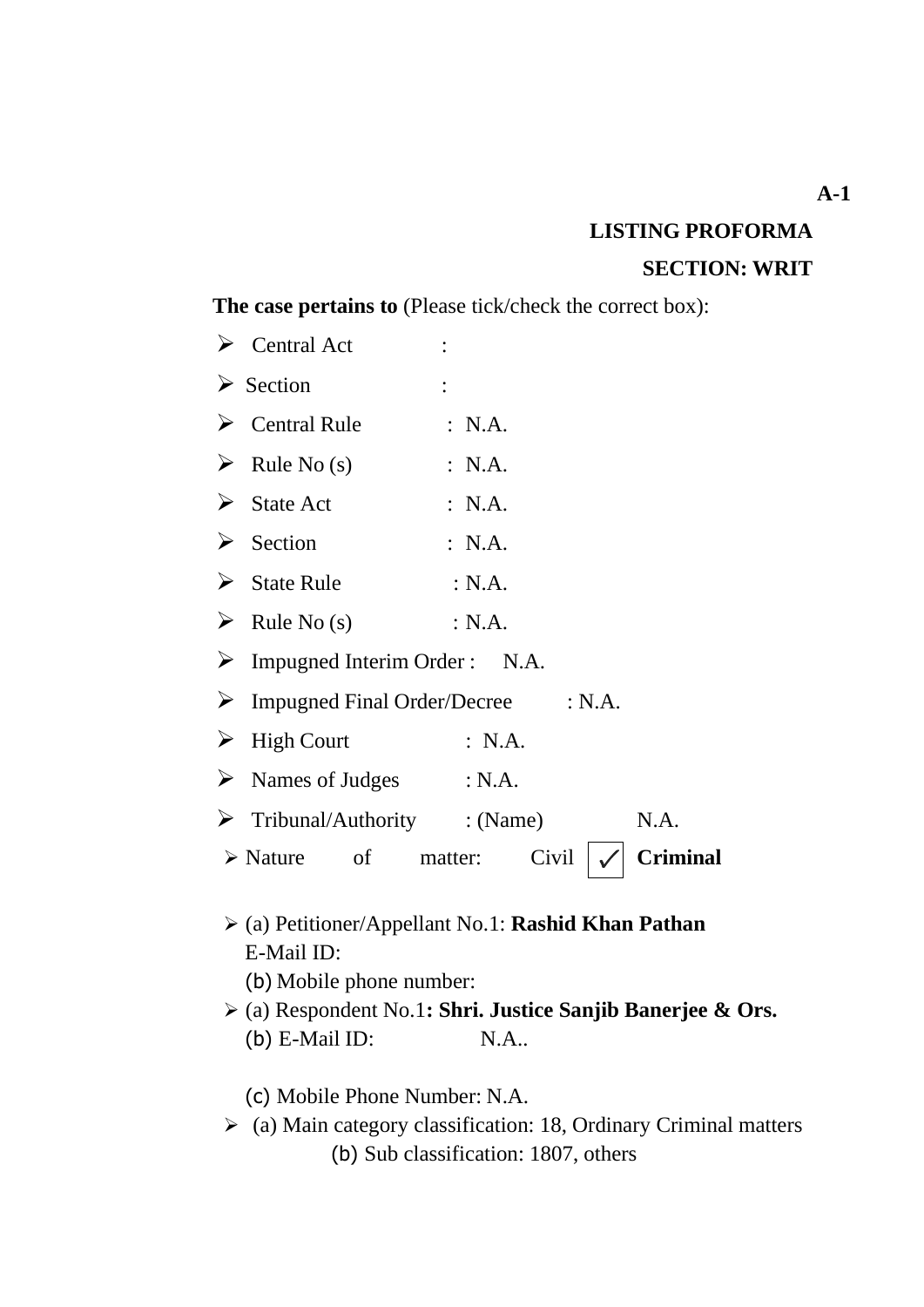**A-1**

**LISTING PROFORMA**

**SECTION: WRIT**

**The case pertains to** (Please tick/check the correct box):

- Central Act :
- Section :
- Central Rule : N.A.
- Rule No (s) : N.A.
- State Act : N.A.
- Section : N.A.
- State Rule : N.A.
- Rule No (s) : N.A.
- Impugned Interim Order : N.A.
- Impugned Final Order/Decree : N.A.
- High Court : N.A.
- Names of Judges : N.A.
- Tribunal/Authority : (Name) N.A.
- Nature of matter: Civil ✓ **Criminal**

- (a) Petitioner/Appellant No.1: **Rashid Khan Pathan**
  E-Mail ID:
  (b) Mobile phone number:
- (a) Respondent No.1**: Shri. Justice Sanjib Banerjee & Ors.**
  (b) E-Mail ID: N.A..

  (c) Mobile Phone Number: N.A.
- (a) Main category classification: 18, Ordinary Criminal matters
  (b) Sub classification: 1807, others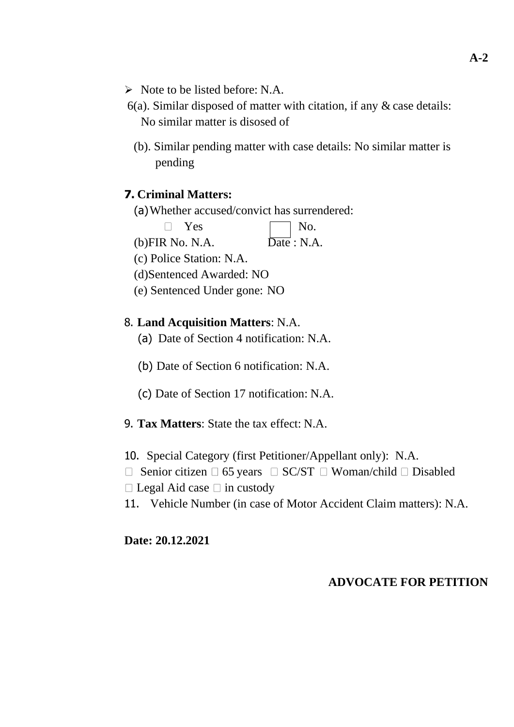A-2

- Note to be listed before: N.A.

6(a). Similar disposed of matter with citation, if any & case details: No similar matter is disosed of

(b). Similar pending matter with case details: No similar matter is pending

**7. Criminal Matters:**

(a) Whether accused/convict has surrendered:

☐ Yes ☐ No.

(b)FIR No. N.A. Date : N.A.

(c) Police Station: N.A.

(d)Sentenced Awarded: NO

(e) Sentenced Under gone: NO

8. **Land Acquisition Matters**: N.A.

(a) Date of Section 4 notification: N.A.

(b) Date of Section 6 notification: N.A.

(c) Date of Section 17 notification: N.A.

9. **Tax Matters**: State the tax effect: N.A.

10. Special Category (first Petitioner/Appellant only): N.A.

☐ Senior citizen ☐ 65 years ☐ SC/ST ☐ Woman/child ☐ Disabled

☐ Legal Aid case ☐ in custody

11. Vehicle Number (in case of Motor Accident Claim matters): N.A.

**Date: 20.12.2021**

**ADVOCATE FOR PETITION**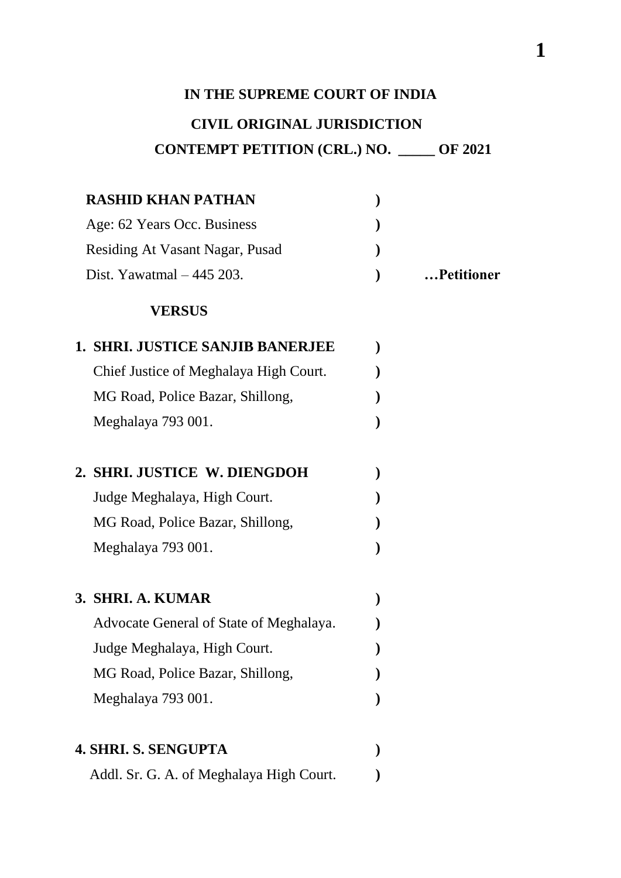**IN THE SUPREME COURT OF INDIA**

**CIVIL ORIGINAL JURISDICTION**

**CONTEMPT PETITION (CRL.) NO. _____ OF 2021**

**RASHID KHAN PATHAN** )
Age: 62 Years Occ. Business )
Residing At Vasant Nagar, Pusad )
Dist. Yawatmal – 445 203. ) **…Petitioner**

**VERSUS**

**1. SHRI. JUSTICE SANJIB BANERJEE** )
Chief Justice of Meghalaya High Court. )
MG Road, Police Bazar, Shillong, )
Meghalaya 793 001. )

**2. SHRI. JUSTICE W. DIENGDOH** )
Judge Meghalaya, High Court. )
MG Road, Police Bazar, Shillong, )
Meghalaya 793 001. )

**3. SHRI. A. KUMAR** )
Advocate General of State of Meghalaya. )
Judge Meghalaya, High Court. )
MG Road, Police Bazar, Shillong, )
Meghalaya 793 001. )

**4. SHRI. S. SENGUPTA** )
Addl. Sr. G. A. of Meghalaya High Court. )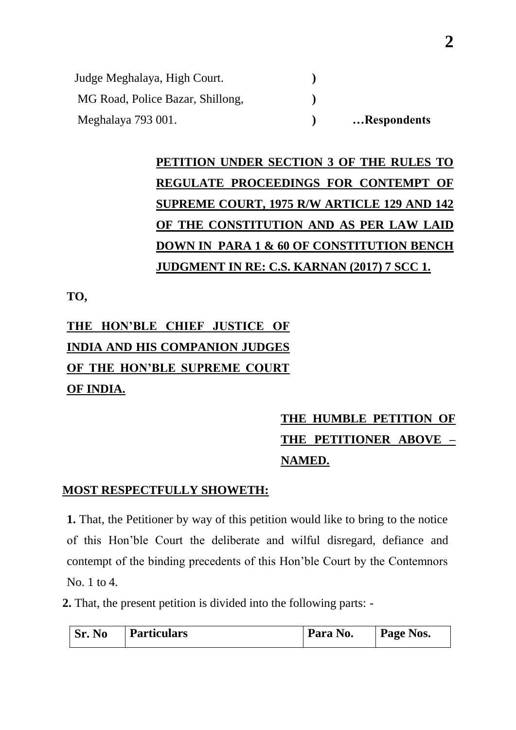Judge Meghalaya, High Court. )
MG Road, Police Bazar, Shillong, )
Meghalaya 793 001. ) **…Respondents**

**PETITION UNDER SECTION 3 OF THE RULES TO REGULATE PROCEEDINGS FOR CONTEMPT OF SUPREME COURT, 1975 R/W ARTICLE 129 AND 142 OF THE CONSTITUTION AND AS PER LAW LAID DOWN IN PARA 1 & 60 OF CONSTITUTION BENCH JUDGMENT IN RE: C.S. KARNAN (2017) 7 SCC 1.**

**TO,**

**THE HON'BLE CHIEF JUSTICE OF INDIA AND HIS COMPANION JUDGES OF THE HON'BLE SUPREME COURT OF INDIA.**

**THE HUMBLE PETITION OF THE PETITIONER ABOVE – NAMED.**

**MOST RESPECTFULLY SHOWETH:**

**1.** That, the Petitioner by way of this petition would like to bring to the notice of this Hon'ble Court the deliberate and wilful disregard, defiance and contempt of the binding precedents of this Hon'ble Court by the Contemnors No. 1 to 4.

**2.** That, the present petition is divided into the following parts: -

| Sr. No | Particulars | Para No. | Page Nos. |
|---|---|---|---|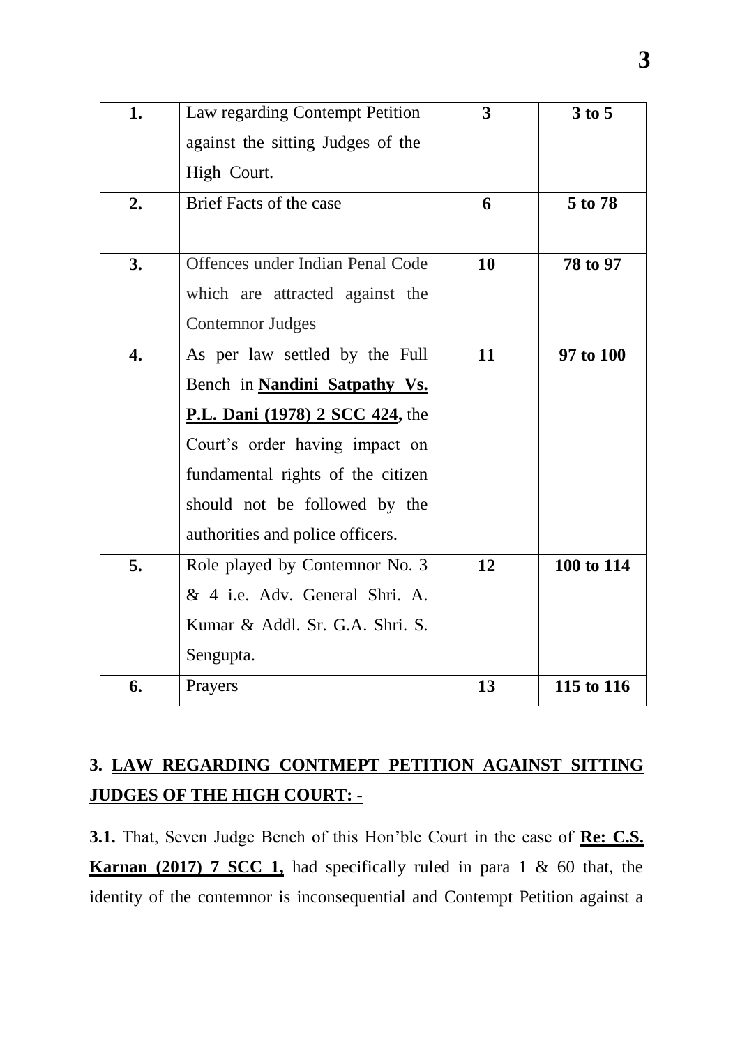| 1. | Law regarding Contempt Petition against the sitting Judges of the High Court. | 3 | 3 to 5 |
|---|---|---|---|
| 2. | Brief Facts of the case | 6 | 5 to 78 |
| 3. | Offences under Indian Penal Code which are attracted against the Contemnor Judges | 10 | 78 to 97 |
| 4. | As per law settled by the Full Bench in **Nandini Satpathy Vs. P.L. Dani (1978) 2 SCC 424,** the Court's order having impact on fundamental rights of the citizen should not be followed by the authorities and police officers. | 11 | 97 to 100 |
| 5. | Role played by Contemnor No. 3 & 4 i.e. Adv. General Shri. A. Kumar & Addl. Sr. G.A. Shri. S. Sengupta. | 12 | 100 to 114 |
| 6. | Prayers | 13 | 115 to 116 |

**3. LAW REGARDING CONTMEPT PETITION AGAINST SITTING JUDGES OF THE HIGH COURT: -**

**3.1.** That, Seven Judge Bench of this Hon'ble Court in the case of **Re: C.S. Karnan (2017) 7 SCC 1,** had specifically ruled in para 1 & 60 that, the identity of the contemnor is inconsequential and Contempt Petition against a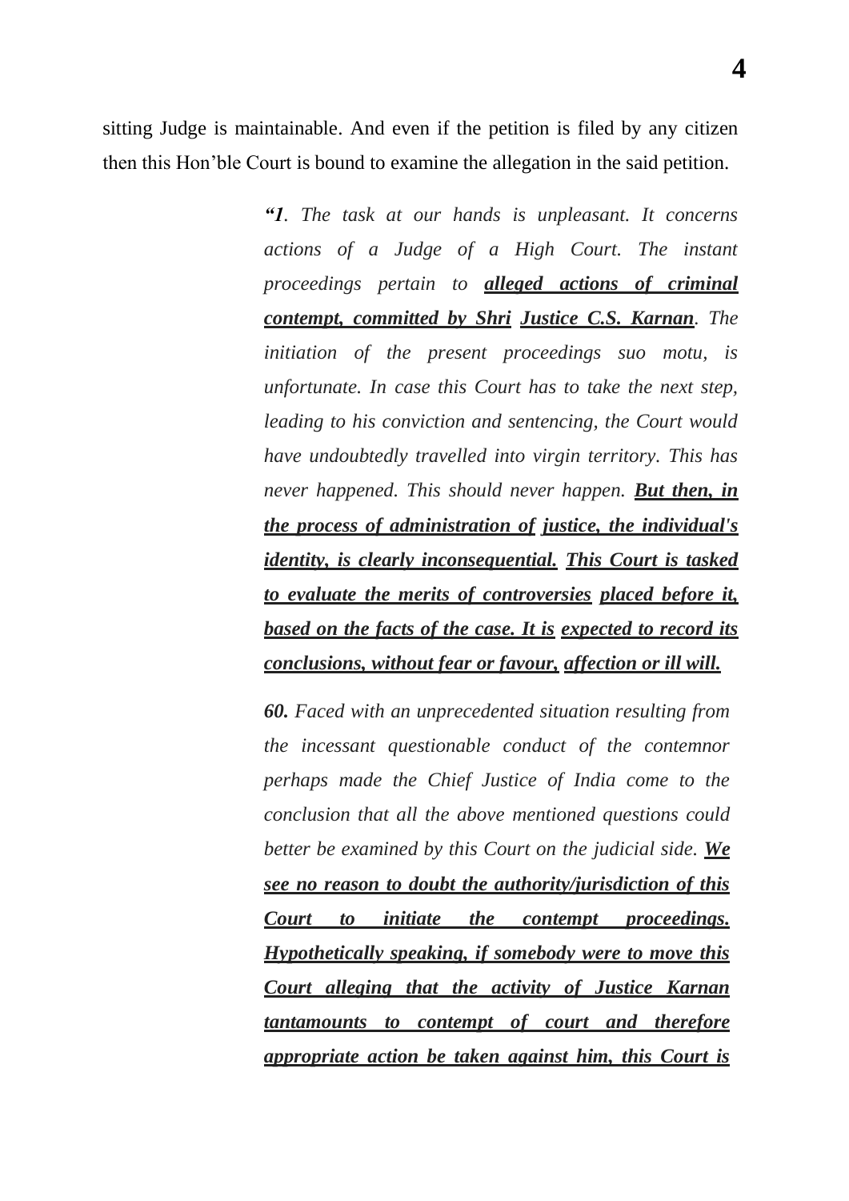sitting Judge is maintainable. And even if the petition is filed by any citizen then this Hon'ble Court is bound to examine the allegation in the said petition.

> ***"1**. The task at our hands is unpleasant. It concerns actions of a Judge of a High Court. The instant proceedings pertain to **alleged actions of criminal contempt, committed by Shri Justice C.S. Karnan**. The initiation of the present proceedings suo motu, is unfortunate. In case this Court has to take the next step, leading to his conviction and sentencing, the Court would have undoubtedly travelled into virgin territory. This has never happened. This should never happen. **But then, in the process of administration of justice, the individual's identity, is clearly inconsequential. This Court is tasked to evaluate the merits of controversies placed before it, based on the facts of the case. It is expected to record its conclusions, without fear or favour, affection or ill will.***
>
> ***60.** Faced with an unprecedented situation resulting from the incessant questionable conduct of the contemnor perhaps made the Chief Justice of India come to the conclusion that all the above mentioned questions could better be examined by this Court on the judicial side. **We see no reason to doubt the authority/jurisdiction of this Court to initiate the contempt proceedings. Hypothetically speaking, if somebody were to move this Court alleging that the activity of Justice Karnan tantamounts to contempt of court and therefore appropriate action be taken against him, this Court is***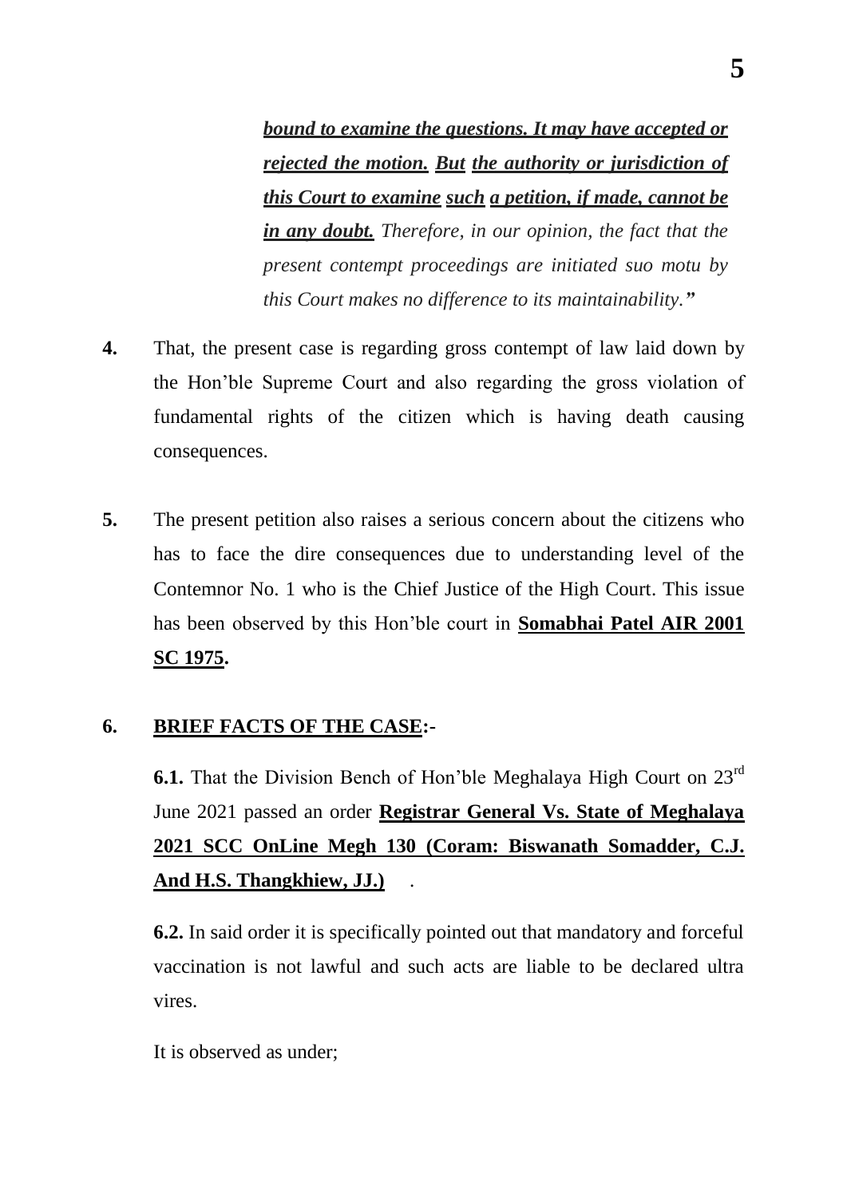> ***bound to examine the questions. It may have accepted or rejected the motion. But the authority or jurisdiction of this Court to examine such a petition, if made, cannot be in any doubt.*** *Therefore, in our opinion, the fact that the present contempt proceedings are initiated suo motu by this Court makes no difference to its maintainability.***"**

**4.** That, the present case is regarding gross contempt of law laid down by the Hon'ble Supreme Court and also regarding the gross violation of fundamental rights of the citizen which is having death causing consequences.

**5.** The present petition also raises a serious concern about the citizens who has to face the dire consequences due to understanding level of the Contemnor No. 1 who is the Chief Justice of the High Court. This issue has been observed by this Hon'ble court in **Somabhai Patel AIR 2001 SC 1975.**

**6. BRIEF FACTS OF THE CASE:-**

**6.1.** That the Division Bench of Hon'ble Meghalaya High Court on 23rd June 2021 passed an order **Registrar General Vs. State of Meghalaya 2021 SCC OnLine Megh 130 (Coram: Biswanath Somadder, C.J. And H.S. Thangkhiew, JJ.)** .

**6.2.** In said order it is specifically pointed out that mandatory and forceful vaccination is not lawful and such acts are liable to be declared ultra vires.

It is observed as under;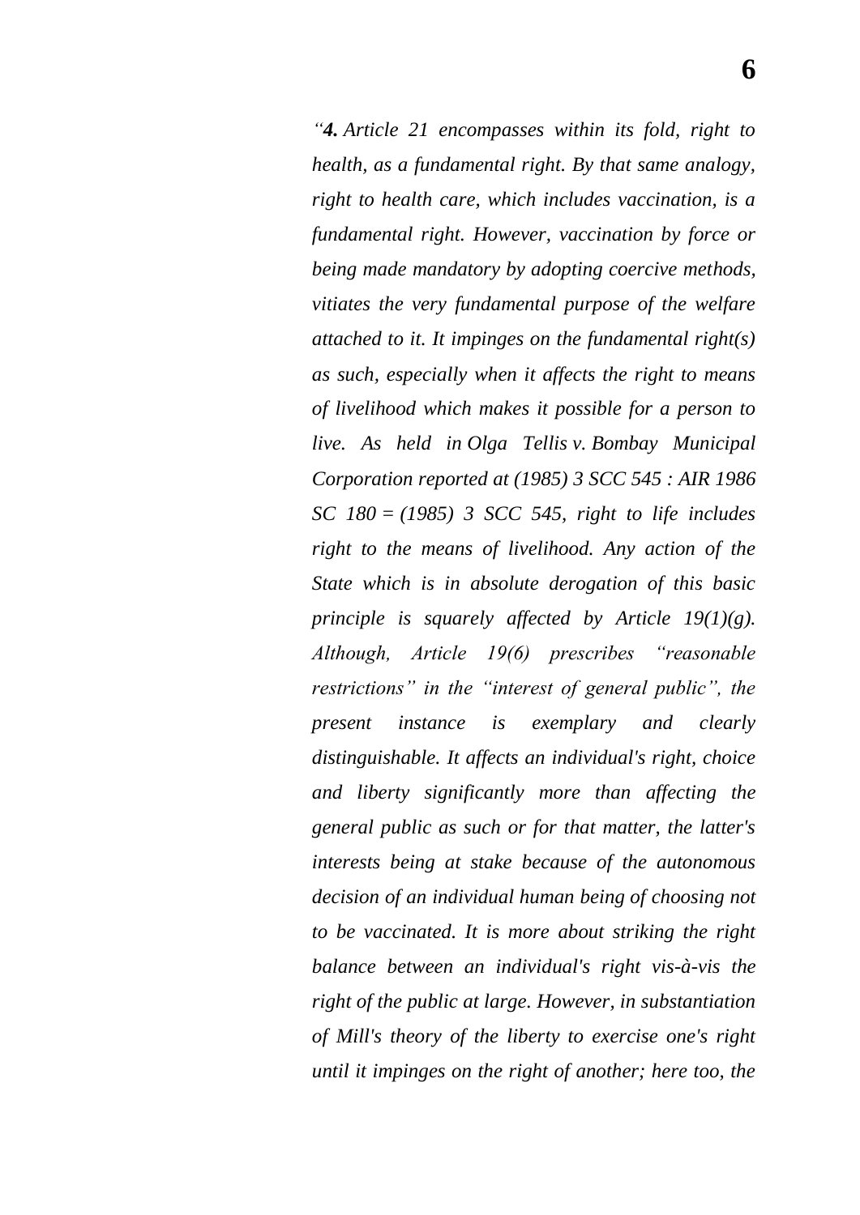*"**4.** Article 21 encompasses within its fold, right to health, as a fundamental right. By that same analogy, right to health care, which includes vaccination, is a fundamental right. However, vaccination by force or being made mandatory by adopting coercive methods, vitiates the very fundamental purpose of the welfare attached to it. It impinges on the fundamental right(s) as such, especially when it affects the right to means of livelihood which makes it possible for a person to live. As held in Olga Tellis v. Bombay Municipal Corporation reported at (1985) 3 SCC 545 : AIR 1986 SC 180 = (1985) 3 SCC 545, right to life includes right to the means of livelihood. Any action of the State which is in absolute derogation of this basic principle is squarely affected by Article 19(1)(g). Although, Article 19(6) prescribes "reasonable restrictions" in the "interest of general public", the present instance is exemplary and clearly distinguishable. It affects an individual's right, choice and liberty significantly more than affecting the general public as such or for that matter, the latter's interests being at stake because of the autonomous decision of an individual human being of choosing not to be vaccinated. It is more about striking the right balance between an individual's right vis-à-vis the right of the public at large. However, in substantiation of Mill's theory of the liberty to exercise one's right until it impinges on the right of another; here too, the*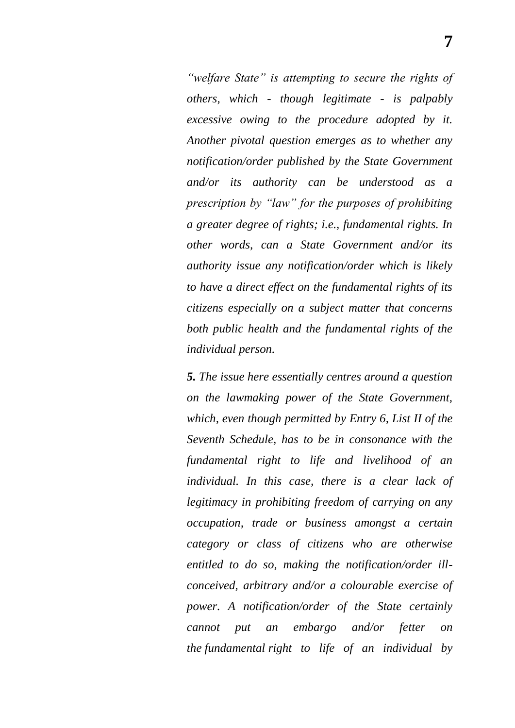*"welfare State" is attempting to secure the rights of others, which - though legitimate - is palpably excessive owing to the procedure adopted by it. Another pivotal question emerges as to whether any notification/order published by the State Government and/or its authority can be understood as a prescription by "law" for the purposes of prohibiting a greater degree of rights; i.e., fundamental rights. In other words, can a State Government and/or its authority issue any notification/order which is likely to have a direct effect on the fundamental rights of its citizens especially on a subject matter that concerns both public health and the fundamental rights of the individual person.*

***5.** The issue here essentially centres around a question on the lawmaking power of the State Government, which, even though permitted by Entry 6, List II of the Seventh Schedule, has to be in consonance with the fundamental right to life and livelihood of an individual. In this case, there is a clear lack of legitimacy in prohibiting freedom of carrying on any occupation, trade or business amongst a certain category or class of citizens who are otherwise entitled to do so, making the notification/order ill-conceived, arbitrary and/or a colourable exercise of power. A notification/order of the State certainly cannot put an embargo and/or fetter on the fundamental right to life of an individual by*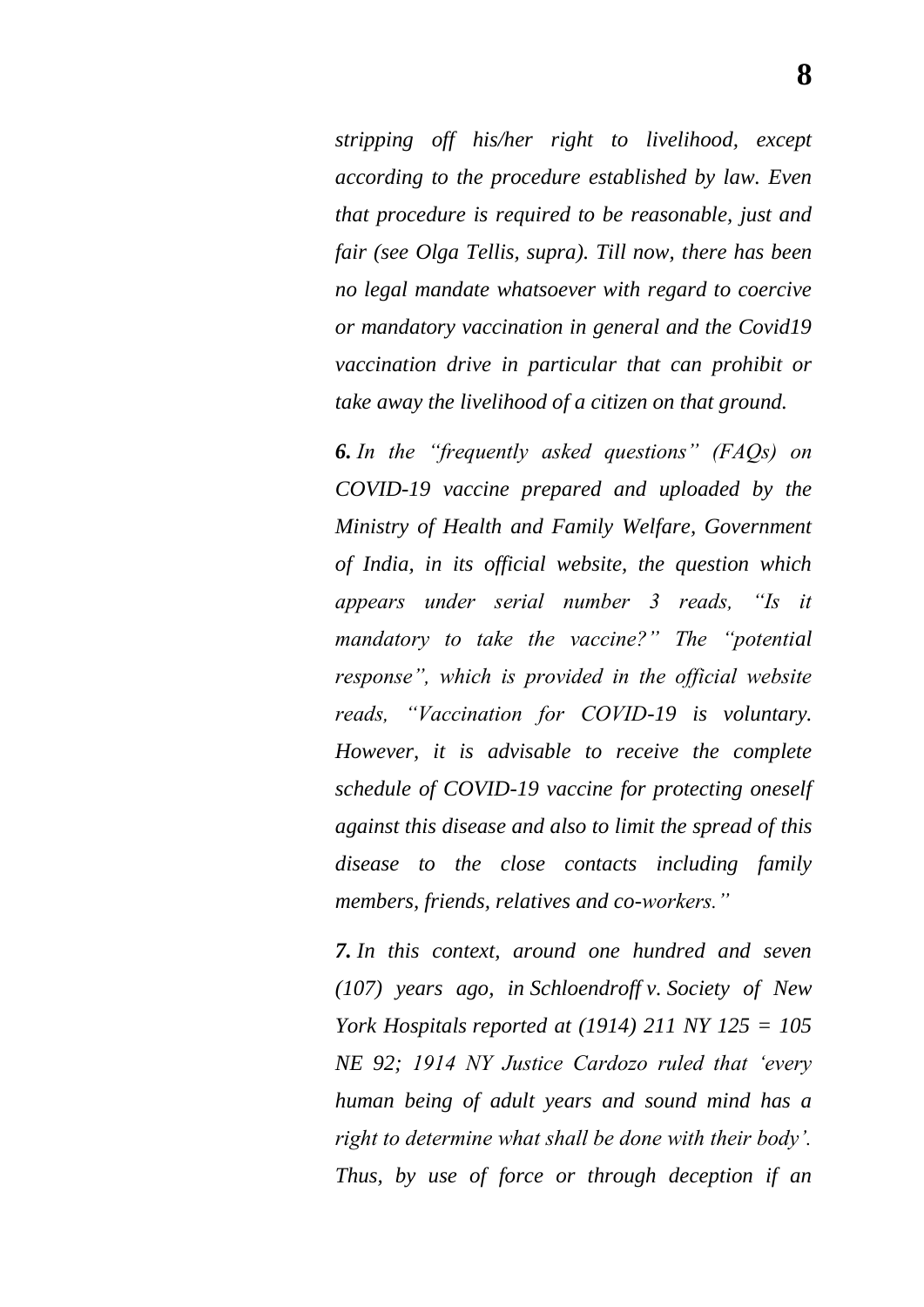*stripping off his/her right to livelihood, except according to the procedure established by law. Even that procedure is required to be reasonable, just and fair (see Olga Tellis, supra). Till now, there has been no legal mandate whatsoever with regard to coercive or mandatory vaccination in general and the Covid19 vaccination drive in particular that can prohibit or take away the livelihood of a citizen on that ground.*

***6.** In the "frequently asked questions" (FAQs) on COVID-19 vaccine prepared and uploaded by the Ministry of Health and Family Welfare, Government of India, in its official website, the question which appears under serial number 3 reads, "Is it mandatory to take the vaccine?" The "potential response", which is provided in the official website reads, "Vaccination for COVID-19 is voluntary. However, it is advisable to receive the complete schedule of COVID-19 vaccine for protecting oneself against this disease and also to limit the spread of this disease to the close contacts including family members, friends, relatives and co-workers."*

***7.** In this context, around one hundred and seven (107) years ago, in Schloendroff v. Society of New York Hospitals reported at (1914) 211 NY 125 = 105 NE 92; 1914 NY Justice Cardozo ruled that 'every human being of adult years and sound mind has a right to determine what shall be done with their body'. Thus, by use of force or through deception if an*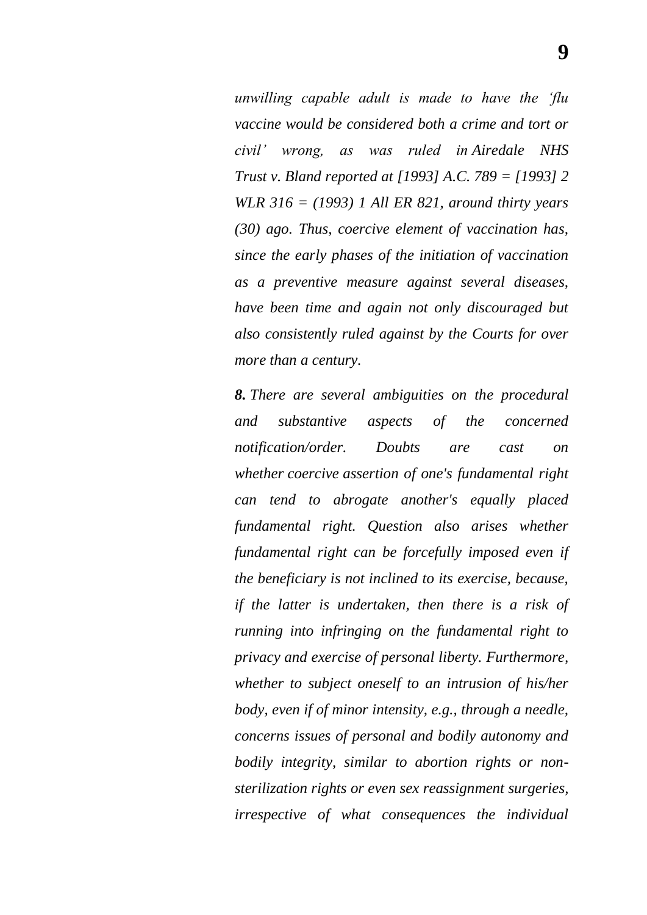*unwilling capable adult is made to have the 'flu vaccine would be considered both a crime and tort or civil' wrong, as was ruled in Airedale NHS Trust v. Bland reported at [1993] A.C. 789 = [1993] 2 WLR 316 = (1993) 1 All ER 821, around thirty years (30) ago. Thus, coercive element of vaccination has, since the early phases of the initiation of vaccination as a preventive measure against several diseases, have been time and again not only discouraged but also consistently ruled against by the Courts for over more than a century.*

***8.*** *There are several ambiguities on the procedural and substantive aspects of the concerned notification/order. Doubts are cast on whether coercive assertion of one's fundamental right can tend to abrogate another's equally placed fundamental right. Question also arises whether fundamental right can be forcefully imposed even if the beneficiary is not inclined to its exercise, because, if the latter is undertaken, then there is a risk of running into infringing on the fundamental right to privacy and exercise of personal liberty. Furthermore, whether to subject oneself to an intrusion of his/her body, even if of minor intensity, e.g., through a needle, concerns issues of personal and bodily autonomy and bodily integrity, similar to abortion rights or non-sterilization rights or even sex reassignment surgeries, irrespective of what consequences the individual*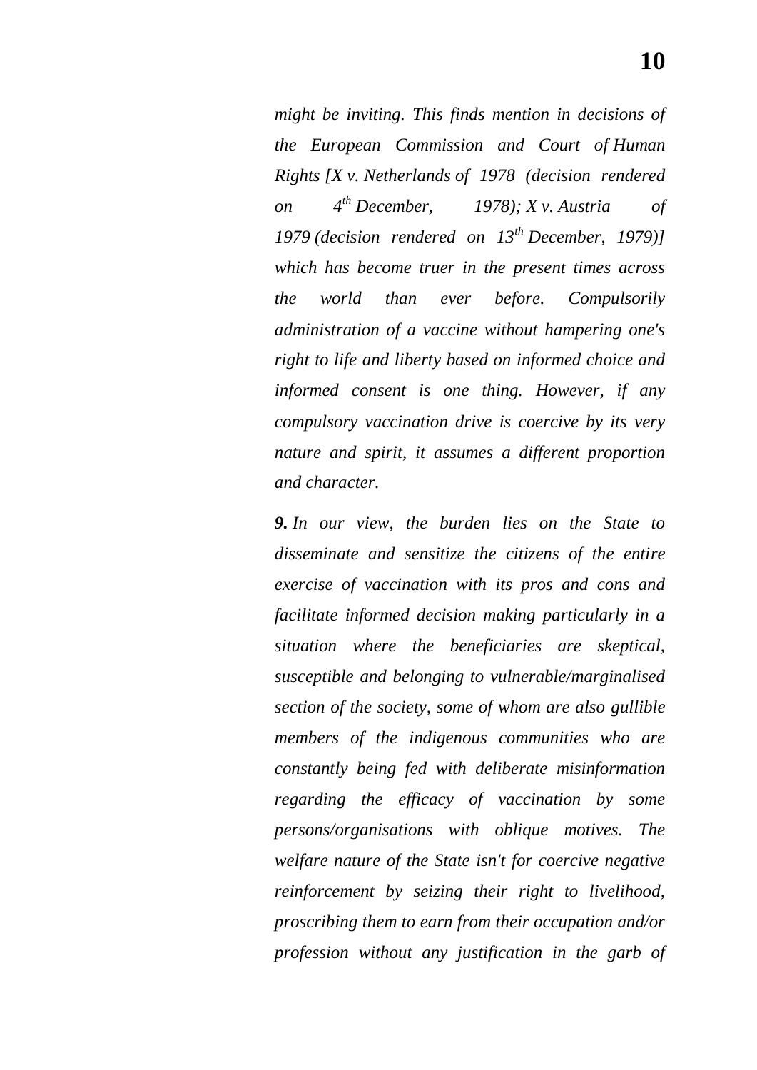*might be inviting. This finds mention in decisions of the European Commission and Court of Human Rights [X v. Netherlands of 1978 (decision rendered on 4th December, 1978); X v. Austria of 1979 (decision rendered on 13th December, 1979)] which has become truer in the present times across the world than ever before. Compulsorily administration of a vaccine without hampering one's right to life and liberty based on informed choice and informed consent is one thing. However, if any compulsory vaccination drive is coercive by its very nature and spirit, it assumes a different proportion and character.*

***9.** In our view, the burden lies on the State to disseminate and sensitize the citizens of the entire exercise of vaccination with its pros and cons and facilitate informed decision making particularly in a situation where the beneficiaries are skeptical, susceptible and belonging to vulnerable/marginalised section of the society, some of whom are also gullible members of the indigenous communities who are constantly being fed with deliberate misinformation regarding the efficacy of vaccination by some persons/organisations with oblique motives. The welfare nature of the State isn't for coercive negative reinforcement by seizing their right to livelihood, proscribing them to earn from their occupation and/or profession without any justification in the garb of*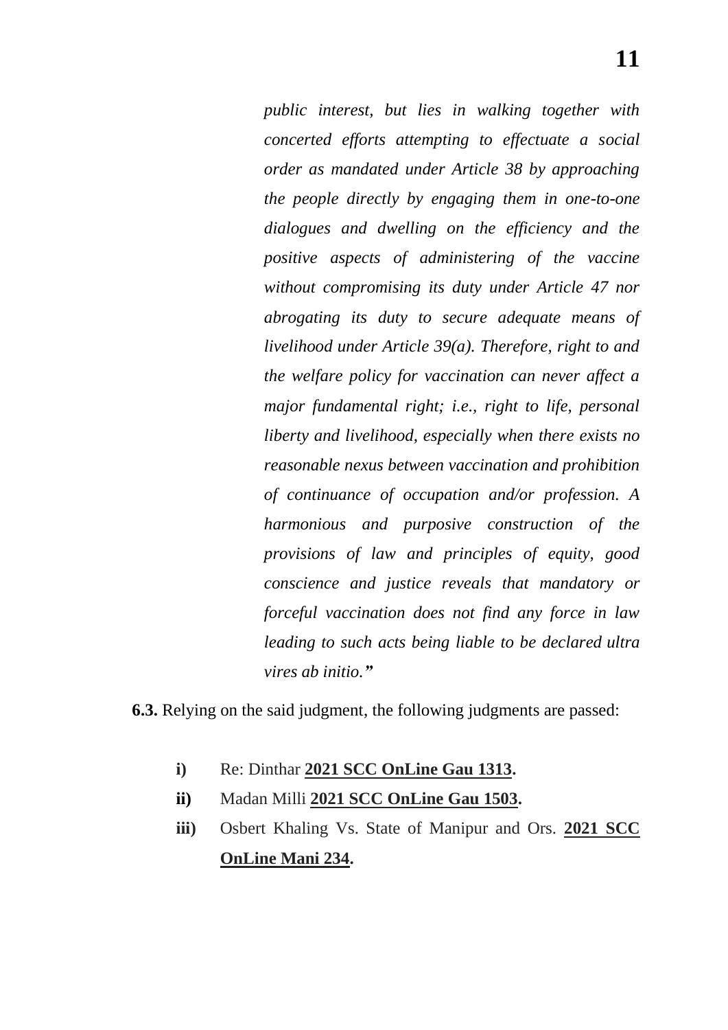> *public interest, but lies in walking together with concerted efforts attempting to effectuate a social order as mandated under Article 38 by approaching the people directly by engaging them in one-to-one dialogues and dwelling on the efficiency and the positive aspects of administering of the vaccine without compromising its duty under Article 47 nor abrogating its duty to secure adequate means of livelihood under Article 39(a). Therefore, right to and the welfare policy for vaccination can never affect a major fundamental right; i.e., right to life, personal liberty and livelihood, especially when there exists no reasonable nexus between vaccination and prohibition of continuance of occupation and/or profession. A harmonious and purposive construction of the provisions of law and principles of equity, good conscience and justice reveals that mandatory or forceful vaccination does not find any force in law leading to such acts being liable to be declared ultra vires ab initio.***"**

**6.3.** Relying on the said judgment, the following judgments are passed:

- **i)** Re: Dinthar **2021 SCC OnLine Gau 1313.**
- **ii)** Madan Milli **2021 SCC OnLine Gau 1503.**
- **iii)** Osbert Khaling Vs. State of Manipur and Ors. **2021 SCC OnLine Mani 234.**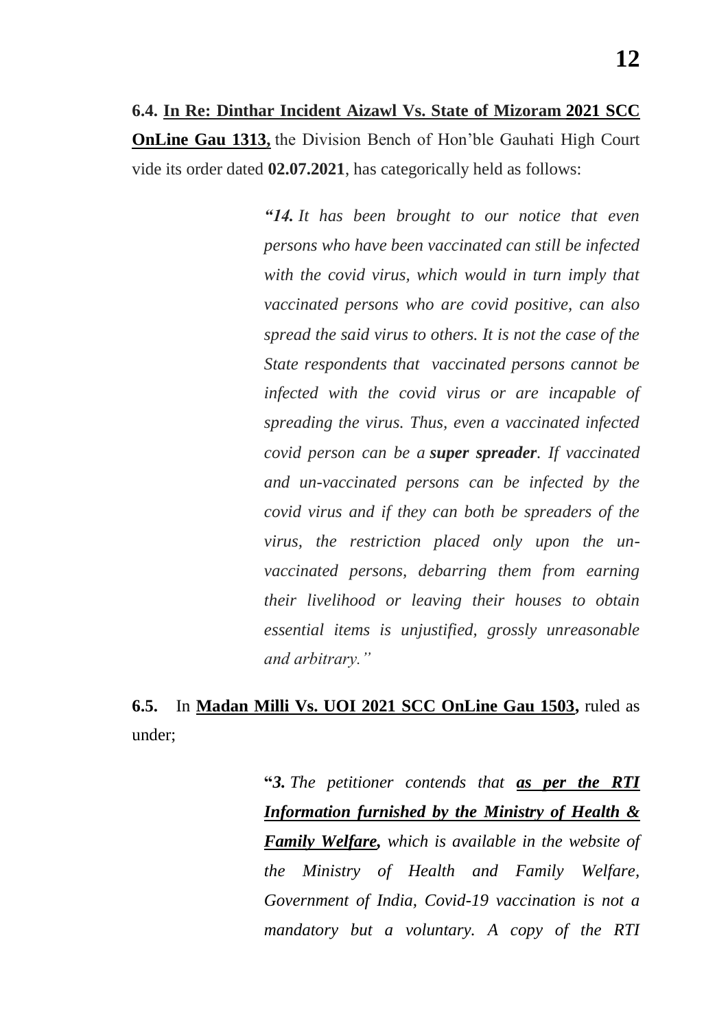**6.4. <u>In Re: Dinthar Incident Aizawl Vs. State of Mizoram 2021 SCC OnLine Gau 1313</u>,** the Division Bench of Hon'ble Gauhati High Court vide its order dated **02.07.2021**, has categorically held as follows:

> *"**14.** It has been brought to our notice that even persons who have been vaccinated can still be infected with the covid virus, which would in turn imply that vaccinated persons who are covid positive, can also spread the said virus to others. It is not the case of the State respondents that vaccinated persons cannot be infected with the covid virus or are incapable of spreading the virus. Thus, even a vaccinated infected covid person can be a **super spreader**. If vaccinated and un-vaccinated persons can be infected by the covid virus and if they can both be spreaders of the virus, the restriction placed only upon the un-vaccinated persons, debarring them from earning their livelihood or leaving their houses to obtain essential items is unjustified, grossly unreasonable and arbitrary."*

**6.5.** In **<u>Madan Milli Vs. UOI 2021 SCC OnLine Gau 1503</u>,** ruled as under;

> **"*3.*** *The petitioner contends that **<u>as per the RTI Information furnished by the Ministry of Health & Family Welfare</u>,** which is available in the website of the Ministry of Health and Family Welfare, Government of India, Covid-19 vaccination is not a mandatory but a voluntary. A copy of the RTI*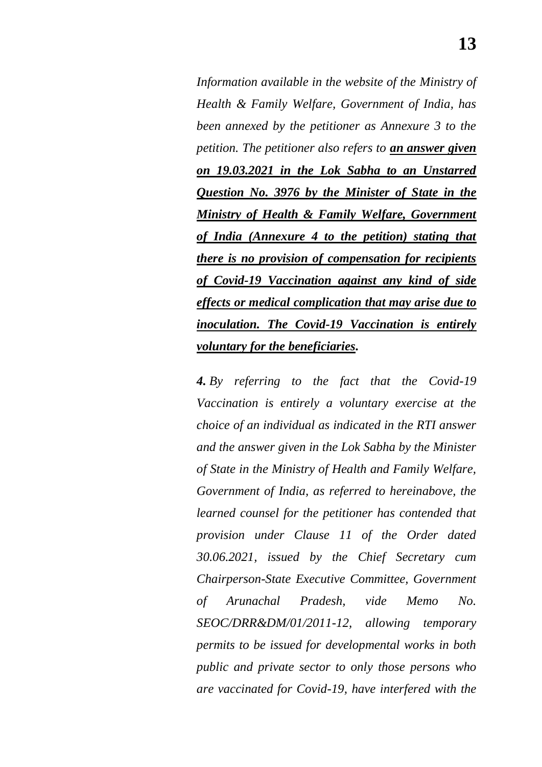*Information available in the website of the Ministry of Health & Family Welfare, Government of India, has been annexed by the petitioner as Annexure 3 to the petition. The petitioner also refers to* ***an answer given on 19.03.2021 in the Lok Sabha to an Unstarred Question No. 3976 by the Minister of State in the Ministry of Health & Family Welfare, Government of India (Annexure 4 to the petition) stating that there is no provision of compensation for recipients of Covid-19 Vaccination against any kind of side effects or medical complication that may arise due to inoculation. The Covid-19 Vaccination is entirely voluntary for the beneficiaries****.*

***4.*** *By referring to the fact that the Covid-19 Vaccination is entirely a voluntary exercise at the choice of an individual as indicated in the RTI answer and the answer given in the Lok Sabha by the Minister of State in the Ministry of Health and Family Welfare, Government of India, as referred to hereinabove, the learned counsel for the petitioner has contended that provision under Clause 11 of the Order dated 30.06.2021, issued by the Chief Secretary cum Chairperson-State Executive Committee, Government of Arunachal Pradesh, vide Memo No. SEOC/DRR&DM/01/2011-12, allowing temporary permits to be issued for developmental works in both public and private sector to only those persons who are vaccinated for Covid-19, have interfered with the*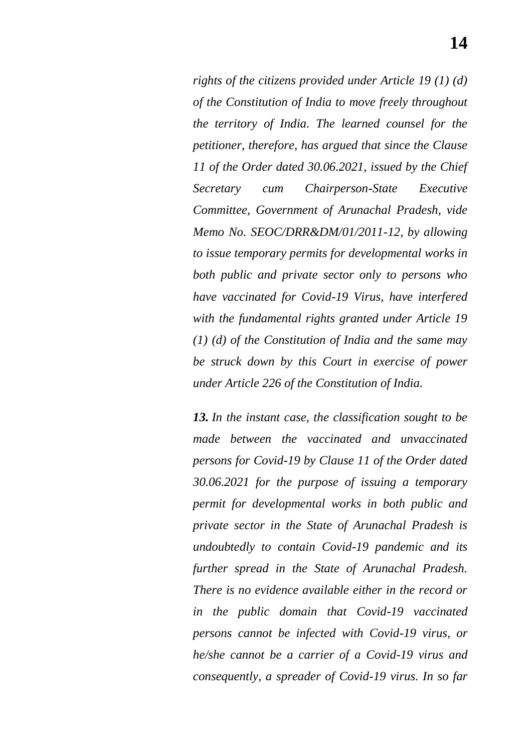*rights of the citizens provided under Article 19 (1) (d) of the Constitution of India to move freely throughout the territory of India. The learned counsel for the petitioner, therefore, has argued that since the Clause 11 of the Order dated 30.06.2021, issued by the Chief Secretary cum Chairperson-State Executive Committee, Government of Arunachal Pradesh, vide Memo No. SEOC/DRR&DM/01/2011-12, by allowing to issue temporary permits for developmental works in both public and private sector only to persons who have vaccinated for Covid-19 Virus, have interfered with the fundamental rights granted under Article 19 (1) (d) of the Constitution of India and the same may be struck down by this Court in exercise of power under Article 226 of the Constitution of India.*

***13.** In the instant case, the classification sought to be made between the vaccinated and unvaccinated persons for Covid-19 by Clause 11 of the Order dated 30.06.2021 for the purpose of issuing a temporary permit for developmental works in both public and private sector in the State of Arunachal Pradesh is undoubtedly to contain Covid-19 pandemic and its further spread in the State of Arunachal Pradesh. There is no evidence available either in the record or in the public domain that Covid-19 vaccinated persons cannot be infected with Covid-19 virus, or he/she cannot be a carrier of a Covid-19 virus and consequently, a spreader of Covid-19 virus. In so far*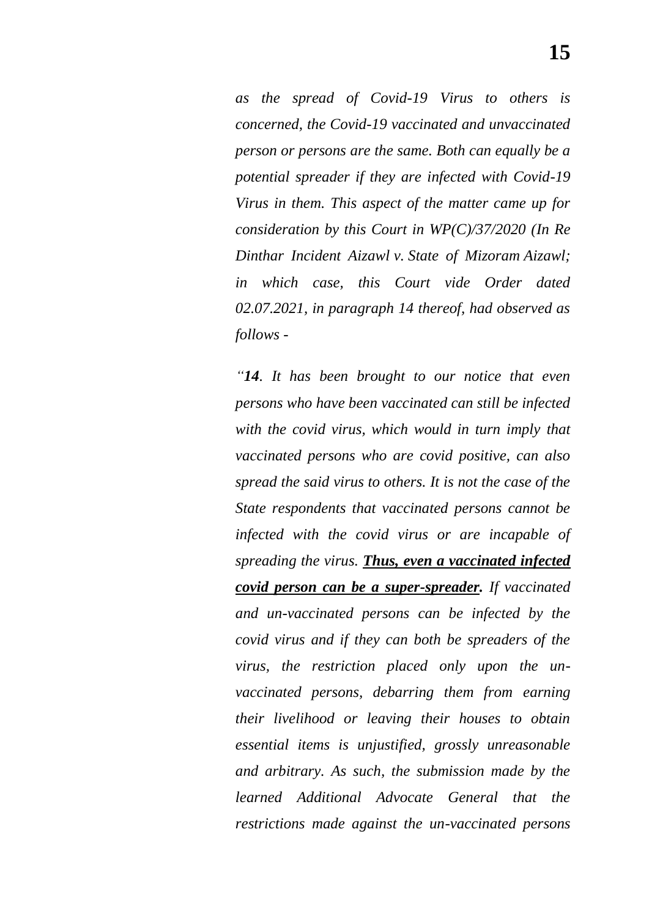*as the spread of Covid-19 Virus to others is concerned, the Covid-19 vaccinated and unvaccinated person or persons are the same. Both can equally be a potential spreader if they are infected with Covid-19 Virus in them. This aspect of the matter came up for consideration by this Court in WP(C)/37/2020 (In Re Dinthar Incident Aizawl v. State of Mizoram Aizawl; in which case, this Court vide Order dated 02.07.2021, in paragraph 14 thereof, had observed as follows -*

*"**14**. It has been brought to our notice that even persons who have been vaccinated can still be infected with the covid virus, which would in turn imply that vaccinated persons who are covid positive, can also spread the said virus to others. It is not the case of the State respondents that vaccinated persons cannot be infected with the covid virus or are incapable of spreading the virus. **<u>Thus, even a vaccinated infected covid person can be a super-spreader</u>.** If vaccinated and un-vaccinated persons can be infected by the covid virus and if they can both be spreaders of the virus, the restriction placed only upon the un-vaccinated persons, debarring them from earning their livelihood or leaving their houses to obtain essential items is unjustified, grossly unreasonable and arbitrary. As such, the submission made by the learned Additional Advocate General that the restrictions made against the un-vaccinated persons*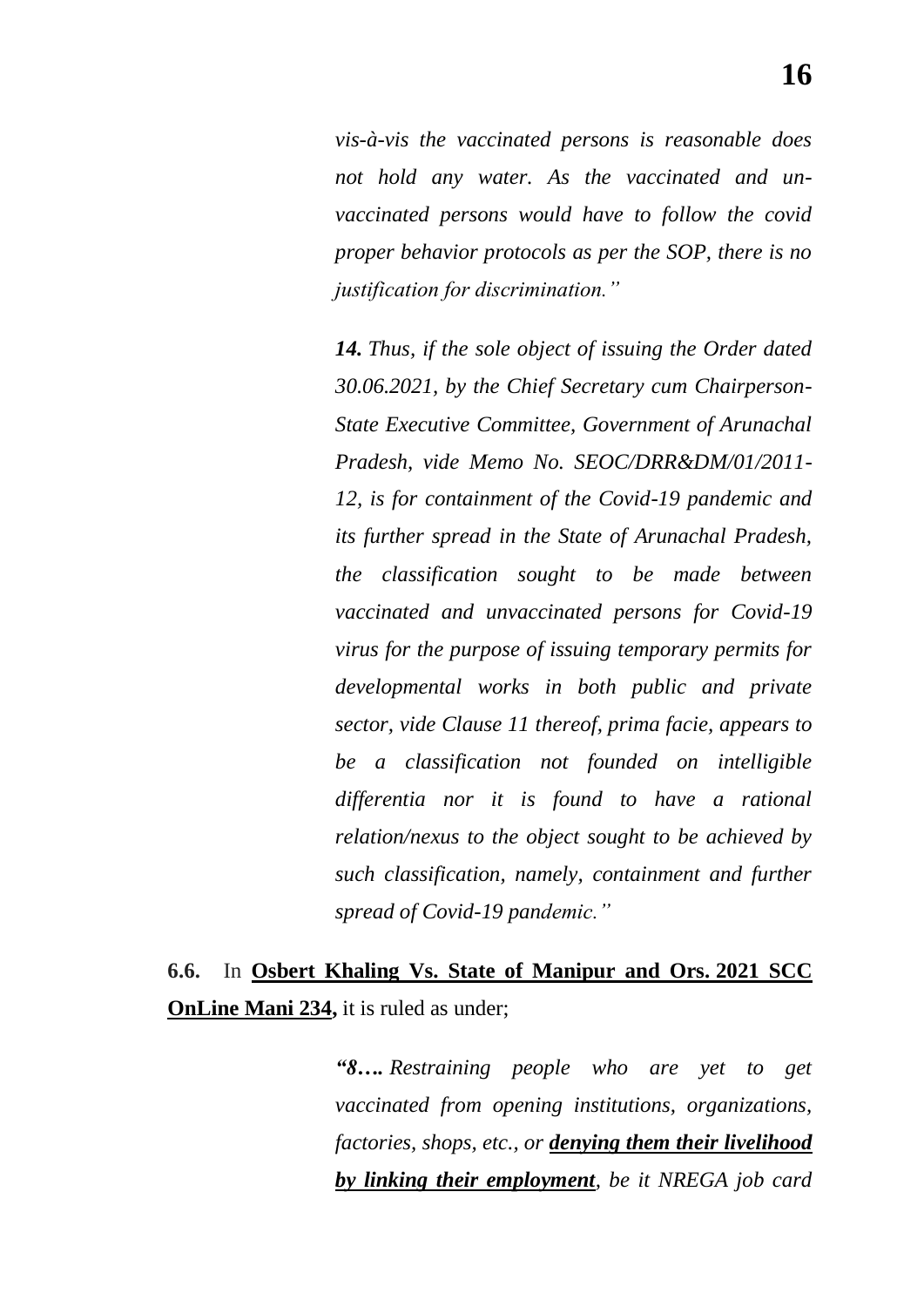> *vis-à-vis the vaccinated persons is reasonable does not hold any water. As the vaccinated and un-vaccinated persons would have to follow the covid proper behavior protocols as per the SOP, there is no justification for discrimination."*
>
> ***14.*** *Thus, if the sole object of issuing the Order dated 30.06.2021, by the Chief Secretary cum Chairperson-State Executive Committee, Government of Arunachal Pradesh, vide Memo No. SEOC/DRR&DM/01/2011-12, is for containment of the Covid-19 pandemic and its further spread in the State of Arunachal Pradesh, the classification sought to be made between vaccinated and unvaccinated persons for Covid-19 virus for the purpose of issuing temporary permits for developmental works in both public and private sector, vide Clause 11 thereof, prima facie, appears to be a classification not founded on intelligible differentia nor it is found to have a rational relation/nexus to the object sought to be achieved by such classification, namely, containment and further spread of Covid-19 pandemic."*

**6.6.** In **<u>Osbert Khaling Vs. State of Manipur and Ors. 2021 SCC OnLine Mani 234</u>,** it is ruled as under;

> ***"8….*** *Restraining people who are yet to get vaccinated from opening institutions, organizations, factories, shops, etc., or* ***<u>denying them their livelihood by linking their employment</u>****, be it NREGA job card*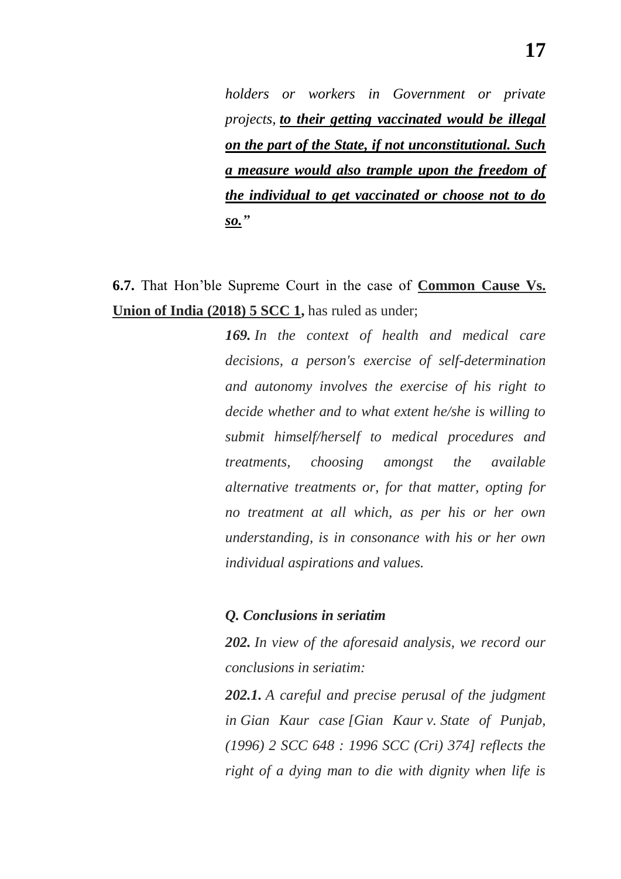*holders or workers in Government or private projects, **<u>to their getting vaccinated would be illegal on the part of the State, if not unconstitutional. Such a measure would also trample upon the freedom of the individual to get vaccinated or choose not to do so.</u>”***

**6.7.** That Hon’ble Supreme Court in the case of **<u>Common Cause Vs. Union of India (2018) 5 SCC 1</u>,** has ruled as under;

> ***169.** In the context of health and medical care decisions, a person's exercise of self-determination and autonomy involves the exercise of his right to decide whether and to what extent he/she is willing to submit himself/herself to medical procedures and treatments, choosing amongst the available alternative treatments or, for that matter, opting for no treatment at all which, as per his or her own understanding, is in consonance with his or her own individual aspirations and values.*
>
> ***Q. Conclusions in seriatim***
>
> ***202.** In view of the aforesaid analysis, we record our conclusions in seriatim:*
>
> ***202.1.** A careful and precise perusal of the judgment in Gian Kaur case [Gian Kaur v. State of Punjab, (1996) 2 SCC 648 : 1996 SCC (Cri) 374] reflects the right of a dying man to die with dignity when life is*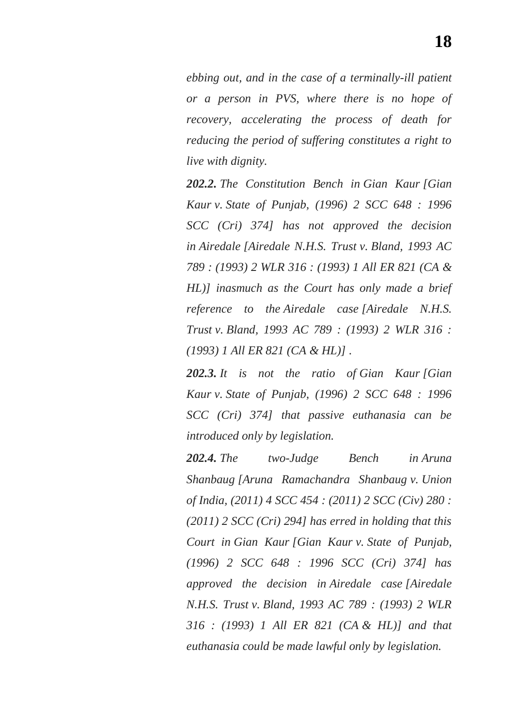*ebbing out, and in the case of a terminally-ill patient or a person in PVS, where there is no hope of recovery, accelerating the process of death for reducing the period of suffering constitutes a right to live with dignity.*

***202.2.*** *The Constitution Bench in Gian Kaur [Gian Kaur v. State of Punjab, (1996) 2 SCC 648 : 1996 SCC (Cri) 374] has not approved the decision in Airedale [Airedale N.H.S. Trust v. Bland, 1993 AC 789 : (1993) 2 WLR 316 : (1993) 1 All ER 821 (CA & HL)] inasmuch as the Court has only made a brief reference to the Airedale case [Airedale N.H.S. Trust v. Bland, 1993 AC 789 : (1993) 2 WLR 316 : (1993) 1 All ER 821 (CA & HL)] .*

***202.3.*** *It is not the ratio of Gian Kaur [Gian Kaur v. State of Punjab, (1996) 2 SCC 648 : 1996 SCC (Cri) 374] that passive euthanasia can be introduced only by legislation.*

***202.4.*** *The two-Judge Bench in Aruna Shanbaug [Aruna Ramachandra Shanbaug v. Union of India, (2011) 4 SCC 454 : (2011) 2 SCC (Civ) 280 : (2011) 2 SCC (Cri) 294] has erred in holding that this Court in Gian Kaur [Gian Kaur v. State of Punjab, (1996) 2 SCC 648 : 1996 SCC (Cri) 374] has approved the decision in Airedale case [Airedale N.H.S. Trust v. Bland, 1993 AC 789 : (1993) 2 WLR 316 : (1993) 1 All ER 821 (CA & HL)] and that euthanasia could be made lawful only by legislation.*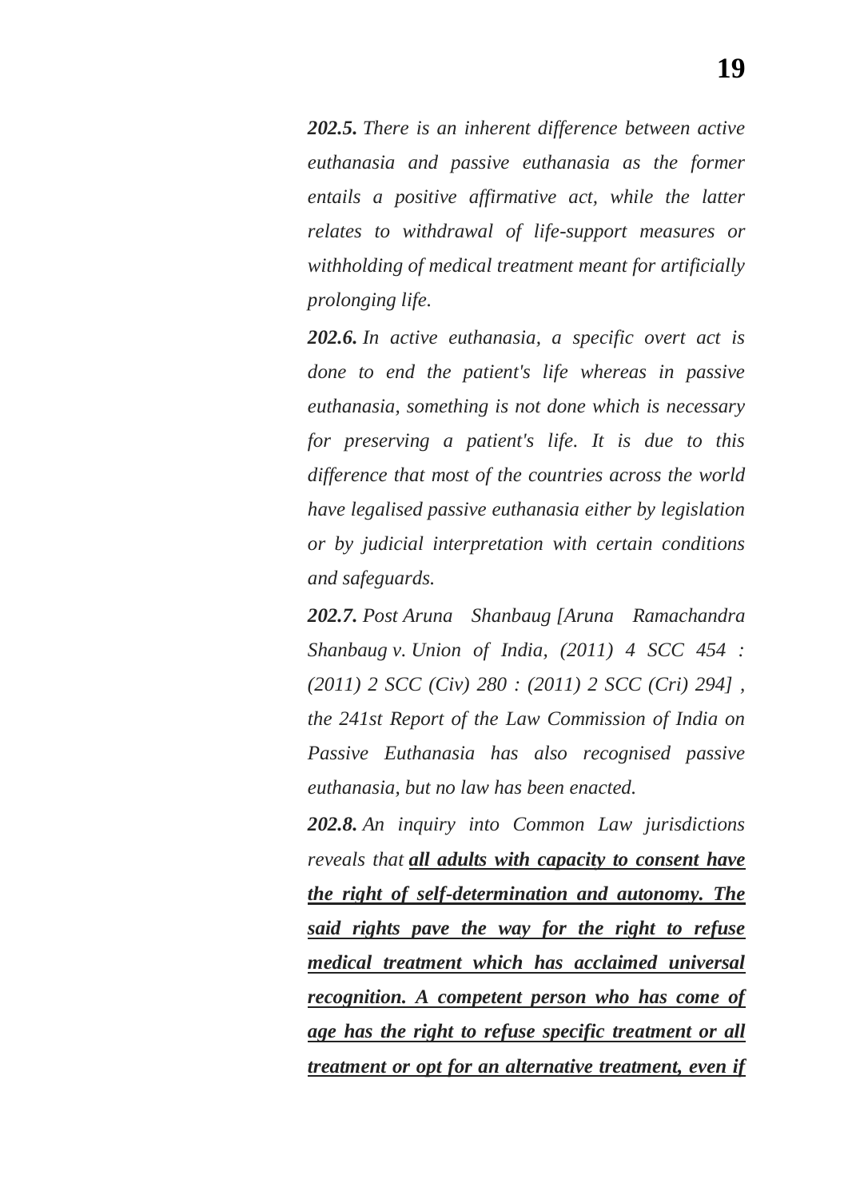***202.5.*** *There is an inherent difference between active euthanasia and passive euthanasia as the former entails a positive affirmative act, while the latter relates to withdrawal of life-support measures or withholding of medical treatment meant for artificially prolonging life.*

***202.6.*** *In active euthanasia, a specific overt act is done to end the patient's life whereas in passive euthanasia, something is not done which is necessary for preserving a patient's life. It is due to this difference that most of the countries across the world have legalised passive euthanasia either by legislation or by judicial interpretation with certain conditions and safeguards.*

***202.7.*** *Post Aruna Shanbaug [Aruna Ramachandra Shanbaug v. Union of India, (2011) 4 SCC 454 : (2011) 2 SCC (Civ) 280 : (2011) 2 SCC (Cri) 294] , the 241st Report of the Law Commission of India on Passive Euthanasia has also recognised passive euthanasia, but no law has been enacted.*

***202.8.*** *An inquiry into Common Law jurisdictions reveals that* ***<u>all adults with capacity to consent have the right of self-determination and autonomy. The said rights pave the way for the right to refuse medical treatment which has acclaimed universal recognition. A competent person who has come of age has the right to refuse specific treatment or all treatment or opt for an alternative treatment, even if</u>***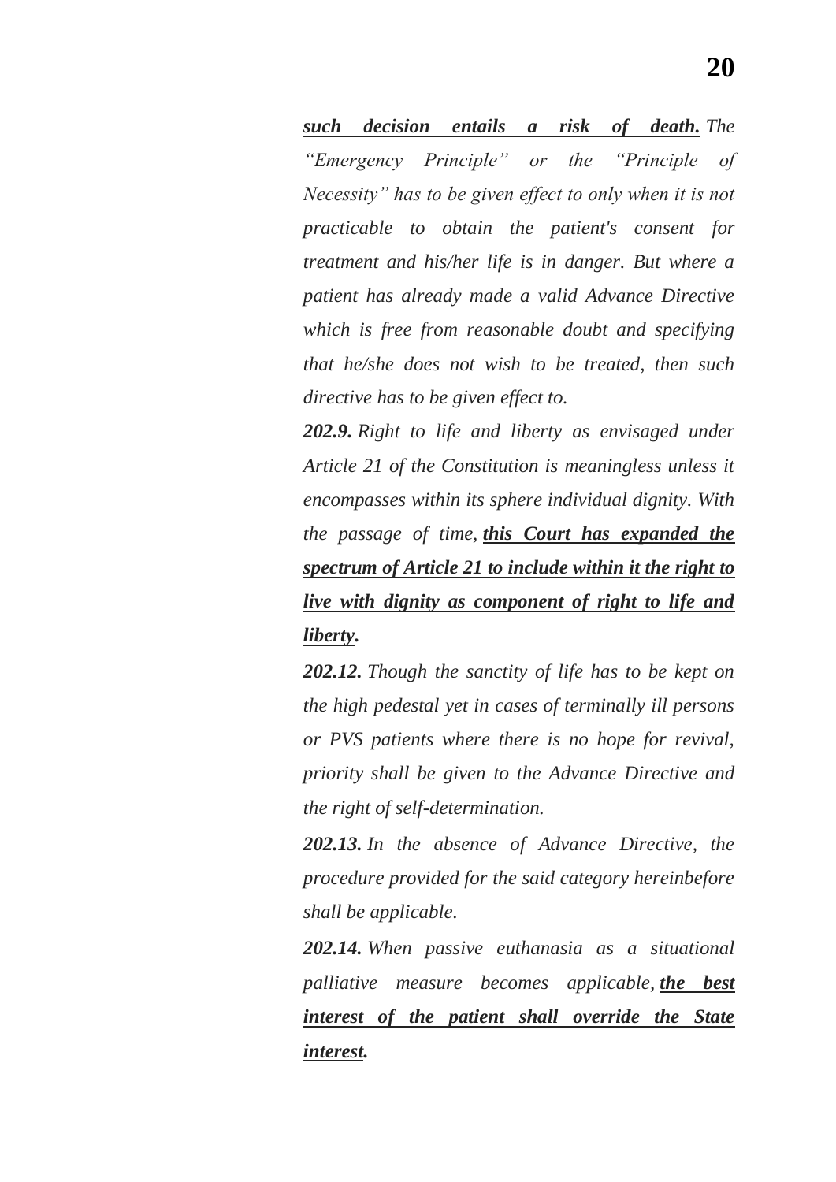***such decision entails a risk of death.*** *The "Emergency Principle" or the "Principle of Necessity" has to be given effect to only when it is not practicable to obtain the patient's consent for treatment and his/her life is in danger. But where a patient has already made a valid Advance Directive which is free from reasonable doubt and specifying that he/she does not wish to be treated, then such directive has to be given effect to.*

***202.9.*** *Right to life and liberty as envisaged under Article 21 of the Constitution is meaningless unless it encompasses within its sphere individual dignity. With the passage of time,* ***this Court has expanded the spectrum of Article 21 to include within it the right to live with dignity as component of right to life and liberty.***

***202.12.*** *Though the sanctity of life has to be kept on the high pedestal yet in cases of terminally ill persons or PVS patients where there is no hope for revival, priority shall be given to the Advance Directive and the right of self-determination.*

***202.13.*** *In the absence of Advance Directive, the procedure provided for the said category hereinbefore shall be applicable.*

***202.14.*** *When passive euthanasia as a situational palliative measure becomes applicable,* ***the best interest of the patient shall override the State interest.***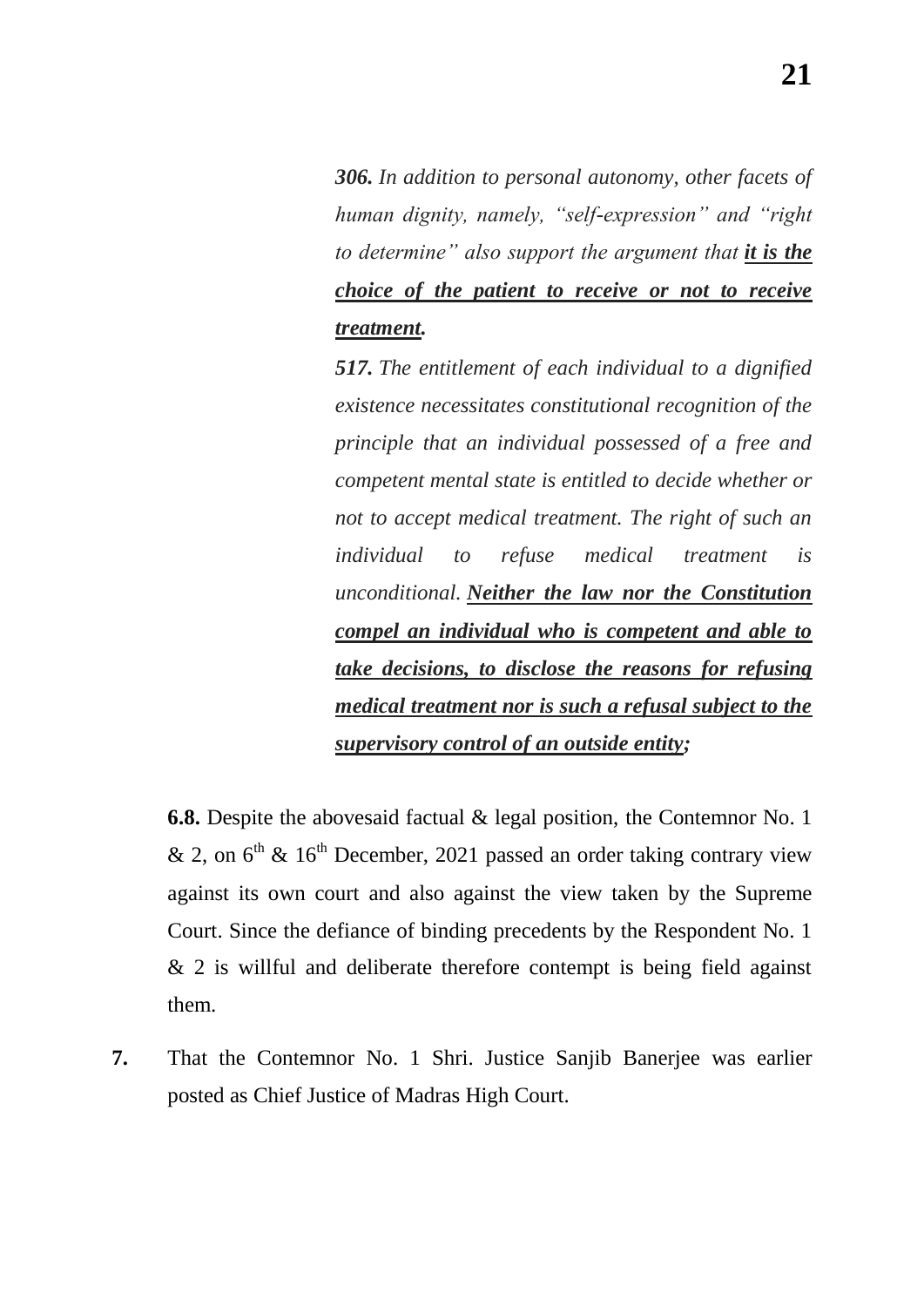> ***306.*** *In addition to personal autonomy, other facets of human dignity, namely, "self-expression" and "right to determine" also support the argument that **it is the choice of the patient to receive or not to receive treatment.***
>
> ***517.*** *The entitlement of each individual to a dignified existence necessitates constitutional recognition of the principle that an individual possessed of a free and competent mental state is entitled to decide whether or not to accept medical treatment. The right of such an individual to refuse medical treatment is unconditional. **Neither the law nor the Constitution compel an individual who is competent and able to take decisions, to disclose the reasons for refusing medical treatment nor is such a refusal subject to the supervisory control of an outside entity;***

**6.8.** Despite the abovesaid factual & legal position, the Contemnor No. 1 & 2, on 6th & 16th December, 2021 passed an order taking contrary view against its own court and also against the view taken by the Supreme Court. Since the defiance of binding precedents by the Respondent No. 1 & 2 is willful and deliberate therefore contempt is being field against them.

**7.** That the Contemnor No. 1 Shri. Justice Sanjib Banerjee was earlier posted as Chief Justice of Madras High Court.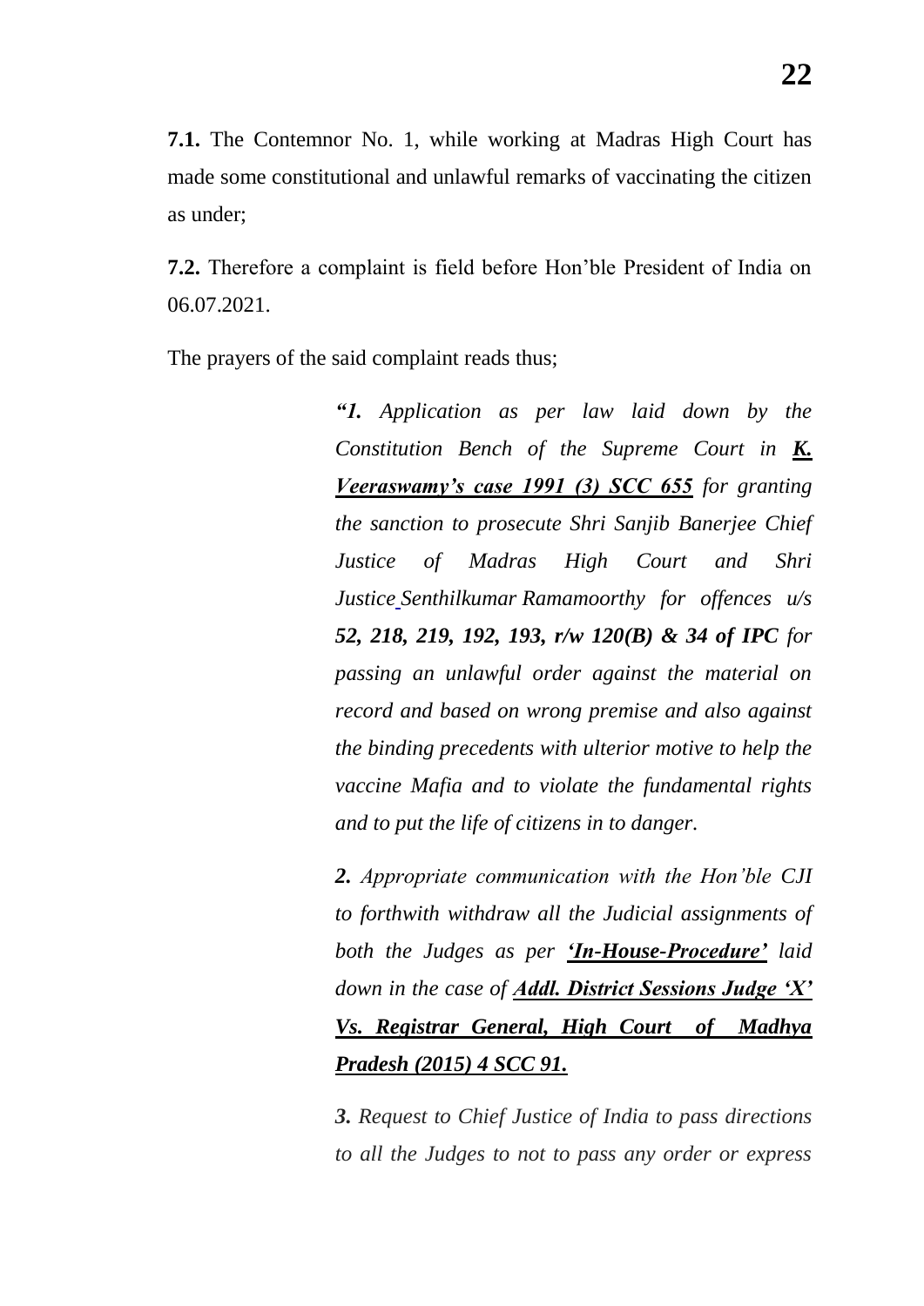**7.1.** The Contemnor No. 1, while working at Madras High Court has made some constitutional and unlawful remarks of vaccinating the citizen as under;

**7.2.** Therefore a complaint is field before Hon'ble President of India on 06.07.2021.

The prayers of the said complaint reads thus;

> ***"1.*** *Application as per law laid down by the Constitution Bench of the Supreme Court in* ***K. Veeraswamy's case 1991 (3) SCC 655*** *for granting the sanction to prosecute Shri Sanjib Banerjee Chief Justice of Madras High Court and Shri Justice Senthilkumar Ramamoorthy for offences u/s* ***52, 218, 219, 192, 193, r/w 120(B) & 34 of IPC*** *for passing an unlawful order against the material on record and based on wrong premise and also against the binding precedents with ulterior motive to help the vaccine Mafia and to violate the fundamental rights and to put the life of citizens in to danger.*
>
> ***2.*** *Appropriate communication with the Hon'ble CJI to forthwith withdraw all the Judicial assignments of both the Judges as per* ***'In-House-Procedure'*** *laid down in the case of* ***Addl. District Sessions Judge 'X' Vs. Registrar General, High Court of Madhya Pradesh (2015) 4 SCC 91.***
>
> ***3.*** *Request to Chief Justice of India to pass directions to all the Judges to not to pass any order or express*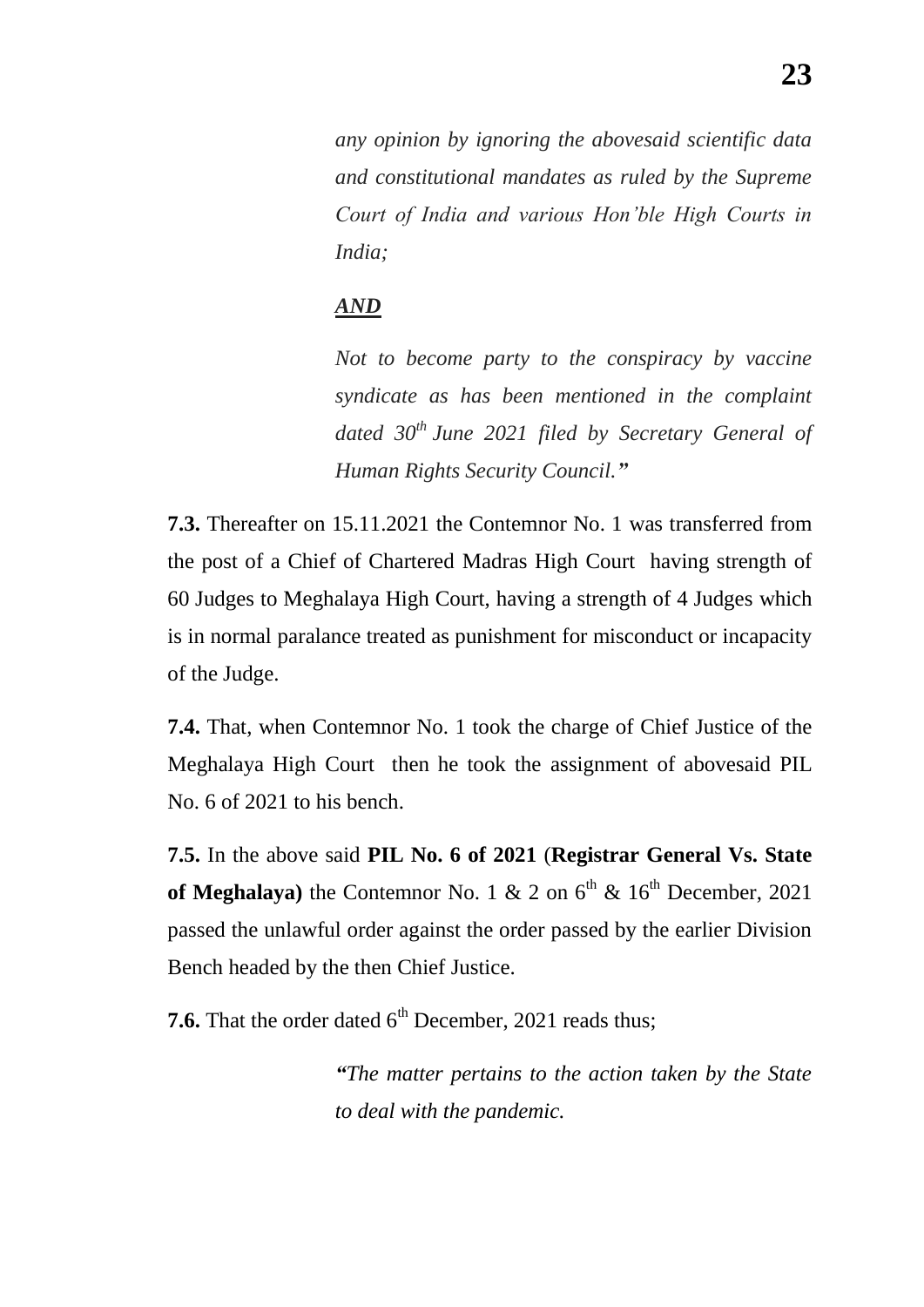*any opinion by ignoring the abovesaid scientific data and constitutional mandates as ruled by the Supreme Court of India and various Hon'ble High Courts in India;*

***AND***

*Not to become party to the conspiracy by vaccine syndicate as has been mentioned in the complaint dated 30th June 2021 filed by Secretary General of Human Rights Security Council."*

**7.3.** Thereafter on 15.11.2021 the Contemnor No. 1 was transferred from the post of a Chief of Chartered Madras High Court having strength of 60 Judges to Meghalaya High Court, having a strength of 4 Judges which is in normal paralance treated as punishment for misconduct or incapacity of the Judge.

**7.4.** That, when Contemnor No. 1 took the charge of Chief Justice of the Meghalaya High Court then he took the assignment of abovesaid PIL No. 6 of 2021 to his bench.

**7.5.** In the above said **PIL No. 6 of 2021** (**Registrar General Vs. State of Meghalaya)** the Contemnor No. 1 & 2 on 6th & 16th December, 2021 passed the unlawful order against the order passed by the earlier Division Bench headed by the then Chief Justice.

**7.6.** That the order dated 6th December, 2021 reads thus;

*"The matter pertains to the action taken by the State to deal with the pandemic.*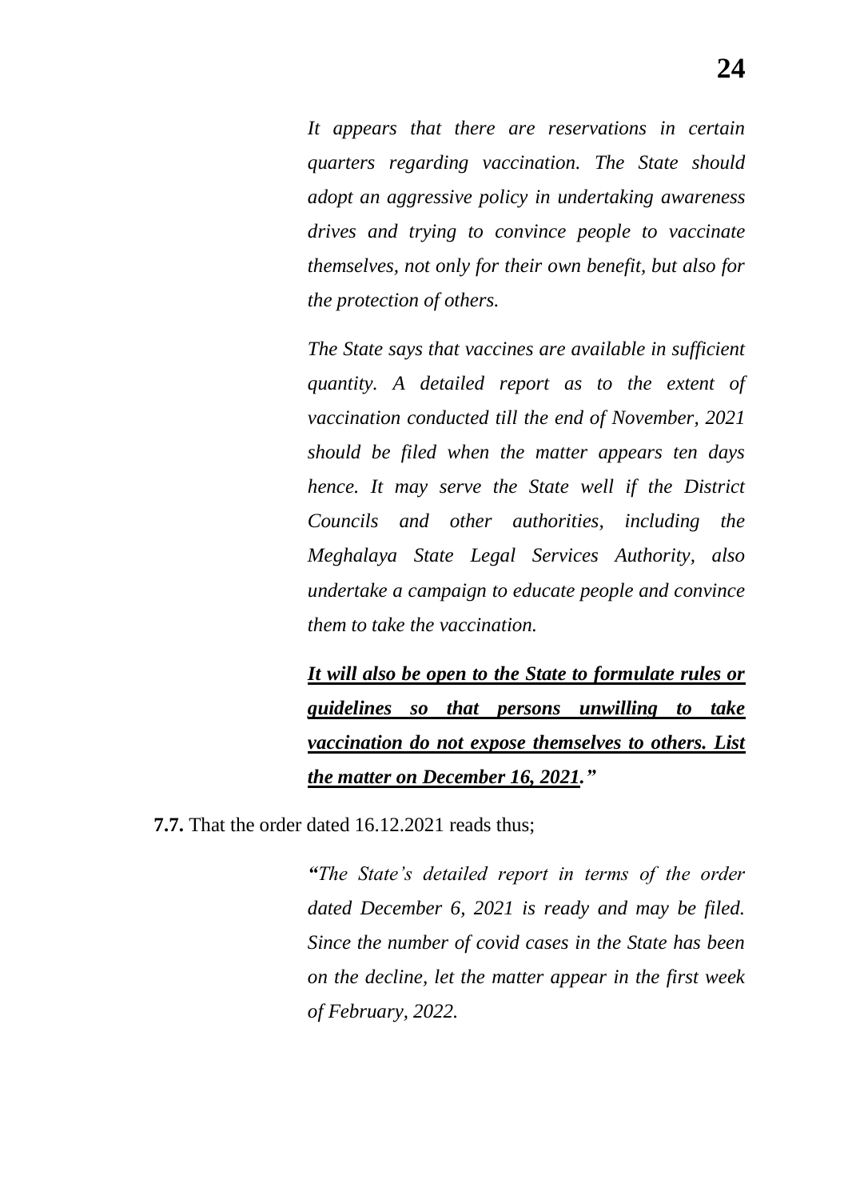*It appears that there are reservations in certain quarters regarding vaccination. The State should adopt an aggressive policy in undertaking awareness drives and trying to convince people to vaccinate themselves, not only for their own benefit, but also for the protection of others.*

*The State says that vaccines are available in sufficient quantity. A detailed report as to the extent of vaccination conducted till the end of November, 2021 should be filed when the matter appears ten days hence. It may serve the State well if the District Councils and other authorities, including the Meghalaya State Legal Services Authority, also undertake a campaign to educate people and convince them to take the vaccination.*

***<u>It will also be open to the State to formulate rules or guidelines so that persons unwilling to take vaccination do not expose themselves to others. List the matter on December 16, 2021</u>."***

**7.7.** That the order dated 16.12.2021 reads thus;

*"The State's detailed report in terms of the order dated December 6, 2021 is ready and may be filed. Since the number of covid cases in the State has been on the decline, let the matter appear in the first week of February, 2022.*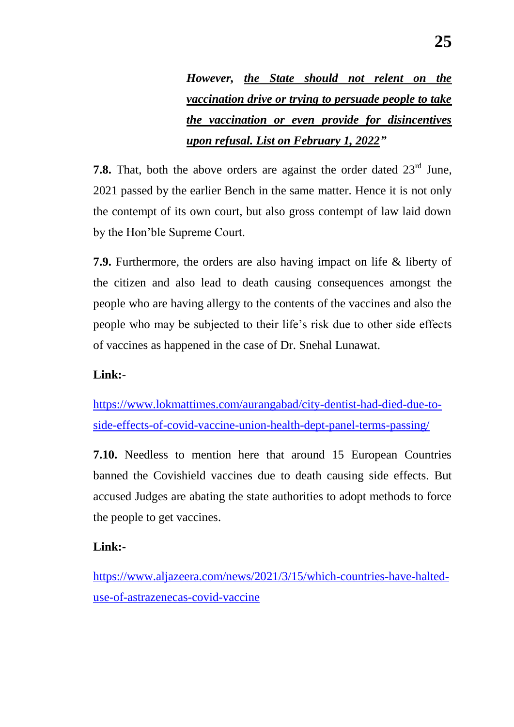> ***However, <u>the State should not relent on the vaccination drive or trying to persuade people to take the vaccination or even provide for disincentives upon refusal. List on February 1, 2022</u>"***

**7.8.** That, both the above orders are against the order dated 23rd June, 2021 passed by the earlier Bench in the same matter. Hence it is not only the contempt of its own court, but also gross contempt of law laid down by the Hon'ble Supreme Court.

**7.9.** Furthermore, the orders are also having impact on life & liberty of the citizen and also lead to death causing consequences amongst the people who are having allergy to the contents of the vaccines and also the people who may be subjected to their life's risk due to other side effects of vaccines as happened in the case of Dr. Snehal Lunawat.

**Link:-**

https://www.lokmattimes.com/aurangabad/city-dentist-had-died-due-to-side-effects-of-covid-vaccine-union-health-dept-panel-terms-passing/

**7.10.** Needless to mention here that around 15 European Countries banned the Covishield vaccines due to death causing side effects. But accused Judges are abating the state authorities to adopt methods to force the people to get vaccines.

**Link:-**

https://www.aljazeera.com/news/2021/3/15/which-countries-have-halted-use-of-astrazenecas-covid-vaccine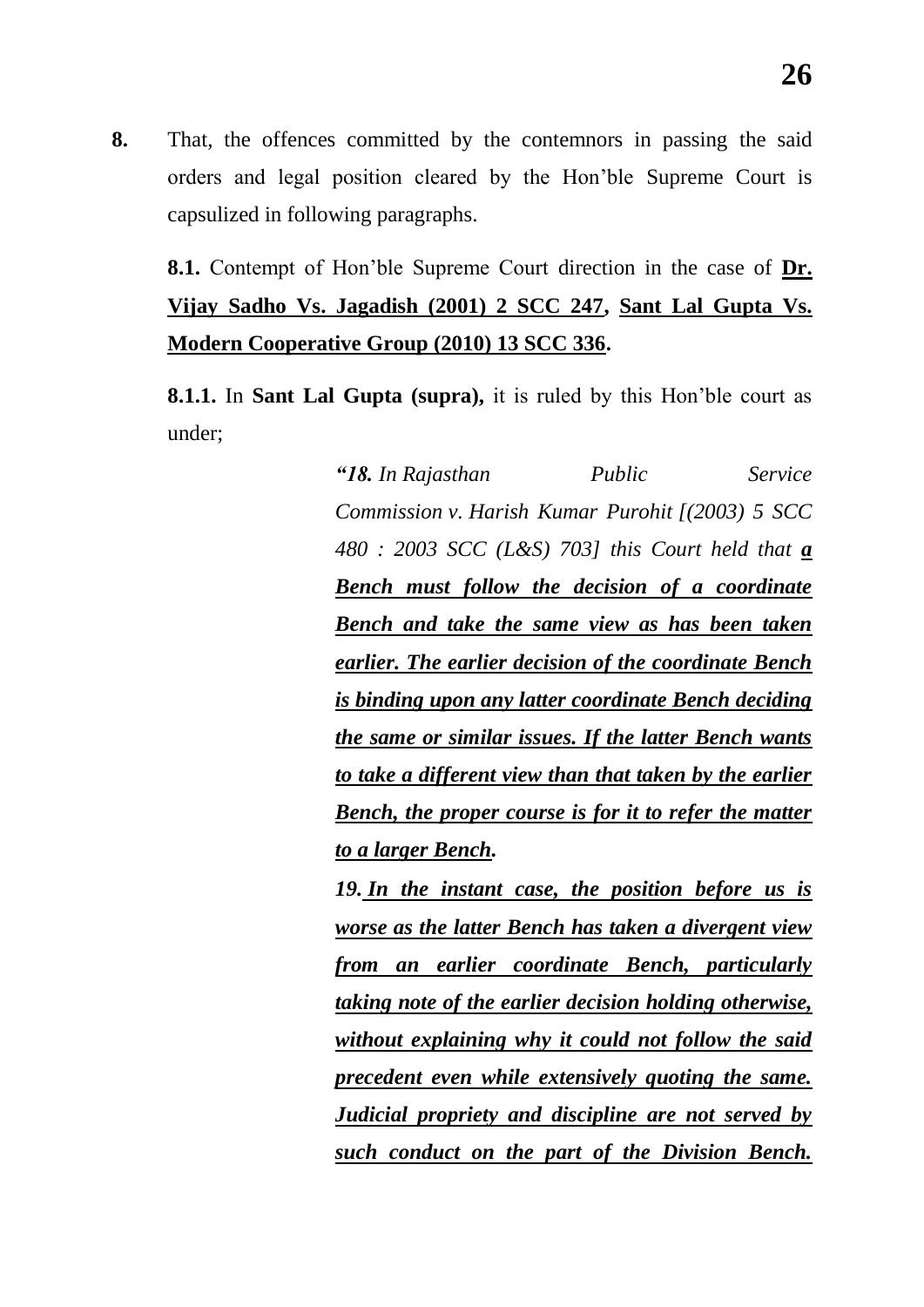**8.** That, the offences committed by the contemnors in passing the said orders and legal position cleared by the Hon'ble Supreme Court is capsulized in following paragraphs.

**8.1.** Contempt of Hon'ble Supreme Court direction in the case of **<u>Dr. Vijay Sadho Vs. Jagadish (2001) 2 SCC 247</u>, <u>Sant Lal Gupta Vs. Modern Cooperative Group (2010) 13 SCC 336</u>.**

**8.1.1.** In **Sant Lal Gupta (supra),** it is ruled by this Hon'ble court as under;

> ***"18.** In Rajasthan Public Service Commission v. Harish Kumar Purohit [(2003) 5 SCC 480 : 2003 SCC (L&S) 703] this Court held that **<u>a Bench must follow the decision of a coordinate Bench and take the same view as has been taken earlier. The earlier decision of the coordinate Bench is binding upon any latter coordinate Bench deciding the same or similar issues. If the latter Bench wants to take a different view than that taken by the earlier Bench, the proper course is for it to refer the matter to a larger Bench</u>.***
>
> ***19. <u>In the instant case, the position before us is worse as the latter Bench has taken a divergent view from an earlier coordinate Bench, particularly taking note of the earlier decision holding otherwise, without explaining why it could not follow the said precedent even while extensively quoting the same. Judicial propriety and discipline are not served by such conduct on the part of the Division Bench.</u>***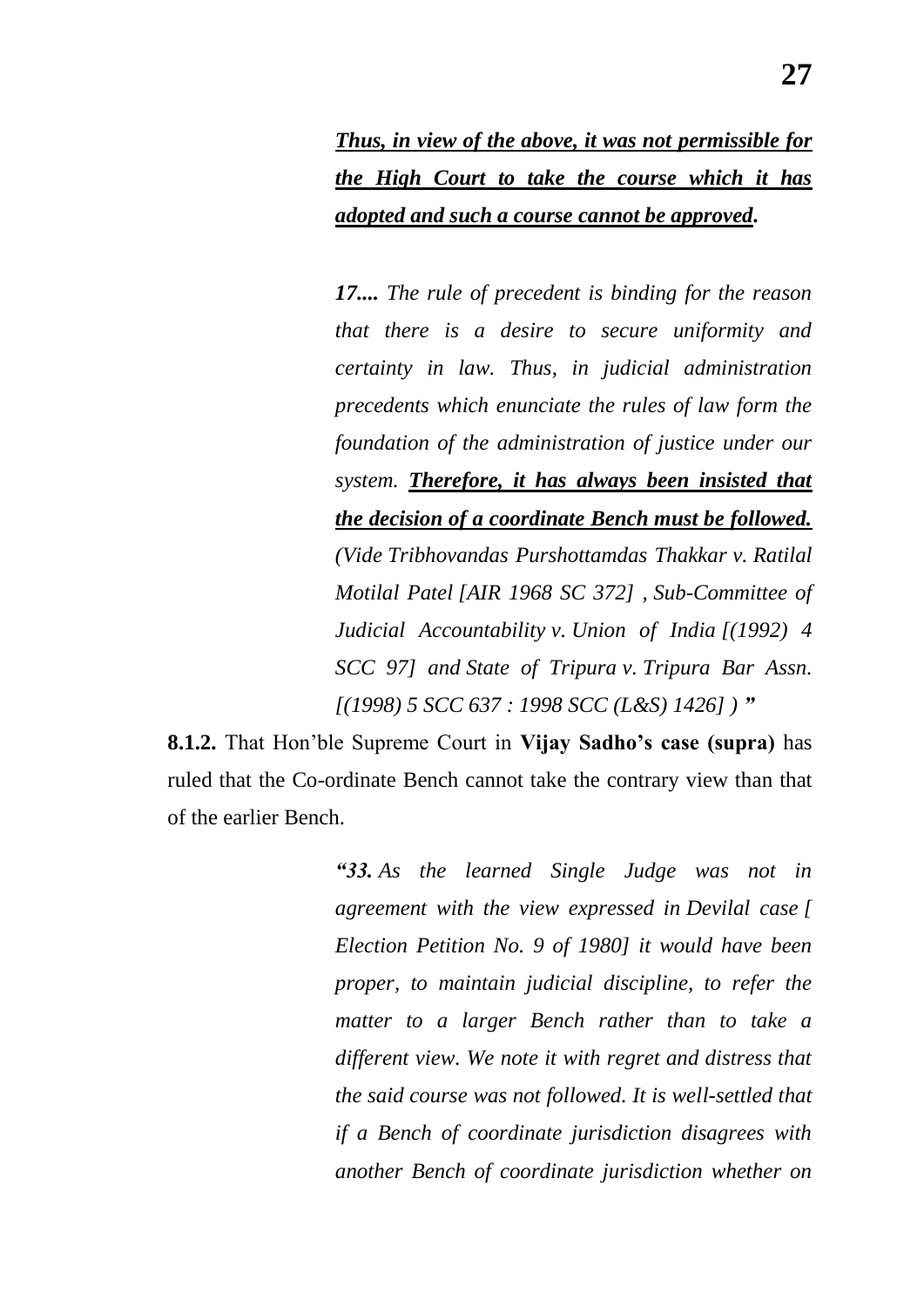> ***Thus, in view of the above, it was not permissible for the High Court to take the course which it has adopted and such a course cannot be approved.***
>
> ***17....*** *The rule of precedent is binding for the reason that there is a desire to secure uniformity and certainty in law. Thus, in judicial administration precedents which enunciate the rules of law form the foundation of the administration of justice under our system.* ***Therefore, it has always been insisted that the decision of a coordinate Bench must be followed.*** *(Vide Tribhovandas Purshottamdas Thakkar v. Ratilal Motilal Patel [AIR 1968 SC 372] , Sub-Committee of Judicial Accountability v. Union of India [(1992) 4 SCC 97] and State of Tripura v. Tripura Bar Assn. [(1998) 5 SCC 637 : 1998 SCC (L&S) 1426] ) ”*

**8.1.2.** That Hon'ble Supreme Court in **Vijay Sadho's case (supra)** has ruled that the Co-ordinate Bench cannot take the contrary view than that of the earlier Bench.

> ***“33.*** *As the learned Single Judge was not in agreement with the view expressed in Devilal case [ Election Petition No. 9 of 1980] it would have been proper, to maintain judicial discipline, to refer the matter to a larger Bench rather than to take a different view. We note it with regret and distress that the said course was not followed. It is well-settled that if a Bench of coordinate jurisdiction disagrees with another Bench of coordinate jurisdiction whether on*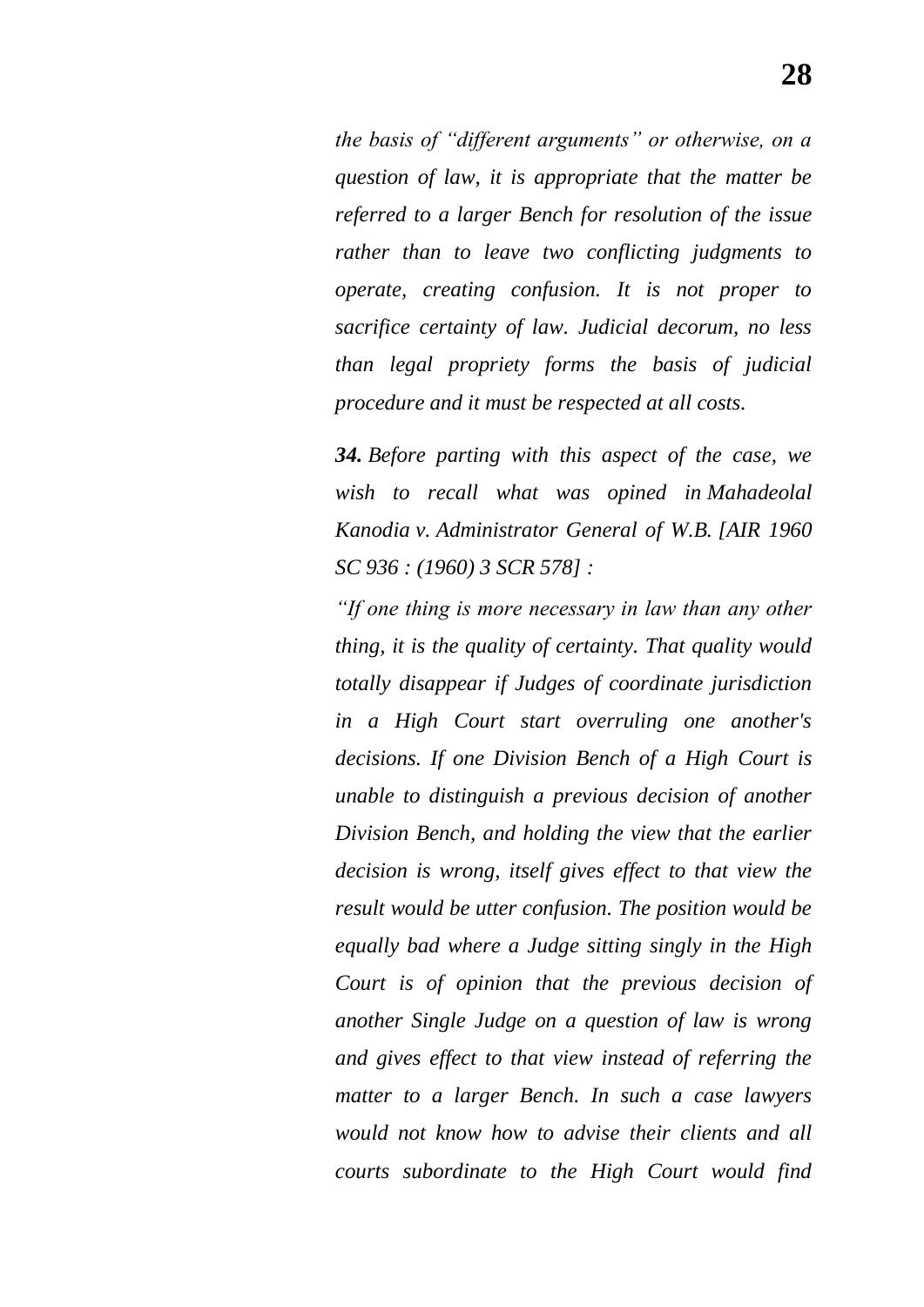*the basis of "different arguments" or otherwise, on a question of law, it is appropriate that the matter be referred to a larger Bench for resolution of the issue rather than to leave two conflicting judgments to operate, creating confusion. It is not proper to sacrifice certainty of law. Judicial decorum, no less than legal propriety forms the basis of judicial procedure and it must be respected at all costs.*

***34.*** *Before parting with this aspect of the case, we wish to recall what was opined in Mahadeolal Kanodia v. Administrator General of W.B. [AIR 1960 SC 936 : (1960) 3 SCR 578] :*

*"If one thing is more necessary in law than any other thing, it is the quality of certainty. That quality would totally disappear if Judges of coordinate jurisdiction in a High Court start overruling one another's decisions. If one Division Bench of a High Court is unable to distinguish a previous decision of another Division Bench, and holding the view that the earlier decision is wrong, itself gives effect to that view the result would be utter confusion. The position would be equally bad where a Judge sitting singly in the High Court is of opinion that the previous decision of another Single Judge on a question of law is wrong and gives effect to that view instead of referring the matter to a larger Bench. In such a case lawyers would not know how to advise their clients and all courts subordinate to the High Court would find*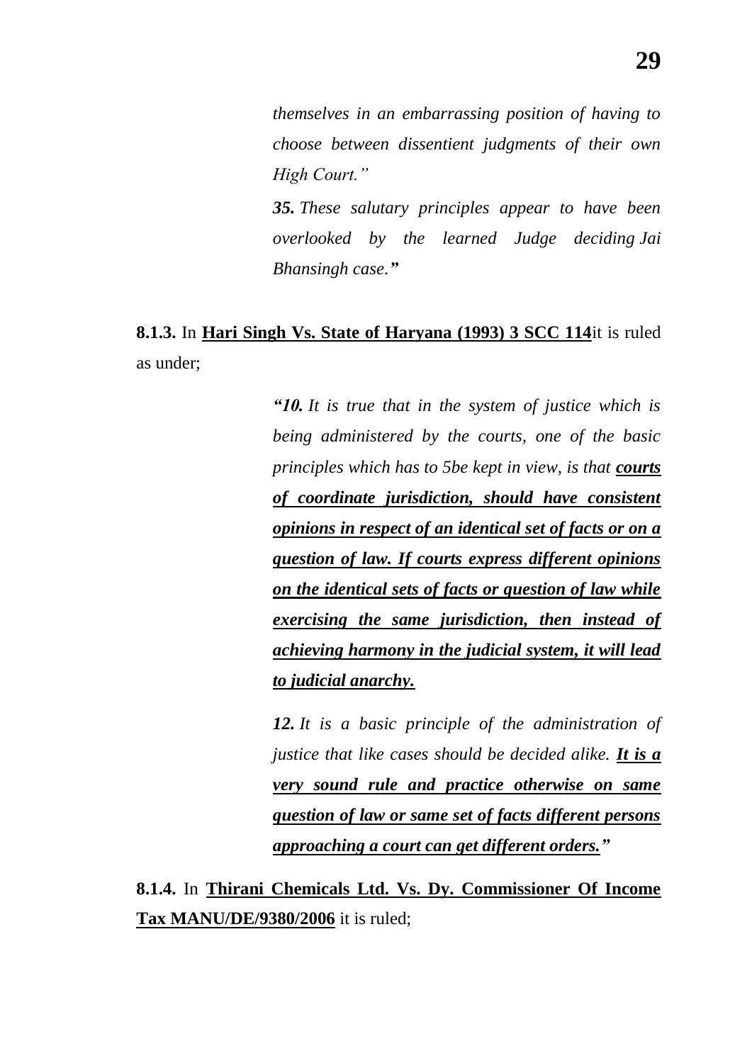> *themselves in an embarrassing position of having to choose between dissentient judgments of their own High Court.”*
>
> ***35.** These salutary principles appear to have been overlooked by the learned Judge deciding Jai Bhansingh case.**”***

**8.1.3.** In **Hari Singh Vs. State of Haryana (1993) 3 SCC 114**it is ruled as under;

> ***“10.** It is true that in the system of justice which is being administered by the courts, one of the basic principles which has to 5be kept in view, is that **courts of coordinate jurisdiction, should have consistent opinions in respect of an identical set of facts or on a question of law. If courts express different opinions on the identical sets of facts or question of law while exercising the same jurisdiction, then instead of achieving harmony in the judicial system, it will lead to judicial anarchy.***
>
> ***12.** It is a basic principle of the administration of justice that like cases should be decided alike. **It is a very sound rule and practice otherwise on same question of law or same set of facts different persons approaching a court can get different orders.**”*

**8.1.4.** In **Thirani Chemicals Ltd. Vs. Dy. Commissioner Of Income Tax MANU/DE/9380/2006** it is ruled;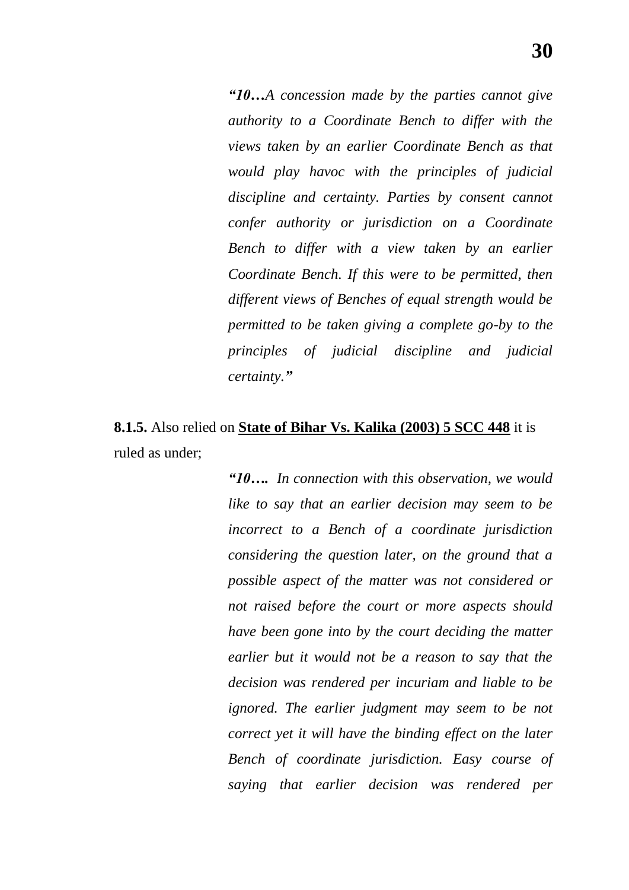> ***"10…A concession made by the parties cannot give authority to a Coordinate Bench to differ with the views taken by an earlier Coordinate Bench as that would play havoc with the principles of judicial discipline and certainty. Parties by consent cannot confer authority or jurisdiction on a Coordinate Bench to differ with a view taken by an earlier Coordinate Bench. If this were to be permitted, then different views of Benches of equal strength would be permitted to be taken giving a complete go-by to the principles of judicial discipline and judicial certainty."***

**8.1.5.** Also relied on **State of Bihar Vs. Kalika (2003) 5 SCC 448** it is ruled as under;

> ***"10…. In connection with this observation, we would like to say that an earlier decision may seem to be incorrect to a Bench of a coordinate jurisdiction considering the question later, on the ground that a possible aspect of the matter was not considered or not raised before the court or more aspects should have been gone into by the court deciding the matter earlier but it would not be a reason to say that the decision was rendered per incuriam and liable to be ignored. The earlier judgment may seem to be not correct yet it will have the binding effect on the later Bench of coordinate jurisdiction. Easy course of saying that earlier decision was rendered per***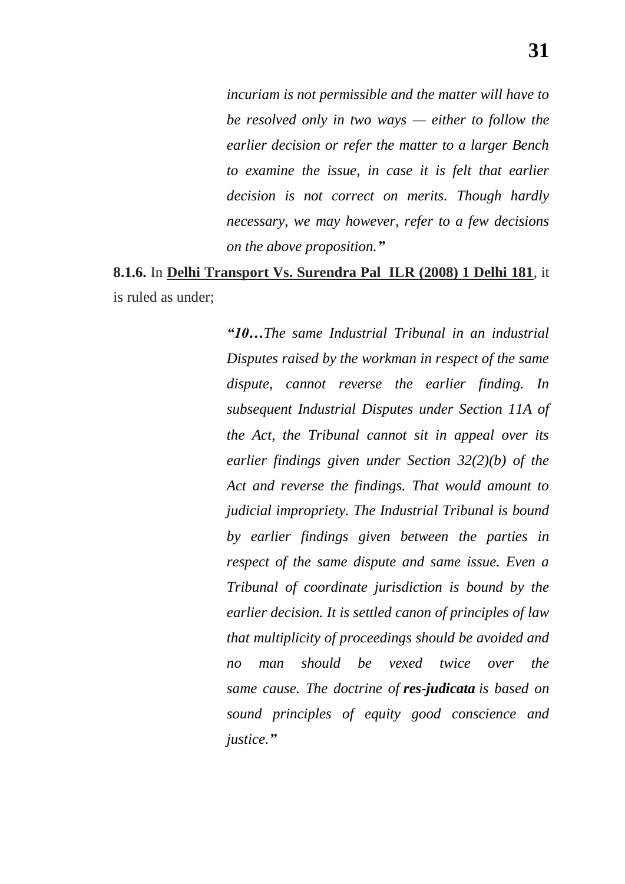*incuriam is not permissible and the matter will have to be resolved only in two ways — either to follow the earlier decision or refer the matter to a larger Bench to examine the issue, in case it is felt that earlier decision is not correct on merits. Though hardly necessary, we may however, refer to a few decisions on the above proposition.”*

**8.1.6.** In **Delhi Transport Vs. Surendra Pal ILR (2008) 1 Delhi 181**, it is ruled as under;

> ***“10…****The same Industrial Tribunal in an industrial Disputes raised by the workman in respect of the same dispute, cannot reverse the earlier finding. In subsequent Industrial Disputes under Section 11A of the Act, the Tribunal cannot sit in appeal over its earlier findings given under Section 32(2)(b) of the Act and reverse the findings. That would amount to judicial impropriety. The Industrial Tribunal is bound by earlier findings given between the parties in respect of the same dispute and same issue. Even a Tribunal of coordinate jurisdiction is bound by the earlier decision. It is settled canon of principles of law that multiplicity of proceedings should be avoided and no man should be vexed twice over the same cause. The doctrine of* ***res-judicata*** *is based on sound principles of equity good conscience and justice.”*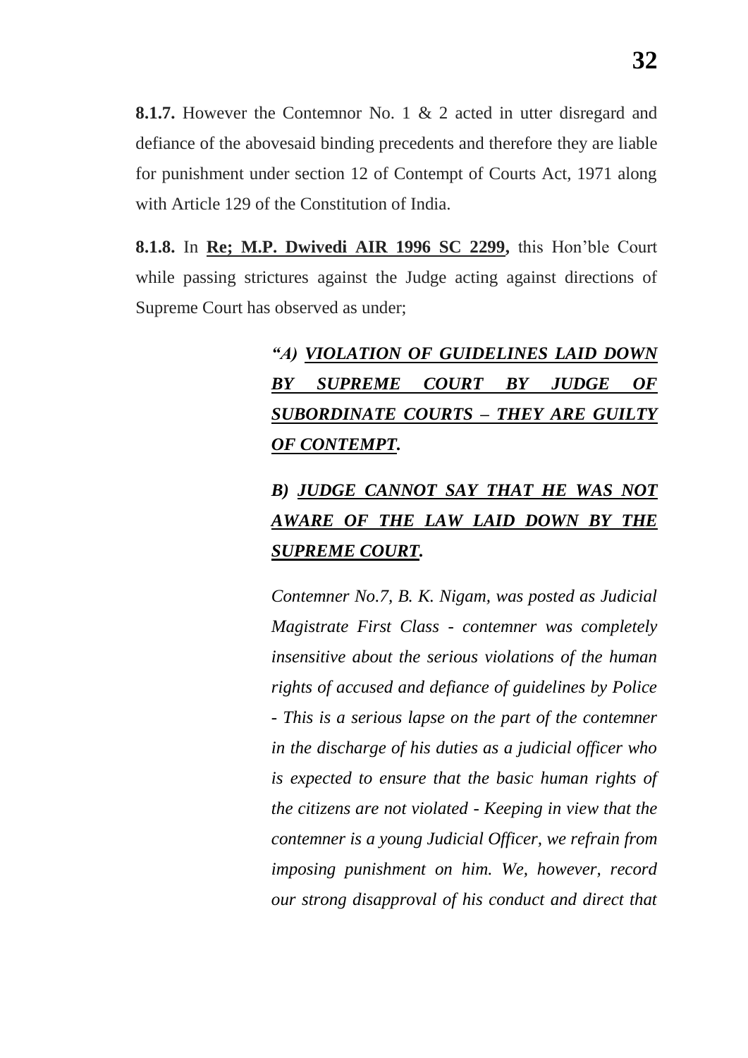**8.1.7.** However the Contemnor No. 1 & 2 acted in utter disregard and defiance of the abovesaid binding precedents and therefore they are liable for punishment under section 12 of Contempt of Courts Act, 1971 along with Article 129 of the Constitution of India.

**8.1.8.** In **<u>Re; M.P. Dwivedi AIR 1996 SC 2299</u>,** this Hon'ble Court while passing strictures against the Judge acting against directions of Supreme Court has observed as under;

> ***"A) <u>VIOLATION OF GUIDELINES LAID DOWN BY SUPREME COURT BY JUDGE OF SUBORDINATE COURTS – THEY ARE GUILTY OF CONTEMPT</u>.***
>
> ***B) <u>JUDGE CANNOT SAY THAT HE WAS NOT AWARE OF THE LAW LAID DOWN BY THE SUPREME COURT</u>.***
>
> *Contemner No.7, B. K. Nigam, was posted as Judicial Magistrate First Class - contemner was completely insensitive about the serious violations of the human rights of accused and defiance of guidelines by Police - This is a serious lapse on the part of the contemner in the discharge of his duties as a judicial officer who is expected to ensure that the basic human rights of the citizens are not violated - Keeping in view that the contemner is a young Judicial Officer, we refrain from imposing punishment on him. We, however, record our strong disapproval of his conduct and direct that*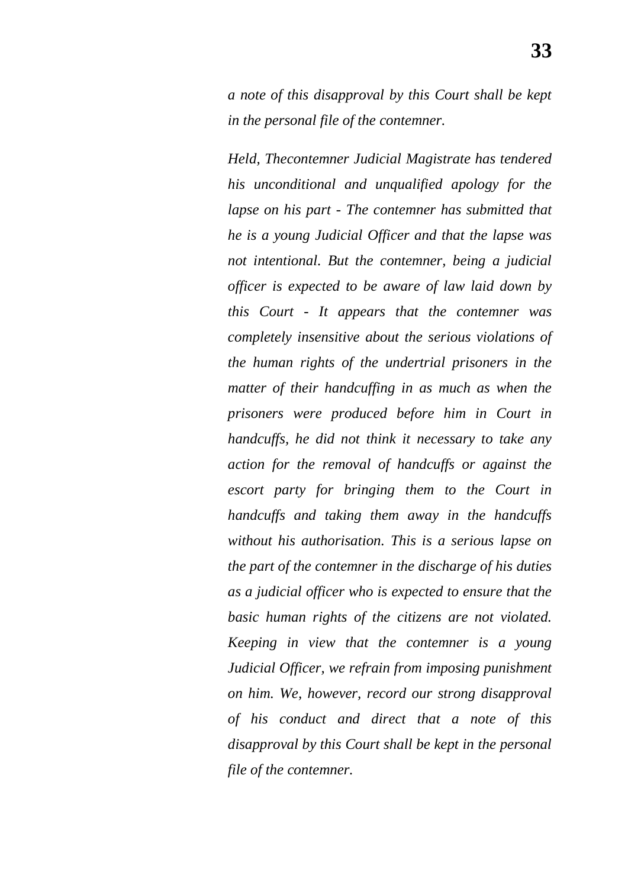*a note of this disapproval by this Court shall be kept in the personal file of the contemner.*

*Held, Thecontemner Judicial Magistrate has tendered his unconditional and unqualified apology for the lapse on his part - The contemner has submitted that he is a young Judicial Officer and that the lapse was not intentional. But the contemner, being a judicial officer is expected to be aware of law laid down by this Court - It appears that the contemner was completely insensitive about the serious violations of the human rights of the undertrial prisoners in the matter of their handcuffing in as much as when the prisoners were produced before him in Court in handcuffs, he did not think it necessary to take any action for the removal of handcuffs or against the escort party for bringing them to the Court in handcuffs and taking them away in the handcuffs without his authorisation. This is a serious lapse on the part of the contemner in the discharge of his duties as a judicial officer who is expected to ensure that the basic human rights of the citizens are not violated. Keeping in view that the contemner is a young Judicial Officer, we refrain from imposing punishment on him. We, however, record our strong disapproval of his conduct and direct that a note of this disapproval by this Court shall be kept in the personal file of the contemner.*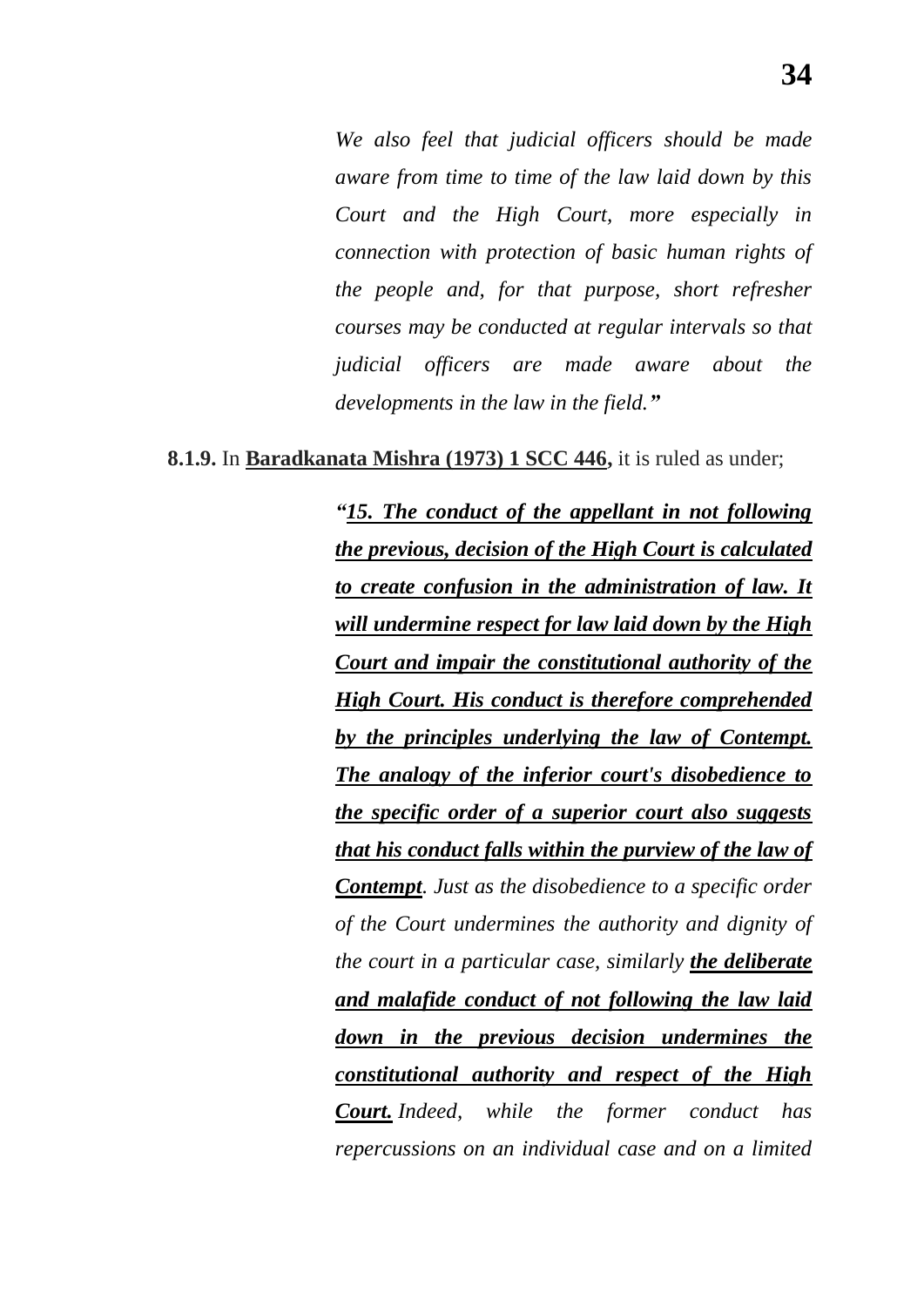> *We also feel that judicial officers should be made aware from time to time of the law laid down by this Court and the High Court, more especially in connection with protection of basic human rights of the people and, for that purpose, short refresher courses may be conducted at regular intervals so that judicial officers are made aware about the developments in the law in the field.”*

**8.1.9.** In **<u>Baradkanata Mishra (1973) 1 SCC 446</u>,** it is ruled as under;

> ***“<u>15. The conduct of the appellant in not following the previous, decision of the High Court is calculated to create confusion in the administration of law. It will undermine respect for law laid down by the High Court and impair the constitutional authority of the High Court. His conduct is therefore comprehended by the principles underlying the law of Contempt. The analogy of the inferior court's disobedience to the specific order of a superior court also suggests that his conduct falls within the purview of the law of Contempt</u>****. Just as the disobedience to a specific order of the Court undermines the authority and dignity of the court in a particular case, similarly* ***<u>the deliberate and malafide conduct of not following the law laid down in the previous decision undermines the constitutional authority and respect of the High Court.</u>*** *Indeed, while the former conduct has repercussions on an individual case and on a limited*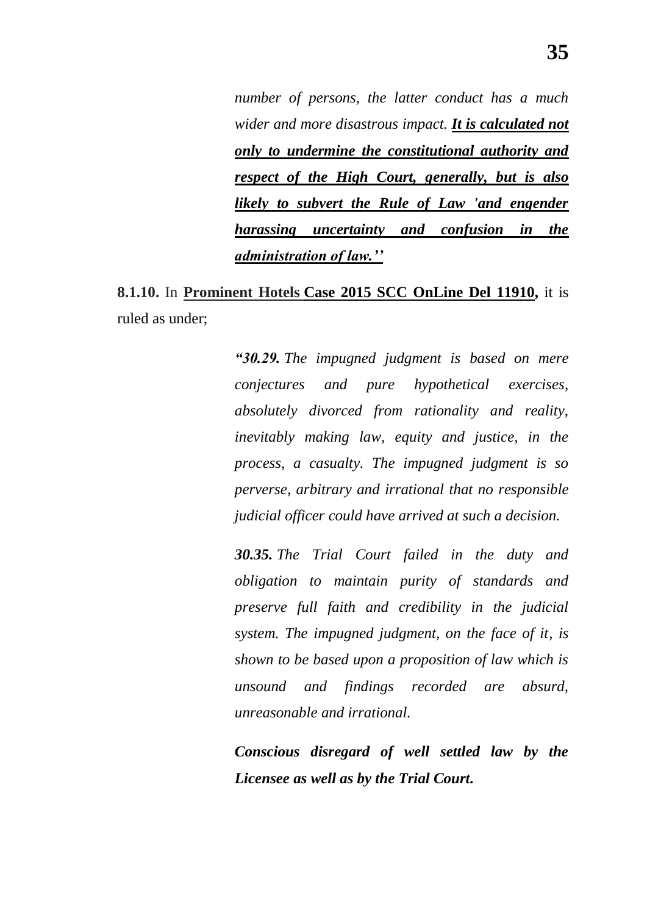> *number of persons, the latter conduct has a much wider and more disastrous impact. **It is calculated not only to undermine the constitutional authority and respect of the High Court, generally, but is also likely to subvert the Rule of Law 'and engender harassing uncertainty and confusion in the administration of law.''***

**8.1.10.** In **Prominent Hotels Case 2015 SCC OnLine Del 11910,** it is ruled as under;

> ***"30.29.*** *The impugned judgment is based on mere conjectures and pure hypothetical exercises, absolutely divorced from rationality and reality, inevitably making law, equity and justice, in the process, a casualty. The impugned judgment is so perverse, arbitrary and irrational that no responsible judicial officer could have arrived at such a decision.*
>
> ***30.35.*** *The Trial Court failed in the duty and obligation to maintain purity of standards and preserve full faith and credibility in the judicial system. The impugned judgment, on the face of it, is shown to be based upon a proposition of law which is unsound and findings recorded are absurd, unreasonable and irrational.*
>
> ***Conscious disregard of well settled law by the Licensee as well as by the Trial Court.***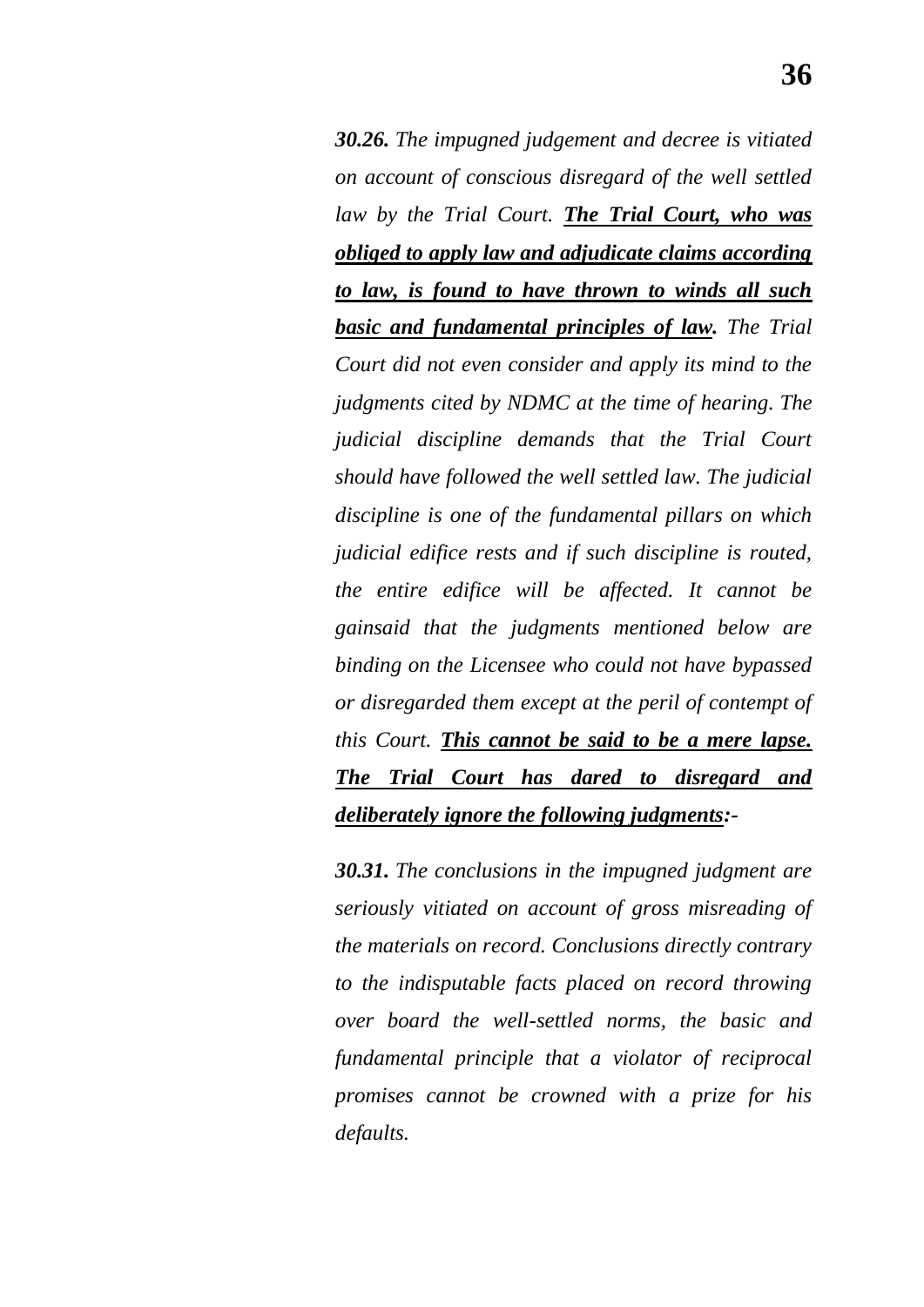*__30.26.__ The impugned judgement and decree is vitiated on account of conscious disregard of the well settled law by the Trial Court. __<u>The Trial Court, who was obliged to apply law and adjudicate claims according to law, is found to have thrown to winds all such basic and fundamental principles of law</u>.__ The Trial Court did not even consider and apply its mind to the judgments cited by NDMC at the time of hearing. The judicial discipline demands that the Trial Court should have followed the well settled law. The judicial discipline is one of the fundamental pillars on which judicial edifice rests and if such discipline is routed, the entire edifice will be affected. It cannot be gainsaid that the judgments mentioned below are binding on the Licensee who could not have bypassed or disregarded them except at the peril of contempt of this Court. __<u>This cannot be said to be a mere lapse. The Trial Court has dared to disregard and deliberately ignore the following judgments</u>:-__*

*__30.31.__ The conclusions in the impugned judgment are seriously vitiated on account of gross misreading of the materials on record. Conclusions directly contrary to the indisputable facts placed on record throwing over board the well-settled norms, the basic and fundamental principle that a violator of reciprocal promises cannot be crowned with a prize for his defaults.*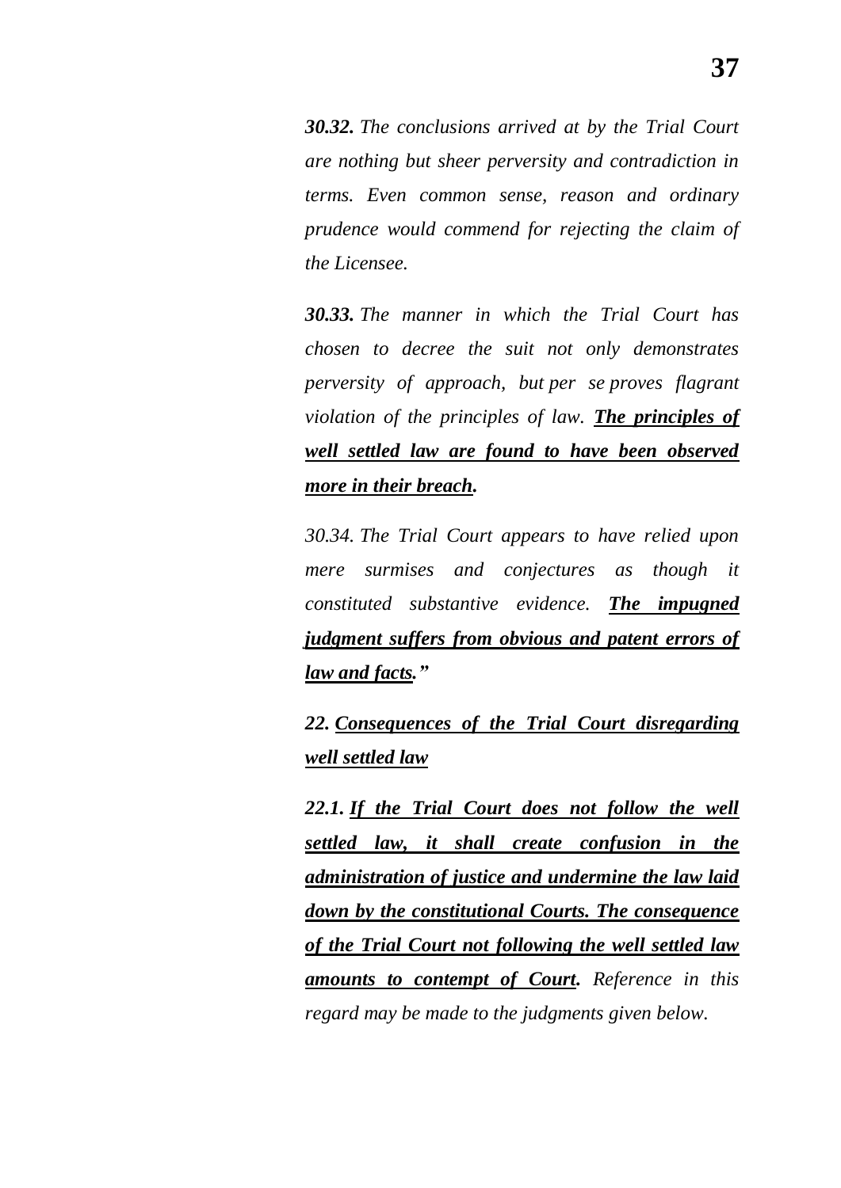*__30.32.__ The conclusions arrived at by the Trial Court are nothing but sheer perversity and contradiction in terms. Even common sense, reason and ordinary prudence would commend for rejecting the claim of the Licensee.*

*__30.33.__ The manner in which the Trial Court has chosen to decree the suit not only demonstrates perversity of approach, but per se proves flagrant violation of the principles of law. <u>**The principles of well settled law are found to have been observed more in their breach**</u>.*

*30.34. The Trial Court appears to have relied upon mere surmises and conjectures as though it constituted substantive evidence. <u>**The impugned judgment suffers from obvious and patent errors of law and facts**</u>.”*

***22. <u>Consequences of the Trial Court disregarding well settled law</u>***

***22.1. <u>If the Trial Court does not follow the well settled law, it shall create confusion in the administration of justice and undermine the law laid down by the constitutional Courts. The consequence of the Trial Court not following the well settled law amounts to contempt of Court</u>.** Reference in this regard may be made to the judgments given below.*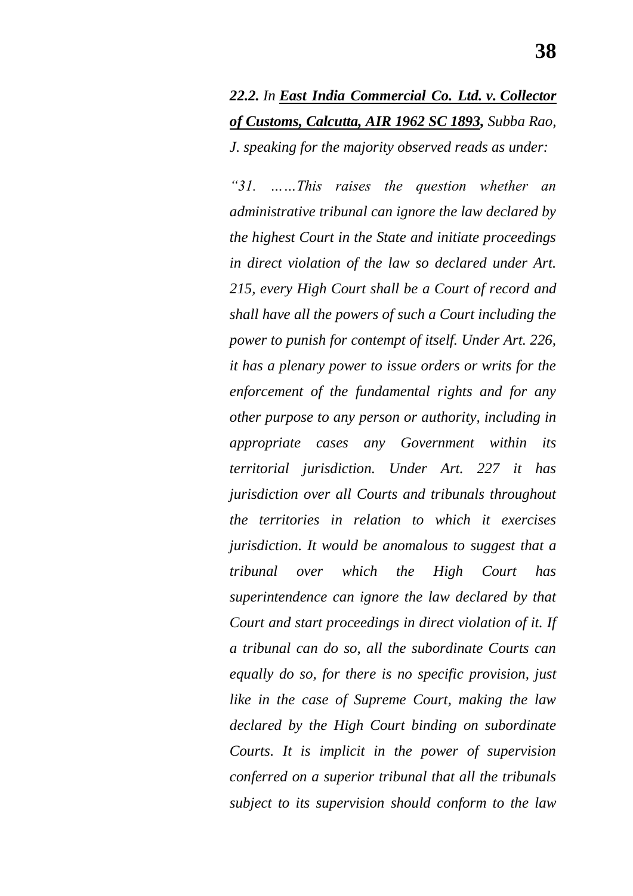***22.2.** In **[East India Commercial Co. Ltd. v. Collector of Customs, Calcutta, AIR 1962 SC 1893](#),** Subba Rao, J. speaking for the majority observed reads as under:*

*"31. ……This raises the question whether an administrative tribunal can ignore the law declared by the highest Court in the State and initiate proceedings in direct violation of the law so declared under Art. 215, every High Court shall be a Court of record and shall have all the powers of such a Court including the power to punish for contempt of itself. Under Art. 226, it has a plenary power to issue orders or writs for the enforcement of the fundamental rights and for any other purpose to any person or authority, including in appropriate cases any Government within its territorial jurisdiction. Under Art. 227 it has jurisdiction over all Courts and tribunals throughout the territories in relation to which it exercises jurisdiction. It would be anomalous to suggest that a tribunal over which the High Court has superintendence can ignore the law declared by that Court and start proceedings in direct violation of it. If a tribunal can do so, all the subordinate Courts can equally do so, for there is no specific provision, just like in the case of Supreme Court, making the law declared by the High Court binding on subordinate Courts. It is implicit in the power of supervision conferred on a superior tribunal that all the tribunals subject to its supervision should conform to the law*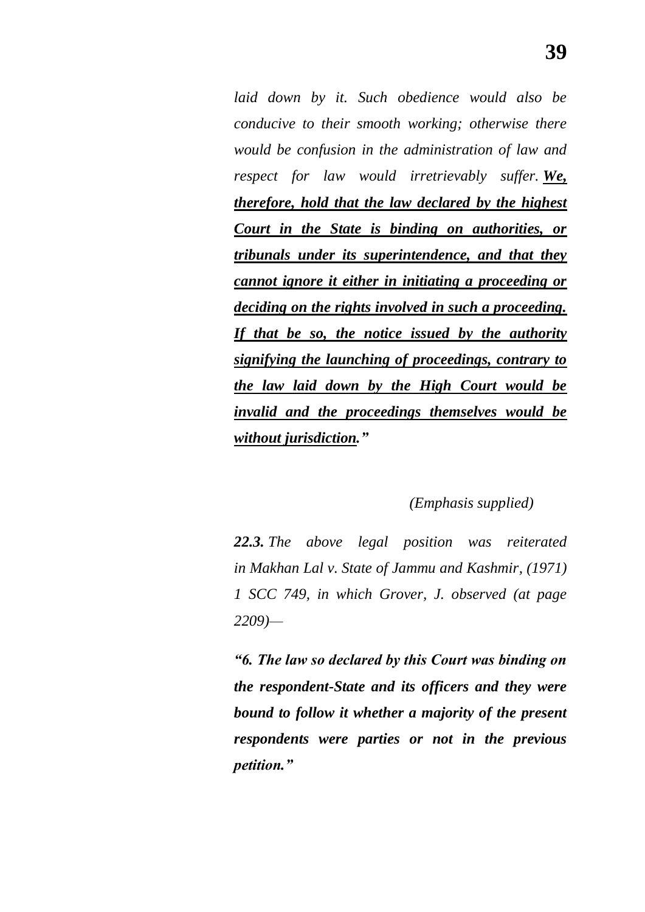*laid down by it. Such obedience would also be conducive to their smooth working; otherwise there would be confusion in the administration of law and respect for law would irretrievably suffer.* ***We, therefore, hold that the law declared by the highest Court in the State is binding on authorities, or tribunals under its superintendence, and that they cannot ignore it either in initiating a proceeding or deciding on the rights involved in such a proceeding. If that be so, the notice issued by the authority signifying the launching of proceedings, contrary to the law laid down by the High Court would be invalid and the proceedings themselves would be without jurisdiction.”***

*(Emphasis supplied)*

***22.3.*** *The above legal position was reiterated in Makhan Lal v. State of Jammu and Kashmir, (1971) 1 SCC 749, in which Grover, J. observed (at page 2209)—*

***“6. The law so declared by this Court was binding on the respondent-State and its officers and they were bound to follow it whether a majority of the present respondents were parties or not in the previous petition.”***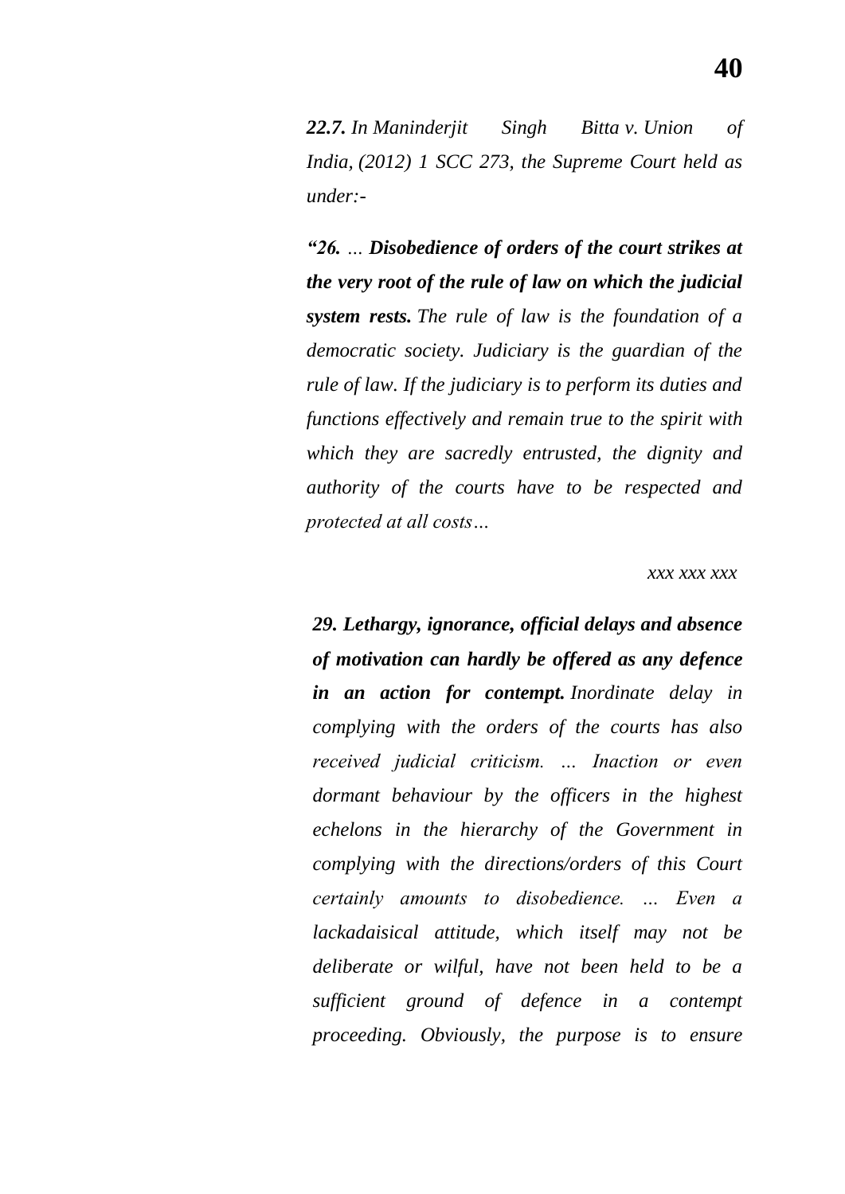*__22.7.__ In Maninderjit Singh Bitta v. Union of India, (2012) 1 SCC 273, the Supreme Court held as under:-*

*"26. … __Disobedience of orders of the court strikes at the very root of the rule of law on which the judicial system rests.__ The rule of law is the foundation of a democratic society. Judiciary is the guardian of the rule of law. If the judiciary is to perform its duties and functions effectively and remain true to the spirit with which they are sacredly entrusted, the dignity and authority of the courts have to be respected and protected at all costs…*

*xxx xxx xxx*

*__29. Lethargy, ignorance, official delays and absence of motivation can hardly be offered as any defence in an action for contempt.__ Inordinate delay in complying with the orders of the courts has also received judicial criticism. … Inaction or even dormant behaviour by the officers in the highest echelons in the hierarchy of the Government in complying with the directions/orders of this Court certainly amounts to disobedience. … Even a lackadaisical attitude, which itself may not be deliberate or wilful, have not been held to be a sufficient ground of defence in a contempt proceeding. Obviously, the purpose is to ensure*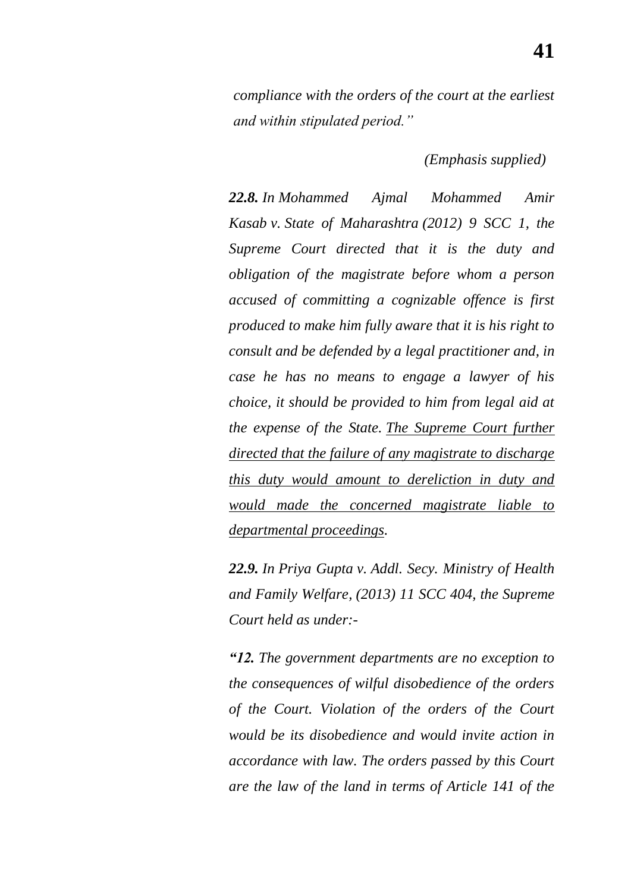*compliance with the orders of the court at the earliest and within stipulated period.”*

*(Emphasis supplied)*

***22.8.*** *In Mohammed Ajmal Mohammed Amir Kasab v. State of Maharashtra (2012) 9 SCC 1, the Supreme Court directed that it is the duty and obligation of the magistrate before whom a person accused of committing a cognizable offence is first produced to make him fully aware that it is his right to consult and be defended by a legal practitioner and, in case he has no means to engage a lawyer of his choice, it should be provided to him from legal aid at the expense of the State. <u>The Supreme Court further directed that the failure of any magistrate to discharge this duty would amount to dereliction in duty and would made the concerned magistrate liable to departmental proceedings</u>.*

***22.9.*** *In Priya Gupta v. Addl. Secy. Ministry of Health and Family Welfare, (2013) 11 SCC 404, the Supreme Court held as under:-*

***“12.*** *The government departments are no exception to the consequences of wilful disobedience of the orders of the Court. Violation of the orders of the Court would be its disobedience and would invite action in accordance with law. The orders passed by this Court are the law of the land in terms of Article 141 of the*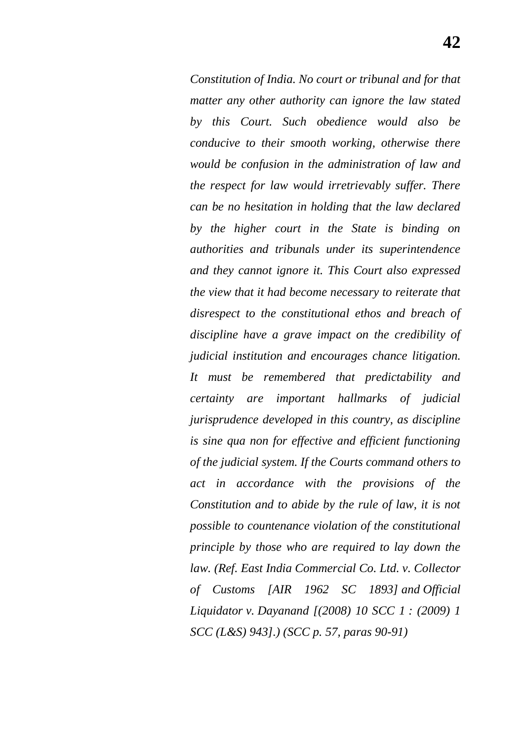*Constitution of India. No court or tribunal and for that matter any other authority can ignore the law stated by this Court. Such obedience would also be conducive to their smooth working, otherwise there would be confusion in the administration of law and the respect for law would irretrievably suffer. There can be no hesitation in holding that the law declared by the higher court in the State is binding on authorities and tribunals under its superintendence and they cannot ignore it. This Court also expressed the view that it had become necessary to reiterate that disrespect to the constitutional ethos and breach of discipline have a grave impact on the credibility of judicial institution and encourages chance litigation. It must be remembered that predictability and certainty are important hallmarks of judicial jurisprudence developed in this country, as discipline is sine qua non for effective and efficient functioning of the judicial system. If the Courts command others to act in accordance with the provisions of the Constitution and to abide by the rule of law, it is not possible to countenance violation of the constitutional principle by those who are required to lay down the law. (Ref. East India Commercial Co. Ltd. v. Collector of Customs [AIR 1962 SC 1893] and Official Liquidator v. Dayanand [(2008) 10 SCC 1 : (2009) 1 SCC (L&S) 943].) (SCC p. 57, paras 90-91)*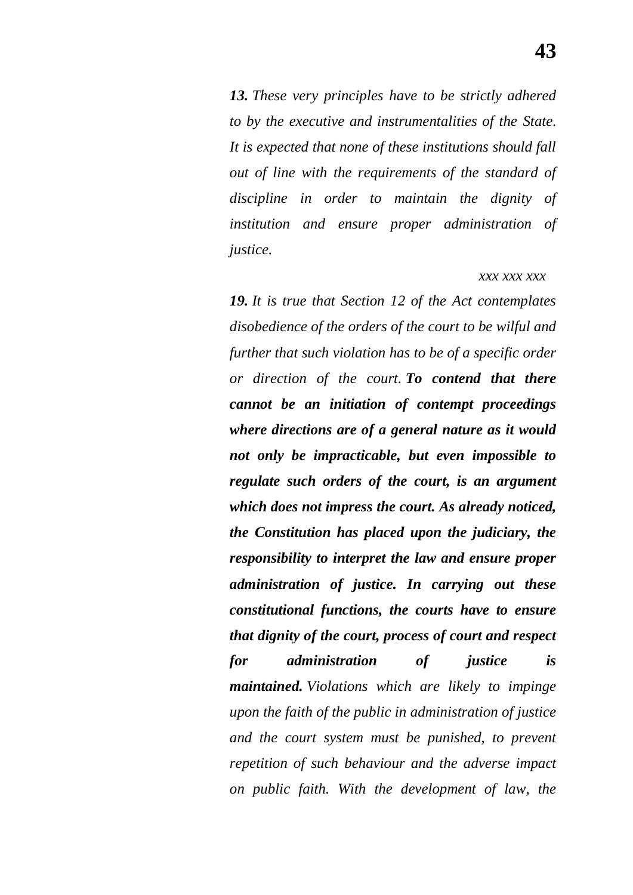*__13.__ These very principles have to be strictly adhered to by the executive and instrumentalities of the State. It is expected that none of these institutions should fall out of line with the requirements of the standard of discipline in order to maintain the dignity of institution and ensure proper administration of justice.*

*xxx xxx xxx*

*__19.__ It is true that Section 12 of the Act contemplates disobedience of the orders of the court to be wilful and further that such violation has to be of a specific order or direction of the court. __To contend that there cannot be an initiation of contempt proceedings where directions are of a general nature as it would not only be impracticable, but even impossible to regulate such orders of the court, is an argument which does not impress the court. As already noticed, the Constitution has placed upon the judiciary, the responsibility to interpret the law and ensure proper administration of justice. In carrying out these constitutional functions, the courts have to ensure that dignity of the court, process of court and respect for administration of justice is maintained.__ Violations which are likely to impinge upon the faith of the public in administration of justice and the court system must be punished, to prevent repetition of such behaviour and the adverse impact on public faith. With the development of law, the*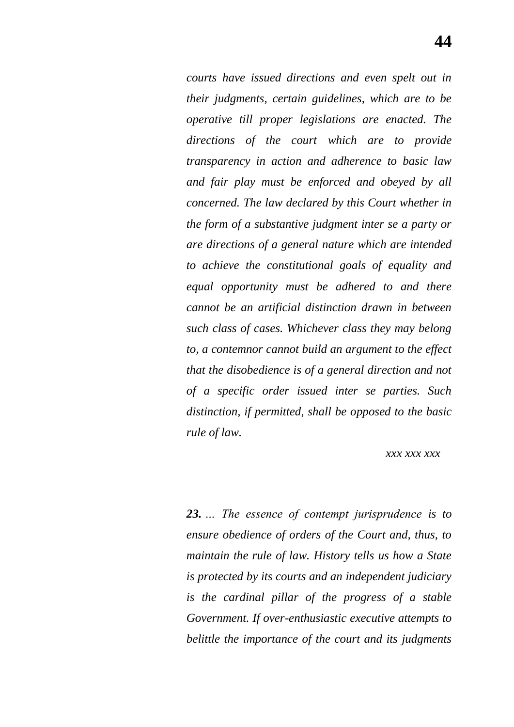*courts have issued directions and even spelt out in their judgments, certain guidelines, which are to be operative till proper legislations are enacted. The directions of the court which are to provide transparency in action and adherence to basic law and fair play must be enforced and obeyed by all concerned. The law declared by this Court whether in the form of a substantive judgment inter se a party or are directions of a general nature which are intended to achieve the constitutional goals of equality and equal opportunity must be adhered to and there cannot be an artificial distinction drawn in between such class of cases. Whichever class they may belong to, a contemnor cannot build an argument to the effect that the disobedience is of a general direction and not of a specific order issued inter se parties. Such distinction, if permitted, shall be opposed to the basic rule of law.*

*xxx xxx xxx*

***23.** ... The essence of contempt jurisprudence is to ensure obedience of orders of the Court and, thus, to maintain the rule of law. History tells us how a State is protected by its courts and an independent judiciary is the cardinal pillar of the progress of a stable Government. If over-enthusiastic executive attempts to belittle the importance of the court and its judgments*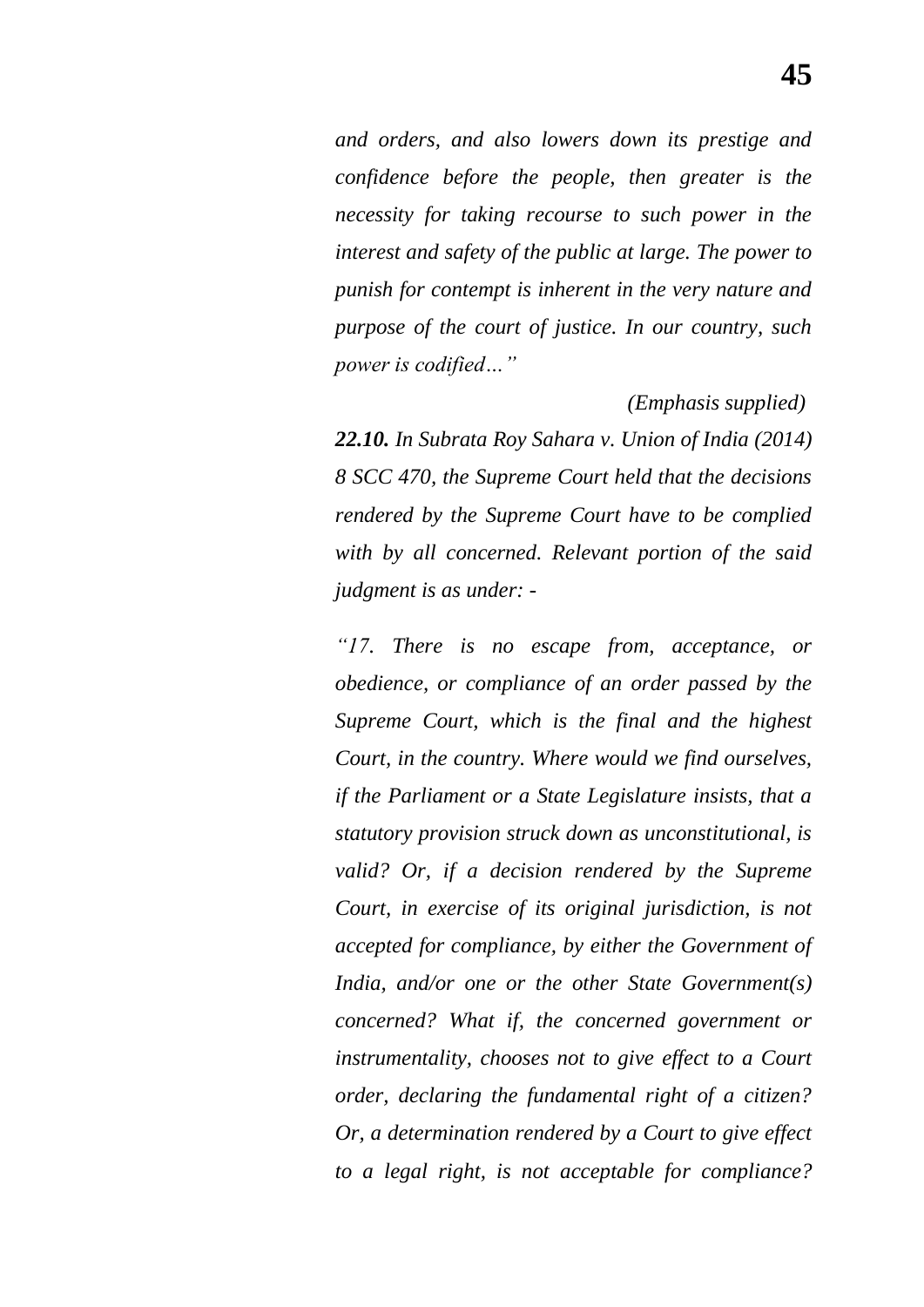*and orders, and also lowers down its prestige and confidence before the people, then greater is the necessity for taking recourse to such power in the interest and safety of the public at large. The power to punish for contempt is inherent in the very nature and purpose of the court of justice. In our country, such power is codified…”*

*(Emphasis supplied)*

***22.10.*** *In Subrata Roy Sahara v. Union of India (2014) 8 SCC 470, the Supreme Court held that the decisions rendered by the Supreme Court have to be complied with by all concerned. Relevant portion of the said judgment is as under: -*

*“17. There is no escape from, acceptance, or obedience, or compliance of an order passed by the Supreme Court, which is the final and the highest Court, in the country. Where would we find ourselves, if the Parliament or a State Legislature insists, that a statutory provision struck down as unconstitutional, is valid? Or, if a decision rendered by the Supreme Court, in exercise of its original jurisdiction, is not accepted for compliance, by either the Government of India, and/or one or the other State Government(s) concerned? What if, the concerned government or instrumentality, chooses not to give effect to a Court order, declaring the fundamental right of a citizen? Or, a determination rendered by a Court to give effect to a legal right, is not acceptable for compliance?*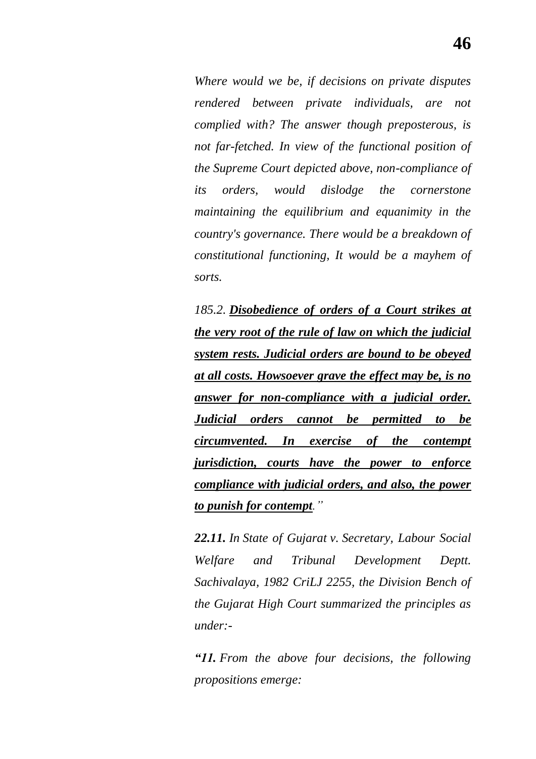*Where would we be, if decisions on private disputes rendered between private individuals, are not complied with? The answer though preposterous, is not far-fetched. In view of the functional position of the Supreme Court depicted above, non-compliance of its orders, would dislodge the cornerstone maintaining the equilibrium and equanimity in the country's governance. There would be a breakdown of constitutional functioning, It would be a mayhem of sorts.*

*185.2.* ***<u>Disobedience of orders of a Court strikes at the very root of the rule of law on which the judicial system rests. Judicial orders are bound to be obeyed at all costs. Howsoever grave the effect may be, is no answer for non-compliance with a judicial order. Judicial orders cannot be permitted to be circumvented. In exercise of the contempt jurisdiction, courts have the power to enforce compliance with judicial orders, and also, the power to punish for contempt</u>****."*

***22.11.*** *In State of Gujarat v. Secretary, Labour Social Welfare and Tribunal Development Deptt. Sachivalaya, 1982 CriLJ 2255, the Division Bench of the Gujarat High Court summarized the principles as under:-*

***"11.*** *From the above four decisions, the following propositions emerge:*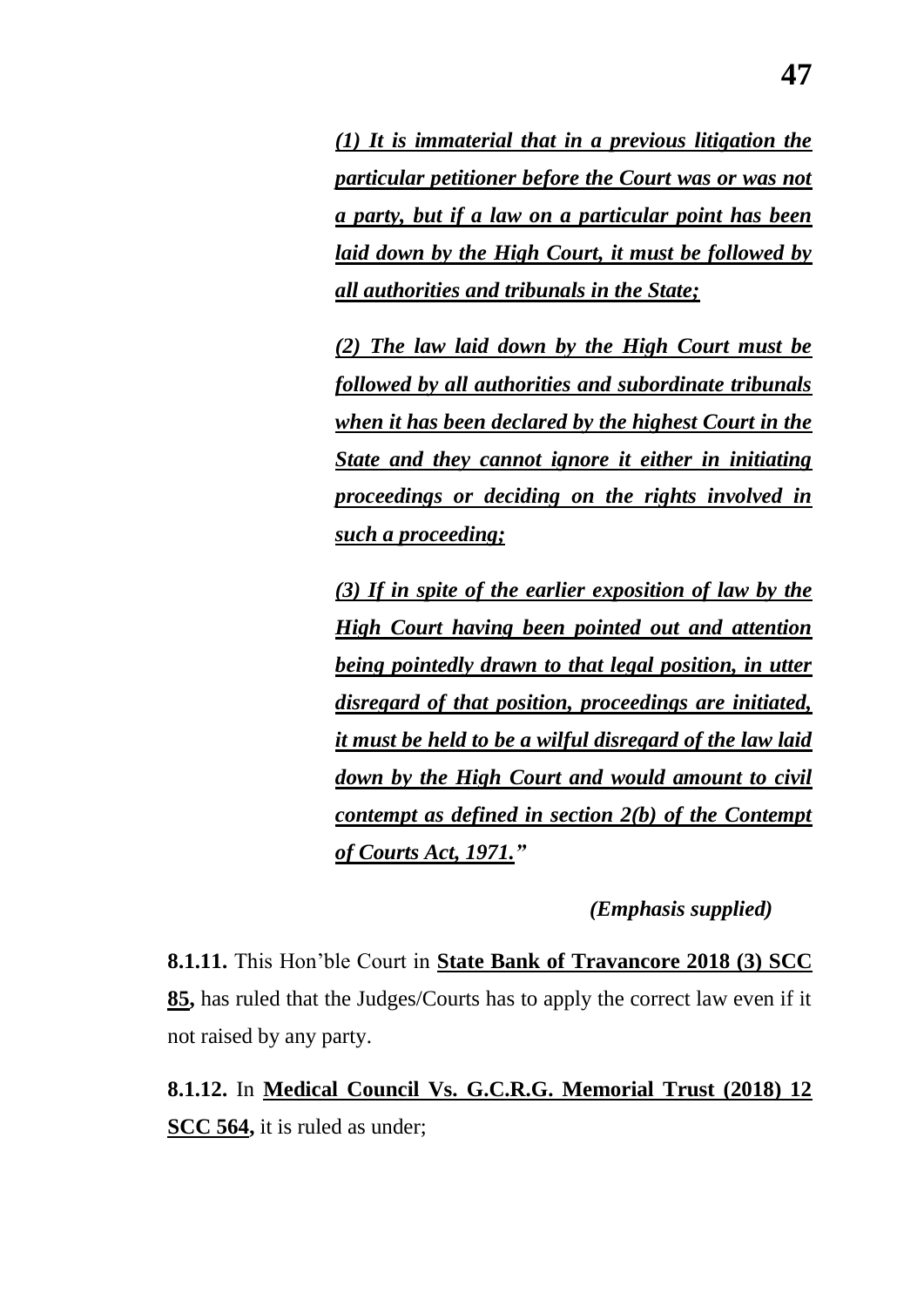> ***(1) It is immaterial that in a previous litigation the particular petitioner before the Court was or was not a party, but if a law on a particular point has been laid down by the High Court, it must be followed by all authorities and tribunals in the State;***
>
> ***(2) The law laid down by the High Court must be followed by all authorities and subordinate tribunals when it has been declared by the highest Court in the State and they cannot ignore it either in initiating proceedings or deciding on the rights involved in such a proceeding;***
>
> ***(3) If in spite of the earlier exposition of law by the High Court having been pointed out and attention being pointedly drawn to that legal position, in utter disregard of that position, proceedings are initiated, it must be held to be a wilful disregard of the law laid down by the High Court and would amount to civil contempt as defined in section 2(b) of the Contempt of Courts Act, 1971."***
>
> ***(Emphasis supplied)***

**8.1.11.** This Hon'ble Court in **State Bank of Travancore 2018 (3) SCC 85,** has ruled that the Judges/Courts has to apply the correct law even if it not raised by any party.

**8.1.12.** In **Medical Council Vs. G.C.R.G. Memorial Trust (2018) 12 SCC 564,** it is ruled as under;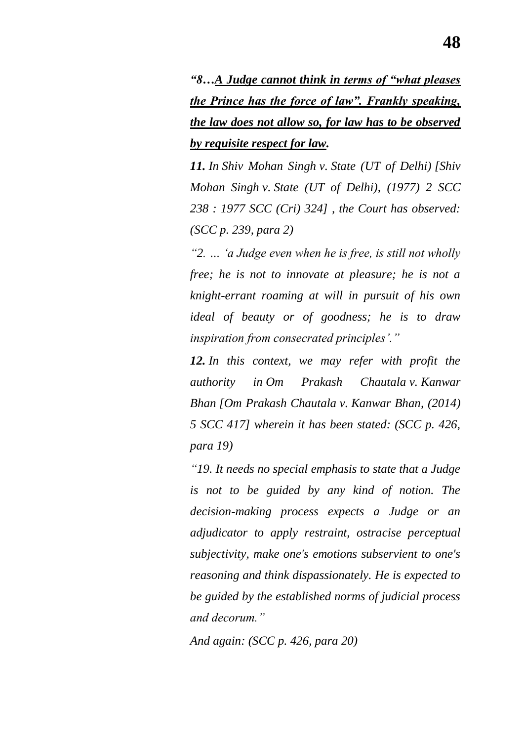*"8…<u>**A Judge cannot think in terms of "what pleases the Prince has the force of law". Frankly speaking, the law does not allow so, for law has to be observed by requisite respect for law**</u>.*

***11.*** *In Shiv Mohan Singh v. State (UT of Delhi) [Shiv Mohan Singh v. State (UT of Delhi), (1977) 2 SCC 238 : 1977 SCC (Cri) 324] , the Court has observed: (SCC p. 239, para 2)*

*"2. … 'a Judge even when he is free, is still not wholly free; he is not to innovate at pleasure; he is not a knight-errant roaming at will in pursuit of his own ideal of beauty or of goodness; he is to draw inspiration from consecrated principles'."*

***12.*** *In this context, we may refer with profit the authority in Om Prakash Chautala v. Kanwar Bhan [Om Prakash Chautala v. Kanwar Bhan, (2014) 5 SCC 417] wherein it has been stated: (SCC p. 426, para 19)*

*"19. It needs no special emphasis to state that a Judge is not to be guided by any kind of notion. The decision-making process expects a Judge or an adjudicator to apply restraint, ostracise perceptual subjectivity, make one's emotions subservient to one's reasoning and think dispassionately. He is expected to be guided by the established norms of judicial process and decorum."*

*And again: (SCC p. 426, para 20)*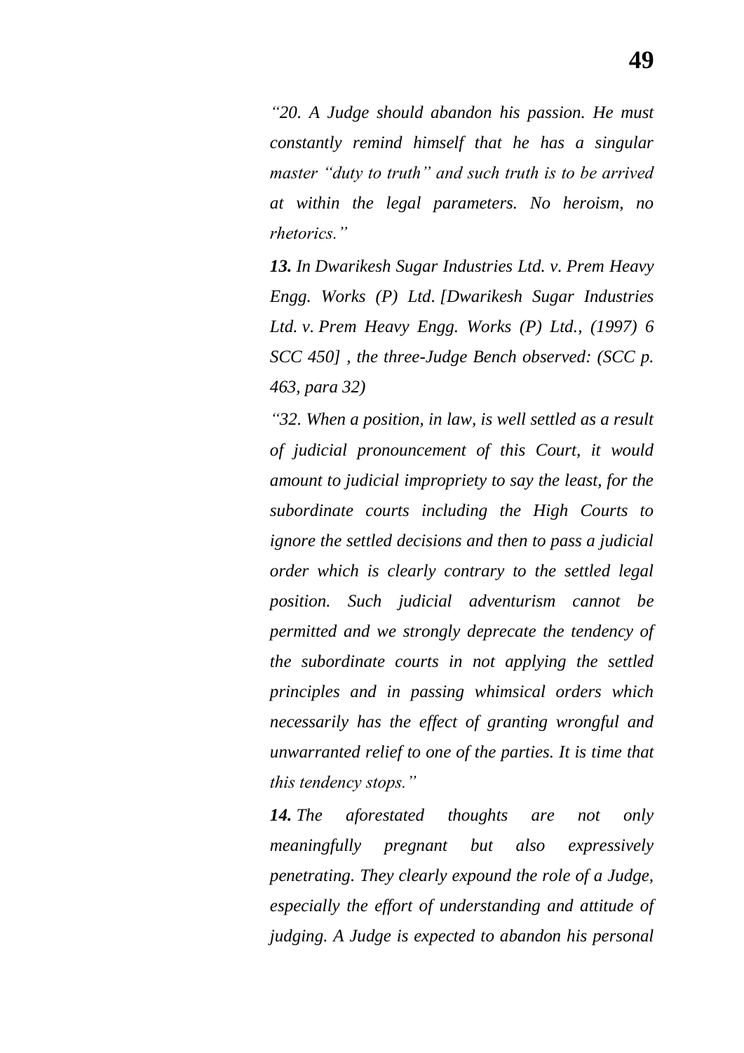*"20. A Judge should abandon his passion. He must constantly remind himself that he has a singular master "duty to truth" and such truth is to be arrived at within the legal parameters. No heroism, no rhetorics."*

***13.*** *In Dwarikesh Sugar Industries Ltd. v. Prem Heavy Engg. Works (P) Ltd. [Dwarikesh Sugar Industries Ltd. v. Prem Heavy Engg. Works (P) Ltd., (1997) 6 SCC 450] , the three-Judge Bench observed: (SCC p. 463, para 32)*

*"32. When a position, in law, is well settled as a result of judicial pronouncement of this Court, it would amount to judicial impropriety to say the least, for the subordinate courts including the High Courts to ignore the settled decisions and then to pass a judicial order which is clearly contrary to the settled legal position. Such judicial adventurism cannot be permitted and we strongly deprecate the tendency of the subordinate courts in not applying the settled principles and in passing whimsical orders which necessarily has the effect of granting wrongful and unwarranted relief to one of the parties. It is time that this tendency stops."*

***14.*** *The aforestated thoughts are not only meaningfully pregnant but also expressively penetrating. They clearly expound the role of a Judge, especially the effort of understanding and attitude of judging. A Judge is expected to abandon his personal*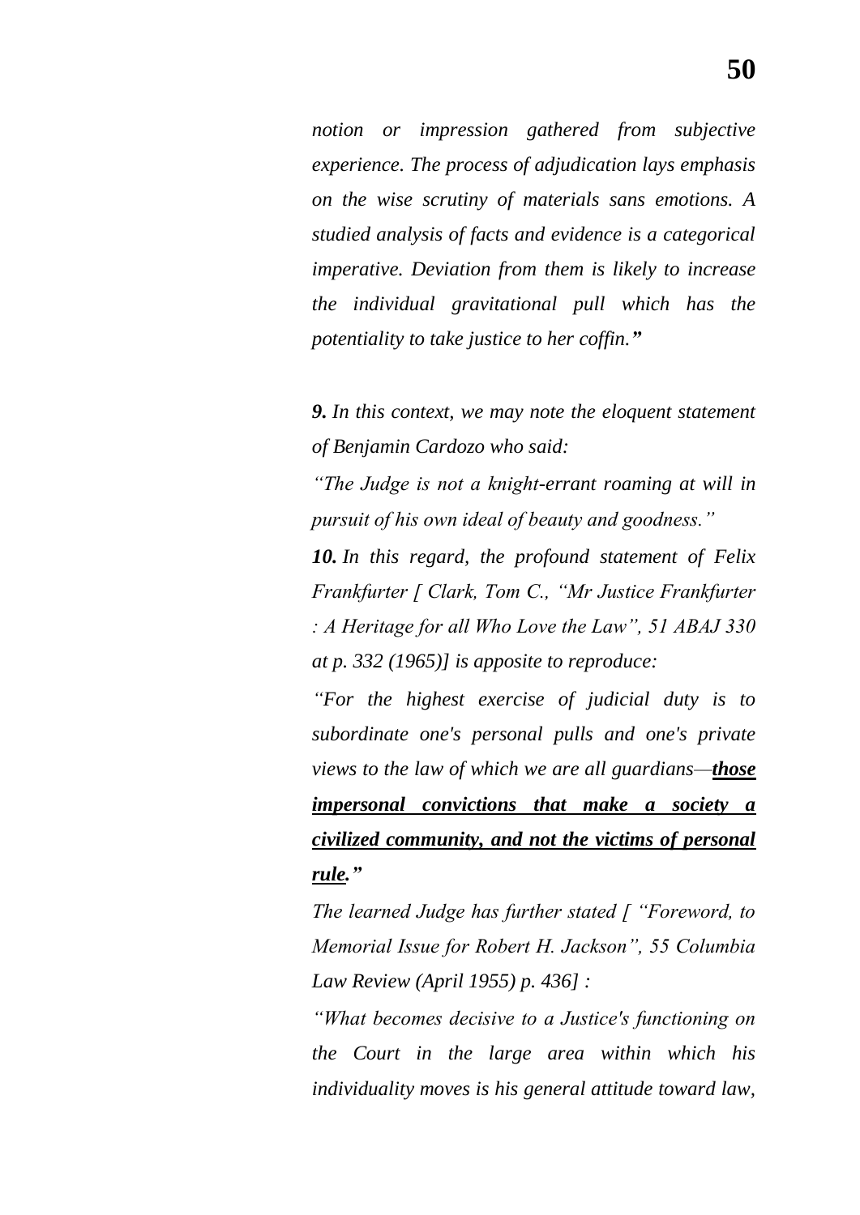*notion or impression gathered from subjective experience. The process of adjudication lays emphasis on the wise scrutiny of materials sans emotions. A studied analysis of facts and evidence is a categorical imperative. Deviation from them is likely to increase the individual gravitational pull which has the potentiality to take justice to her coffin.”*

***9.** In this context, we may note the eloquent statement of Benjamin Cardozo who said:*

*“The Judge is not a knight-errant roaming at will in pursuit of his own ideal of beauty and goodness.”*

***10.** In this regard, the profound statement of Felix Frankfurter [ Clark, Tom C., “Mr Justice Frankfurter : A Heritage for all Who Love the Law”, 51 ABAJ 330 at p. 332 (1965)] is apposite to reproduce:*

*“For the highest exercise of judicial duty is to subordinate one's personal pulls and one's private views to the law of which we are all guardians—**<u>those impersonal convictions that make a society a civilized community, and not the victims of personal rule</u>.”***

*The learned Judge has further stated [ “Foreword, to Memorial Issue for Robert H. Jackson”, 55 Columbia Law Review (April 1955) p. 436] :*

*“What becomes decisive to a Justice's functioning on the Court in the large area within which his individuality moves is his general attitude toward law,*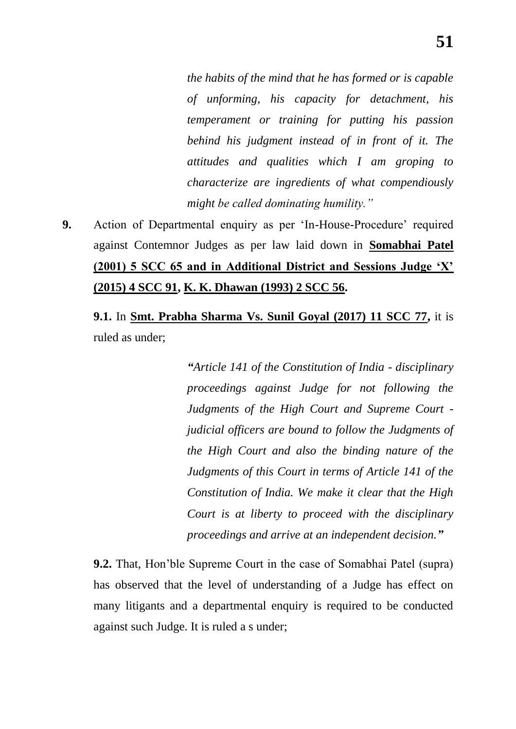> *the habits of the mind that he has formed or is capable of unforming, his capacity for detachment, his temperament or training for putting his passion behind his judgment instead of in front of it. The attitudes and qualities which I am groping to characterize are ingredients of what compendiously might be called dominating humility."*

**9.** Action of Departmental enquiry as per 'In-House-Procedure' required against Contemnor Judges as per law laid down in **Somabhai Patel (2001) 5 SCC 65 and in Additional District and Sessions Judge 'X' (2015) 4 SCC 91, K. K. Dhawan (1993) 2 SCC 56.**

**9.1.** In **Smt. Prabha Sharma Vs. Sunil Goyal (2017) 11 SCC 77,** it is ruled as under;

> ***"****Article 141 of the Constitution of India - disciplinary proceedings against Judge for not following the Judgments of the High Court and Supreme Court - judicial officers are bound to follow the Judgments of the High Court and also the binding nature of the Judgments of this Court in terms of Article 141 of the Constitution of India. We make it clear that the High Court is at liberty to proceed with the disciplinary proceedings and arrive at an independent decision.****"***

**9.2.** That, Hon'ble Supreme Court in the case of Somabhai Patel (supra) has observed that the level of understanding of a Judge has effect on many litigants and a departmental enquiry is required to be conducted against such Judge. It is ruled a s under;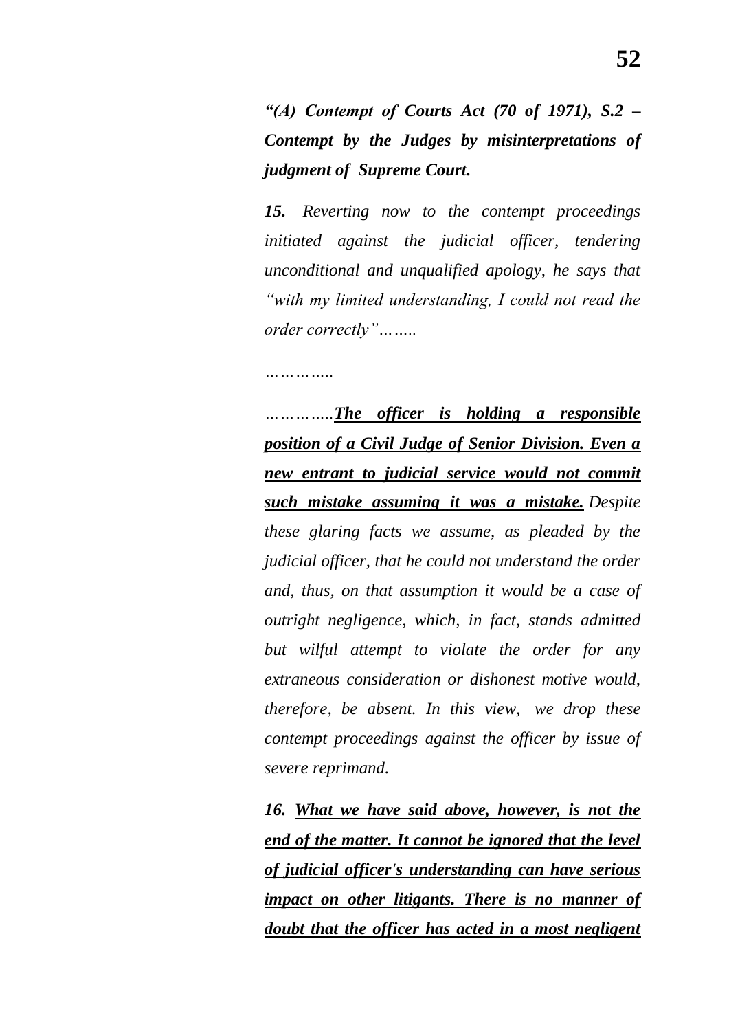***"(A) Contempt of Courts Act (70 of 1971), S.2 – Contempt by the Judges by misinterpretations of judgment of Supreme Court.***

***15.*** *Reverting now to the contempt proceedings initiated against the judicial officer, tendering unconditional and unqualified apology, he says that "with my limited understanding, I could not read the order correctly"……..*

*…………..*

*…………..**<u>The officer is holding a responsible position of a Civil Judge of Senior Division. Even a new entrant to judicial service would not commit such mistake assuming it was a mistake.</u>** Despite these glaring facts we assume, as pleaded by the judicial officer, that he could not understand the order and, thus, on that assumption it would be a case of outright negligence, which, in fact, stands admitted but wilful attempt to violate the order for any extraneous consideration or dishonest motive would, therefore, be absent. In this view, we drop these contempt proceedings against the officer by issue of severe reprimand.*

***16. <u>What we have said above, however, is not the end of the matter. It cannot be ignored that the level of judicial officer's understanding can have serious impact on other litigants. There is no manner of doubt that the officer has acted in a most negligent</u>***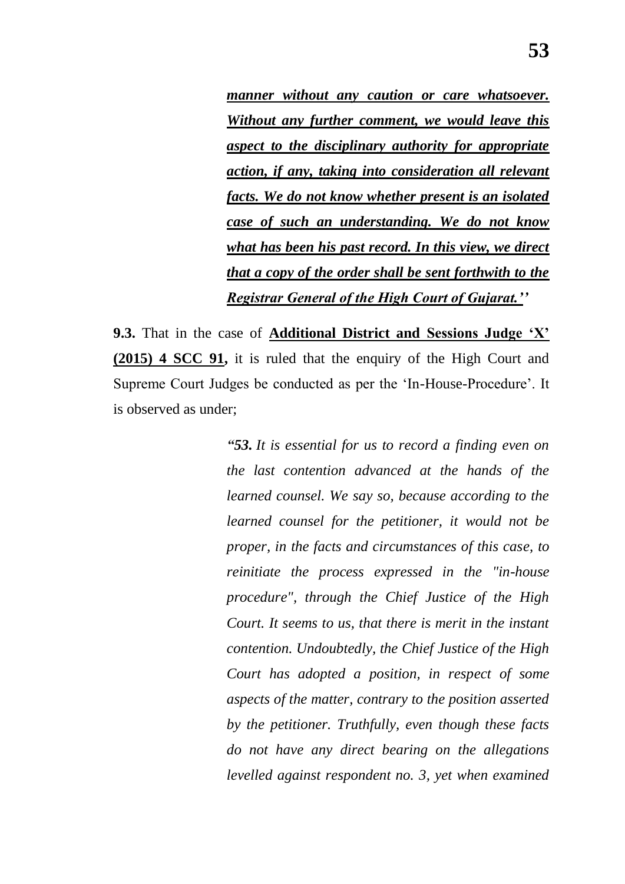> ***manner without any caution or care whatsoever. Without any further comment, we would leave this aspect to the disciplinary authority for appropriate action, if any, taking into consideration all relevant facts. We do not know whether present is an isolated case of such an understanding. We do not know what has been his past record. In this view, we direct that a copy of the order shall be sent forthwith to the Registrar General of the High Court of Gujarat.''***

**9.3.** That in the case of **Additional District and Sessions Judge 'X' (2015) 4 SCC 91,** it is ruled that the enquiry of the High Court and Supreme Court Judges be conducted as per the 'In-House-Procedure'. It is observed as under;

> *"**53.** It is essential for us to record a finding even on the last contention advanced at the hands of the learned counsel. We say so, because according to the learned counsel for the petitioner, it would not be proper, in the facts and circumstances of this case, to reinitiate the process expressed in the "in-house procedure", through the Chief Justice of the High Court. It seems to us, that there is merit in the instant contention. Undoubtedly, the Chief Justice of the High Court has adopted a position, in respect of some aspects of the matter, contrary to the position asserted by the petitioner. Truthfully, even though these facts do not have any direct bearing on the allegations levelled against respondent no. 3, yet when examined*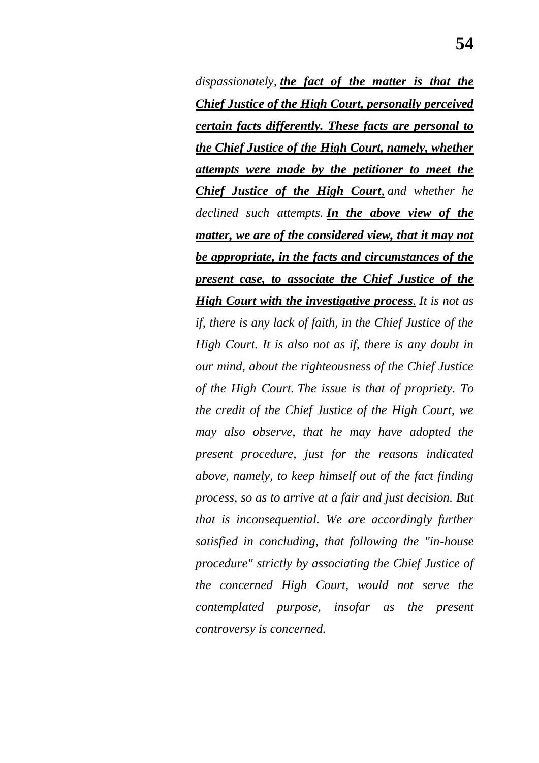*dispassionately, **the fact of the matter is that the Chief Justice of the High Court, personally perceived certain facts differently. These facts are personal to the Chief Justice of the High Court, namely, whether attempts were made by the petitioner to meet the Chief Justice of the High Court,** and whether he declined such attempts. **In the above view of the matter, we are of the considered view, that it may not be appropriate, in the facts and circumstances of the present case, to associate the Chief Justice of the High Court with the investigative process**. It is not as if, there is any lack of faith, in the Chief Justice of the High Court. It is also not as if, there is any doubt in our mind, about the righteousness of the Chief Justice of the High Court. <u>The issue is that of propriety</u>. To the credit of the Chief Justice of the High Court, we may also observe, that he may have adopted the present procedure, just for the reasons indicated above, namely, to keep himself out of the fact finding process, so as to arrive at a fair and just decision. But that is inconsequential. We are accordingly further satisfied in concluding, that following the "in-house procedure" strictly by associating the Chief Justice of the concerned High Court, would not serve the contemplated purpose, insofar as the present controversy is concerned.*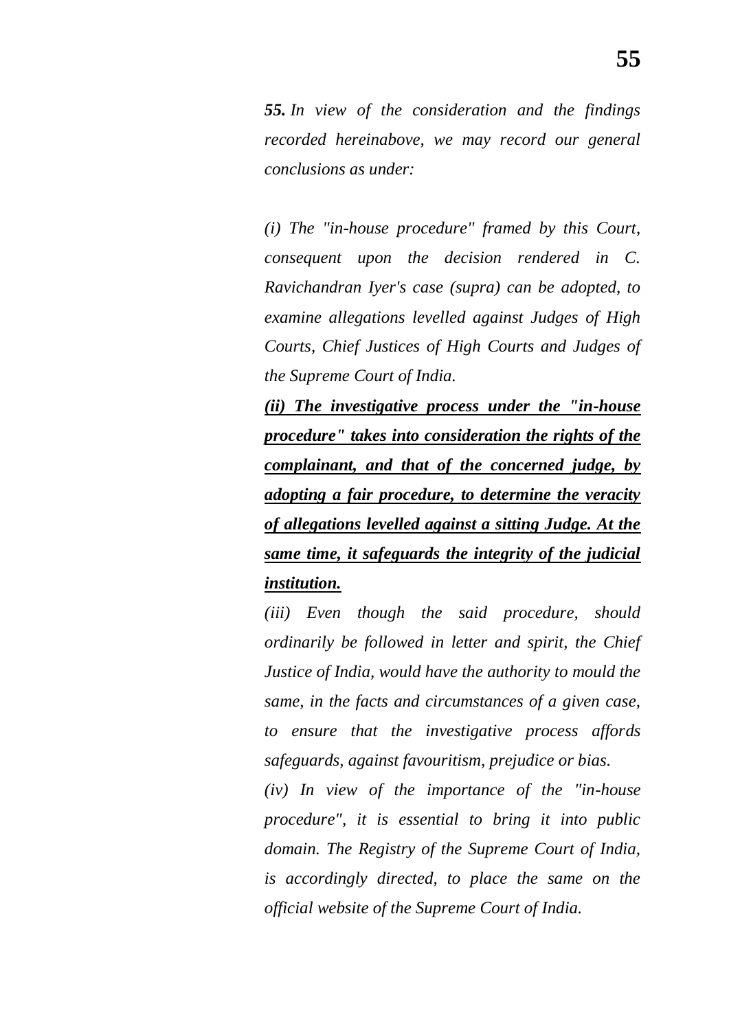***55.** In view of the consideration and the findings recorded hereinabove, we may record our general conclusions as under:*

*(i) The "in-house procedure" framed by this Court, consequent upon the decision rendered in C. Ravichandran Iyer's case (supra) can be adopted, to examine allegations levelled against Judges of High Courts, Chief Justices of High Courts and Judges of the Supreme Court of India.*

***<u>(ii) The investigative process under the "in-house procedure" takes into consideration the rights of the complainant, and that of the concerned judge, by adopting a fair procedure, to determine the veracity of allegations levelled against a sitting Judge. At the same time, it safeguards the integrity of the judicial institution.</u>***

*(iii) Even though the said procedure, should ordinarily be followed in letter and spirit, the Chief Justice of India, would have the authority to mould the same, in the facts and circumstances of a given case, to ensure that the investigative process affords safeguards, against favouritism, prejudice or bias.*

*(iv) In view of the importance of the "in-house procedure", it is essential to bring it into public domain. The Registry of the Supreme Court of India, is accordingly directed, to place the same on the official website of the Supreme Court of India.*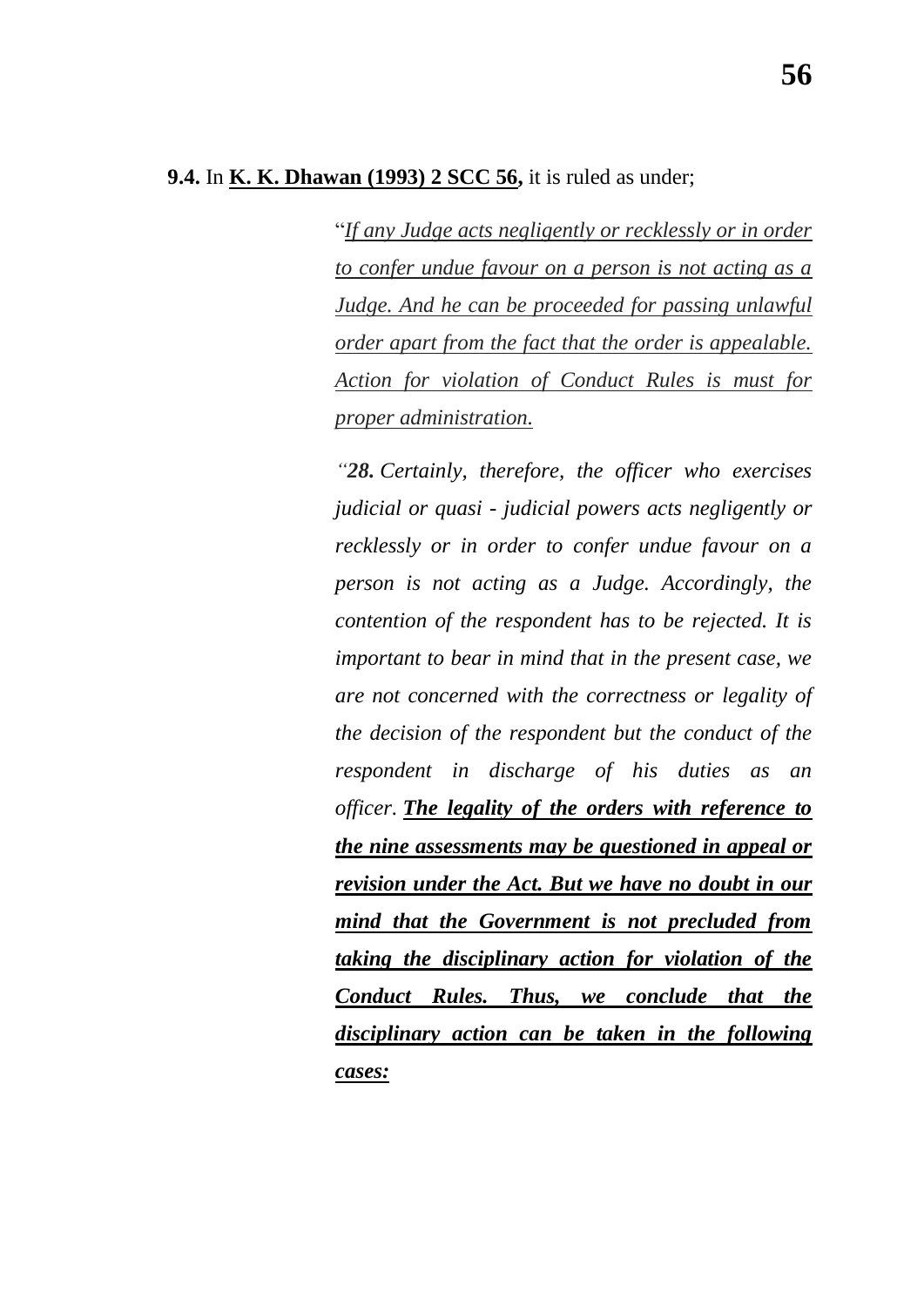**9.4.** In **K. K. Dhawan (1993) 2 SCC 56,** it is ruled as under;

> "*If any Judge acts negligently or recklessly or in order to confer undue favour on a person is not acting as a Judge. And he can be proceeded for passing unlawful order apart from the fact that the order is appealable. Action for violation of Conduct Rules is must for proper administration.*
>
> *"**28.** Certainly, therefore, the officer who exercises judicial or quasi - judicial powers acts negligently or recklessly or in order to confer undue favour on a person is not acting as a Judge. Accordingly, the contention of the respondent has to be rejected. It is important to bear in mind that in the present case, we are not concerned with the correctness or legality of the decision of the respondent but the conduct of the respondent in discharge of his duties as an officer. **The legality of the orders with reference to the nine assessments may be questioned in appeal or revision under the Act. But we have no doubt in our mind that the Government is not precluded from taking the disciplinary action for violation of the Conduct Rules. Thus, we conclude that the disciplinary action can be taken in the following cases:***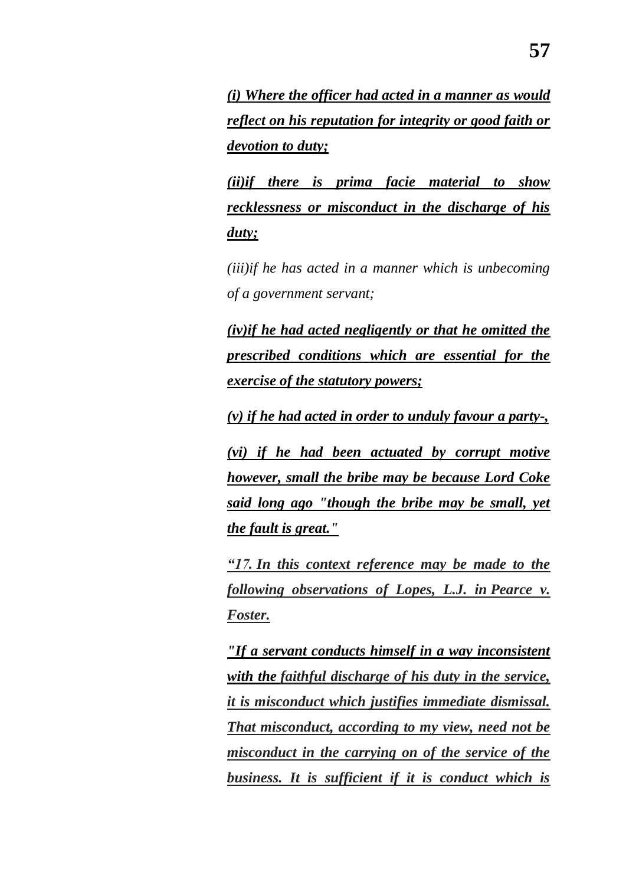***(i) Where the officer had acted in a manner as would reflect on his reputation for integrity or good faith or devotion to duty;***

***(ii)if there is prima facie material to show recklessness or misconduct in the discharge of his duty;***

*(iii)if he has acted in a manner which is unbecoming of a government servant;*

***(iv)if he had acted negligently or that he omitted the prescribed conditions which are essential for the exercise of the statutory powers;***

***(v) if he had acted in order to unduly favour a party-,***

***(vi) if he had been actuated by corrupt motive however, small the bribe may be because Lord Coke said long ago "though the bribe may be small, yet the fault is great."***

***"17. In this context reference may be made to the following observations of Lopes, L.J. in Pearce v. Foster.***

***"If a servant conducts himself in a way inconsistent with the faithful discharge of his duty in the service, it is misconduct which justifies immediate dismissal. That misconduct, according to my view, need not be misconduct in the carrying on of the service of the business. It is sufficient if it is conduct which is***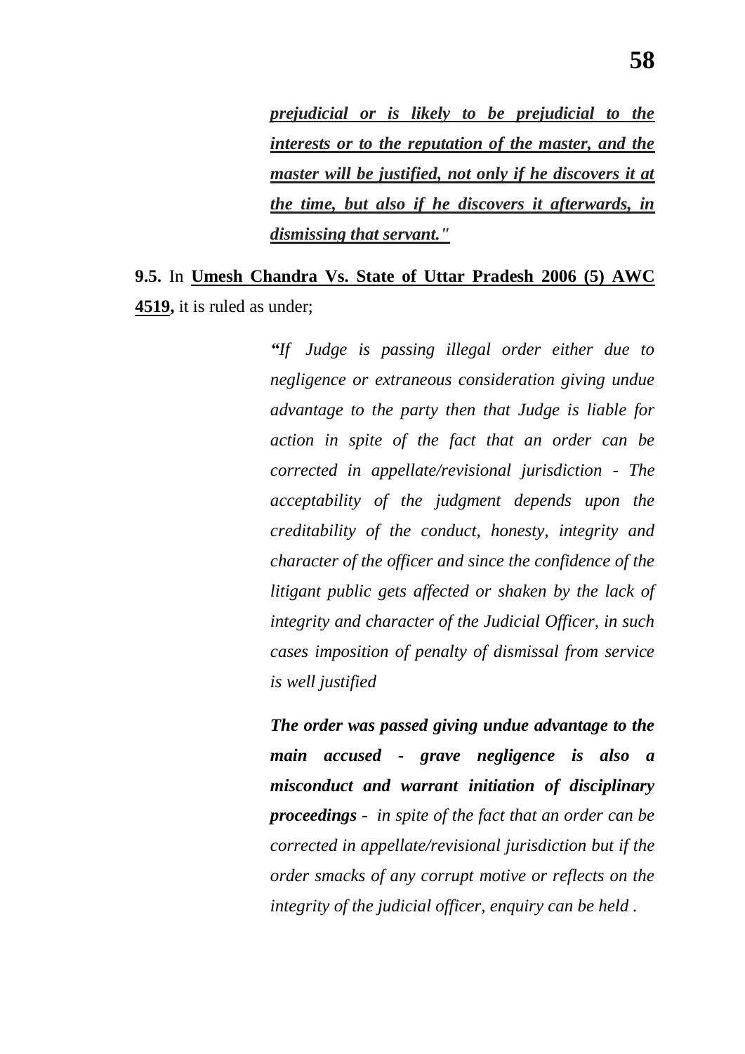***prejudicial or is likely to be prejudicial to the interests or to the reputation of the master, and the master will be justified, not only if he discovers it at the time, but also if he discovers it afterwards, in dismissing that servant."***

**9.5.** In **Umesh Chandra Vs. State of Uttar Pradesh 2006 (5) AWC 4519,** it is ruled as under;

> *"If Judge is passing illegal order either due to negligence or extraneous consideration giving undue advantage to the party then that Judge is liable for action in spite of the fact that an order can be corrected in appellate/revisional jurisdiction - The acceptability of the judgment depends upon the creditability of the conduct, honesty, integrity and character of the officer and since the confidence of the litigant public gets affected or shaken by the lack of integrity and character of the Judicial Officer, in such cases imposition of penalty of dismissal from service is well justified*
>
> ***The order was passed giving undue advantage to the main accused - grave negligence is also a misconduct and warrant initiation of disciplinary proceedings -*** *in spite of the fact that an order can be corrected in appellate/revisional jurisdiction but if the order smacks of any corrupt motive or reflects on the integrity of the judicial officer, enquiry can be held .*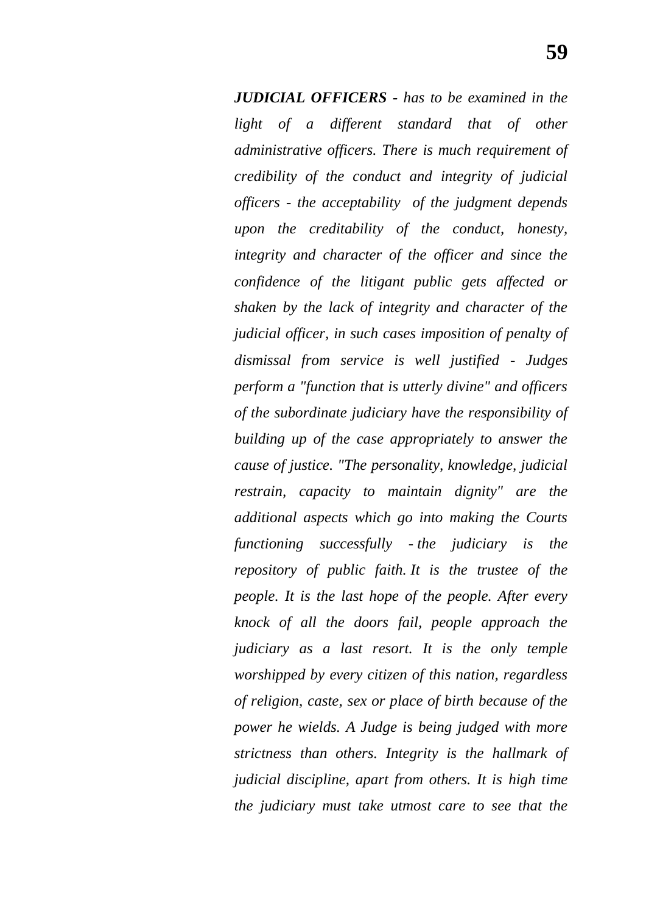***JUDICIAL OFFICERS** - has to be examined in the light of a different standard that of other administrative officers. There is much requirement of credibility of the conduct and integrity of judicial officers - the acceptability of the judgment depends upon the creditability of the conduct, honesty, integrity and character of the officer and since the confidence of the litigant public gets affected or shaken by the lack of integrity and character of the judicial officer, in such cases imposition of penalty of dismissal from service is well justified - Judges perform a "function that is utterly divine" and officers of the subordinate judiciary have the responsibility of building up of the case appropriately to answer the cause of justice. "The personality, knowledge, judicial restrain, capacity to maintain dignity" are the additional aspects which go into making the Courts functioning successfully - the judiciary is the repository of public faith. It is the trustee of the people. It is the last hope of the people. After every knock of all the doors fail, people approach the judiciary as a last resort. It is the only temple worshipped by every citizen of this nation, regardless of religion, caste, sex or place of birth because of the power he wields. A Judge is being judged with more strictness than others. Integrity is the hallmark of judicial discipline, apart from others. It is high time the judiciary must take utmost care to see that the*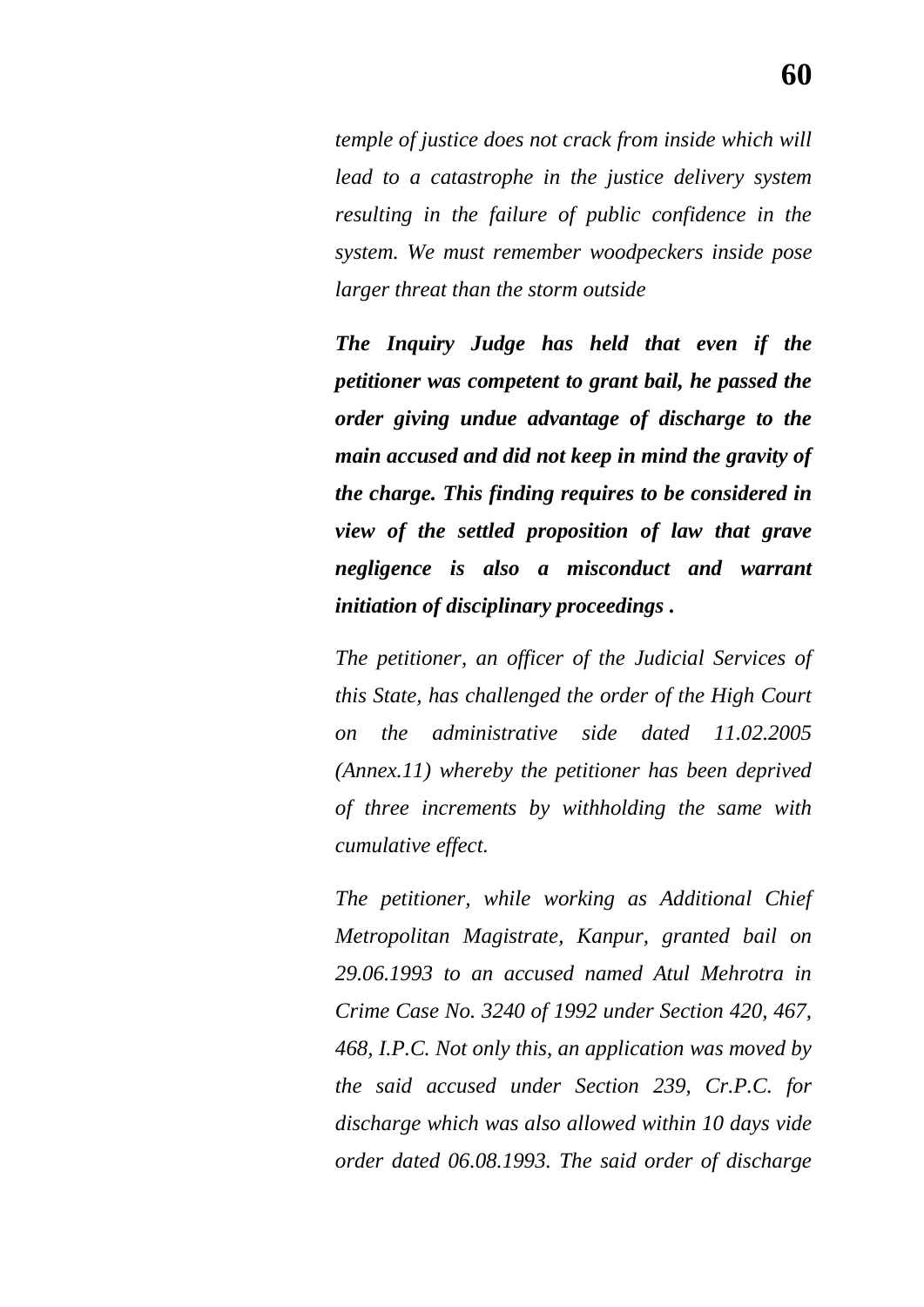*temple of justice does not crack from inside which will lead to a catastrophe in the justice delivery system resulting in the failure of public confidence in the system. We must remember woodpeckers inside pose larger threat than the storm outside*

***The Inquiry Judge has held that even if the petitioner was competent to grant bail, he passed the order giving undue advantage of discharge to the main accused and did not keep in mind the gravity of the charge. This finding requires to be considered in view of the settled proposition of law that grave negligence is also a misconduct and warrant initiation of disciplinary proceedings .***

*The petitioner, an officer of the Judicial Services of this State, has challenged the order of the High Court on the administrative side dated 11.02.2005 (Annex.11) whereby the petitioner has been deprived of three increments by withholding the same with cumulative effect.*

*The petitioner, while working as Additional Chief Metropolitan Magistrate, Kanpur, granted bail on 29.06.1993 to an accused named Atul Mehrotra in Crime Case No. 3240 of 1992 under Section 420, 467, 468, I.P.C. Not only this, an application was moved by the said accused under Section 239, Cr.P.C. for discharge which was also allowed within 10 days vide order dated 06.08.1993. The said order of discharge*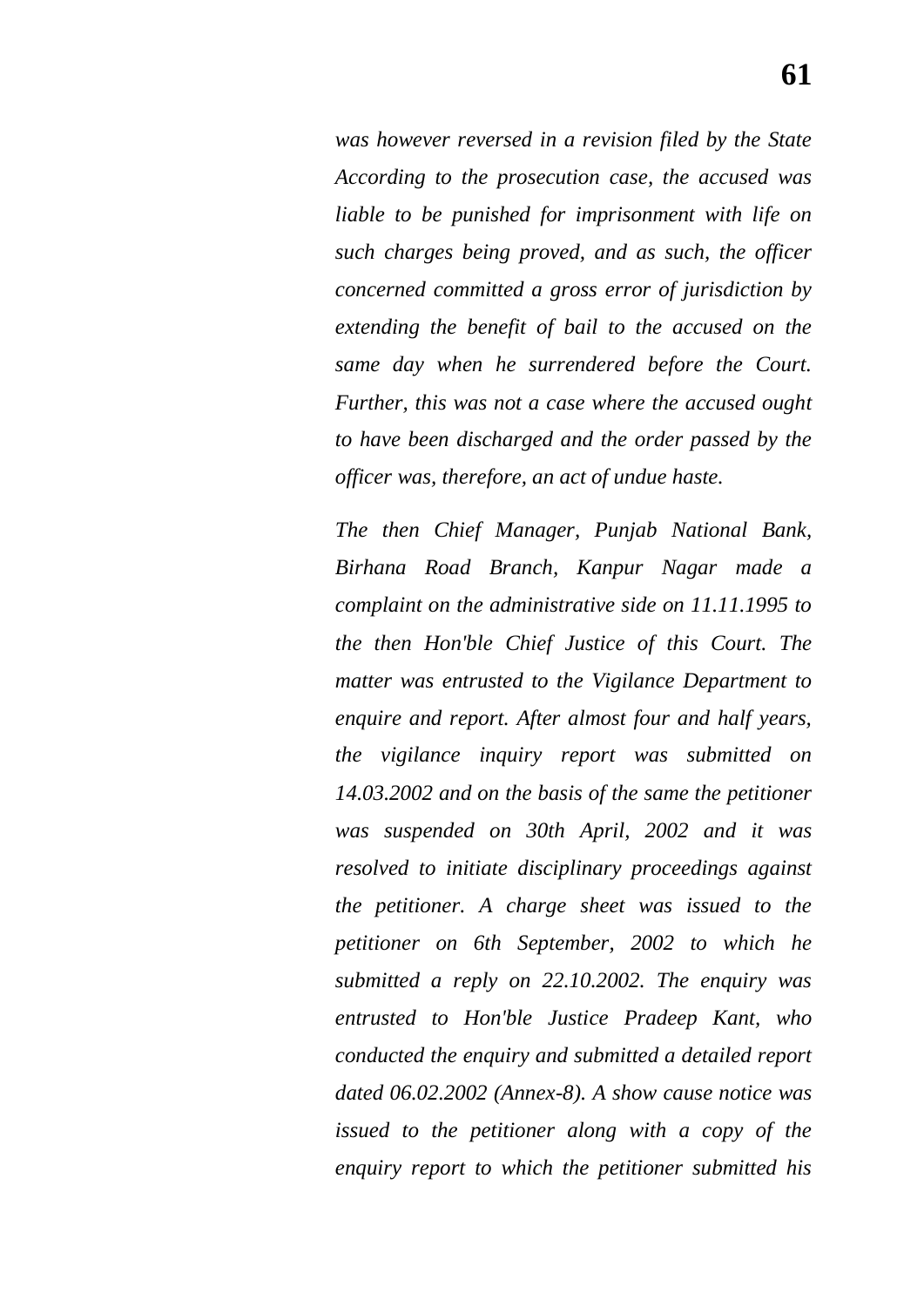*was however reversed in a revision filed by the State According to the prosecution case, the accused was liable to be punished for imprisonment with life on such charges being proved, and as such, the officer concerned committed a gross error of jurisdiction by extending the benefit of bail to the accused on the same day when he surrendered before the Court. Further, this was not a case where the accused ought to have been discharged and the order passed by the officer was, therefore, an act of undue haste.*

*The then Chief Manager, Punjab National Bank, Birhana Road Branch, Kanpur Nagar made a complaint on the administrative side on 11.11.1995 to the then Hon'ble Chief Justice of this Court. The matter was entrusted to the Vigilance Department to enquire and report. After almost four and half years, the vigilance inquiry report was submitted on 14.03.2002 and on the basis of the same the petitioner was suspended on 30th April, 2002 and it was resolved to initiate disciplinary proceedings against the petitioner. A charge sheet was issued to the petitioner on 6th September, 2002 to which he submitted a reply on 22.10.2002. The enquiry was entrusted to Hon'ble Justice Pradeep Kant, who conducted the enquiry and submitted a detailed report dated 06.02.2002 (Annex-8). A show cause notice was issued to the petitioner along with a copy of the enquiry report to which the petitioner submitted his*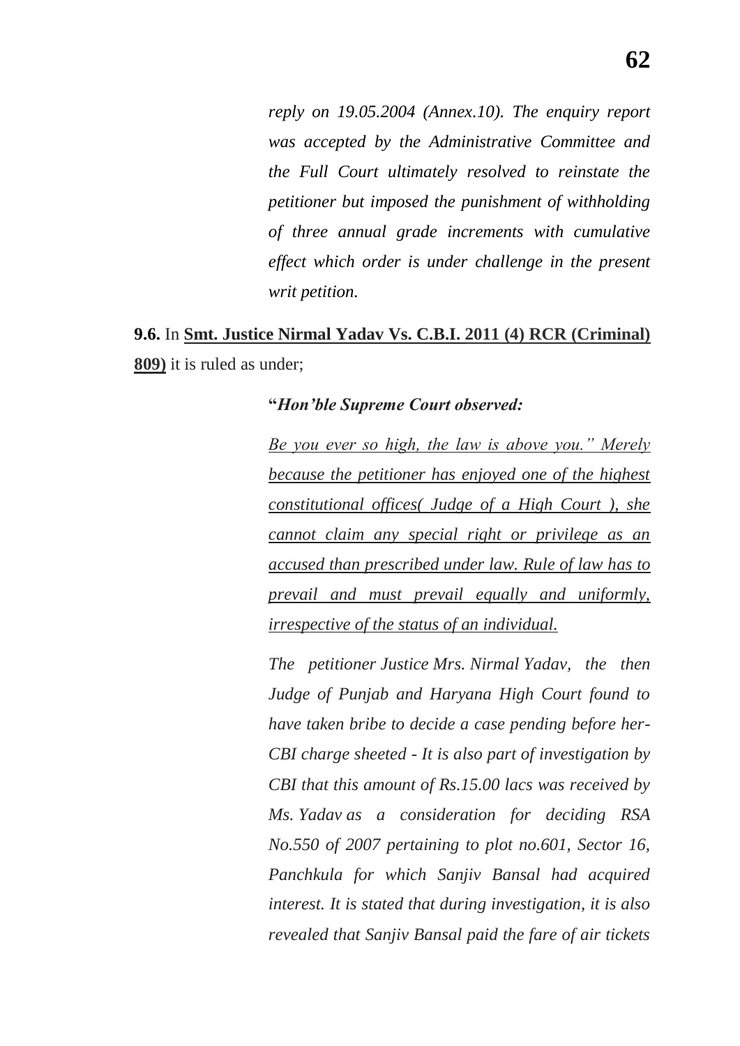*reply on 19.05.2004 (Annex.10). The enquiry report was accepted by the Administrative Committee and the Full Court ultimately resolved to reinstate the petitioner but imposed the punishment of withholding of three annual grade increments with cumulative effect which order is under challenge in the present writ petition.*

**9.6.** In **Smt. Justice Nirmal Yadav Vs. C.B.I. 2011 (4) RCR (Criminal) 809)** it is ruled as under;

**"*Hon'ble Supreme Court observed:***

*Be you ever so high, the law is above you." Merely because the petitioner has enjoyed one of the highest constitutional offices( Judge of a High Court ), she cannot claim any special right or privilege as an accused than prescribed under law. Rule of law has to prevail and must prevail equally and uniformly, irrespective of the status of an individual.*

*The petitioner Justice Mrs. Nirmal Yadav, the then Judge of Punjab and Haryana High Court found to have taken bribe to decide a case pending before her- CBI charge sheeted - It is also part of investigation by CBI that this amount of Rs.15.00 lacs was received by Ms. Yadav as a consideration for deciding RSA No.550 of 2007 pertaining to plot no.601, Sector 16, Panchkula for which Sanjiv Bansal had acquired interest. It is stated that during investigation, it is also revealed that Sanjiv Bansal paid the fare of air tickets*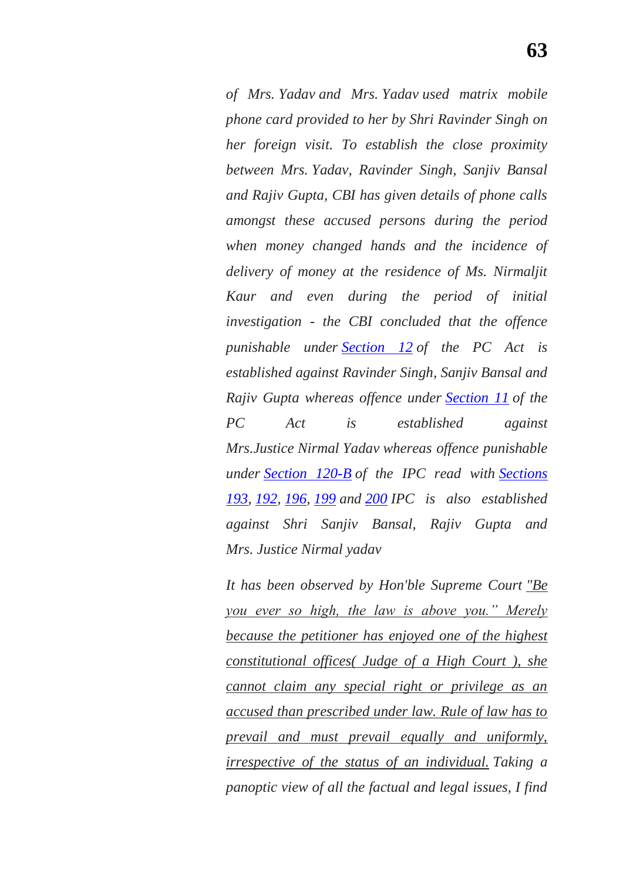*of Mrs. Yadav and Mrs. Yadav used matrix mobile phone card provided to her by Shri Ravinder Singh on her foreign visit. To establish the close proximity between Mrs. Yadav, Ravinder Singh, Sanjiv Bansal and Rajiv Gupta, CBI has given details of phone calls amongst these accused persons during the period when money changed hands and the incidence of delivery of money at the residence of Ms. Nirmaljit Kaur and even during the period of initial investigation - the CBI concluded that the offence punishable under Section 12 of the PC Act is established against Ravinder Singh, Sanjiv Bansal and Rajiv Gupta whereas offence under Section 11 of the PC Act is established against Mrs.Justice Nirmal Yadav whereas offence punishable under Section 120-B of the IPC read with Sections 193, 192, 196, 199 and 200 IPC is also established against Shri Sanjiv Bansal, Rajiv Gupta and Mrs. Justice Nirmal yadav*

*It has been observed by Hon'ble Supreme Court "Be you ever so high, the law is above you." Merely because the petitioner has enjoyed one of the highest constitutional offices( Judge of a High Court ), she cannot claim any special right or privilege as an accused than prescribed under law. Rule of law has to prevail and must prevail equally and uniformly, irrespective of the status of an individual. Taking a panoptic view of all the factual and legal issues, I find*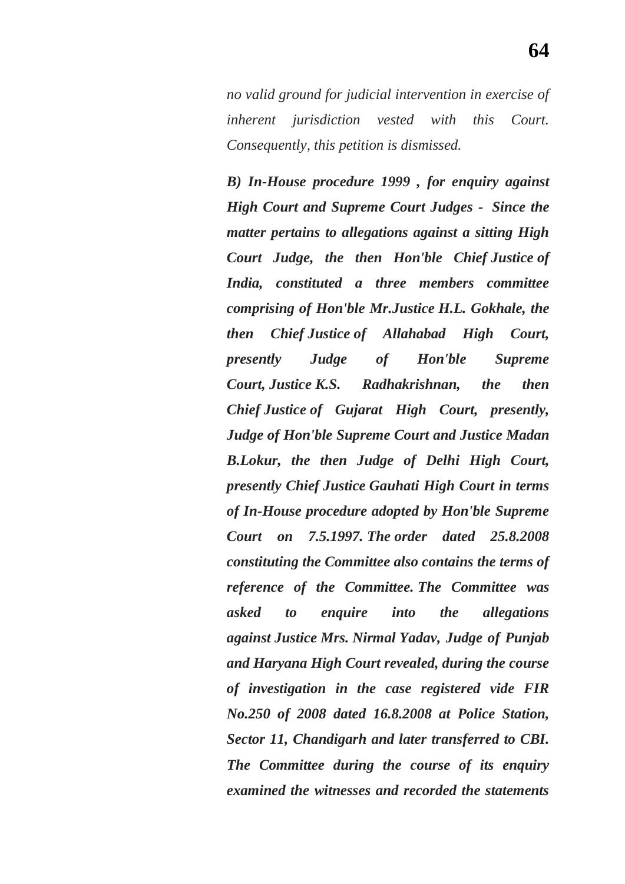*no valid ground for judicial intervention in exercise of inherent jurisdiction vested with this Court. Consequently, this petition is dismissed.*

***B) In-House procedure 1999 , for enquiry against High Court and Supreme Court Judges - Since the matter pertains to allegations against a sitting High Court Judge, the then Hon'ble Chief Justice of India, constituted a three members committee comprising of Hon'ble Mr.Justice H.L. Gokhale, the then Chief Justice of Allahabad High Court, presently Judge of Hon'ble Supreme Court, Justice K.S. Radhakrishnan, the then Chief Justice of Gujarat High Court, presently, Judge of Hon'ble Supreme Court and Justice Madan B.Lokur, the then Judge of Delhi High Court, presently Chief Justice Gauhati High Court in terms of In-House procedure adopted by Hon'ble Supreme Court on 7.5.1997. The order dated 25.8.2008 constituting the Committee also contains the terms of reference of the Committee. The Committee was asked to enquire into the allegations against Justice Mrs. Nirmal Yadav, Judge of Punjab and Haryana High Court revealed, during the course of investigation in the case registered vide FIR No.250 of 2008 dated 16.8.2008 at Police Station, Sector 11, Chandigarh and later transferred to CBI. The Committee during the course of its enquiry examined the witnesses and recorded the statements***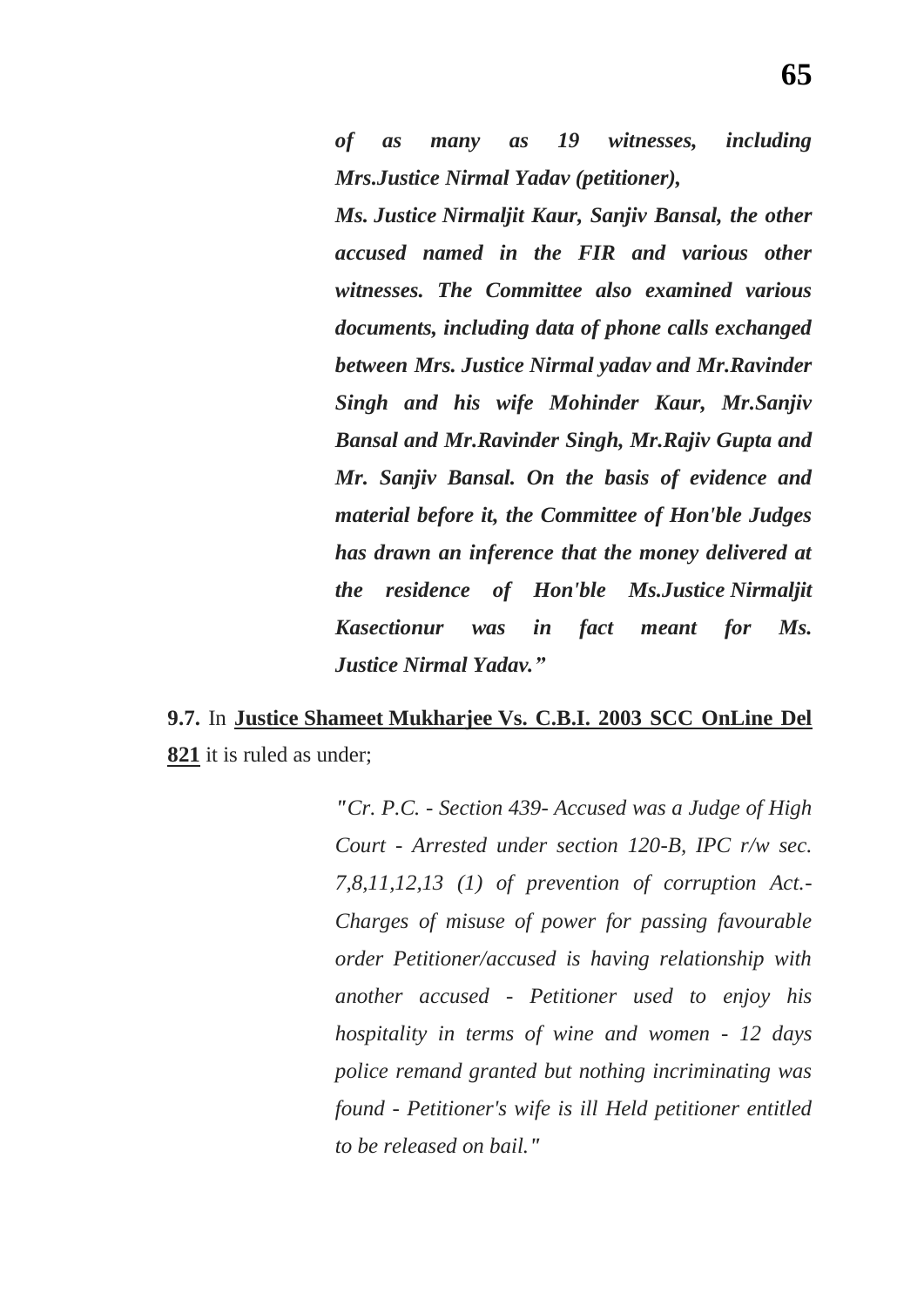*of as many as 19 witnesses, including Mrs.Justice Nirmal Yadav (petitioner),*

***Ms. Justice Nirmaljit Kaur, Sanjiv Bansal, the other accused named in the FIR and various other witnesses. The Committee also examined various documents, including data of phone calls exchanged between Mrs. Justice Nirmal yadav and Mr.Ravinder Singh and his wife Mohinder Kaur, Mr.Sanjiv Bansal and Mr.Ravinder Singh, Mr.Rajiv Gupta and Mr. Sanjiv Bansal. On the basis of evidence and material before it, the Committee of Hon'ble Judges has drawn an inference that the money delivered at the residence of Hon'ble Ms.Justice Nirmaljit Kasectionur was in fact meant for Ms. Justice Nirmal Yadav."***

**9.7.** In **Justice Shameet Mukharjee Vs. C.B.I. 2003 SCC OnLine Del 821** it is ruled as under;

> *"Cr. P.C. - Section 439- Accused was a Judge of High Court - Arrested under section 120-B, IPC r/w sec. 7,8,11,12,13 (1) of prevention of corruption Act.- Charges of misuse of power for passing favourable order Petitioner/accused is having relationship with another accused - Petitioner used to enjoy his hospitality in terms of wine and women - 12 days police remand granted but nothing incriminating was found - Petitioner's wife is ill Held petitioner entitled to be released on bail."*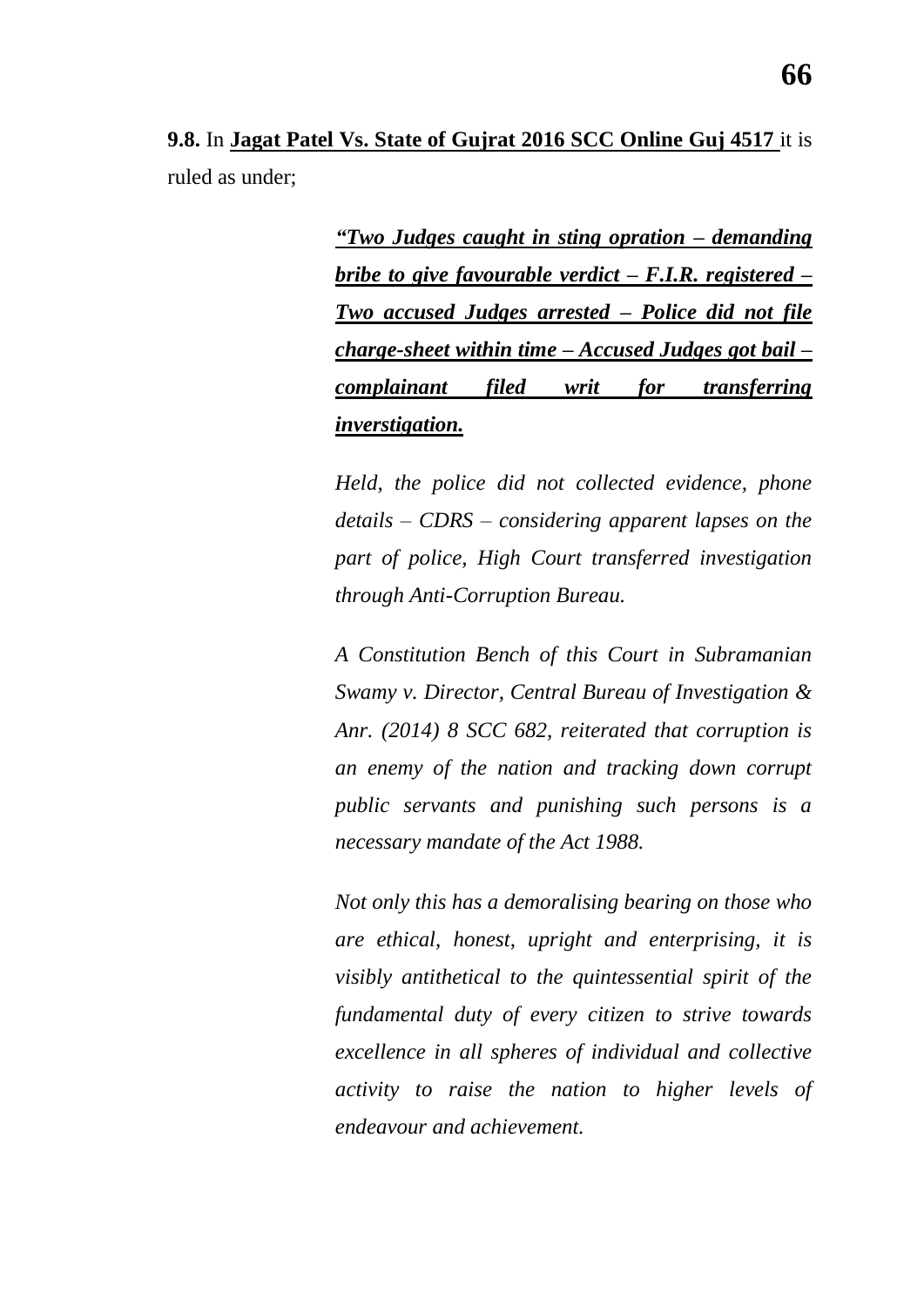**9.8.** In **Jagat Patel Vs. State of Gujrat 2016 SCC Online Guj 4517** it is ruled as under;

> ***"Two Judges caught in sting opration – demanding bribe to give favourable verdict – F.I.R. registered – Two accused Judges arrested – Police did not file charge-sheet within time – Accused Judges got bail – complainant filed writ for transferring inverstigation.***
>
> *Held, the police did not collected evidence, phone details – CDRS – considering apparent lapses on the part of police, High Court transferred investigation through Anti-Corruption Bureau.*
>
> *A Constitution Bench of this Court in Subramanian Swamy v. Director, Central Bureau of Investigation & Anr. (2014) 8 SCC 682, reiterated that corruption is an enemy of the nation and tracking down corrupt public servants and punishing such persons is a necessary mandate of the Act 1988.*
>
> *Not only this has a demoralising bearing on those who are ethical, honest, upright and enterprising, it is visibly antithetical to the quintessential spirit of the fundamental duty of every citizen to strive towards excellence in all spheres of individual and collective activity to raise the nation to higher levels of endeavour and achievement.*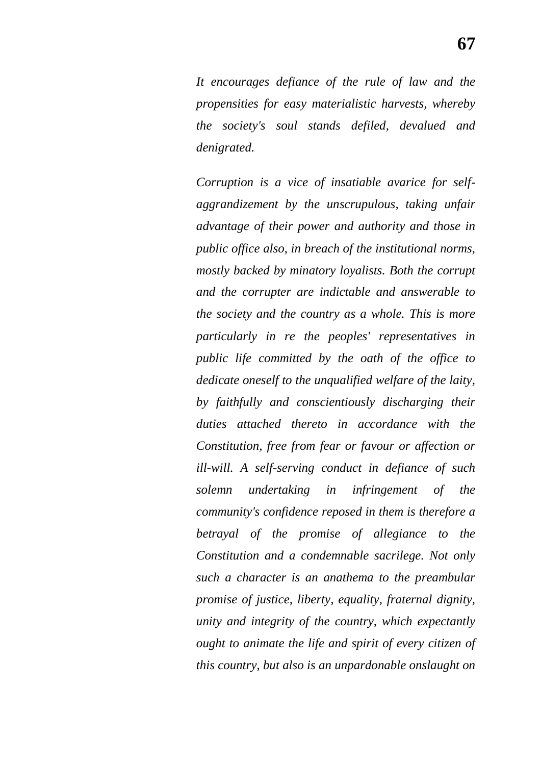*It encourages defiance of the rule of law and the propensities for easy materialistic harvests, whereby the society's soul stands defiled, devalued and denigrated.*

*Corruption is a vice of insatiable avarice for self-aggrandizement by the unscrupulous, taking unfair advantage of their power and authority and those in public office also, in breach of the institutional norms, mostly backed by minatory loyalists. Both the corrupt and the corrupter are indictable and answerable to the society and the country as a whole. This is more particularly in re the peoples' representatives in public life committed by the oath of the office to dedicate oneself to the unqualified welfare of the laity, by faithfully and conscientiously discharging their duties attached thereto in accordance with the Constitution, free from fear or favour or affection or ill-will. A self-serving conduct in defiance of such solemn undertaking in infringement of the community's confidence reposed in them is therefore a betrayal of the promise of allegiance to the Constitution and a condemnable sacrilege. Not only such a character is an anathema to the preambular promise of justice, liberty, equality, fraternal dignity, unity and integrity of the country, which expectantly ought to animate the life and spirit of every citizen of this country, but also is an unpardonable onslaught on*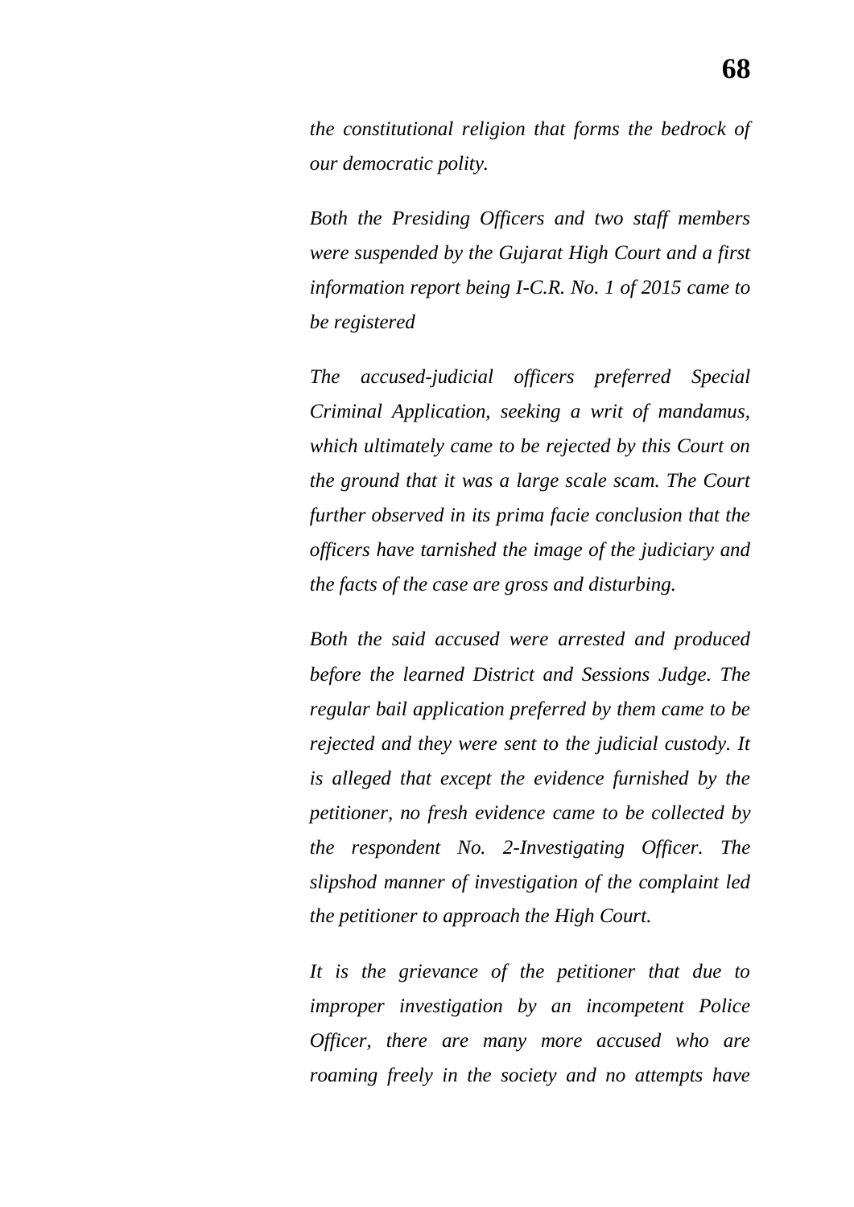*the constitutional religion that forms the bedrock of our democratic polity.*

*Both the Presiding Officers and two staff members were suspended by the Gujarat High Court and a first information report being I-C.R. No. 1 of 2015 came to be registered*

*The accused-judicial officers preferred Special Criminal Application, seeking a writ of mandamus, which ultimately came to be rejected by this Court on the ground that it was a large scale scam. The Court further observed in its prima facie conclusion that the officers have tarnished the image of the judiciary and the facts of the case are gross and disturbing.*

*Both the said accused were arrested and produced before the learned District and Sessions Judge. The regular bail application preferred by them came to be rejected and they were sent to the judicial custody. It is alleged that except the evidence furnished by the petitioner, no fresh evidence came to be collected by the respondent No. 2-Investigating Officer. The slipshod manner of investigation of the complaint led the petitioner to approach the High Court.*

*It is the grievance of the petitioner that due to improper investigation by an incompetent Police Officer, there are many more accused who are roaming freely in the society and no attempts have*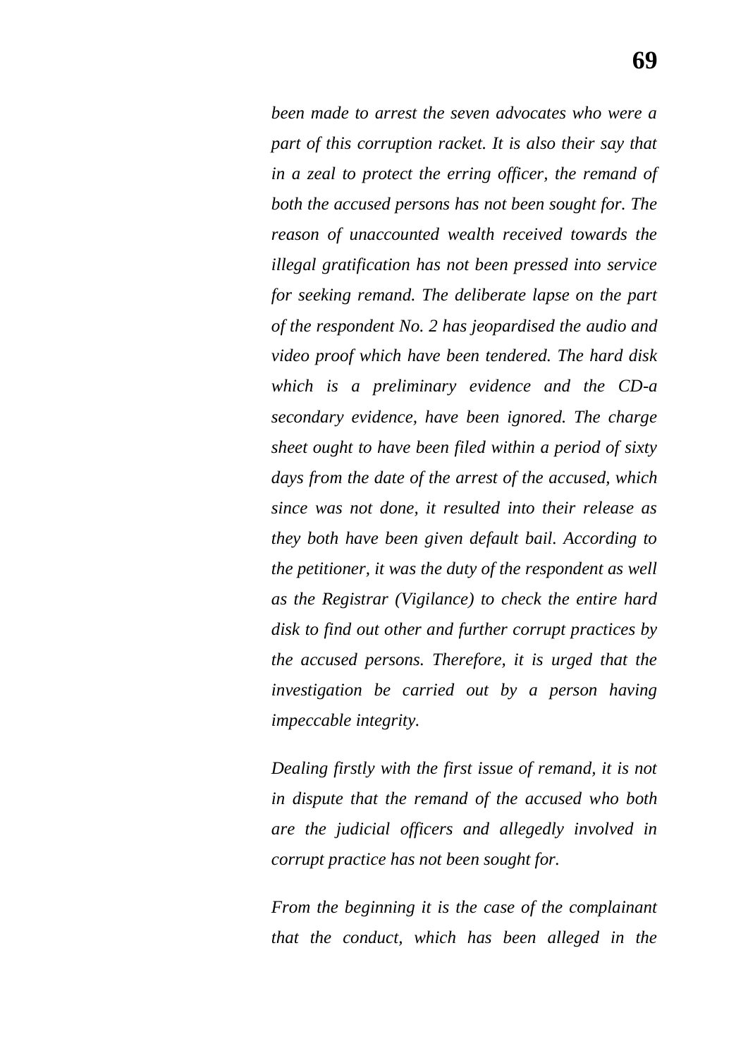*been made to arrest the seven advocates who were a part of this corruption racket. It is also their say that in a zeal to protect the erring officer, the remand of both the accused persons has not been sought for. The reason of unaccounted wealth received towards the illegal gratification has not been pressed into service for seeking remand. The deliberate lapse on the part of the respondent No. 2 has jeopardised the audio and video proof which have been tendered. The hard disk which is a preliminary evidence and the CD-a secondary evidence, have been ignored. The charge sheet ought to have been filed within a period of sixty days from the date of the arrest of the accused, which since was not done, it resulted into their release as they both have been given default bail. According to the petitioner, it was the duty of the respondent as well as the Registrar (Vigilance) to check the entire hard disk to find out other and further corrupt practices by the accused persons. Therefore, it is urged that the investigation be carried out by a person having impeccable integrity.*

*Dealing firstly with the first issue of remand, it is not in dispute that the remand of the accused who both are the judicial officers and allegedly involved in corrupt practice has not been sought for.*

*From the beginning it is the case of the complainant that the conduct, which has been alleged in the*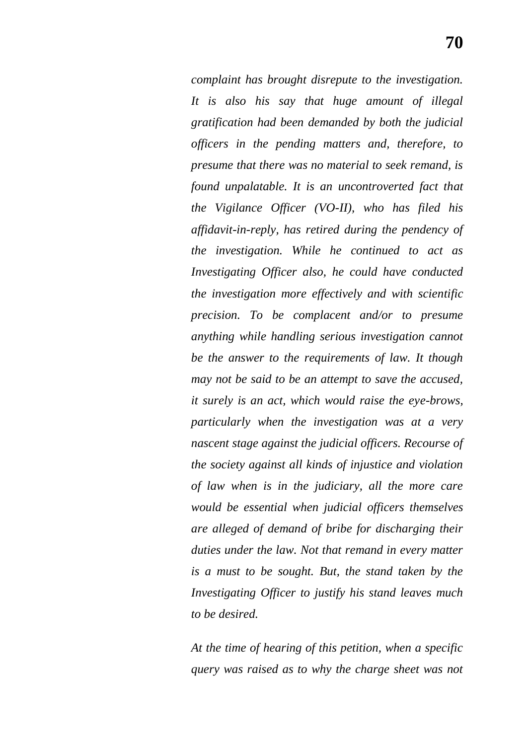*complaint has brought disrepute to the investigation. It is also his say that huge amount of illegal gratification had been demanded by both the judicial officers in the pending matters and, therefore, to presume that there was no material to seek remand, is found unpalatable. It is an uncontroverted fact that the Vigilance Officer (VO-II), who has filed his affidavit-in-reply, has retired during the pendency of the investigation. While he continued to act as Investigating Officer also, he could have conducted the investigation more effectively and with scientific precision. To be complacent and/or to presume anything while handling serious investigation cannot be the answer to the requirements of law. It though may not be said to be an attempt to save the accused, it surely is an act, which would raise the eye-brows, particularly when the investigation was at a very nascent stage against the judicial officers. Recourse of the society against all kinds of injustice and violation of law when is in the judiciary, all the more care would be essential when judicial officers themselves are alleged of demand of bribe for discharging their duties under the law. Not that remand in every matter is a must to be sought. But, the stand taken by the Investigating Officer to justify his stand leaves much to be desired.*

*At the time of hearing of this petition, when a specific query was raised as to why the charge sheet was not*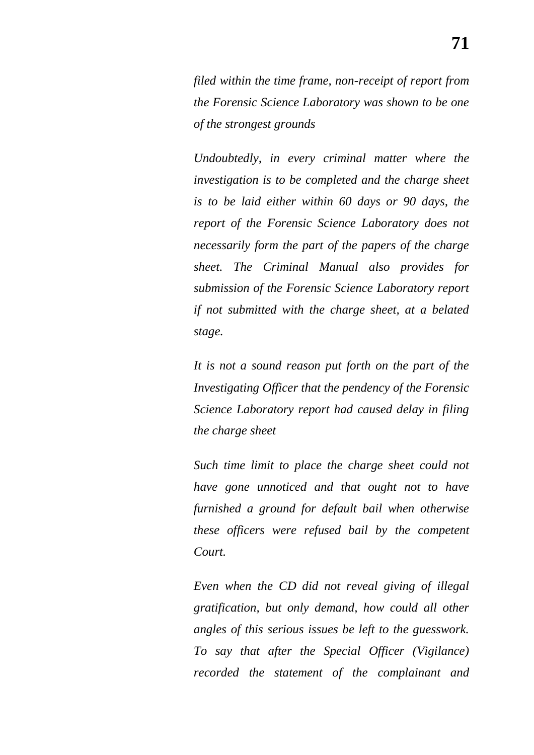*filed within the time frame, non-receipt of report from the Forensic Science Laboratory was shown to be one of the strongest grounds*

*Undoubtedly, in every criminal matter where the investigation is to be completed and the charge sheet is to be laid either within 60 days or 90 days, the report of the Forensic Science Laboratory does not necessarily form the part of the papers of the charge sheet. The Criminal Manual also provides for submission of the Forensic Science Laboratory report if not submitted with the charge sheet, at a belated stage.*

*It is not a sound reason put forth on the part of the Investigating Officer that the pendency of the Forensic Science Laboratory report had caused delay in filing the charge sheet*

*Such time limit to place the charge sheet could not have gone unnoticed and that ought not to have furnished a ground for default bail when otherwise these officers were refused bail by the competent Court.*

*Even when the CD did not reveal giving of illegal gratification, but only demand, how could all other angles of this serious issues be left to the guesswork. To say that after the Special Officer (Vigilance) recorded the statement of the complainant and*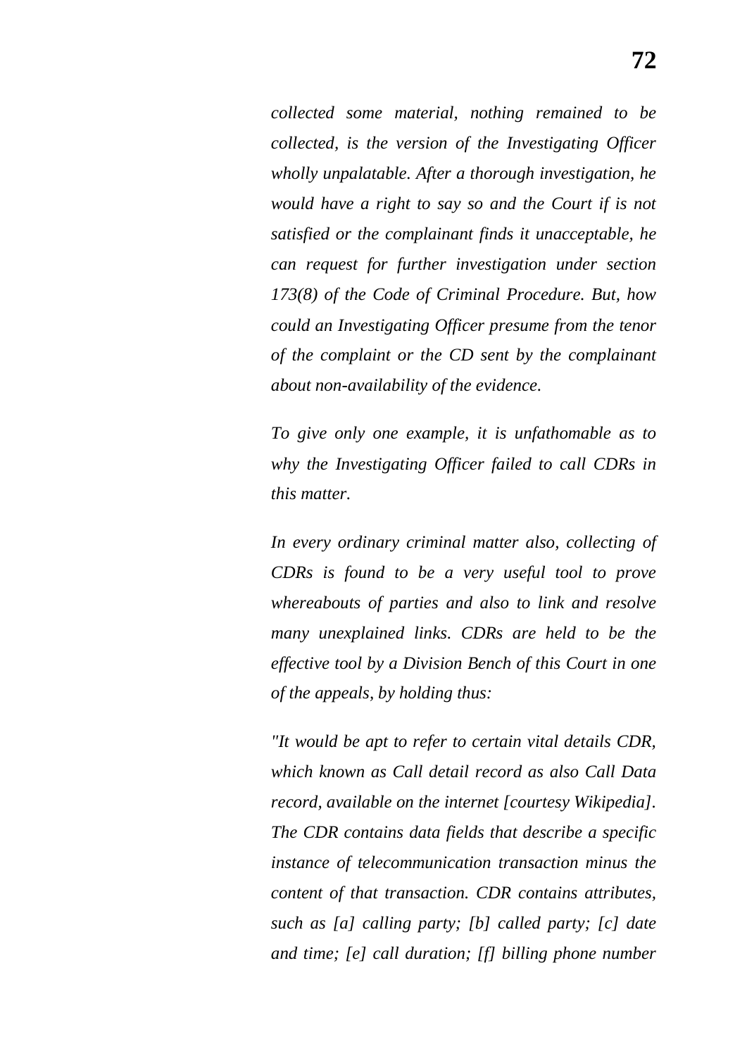*collected some material, nothing remained to be collected, is the version of the Investigating Officer wholly unpalatable. After a thorough investigation, he would have a right to say so and the Court if is not satisfied or the complainant finds it unacceptable, he can request for further investigation under section 173(8) of the Code of Criminal Procedure. But, how could an Investigating Officer presume from the tenor of the complaint or the CD sent by the complainant about non-availability of the evidence.*

*To give only one example, it is unfathomable as to why the Investigating Officer failed to call CDRs in this matter.*

*In every ordinary criminal matter also, collecting of CDRs is found to be a very useful tool to prove whereabouts of parties and also to link and resolve many unexplained links. CDRs are held to be the effective tool by a Division Bench of this Court in one of the appeals, by holding thus:*

*"It would be apt to refer to certain vital details CDR, which known as Call detail record as also Call Data record, available on the internet [courtesy Wikipedia]. The CDR contains data fields that describe a specific instance of telecommunication transaction minus the content of that transaction. CDR contains attributes, such as [a] calling party; [b] called party; [c] date and time; [e] call duration; [f] billing phone number*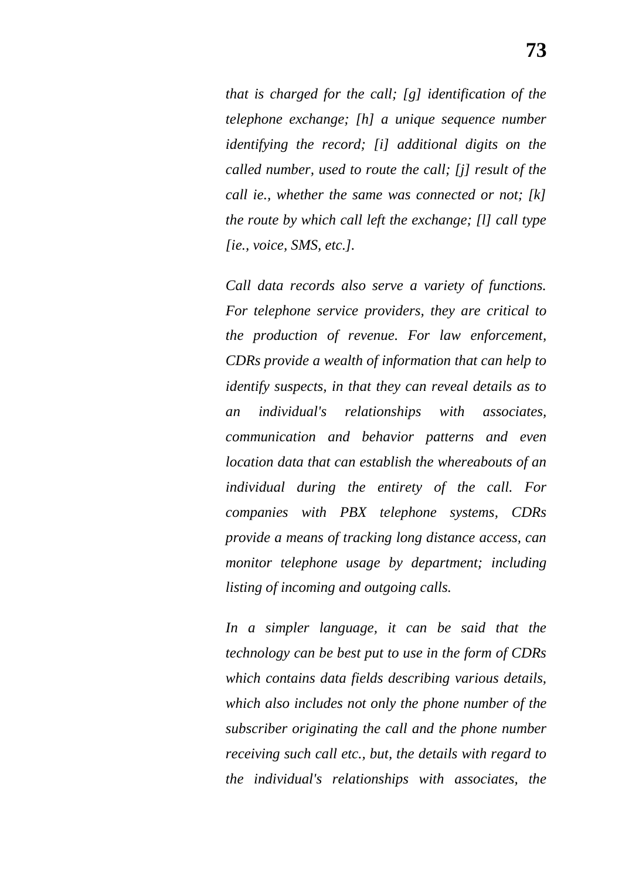*that is charged for the call; [g] identification of the telephone exchange; [h] a unique sequence number identifying the record; [i] additional digits on the called number, used to route the call; [j] result of the call ie., whether the same was connected or not; [k] the route by which call left the exchange; [l] call type [ie., voice, SMS, etc.].*

*Call data records also serve a variety of functions. For telephone service providers, they are critical to the production of revenue. For law enforcement, CDRs provide a wealth of information that can help to identify suspects, in that they can reveal details as to an individual's relationships with associates, communication and behavior patterns and even location data that can establish the whereabouts of an individual during the entirety of the call. For companies with PBX telephone systems, CDRs provide a means of tracking long distance access, can monitor telephone usage by department; including listing of incoming and outgoing calls.*

*In a simpler language, it can be said that the technology can be best put to use in the form of CDRs which contains data fields describing various details, which also includes not only the phone number of the subscriber originating the call and the phone number receiving such call etc., but, the details with regard to the individual's relationships with associates, the*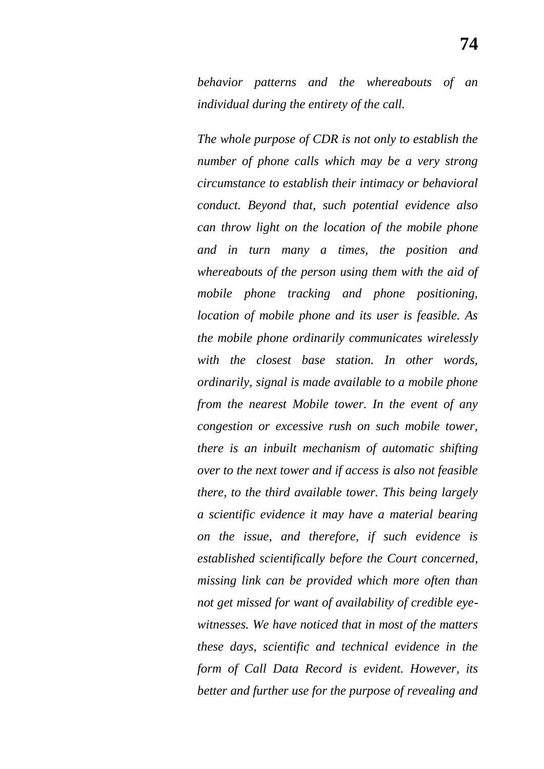*behavior patterns and the whereabouts of an individual during the entirety of the call.*

*The whole purpose of CDR is not only to establish the number of phone calls which may be a very strong circumstance to establish their intimacy or behavioral conduct. Beyond that, such potential evidence also can throw light on the location of the mobile phone and in turn many a times, the position and whereabouts of the person using them with the aid of mobile phone tracking and phone positioning, location of mobile phone and its user is feasible. As the mobile phone ordinarily communicates wirelessly with the closest base station. In other words, ordinarily, signal is made available to a mobile phone from the nearest Mobile tower. In the event of any congestion or excessive rush on such mobile tower, there is an inbuilt mechanism of automatic shifting over to the next tower and if access is also not feasible there, to the third available tower. This being largely a scientific evidence it may have a material bearing on the issue, and therefore, if such evidence is established scientifically before the Court concerned, missing link can be provided which more often than not get missed for want of availability of credible eye-witnesses. We have noticed that in most of the matters these days, scientific and technical evidence in the form of Call Data Record is evident. However, its better and further use for the purpose of revealing and*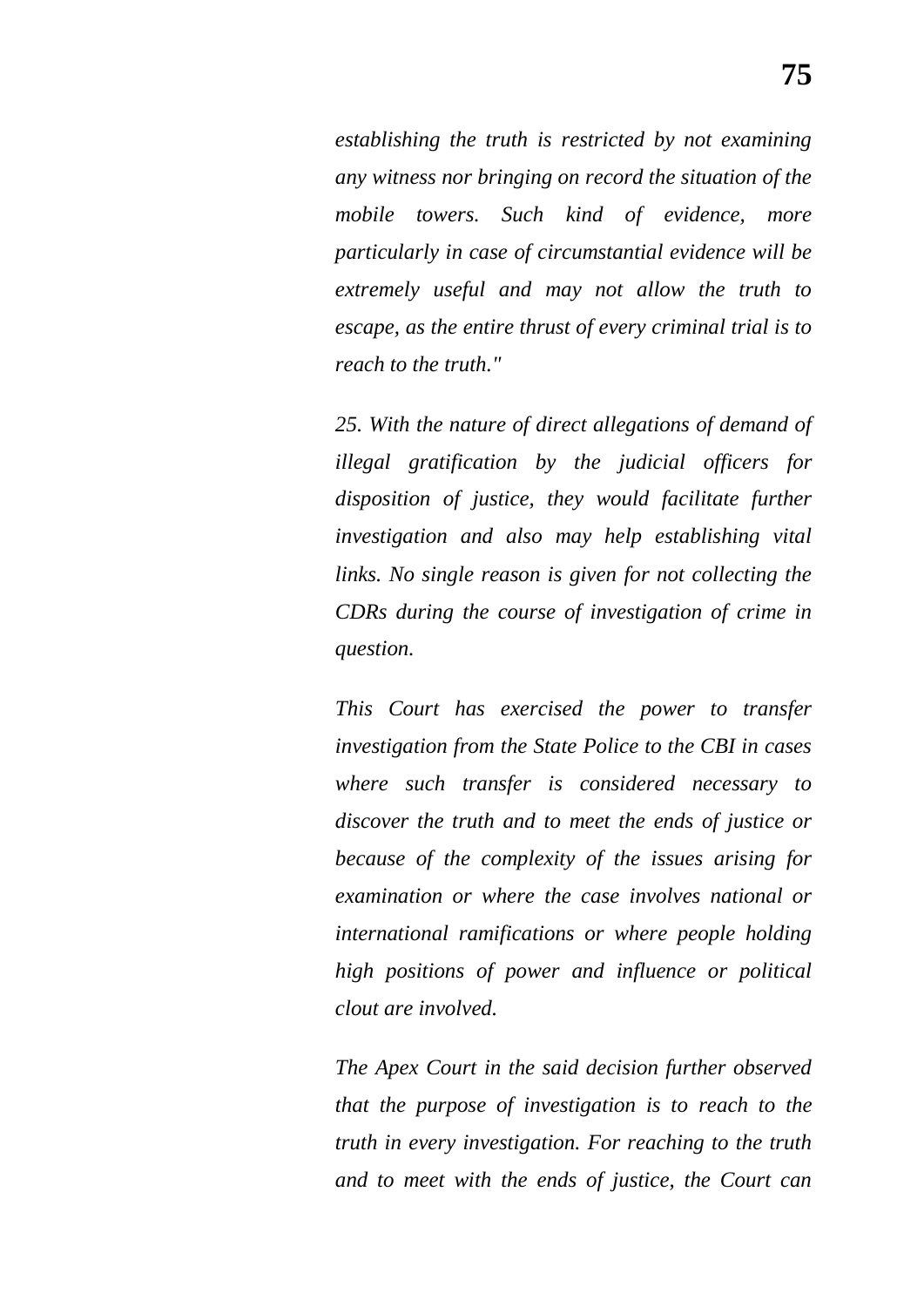*establishing the truth is restricted by not examining any witness nor bringing on record the situation of the mobile towers. Such kind of evidence, more particularly in case of circumstantial evidence will be extremely useful and may not allow the truth to escape, as the entire thrust of every criminal trial is to reach to the truth."*

*25. With the nature of direct allegations of demand of illegal gratification by the judicial officers for disposition of justice, they would facilitate further investigation and also may help establishing vital links. No single reason is given for not collecting the CDRs during the course of investigation of crime in question.*

*This Court has exercised the power to transfer investigation from the State Police to the CBI in cases where such transfer is considered necessary to discover the truth and to meet the ends of justice or because of the complexity of the issues arising for examination or where the case involves national or international ramifications or where people holding high positions of power and influence or political clout are involved.*

*The Apex Court in the said decision further observed that the purpose of investigation is to reach to the truth in every investigation. For reaching to the truth and to meet with the ends of justice, the Court can*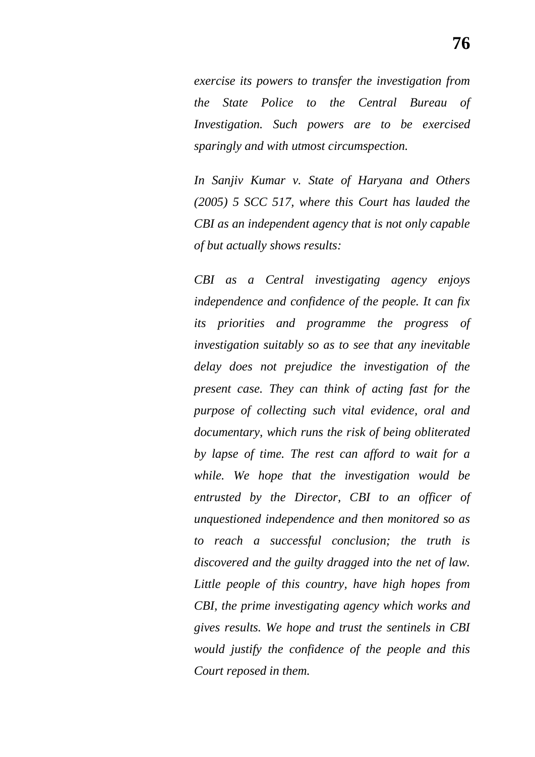*exercise its powers to transfer the investigation from the State Police to the Central Bureau of Investigation. Such powers are to be exercised sparingly and with utmost circumspection.*

*In Sanjiv Kumar v. State of Haryana and Others (2005) 5 SCC 517, where this Court has lauded the CBI as an independent agency that is not only capable of but actually shows results:*

*CBI as a Central investigating agency enjoys independence and confidence of the people. It can fix its priorities and programme the progress of investigation suitably so as to see that any inevitable delay does not prejudice the investigation of the present case. They can think of acting fast for the purpose of collecting such vital evidence, oral and documentary, which runs the risk of being obliterated by lapse of time. The rest can afford to wait for a while. We hope that the investigation would be entrusted by the Director, CBI to an officer of unquestioned independence and then monitored so as to reach a successful conclusion; the truth is discovered and the guilty dragged into the net of law. Little people of this country, have high hopes from CBI, the prime investigating agency which works and gives results. We hope and trust the sentinels in CBI would justify the confidence of the people and this Court reposed in them.*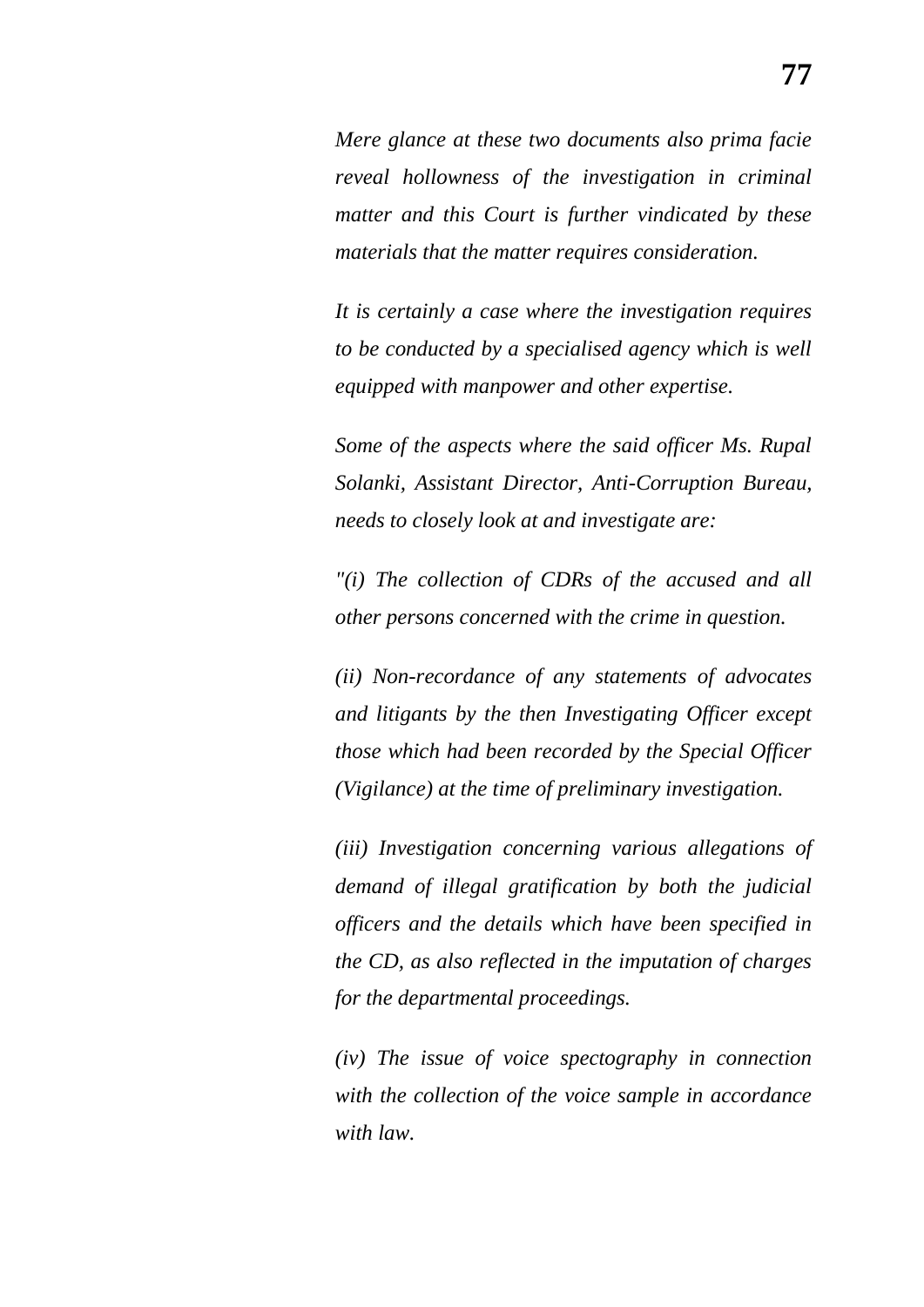*Mere glance at these two documents also prima facie reveal hollowness of the investigation in criminal matter and this Court is further vindicated by these materials that the matter requires consideration.*

*It is certainly a case where the investigation requires to be conducted by a specialised agency which is well equipped with manpower and other expertise.*

*Some of the aspects where the said officer Ms. Rupal Solanki, Assistant Director, Anti-Corruption Bureau, needs to closely look at and investigate are:*

*"(i) The collection of CDRs of the accused and all other persons concerned with the crime in question.*

*(ii) Non-recordance of any statements of advocates and litigants by the then Investigating Officer except those which had been recorded by the Special Officer (Vigilance) at the time of preliminary investigation.*

*(iii) Investigation concerning various allegations of demand of illegal gratification by both the judicial officers and the details which have been specified in the CD, as also reflected in the imputation of charges for the departmental proceedings.*

*(iv) The issue of voice spectography in connection with the collection of the voice sample in accordance with law.*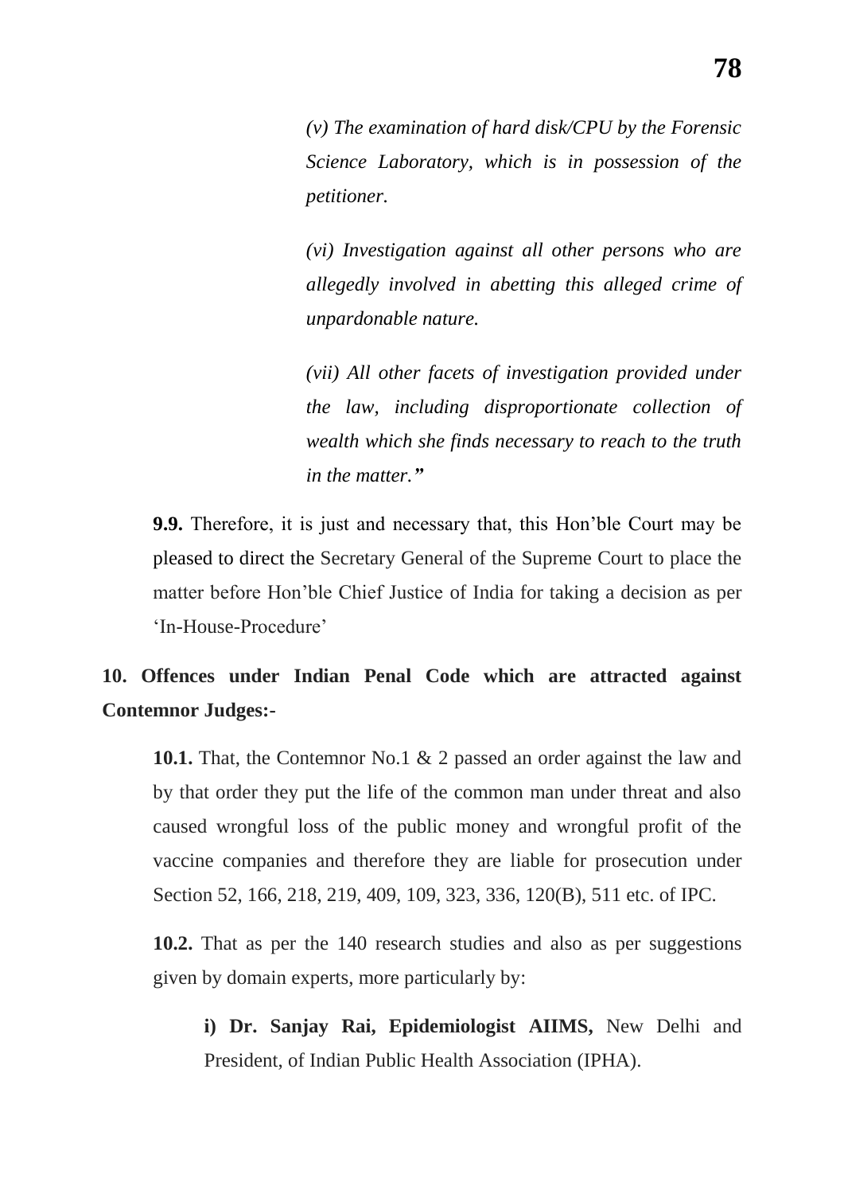*(v) The examination of hard disk/CPU by the Forensic Science Laboratory, which is in possession of the petitioner.*

*(vi) Investigation against all other persons who are allegedly involved in abetting this alleged crime of unpardonable nature.*

*(vii) All other facets of investigation provided under the law, including disproportionate collection of wealth which she finds necessary to reach to the truth in the matter.*"

**9.9.** Therefore, it is just and necessary that, this Hon'ble Court may be pleased to direct the Secretary General of the Supreme Court to place the matter before Hon'ble Chief Justice of India for taking a decision as per 'In-House-Procedure'

**10. Offences under Indian Penal Code which are attracted against Contemnor Judges:-**

**10.1.** That, the Contemnor No.1 & 2 passed an order against the law and by that order they put the life of the common man under threat and also caused wrongful loss of the public money and wrongful profit of the vaccine companies and therefore they are liable for prosecution under Section 52, 166, 218, 219, 409, 109, 323, 336, 120(B), 511 etc. of IPC.

**10.2.** That as per the 140 research studies and also as per suggestions given by domain experts, more particularly by:

**i) Dr. Sanjay Rai, Epidemiologist AIIMS,** New Delhi and President, of Indian Public Health Association (IPHA).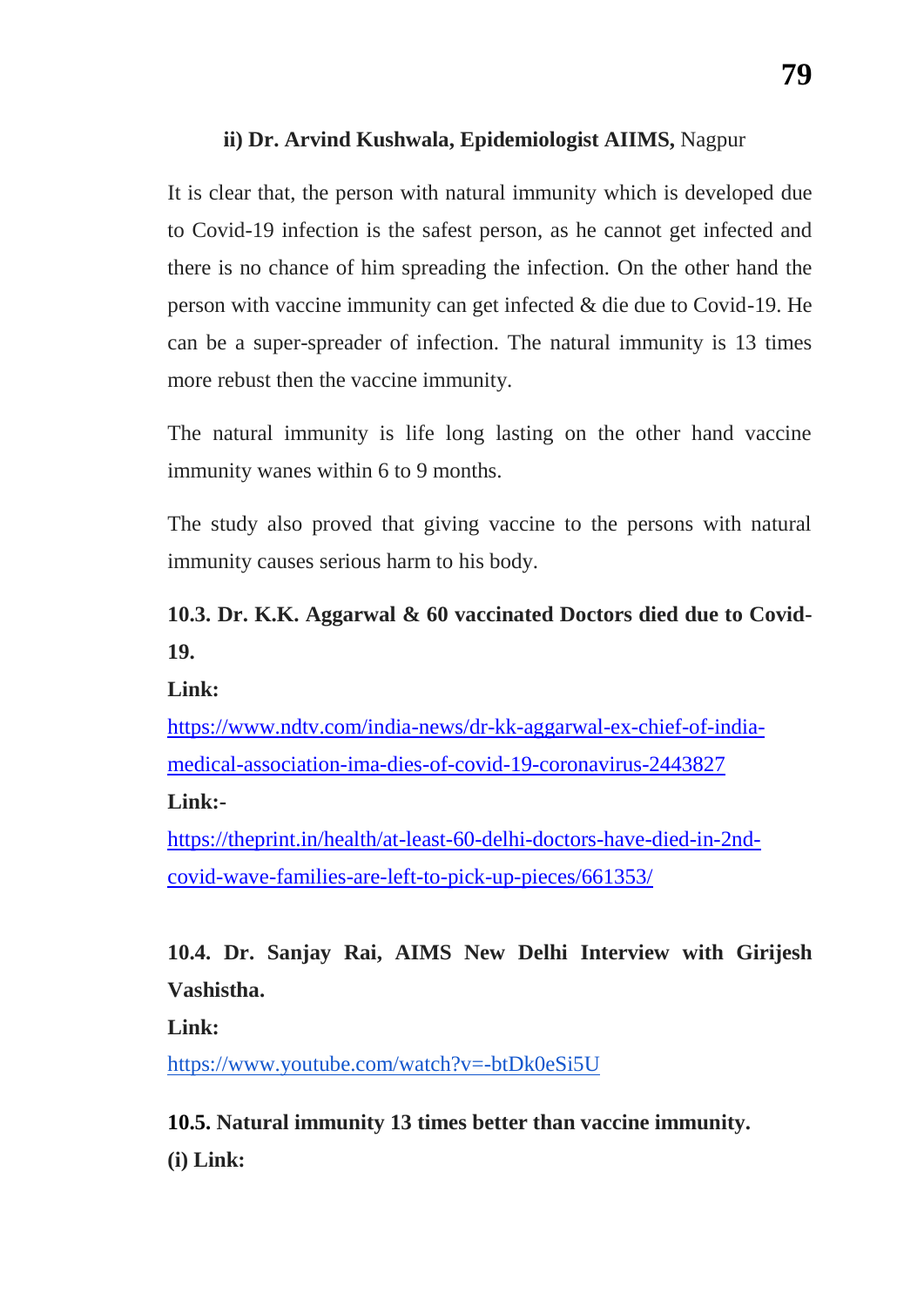**ii) Dr. Arvind Kushwala, Epidemiologist AIIMS,** Nagpur

It is clear that, the person with natural immunity which is developed due to Covid-19 infection is the safest person, as he cannot get infected and there is no chance of him spreading the infection. On the other hand the person with vaccine immunity can get infected & die due to Covid-19. He can be a super-spreader of infection. The natural immunity is 13 times more rebust then the vaccine immunity.

The natural immunity is life long lasting on the other hand vaccine immunity wanes within 6 to 9 months.

The study also proved that giving vaccine to the persons with natural immunity causes serious harm to his body.

**10.3. Dr. K.K. Aggarwal & 60 vaccinated Doctors died due to Covid-19.**

**Link:**

https://www.ndtv.com/india-news/dr-kk-aggarwal-ex-chief-of-india-medical-association-ima-dies-of-covid-19-coronavirus-2443827

**Link:-**

https://theprint.in/health/at-least-60-delhi-doctors-have-died-in-2nd-covid-wave-families-are-left-to-pick-up-pieces/661353/

**10.4. Dr. Sanjay Rai, AIMS New Delhi Interview with Girijesh Vashistha.**

**Link:**

https://www.youtube.com/watch?v=-btDk0eSi5U

**10.5. Natural immunity 13 times better than vaccine immunity.**

**(i) Link:**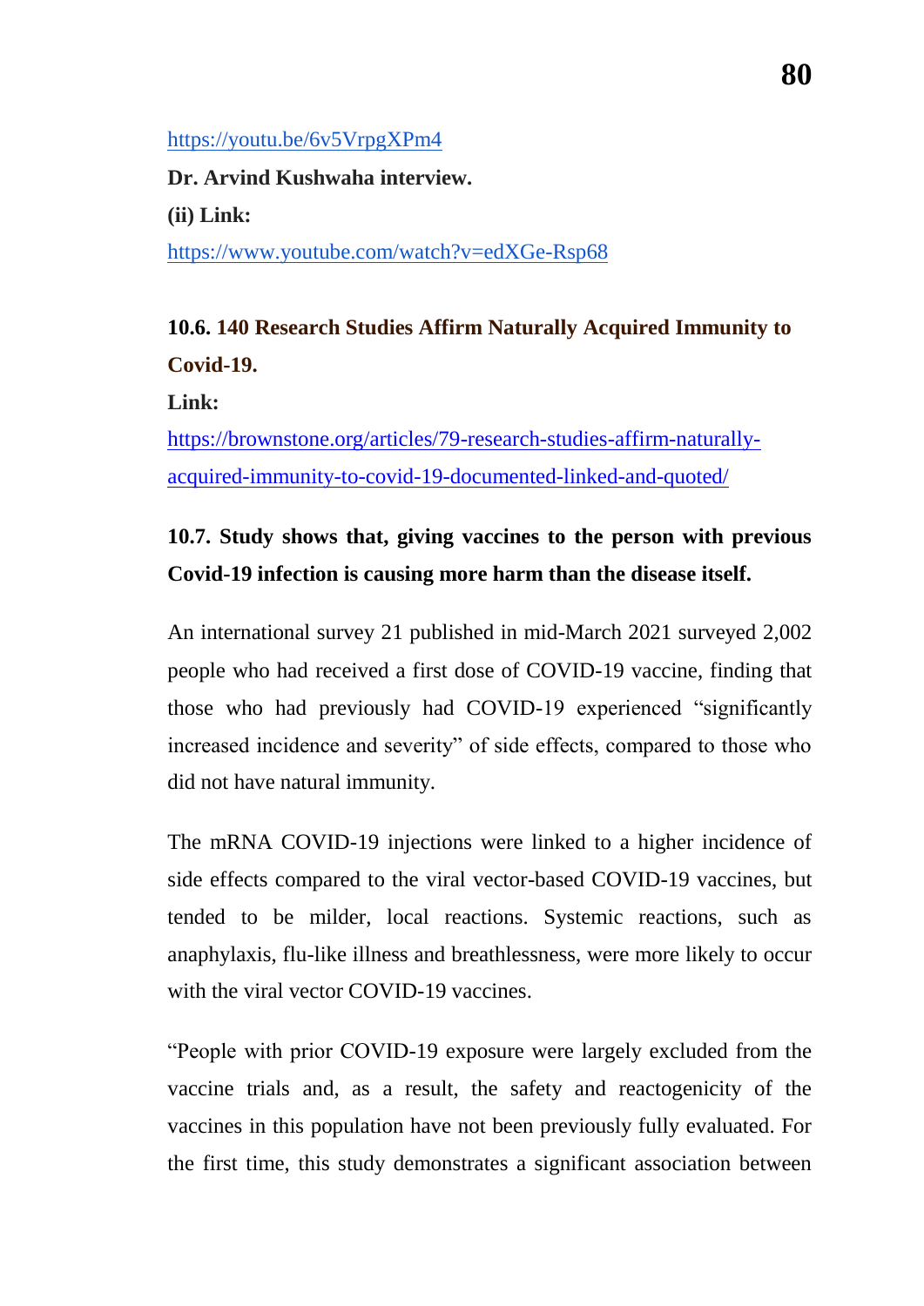https://youtu.be/6v5VrpgXPm4

**Dr. Arvind Kushwaha interview.**

**(ii) Link:**

https://www.youtube.com/watch?v=edXGe-Rsp68

### 10.6. 140 Research Studies Affirm Naturally Acquired Immunity to Covid-19.

**Link:**

https://brownstone.org/articles/79-research-studies-affirm-naturally-acquired-immunity-to-covid-19-documented-linked-and-quoted/

### 10.7. Study shows that, giving vaccines to the person with previous Covid-19 infection is causing more harm than the disease itself.

An international survey 21 published in mid-March 2021 surveyed 2,002 people who had received a first dose of COVID-19 vaccine, finding that those who had previously had COVID-19 experienced "significantly increased incidence and severity" of side effects, compared to those who did not have natural immunity.

The mRNA COVID-19 injections were linked to a higher incidence of side effects compared to the viral vector-based COVID-19 vaccines, but tended to be milder, local reactions. Systemic reactions, such as anaphylaxis, flu-like illness and breathlessness, were more likely to occur with the viral vector COVID-19 vaccines.

"People with prior COVID-19 exposure were largely excluded from the vaccine trials and, as a result, the safety and reactogenicity of the vaccines in this population have not been previously fully evaluated. For the first time, this study demonstrates a significant association between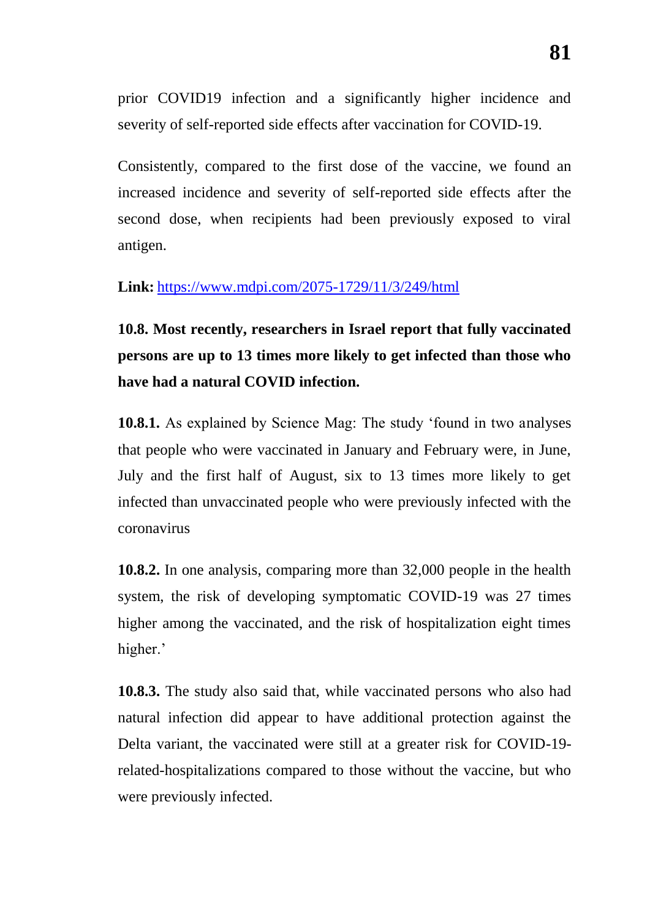prior COVID19 infection and a significantly higher incidence and severity of self-reported side effects after vaccination for COVID-19.

Consistently, compared to the first dose of the vaccine, we found an increased incidence and severity of self-reported side effects after the second dose, when recipients had been previously exposed to viral antigen.

**Link:** https://www.mdpi.com/2075-1729/11/3/249/html

**10.8. Most recently, researchers in Israel report that fully vaccinated persons are up to 13 times more likely to get infected than those who have had a natural COVID infection.**

**10.8.1.** As explained by Science Mag: The study 'found in two analyses that people who were vaccinated in January and February were, in June, July and the first half of August, six to 13 times more likely to get infected than unvaccinated people who were previously infected with the coronavirus

**10.8.2.** In one analysis, comparing more than 32,000 people in the health system, the risk of developing symptomatic COVID-19 was 27 times higher among the vaccinated, and the risk of hospitalization eight times higher.'

**10.8.3.** The study also said that, while vaccinated persons who also had natural infection did appear to have additional protection against the Delta variant, the vaccinated were still at a greater risk for COVID-19-related-hospitalizations compared to those without the vaccine, but who were previously infected.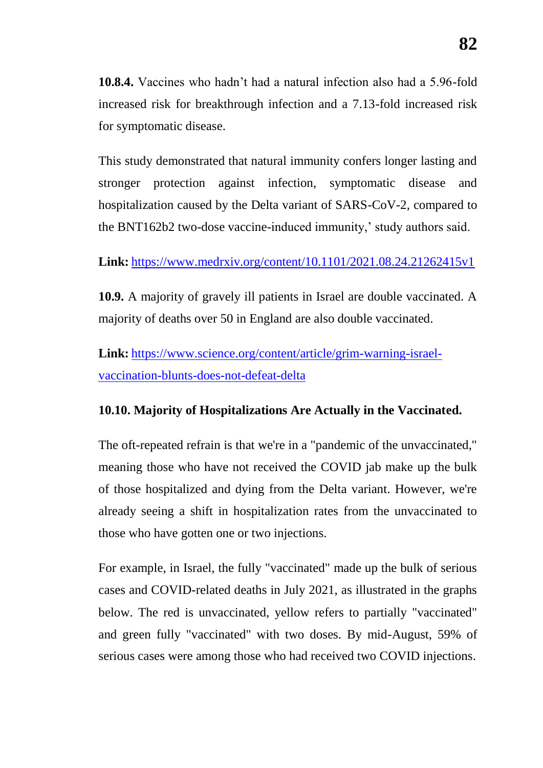**10.8.4.** Vaccines who hadn't had a natural infection also had a 5.96-fold increased risk for breakthrough infection and a 7.13-fold increased risk for symptomatic disease.

This study demonstrated that natural immunity confers longer lasting and stronger protection against infection, symptomatic disease and hospitalization caused by the Delta variant of SARS-CoV-2, compared to the BNT162b2 two-dose vaccine-induced immunity,' study authors said.

**Link:** https://www.medrxiv.org/content/10.1101/2021.08.24.21262415v1

**10.9.** A majority of gravely ill patients in Israel are double vaccinated. A majority of deaths over 50 in England are also double vaccinated.

**Link:** https://www.science.org/content/article/grim-warning-israel-vaccination-blunts-does-not-defeat-delta

**10.10. Majority of Hospitalizations Are Actually in the Vaccinated.**

The oft-repeated refrain is that we're in a "pandemic of the unvaccinated," meaning those who have not received the COVID jab make up the bulk of those hospitalized and dying from the Delta variant. However, we're already seeing a shift in hospitalization rates from the unvaccinated to those who have gotten one or two injections.

For example, in Israel, the fully "vaccinated" made up the bulk of serious cases and COVID-related deaths in July 2021, as illustrated in the graphs below. The red is unvaccinated, yellow refers to partially "vaccinated" and green fully "vaccinated" with two doses. By mid-August, 59% of serious cases were among those who had received two COVID injections.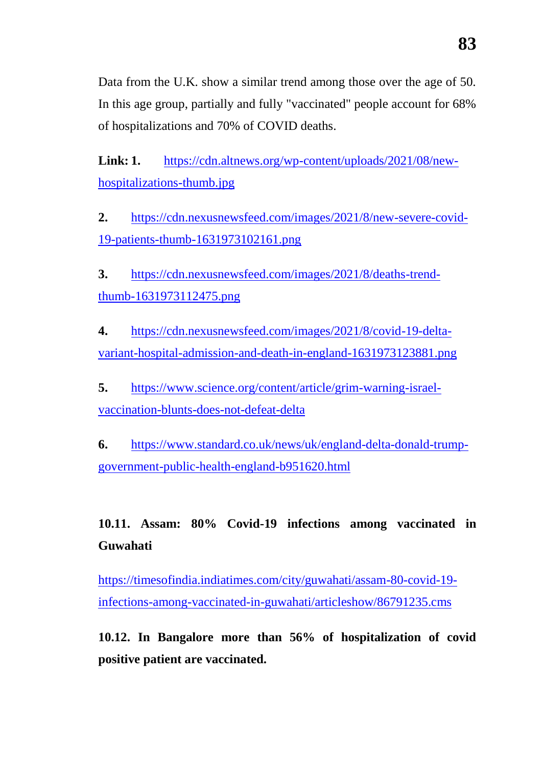Data from the U.K. show a similar trend among those over the age of 50. In this age group, partially and fully "vaccinated" people account for 68% of hospitalizations and 70% of COVID deaths.

**Link: 1.** https://cdn.altnews.org/wp-content/uploads/2021/08/new-hospitalizations-thumb.jpg

**2.** https://cdn.nexusnewsfeed.com/images/2021/8/new-severe-covid-19-patients-thumb-1631973102161.png

**3.** https://cdn.nexusnewsfeed.com/images/2021/8/deaths-trend-thumb-1631973112475.png

**4.** https://cdn.nexusnewsfeed.com/images/2021/8/covid-19-delta-variant-hospital-admission-and-death-in-england-1631973123881.png

**5.** https://www.science.org/content/article/grim-warning-israel-vaccination-blunts-does-not-defeat-delta

**6.** https://www.standard.co.uk/news/uk/england-delta-donald-trump-government-public-health-england-b951620.html

### 10.11. Assam: 80% Covid-19 infections among vaccinated in Guwahati

https://timesofindia.indiatimes.com/city/guwahati/assam-80-covid-19-infections-among-vaccinated-in-guwahati/articleshow/86791235.cms

### 10.12. In Bangalore more than 56% of hospitalization of covid positive patient are vaccinated.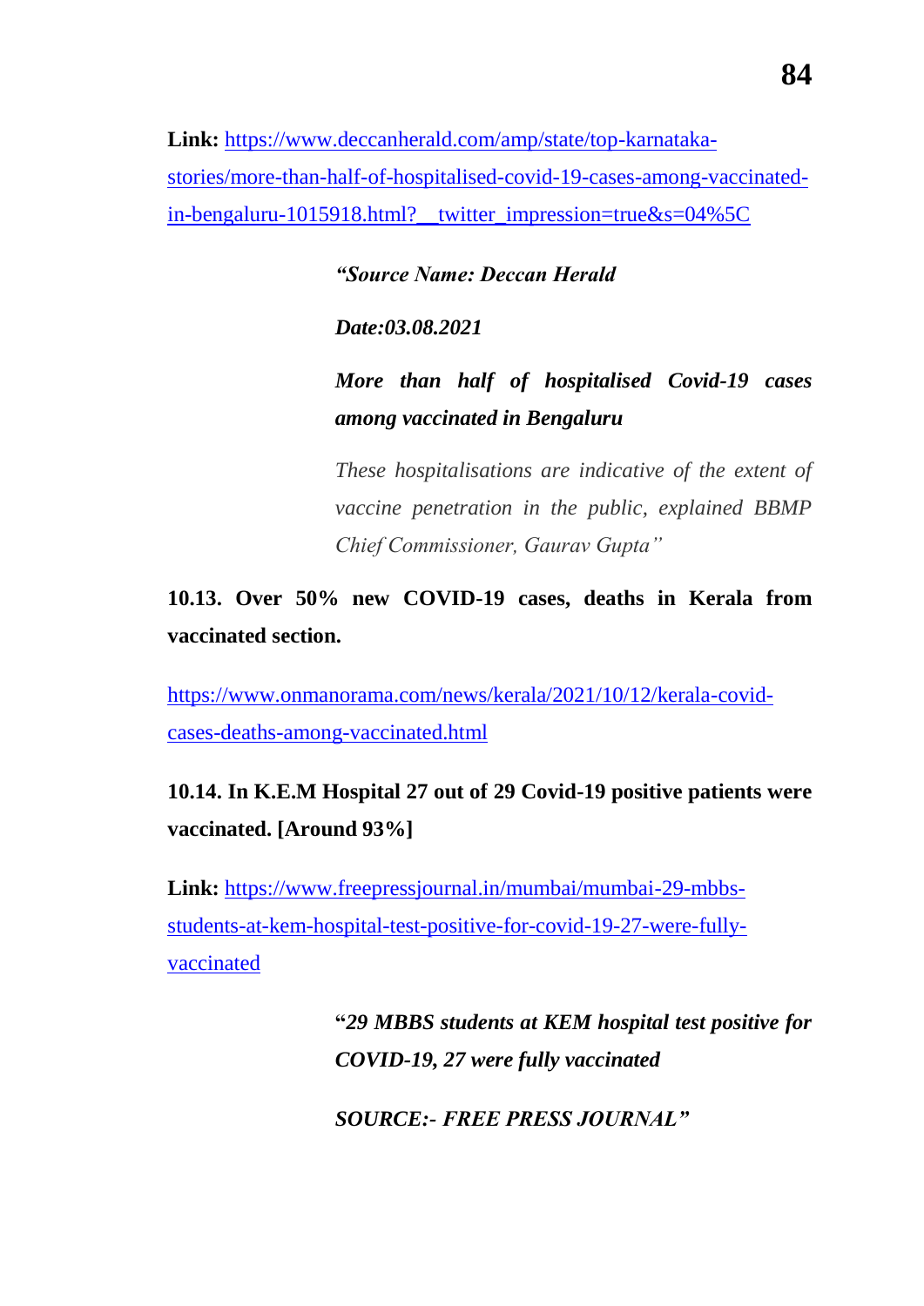**Link:** https://www.deccanherald.com/amp/state/top-karnataka-stories/more-than-half-of-hospitalised-covid-19-cases-among-vaccinated-in-bengaluru-1015918.html?__twitter_impression=true&s=04%5C

> ***"Source Name: Deccan Herald***
>
> ***Date:03.08.2021***
>
> ***More than half of hospitalised Covid-19 cases among vaccinated in Bengaluru***
>
> *These hospitalisations are indicative of the extent of vaccine penetration in the public, explained BBMP Chief Commissioner, Gaurav Gupta"*

**10.13. Over 50% new COVID-19 cases, deaths in Kerala from vaccinated section.**

https://www.onmanorama.com/news/kerala/2021/10/12/kerala-covid-cases-deaths-among-vaccinated.html

**10.14. In K.E.M Hospital 27 out of 29 Covid-19 positive patients were vaccinated. [Around 93%]**

**Link:** https://www.freepressjournal.in/mumbai/mumbai-29-mbbs-students-at-kem-hospital-test-positive-for-covid-19-27-were-fully-vaccinated

> **"*29 MBBS students at KEM hospital test positive for COVID-19, 27 were fully vaccinated***
>
> ***SOURCE:- FREE PRESS JOURNAL"***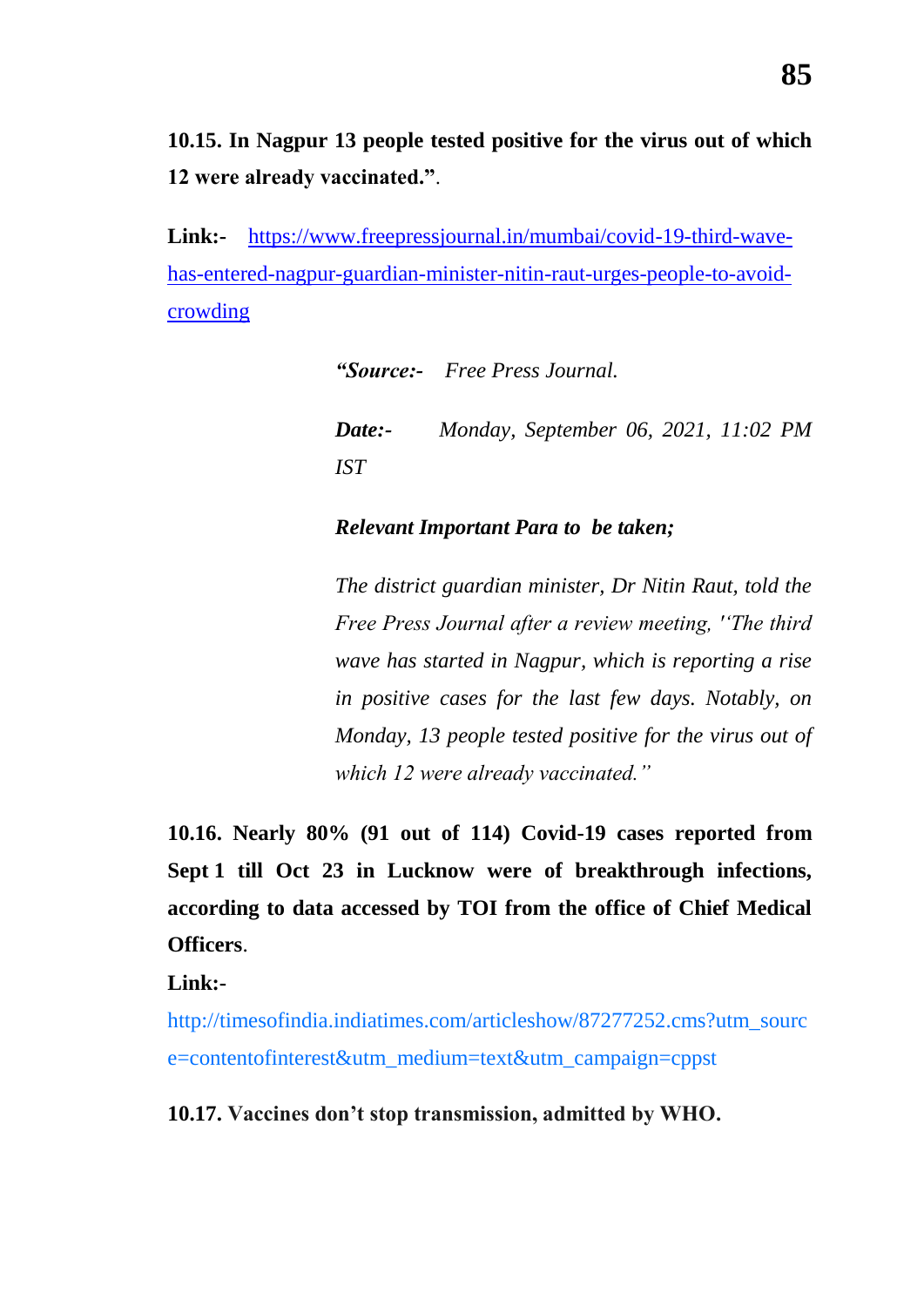**10.15. In Nagpur 13 people tested positive for the virus out of which 12 were already vaccinated.”**.

**Link:-** [https://www.freepressjournal.in/mumbai/covid-19-third-wave-has-entered-nagpur-guardian-minister-nitin-raut-urges-people-to-avoid-crowding](https://www.freepressjournal.in/mumbai/covid-19-third-wave-has-entered-nagpur-guardian-minister-nitin-raut-urges-people-to-avoid-crowding)

> ***“Source:-*** *Free Press Journal.*
>
> ***Date:-*** *Monday, September 06, 2021, 11:02 PM IST*
>
> ***Relevant Important Para to be taken;***
>
> *The district guardian minister, Dr Nitin Raut, told the Free Press Journal after a review meeting, ''The third wave has started in Nagpur, which is reporting a rise in positive cases for the last few days. Notably, on Monday, 13 people tested positive for the virus out of which 12 were already vaccinated.”*

**10.16. Nearly 80% (91 out of 114) Covid-19 cases reported from Sept 1 till Oct 23 in Lucknow were of breakthrough infections, according to data accessed by TOI from the office of Chief Medical Officers**.

**Link:-**

http://timesofindia.indiatimes.com/articleshow/87277252.cms?utm_source=contentofinterest&utm_medium=text&utm_campaign=cppst

**10.17. Vaccines don’t stop transmission, admitted by WHO.**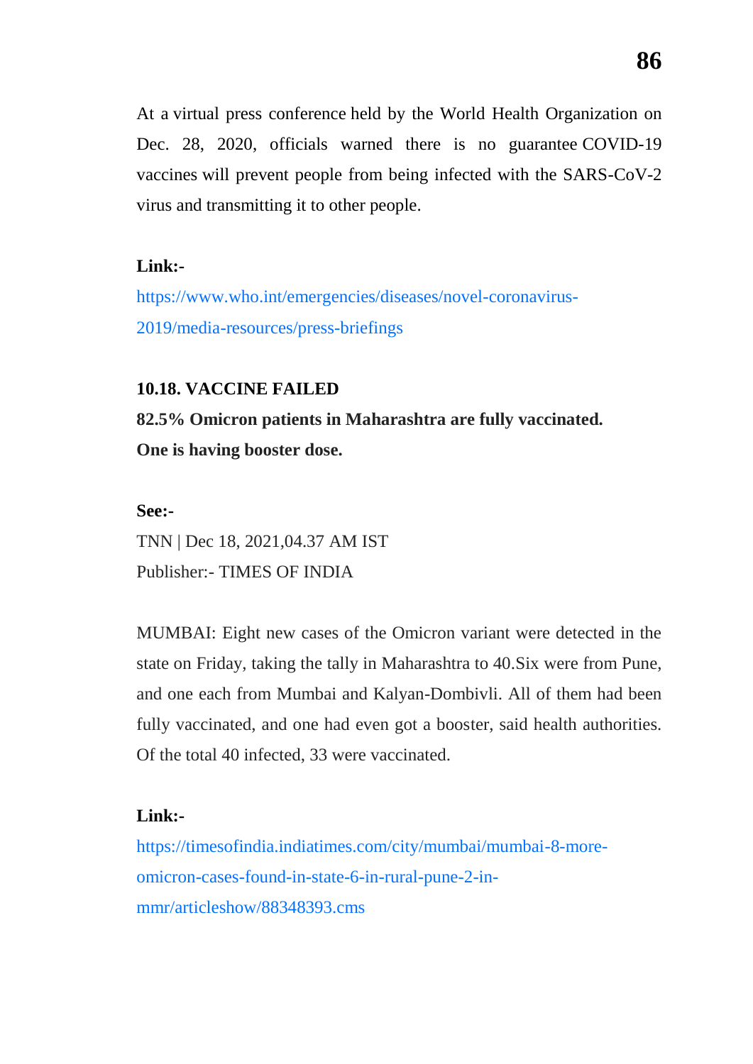At a virtual press conference held by the World Health Organization on Dec. 28, 2020, officials warned there is no guarantee COVID-19 vaccines will prevent people from being infected with the SARS-CoV-2 virus and transmitting it to other people.

**Link:-**

https://www.who.int/emergencies/diseases/novel-coronavirus-2019/media-resources/press-briefings

### 10.18. VACCINE FAILED

**82.5% Omicron patients in Maharashtra are fully vaccinated. One is having booster dose.**

**See:-**

TNN | Dec 18, 2021,04.37 AM IST

Publisher:- TIMES OF INDIA

MUMBAI: Eight new cases of the Omicron variant were detected in the state on Friday, taking the tally in Maharashtra to 40.Six were from Pune, and one each from Mumbai and Kalyan-Dombivli. All of them had been fully vaccinated, and one had even got a booster, said health authorities. Of the total 40 infected, 33 were vaccinated.

**Link:-**

https://timesofindia.indiatimes.com/city/mumbai/mumbai-8-more-omicron-cases-found-in-state-6-in-rural-pune-2-in-mmr/articleshow/88348393.cms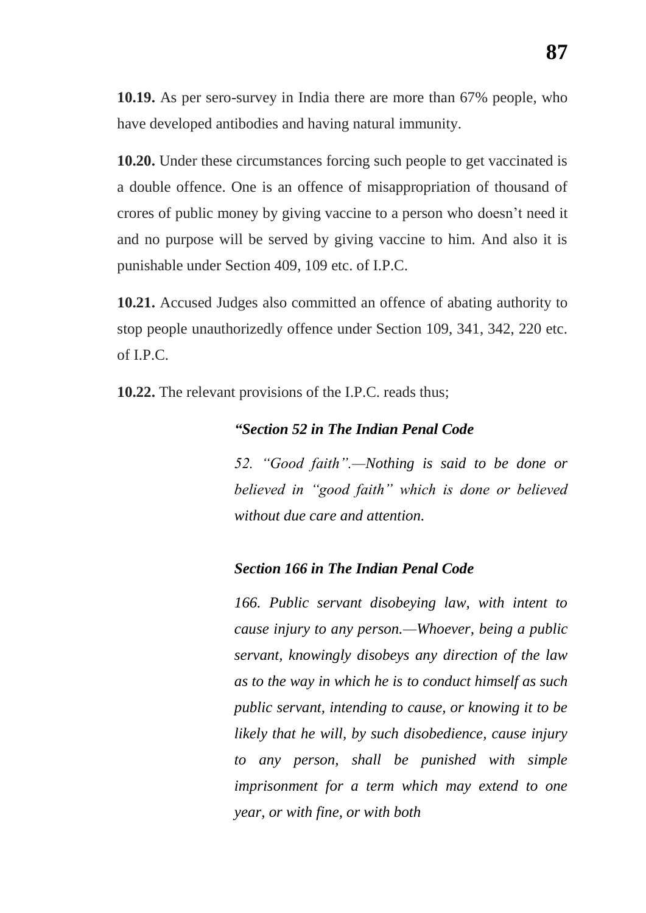**10.19.** As per sero-survey in India there are more than 67% people, who have developed antibodies and having natural immunity.

**10.20.** Under these circumstances forcing such people to get vaccinated is a double offence. One is an offence of misappropriation of thousand of crores of public money by giving vaccine to a person who doesn't need it and no purpose will be served by giving vaccine to him. And also it is punishable under Section 409, 109 etc. of I.P.C.

**10.21.** Accused Judges also committed an offence of abating authority to stop people unauthorizedly offence under Section 109, 341, 342, 220 etc. of I.P.C.

**10.22.** The relevant provisions of the I.P.C. reads thus;

> ***"Section 52 in The Indian Penal Code***
>
> *52. "Good faith".—Nothing is said to be done or believed in "good faith" which is done or believed without due care and attention.*
>
> ***Section 166 in The Indian Penal Code***
>
> *166. Public servant disobeying law, with intent to cause injury to any person.—Whoever, being a public servant, knowingly disobeys any direction of the law as to the way in which he is to conduct himself as such public servant, intending to cause, or knowing it to be likely that he will, by such disobedience, cause injury to any person, shall be punished with simple imprisonment for a term which may extend to one year, or with fine, or with both*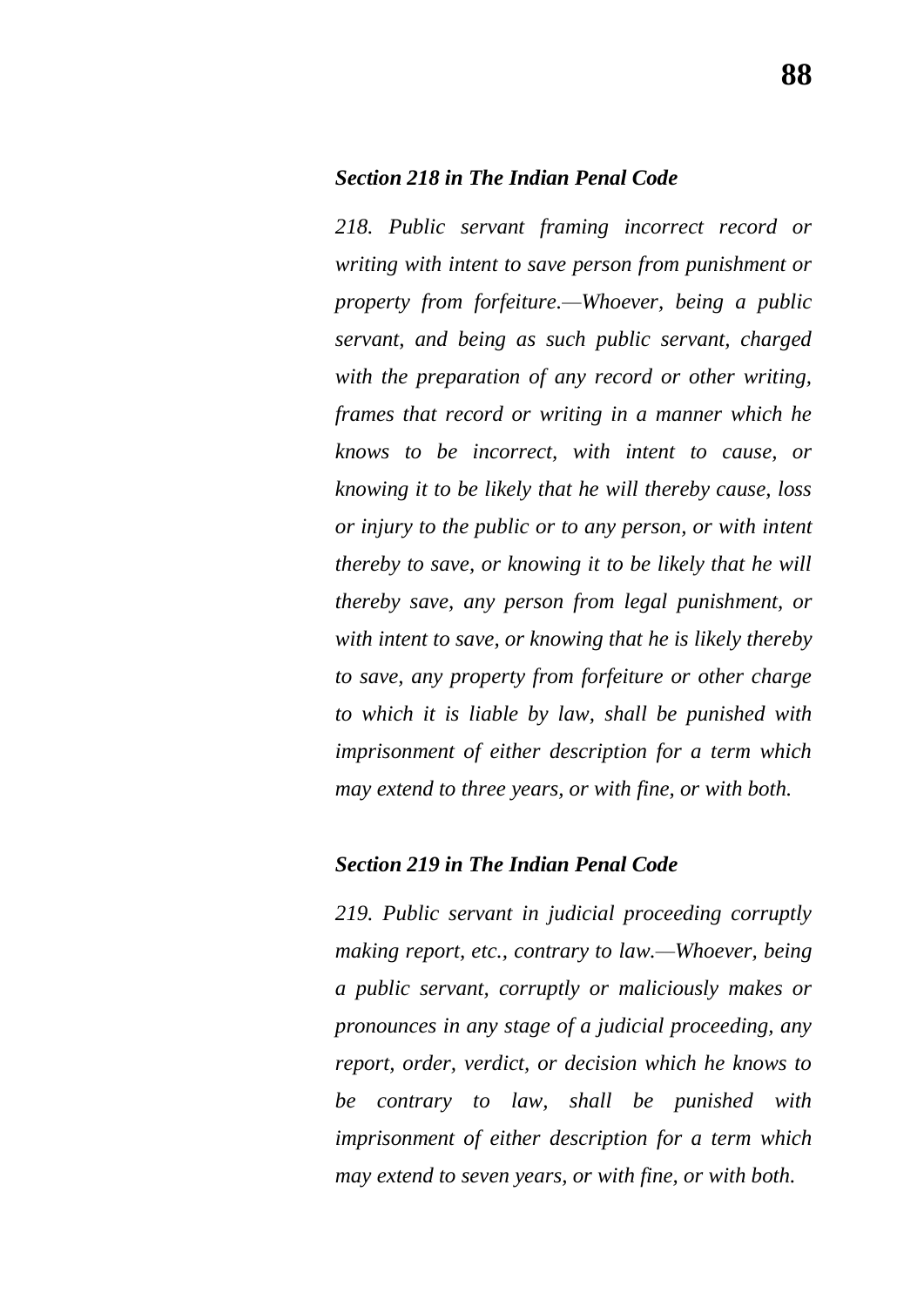***Section 218 in The Indian Penal Code***

*218. Public servant framing incorrect record or writing with intent to save person from punishment or property from forfeiture.—Whoever, being a public servant, and being as such public servant, charged with the preparation of any record or other writing, frames that record or writing in a manner which he knows to be incorrect, with intent to cause, or knowing it to be likely that he will thereby cause, loss or injury to the public or to any person, or with intent thereby to save, or knowing it to be likely that he will thereby save, any person from legal punishment, or with intent to save, or knowing that he is likely thereby to save, any property from forfeiture or other charge to which it is liable by law, shall be punished with imprisonment of either description for a term which may extend to three years, or with fine, or with both.*

***Section 219 in The Indian Penal Code***

*219. Public servant in judicial proceeding corruptly making report, etc., contrary to law.—Whoever, being a public servant, corruptly or maliciously makes or pronounces in any stage of a judicial proceeding, any report, order, verdict, or decision which he knows to be contrary to law, shall be punished with imprisonment of either description for a term which may extend to seven years, or with fine, or with both.*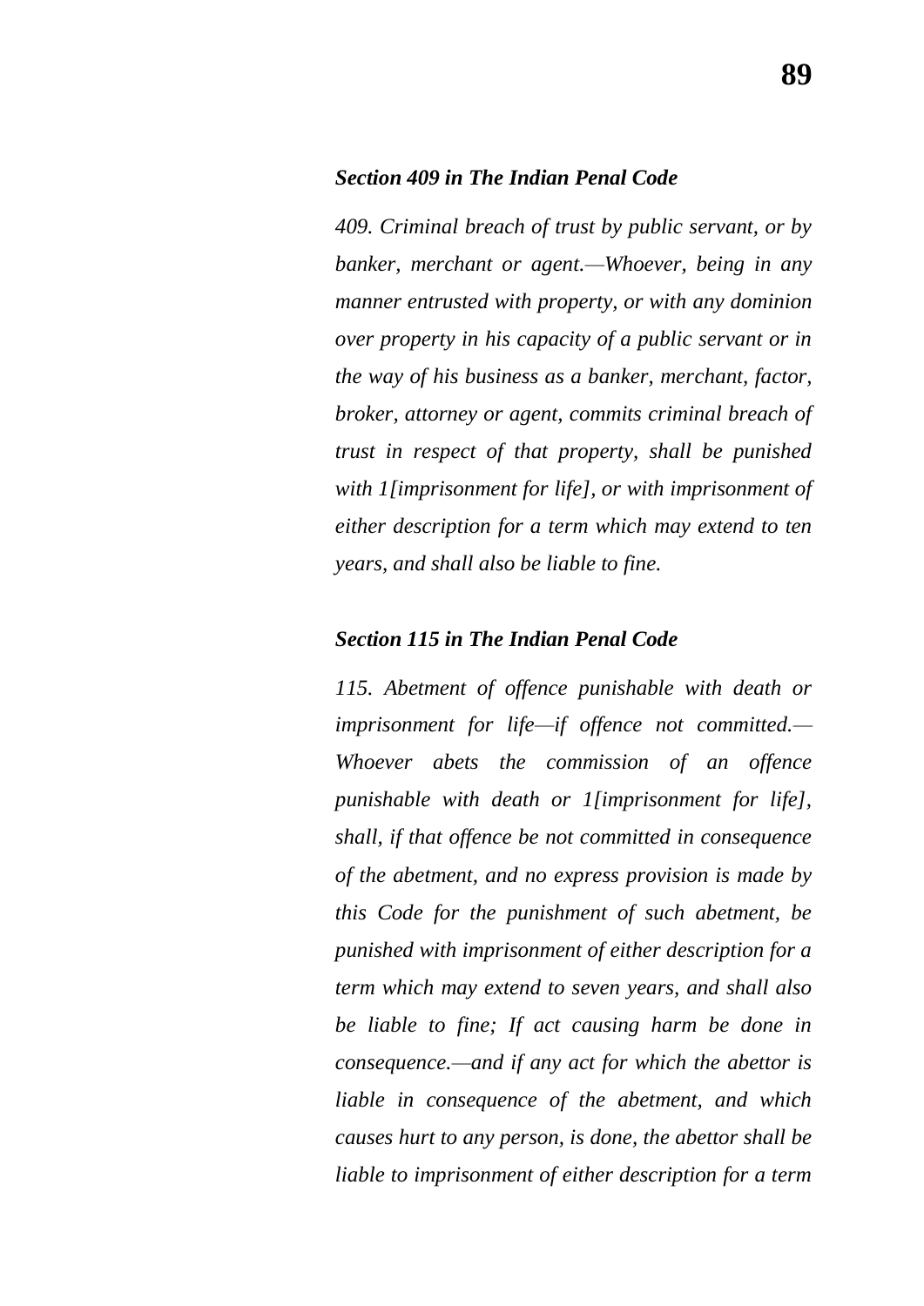***Section 409 in The Indian Penal Code***

*409. Criminal breach of trust by public servant, or by banker, merchant or agent.—Whoever, being in any manner entrusted with property, or with any dominion over property in his capacity of a public servant or in the way of his business as a banker, merchant, factor, broker, attorney or agent, commits criminal breach of trust in respect of that property, shall be punished with 1[imprisonment for life], or with imprisonment of either description for a term which may extend to ten years, and shall also be liable to fine.*

***Section 115 in The Indian Penal Code***

*115. Abetment of offence punishable with death or imprisonment for life—if offence not committed.—Whoever abets the commission of an offence punishable with death or 1[imprisonment for life], shall, if that offence be not committed in consequence of the abetment, and no express provision is made by this Code for the punishment of such abetment, be punished with imprisonment of either description for a term which may extend to seven years, and shall also be liable to fine; If act causing harm be done in consequence.—and if any act for which the abettor is liable in consequence of the abetment, and which causes hurt to any person, is done, the abettor shall be liable to imprisonment of either description for a term*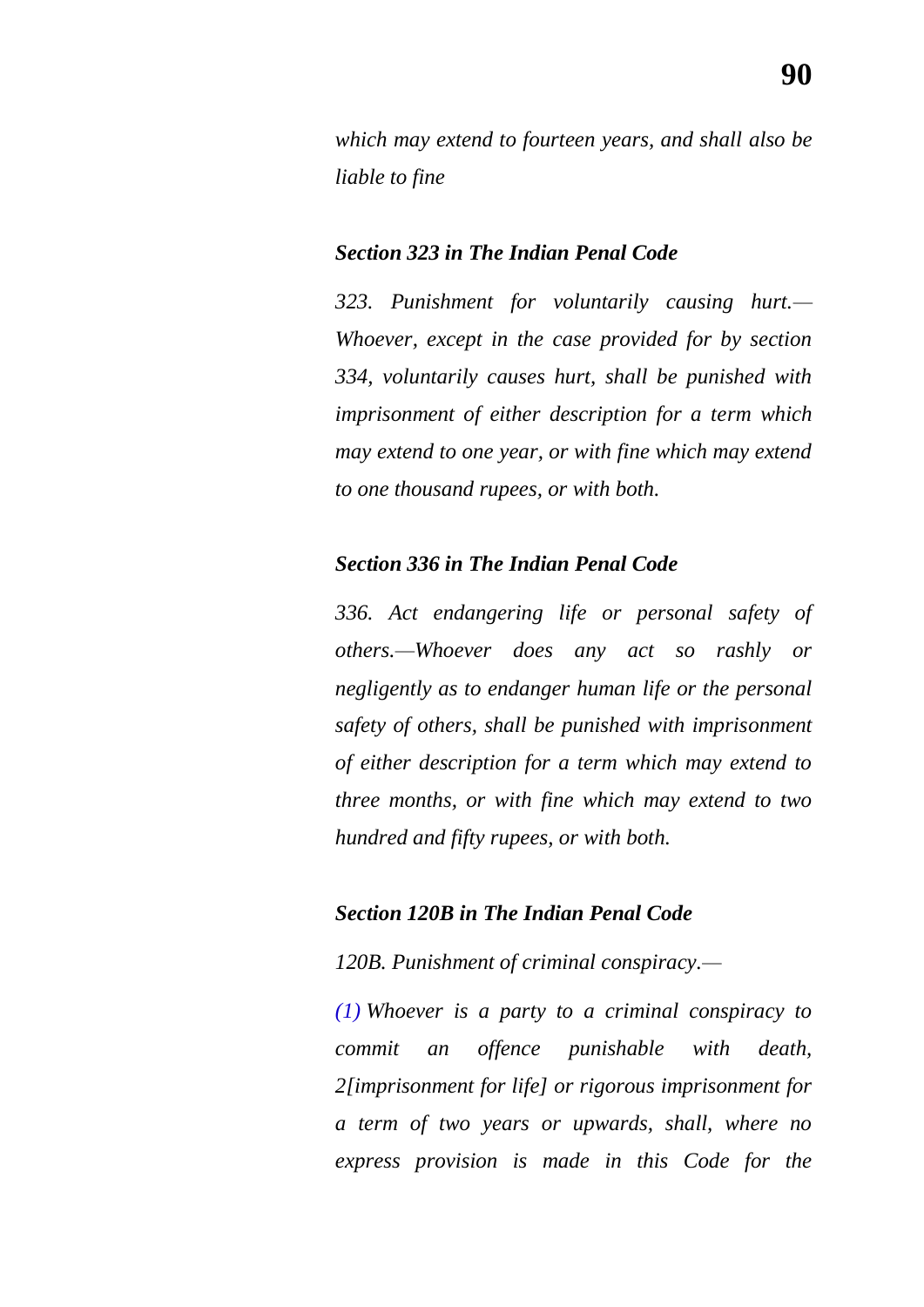*which may extend to fourteen years, and shall also be liable to fine*

***Section 323 in The Indian Penal Code***

*323. Punishment for voluntarily causing hurt.—Whoever, except in the case provided for by section 334, voluntarily causes hurt, shall be punished with imprisonment of either description for a term which may extend to one year, or with fine which may extend to one thousand rupees, or with both.*

***Section 336 in The Indian Penal Code***

*336. Act endangering life or personal safety of others.—Whoever does any act so rashly or negligently as to endanger human life or the personal safety of others, shall be punished with imprisonment of either description for a term which may extend to three months, or with fine which may extend to two hundred and fifty rupees, or with both.*

***Section 120B in The Indian Penal Code***

*120B. Punishment of criminal conspiracy.—*

*(1) Whoever is a party to a criminal conspiracy to commit an offence punishable with death, 2[imprisonment for life] or rigorous imprisonment for a term of two years or upwards, shall, where no express provision is made in this Code for the*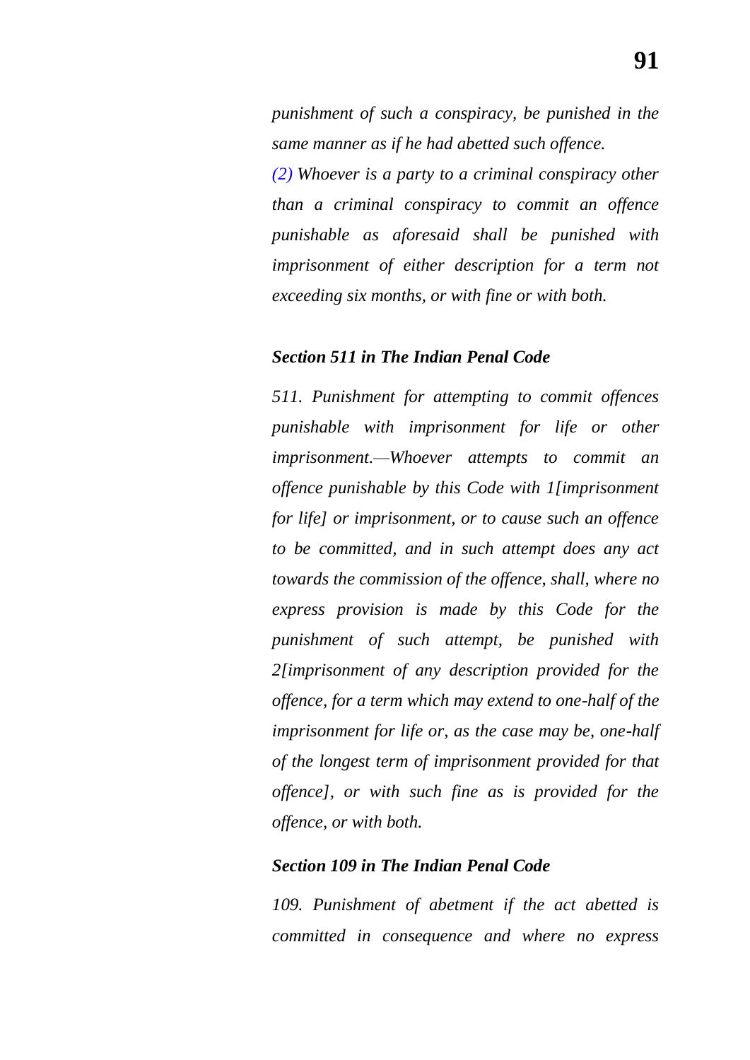*punishment of such a conspiracy, be punished in the same manner as if he had abetted such offence.*

*(2) Whoever is a party to a criminal conspiracy other than a criminal conspiracy to commit an offence punishable as aforesaid shall be punished with imprisonment of either description for a term not exceeding six months, or with fine or with both.*

***Section 511 in The Indian Penal Code***

*511. Punishment for attempting to commit offences punishable with imprisonment for life or other imprisonment.—Whoever attempts to commit an offence punishable by this Code with 1[imprisonment for life] or imprisonment, or to cause such an offence to be committed, and in such attempt does any act towards the commission of the offence, shall, where no express provision is made by this Code for the punishment of such attempt, be punished with 2[imprisonment of any description provided for the offence, for a term which may extend to one-half of the imprisonment for life or, as the case may be, one-half of the longest term of imprisonment provided for that offence], or with such fine as is provided for the offence, or with both.*

***Section 109 in The Indian Penal Code***

*109. Punishment of abetment if the act abetted is committed in consequence and where no express*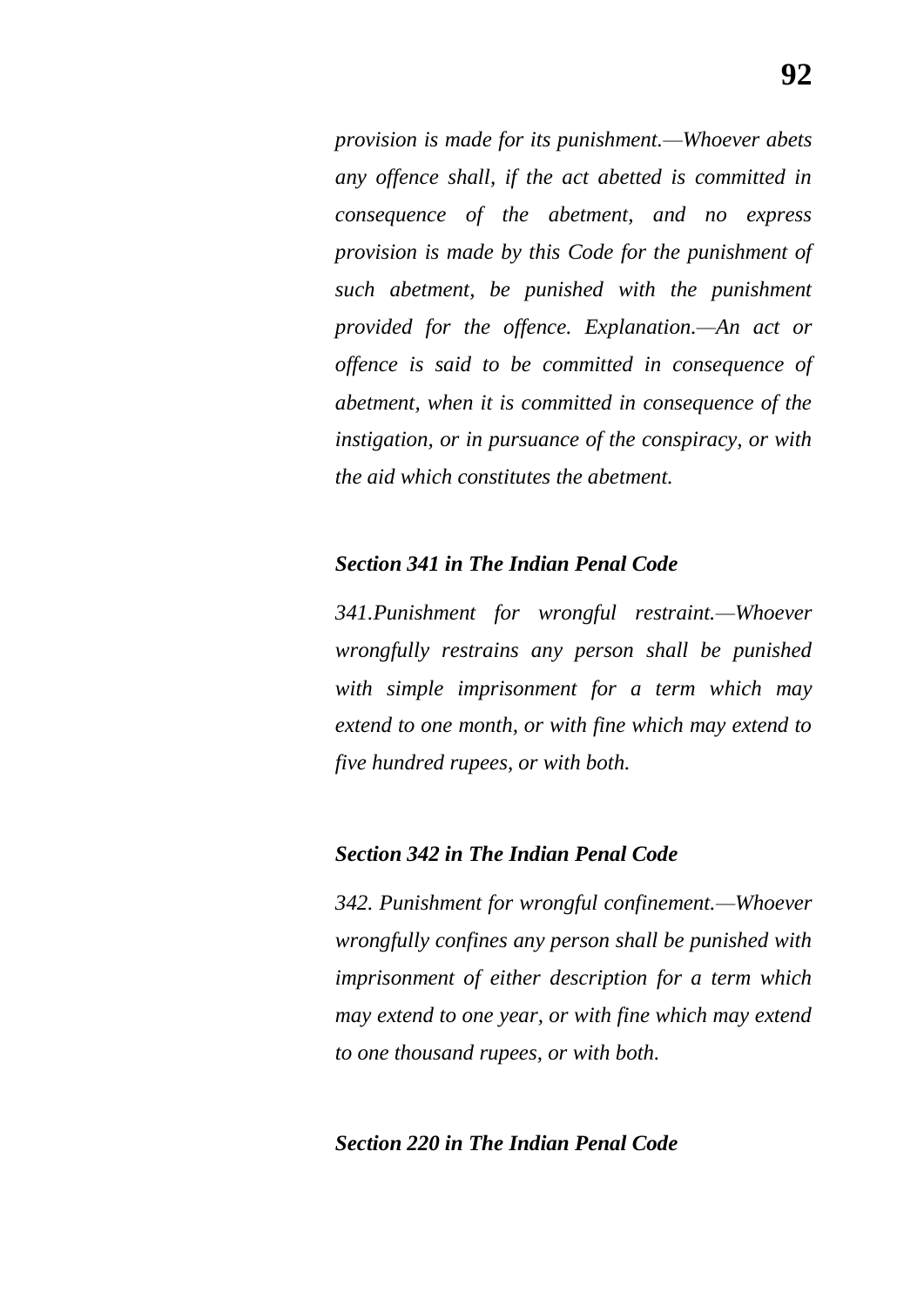*provision is made for its punishment.—Whoever abets any offence shall, if the act abetted is committed in consequence of the abetment, and no express provision is made by this Code for the punishment of such abetment, be punished with the punishment provided for the offence. Explanation.—An act or offence is said to be committed in consequence of abetment, when it is committed in consequence of the instigation, or in pursuance of the conspiracy, or with the aid which constitutes the abetment.*

***Section 341 in The Indian Penal Code***

*341.Punishment for wrongful restraint.—Whoever wrongfully restrains any person shall be punished with simple imprisonment for a term which may extend to one month, or with fine which may extend to five hundred rupees, or with both.*

***Section 342 in The Indian Penal Code***

*342. Punishment for wrongful confinement.—Whoever wrongfully confines any person shall be punished with imprisonment of either description for a term which may extend to one year, or with fine which may extend to one thousand rupees, or with both.*

***Section 220 in The Indian Penal Code***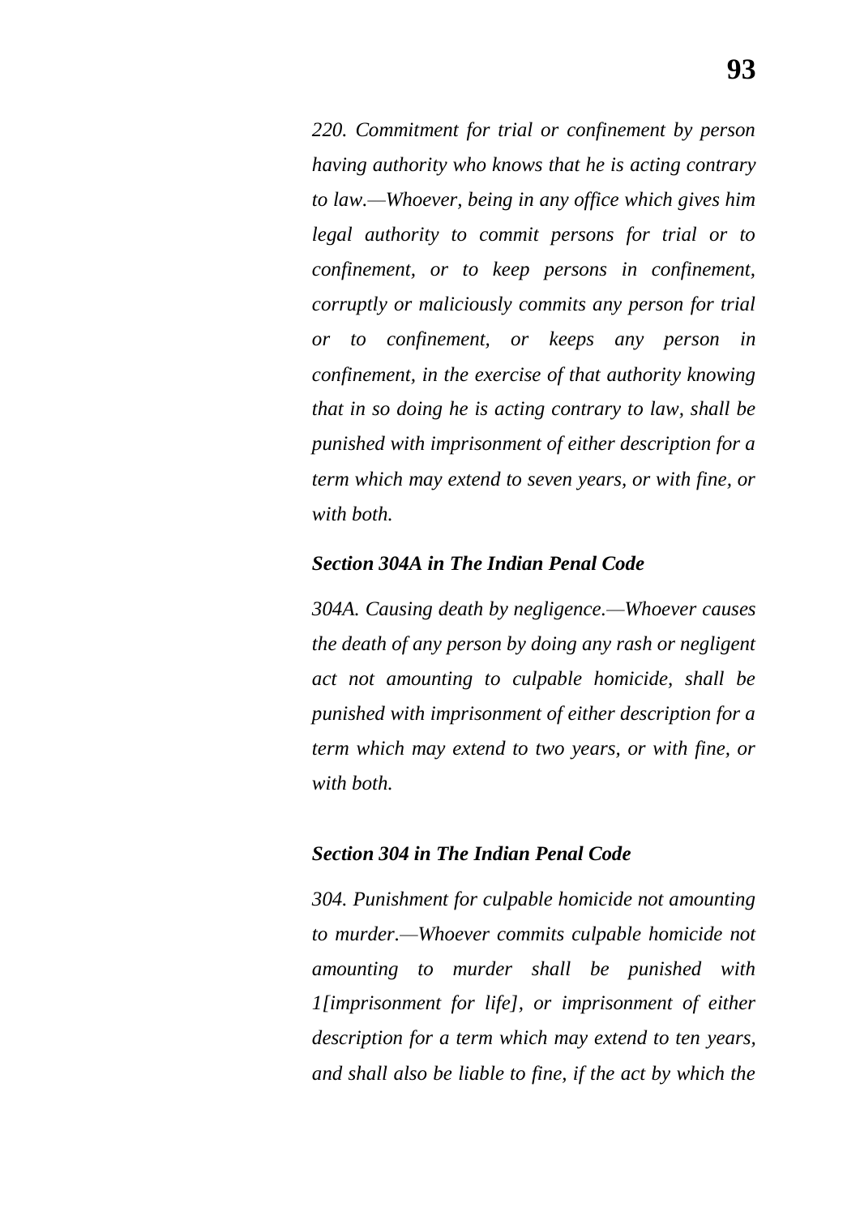*220. Commitment for trial or confinement by person having authority who knows that he is acting contrary to law.—Whoever, being in any office which gives him legal authority to commit persons for trial or to confinement, or to keep persons in confinement, corruptly or maliciously commits any person for trial or to confinement, or keeps any person in confinement, in the exercise of that authority knowing that in so doing he is acting contrary to law, shall be punished with imprisonment of either description for a term which may extend to seven years, or with fine, or with both.*

***Section 304A in The Indian Penal Code***

*304A. Causing death by negligence.—Whoever causes the death of any person by doing any rash or negligent act not amounting to culpable homicide, shall be punished with imprisonment of either description for a term which may extend to two years, or with fine, or with both.*

***Section 304 in The Indian Penal Code***

*304. Punishment for culpable homicide not amounting to murder.—Whoever commits culpable homicide not amounting to murder shall be punished with 1[imprisonment for life], or imprisonment of either description for a term which may extend to ten years, and shall also be liable to fine, if the act by which the*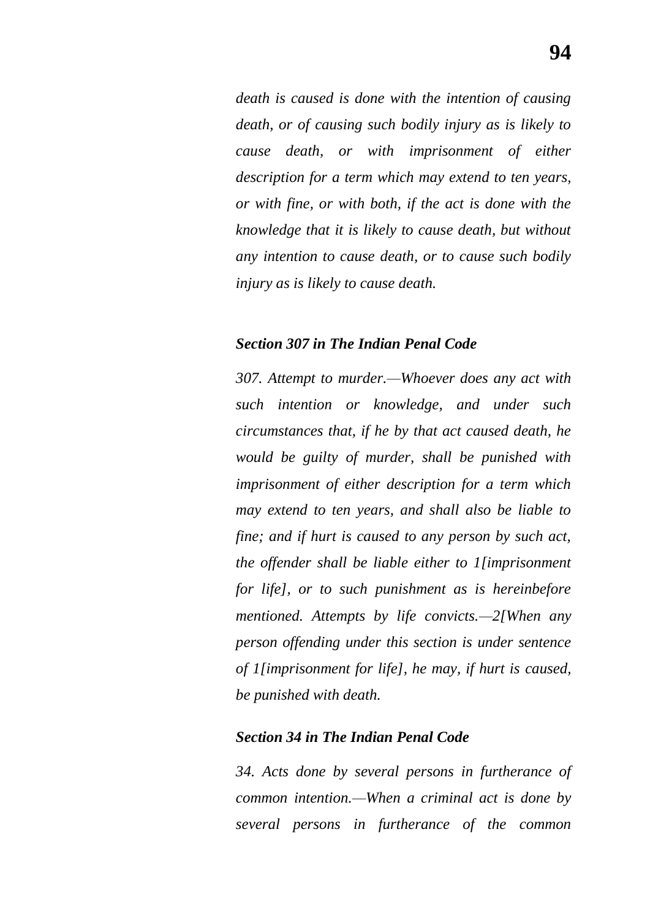*death is caused is done with the intention of causing death, or of causing such bodily injury as is likely to cause death, or with imprisonment of either description for a term which may extend to ten years, or with fine, or with both, if the act is done with the knowledge that it is likely to cause death, but without any intention to cause death, or to cause such bodily injury as is likely to cause death.*

***Section 307 in The Indian Penal Code***

*307. Attempt to murder.—Whoever does any act with such intention or knowledge, and under such circumstances that, if he by that act caused death, he would be guilty of murder, shall be punished with imprisonment of either description for a term which may extend to ten years, and shall also be liable to fine; and if hurt is caused to any person by such act, the offender shall be liable either to 1[imprisonment for life], or to such punishment as is hereinbefore mentioned. Attempts by life convicts.—2[When any person offending under this section is under sentence of 1[imprisonment for life], he may, if hurt is caused, be punished with death.*

***Section 34 in The Indian Penal Code***

*34. Acts done by several persons in furtherance of common intention.—When a criminal act is done by several persons in furtherance of the common*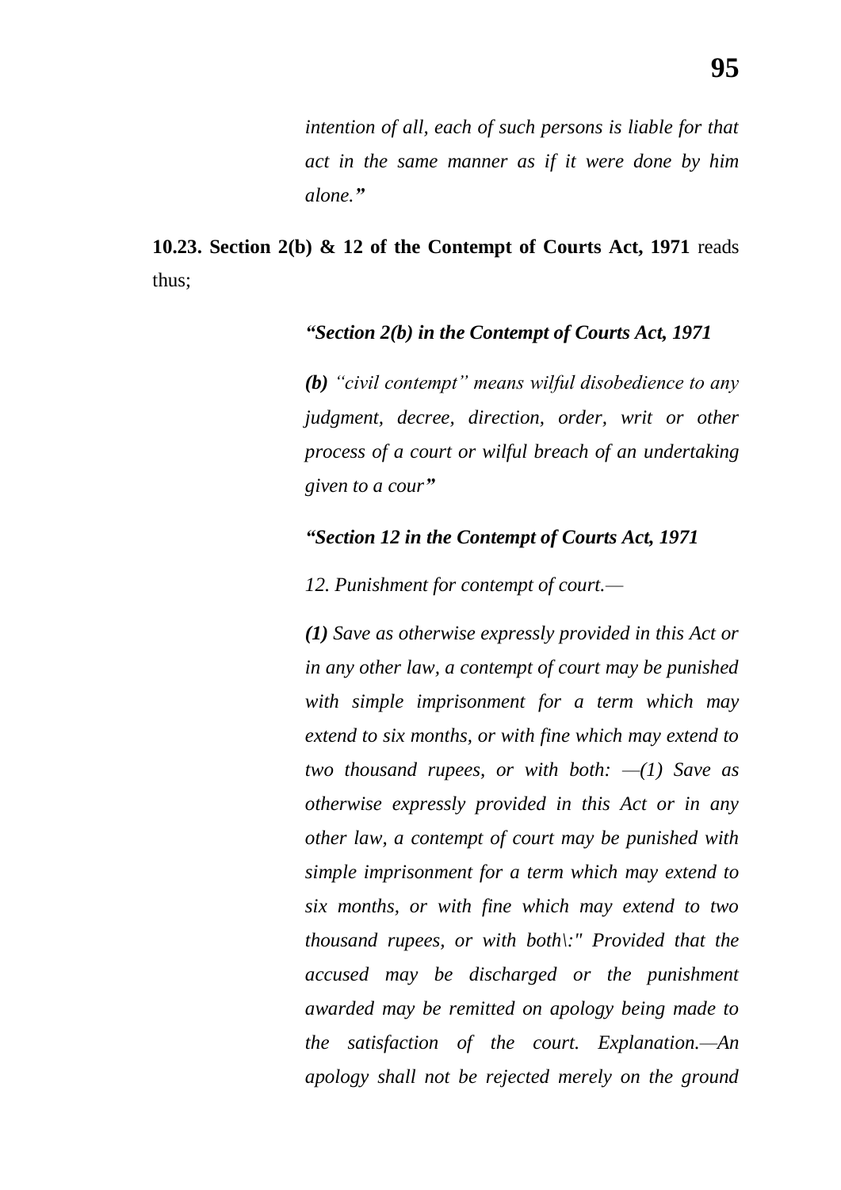*intention of all, each of such persons is liable for that act in the same manner as if it were done by him alone.”*

**10.23. Section 2(b) & 12 of the Contempt of Courts Act, 1971** reads thus;

> ***“Section 2(b) in the Contempt of Courts Act, 1971***
>
> ***(b)*** *“civil contempt” means wilful disobedience to any judgment, decree, direction, order, writ or other process of a court or wilful breach of an undertaking given to a cour”*
>
> ***“Section 12 in the Contempt of Courts Act, 1971***
>
> *12. Punishment for contempt of court.—*
>
> ***(1)*** *Save as otherwise expressly provided in this Act or in any other law, a contempt of court may be punished with simple imprisonment for a term which may extend to six months, or with fine which may extend to two thousand rupees, or with both: —(1) Save as otherwise expressly provided in this Act or in any other law, a contempt of court may be punished with simple imprisonment for a term which may extend to six months, or with fine which may extend to two thousand rupees, or with both\:" Provided that the accused may be discharged or the punishment awarded may be remitted on apology being made to the satisfaction of the court. Explanation.—An apology shall not be rejected merely on the ground*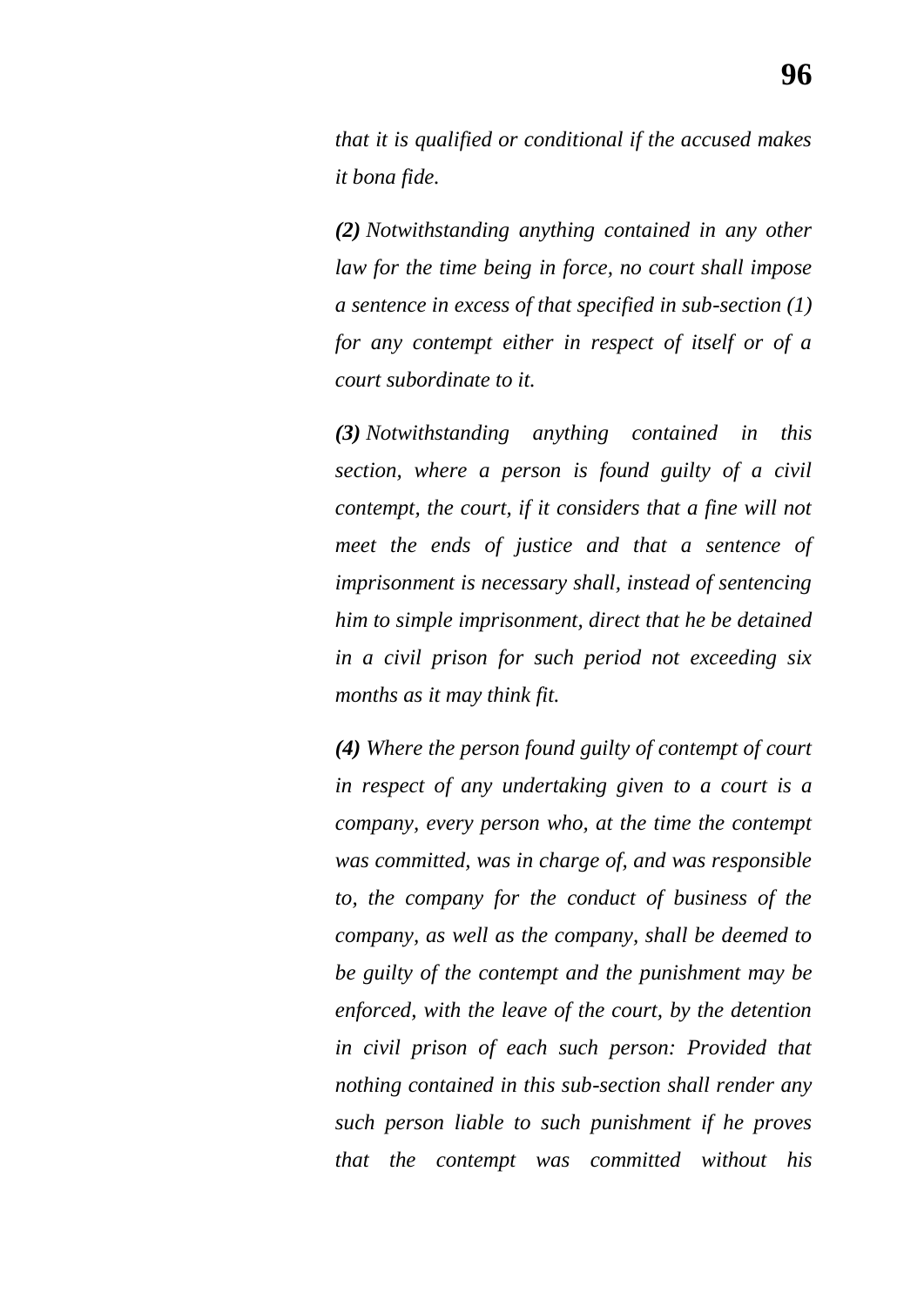*that it is qualified or conditional if the accused makes it bona fide.*

***(2)*** *Notwithstanding anything contained in any other law for the time being in force, no court shall impose a sentence in excess of that specified in sub-section (1) for any contempt either in respect of itself or of a court subordinate to it.*

***(3)*** *Notwithstanding anything contained in this section, where a person is found guilty of a civil contempt, the court, if it considers that a fine will not meet the ends of justice and that a sentence of imprisonment is necessary shall, instead of sentencing him to simple imprisonment, direct that he be detained in a civil prison for such period not exceeding six months as it may think fit.*

***(4)*** *Where the person found guilty of contempt of court in respect of any undertaking given to a court is a company, every person who, at the time the contempt was committed, was in charge of, and was responsible to, the company for the conduct of business of the company, as well as the company, shall be deemed to be guilty of the contempt and the punishment may be enforced, with the leave of the court, by the detention in civil prison of each such person: Provided that nothing contained in this sub-section shall render any such person liable to such punishment if he proves that the contempt was committed without his*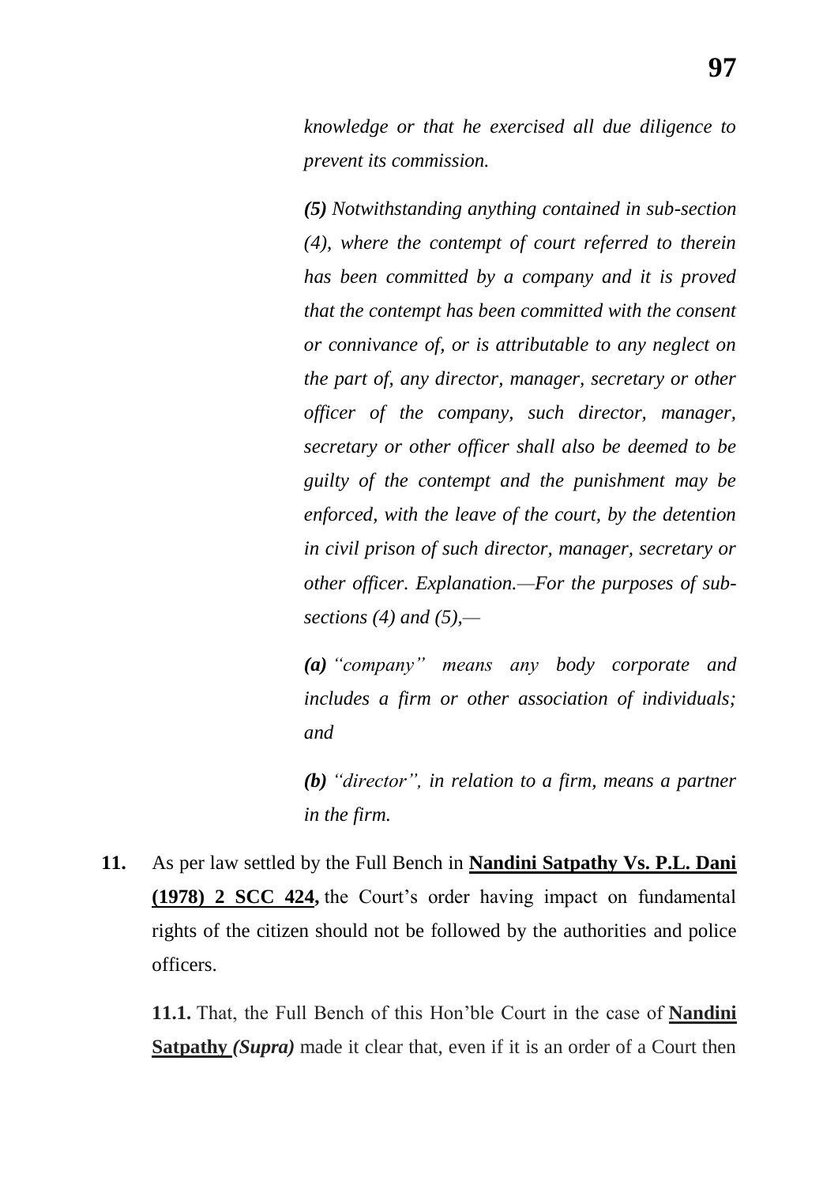*knowledge or that he exercised all due diligence to prevent its commission.*

***(5)*** *Notwithstanding anything contained in sub-section (4), where the contempt of court referred to therein has been committed by a company and it is proved that the contempt has been committed with the consent or connivance of, or is attributable to any neglect on the part of, any director, manager, secretary or other officer of the company, such director, manager, secretary or other officer shall also be deemed to be guilty of the contempt and the punishment may be enforced, with the leave of the court, by the detention in civil prison of such director, manager, secretary or other officer. Explanation.—For the purposes of sub-sections (4) and (5),—*

***(a)*** *"company" means any body corporate and includes a firm or other association of individuals; and*

***(b)*** *"director", in relation to a firm, means a partner in the firm.*

**11.** As per law settled by the Full Bench in **Nandini Satpathy Vs. P.L. Dani (1978) 2 SCC 424,** the Court's order having impact on fundamental rights of the citizen should not be followed by the authorities and police officers.

**11.1.** That, the Full Bench of this Hon'ble Court in the case of **Nandini Satpathy** ***(Supra)*** made it clear that, even if it is an order of a Court then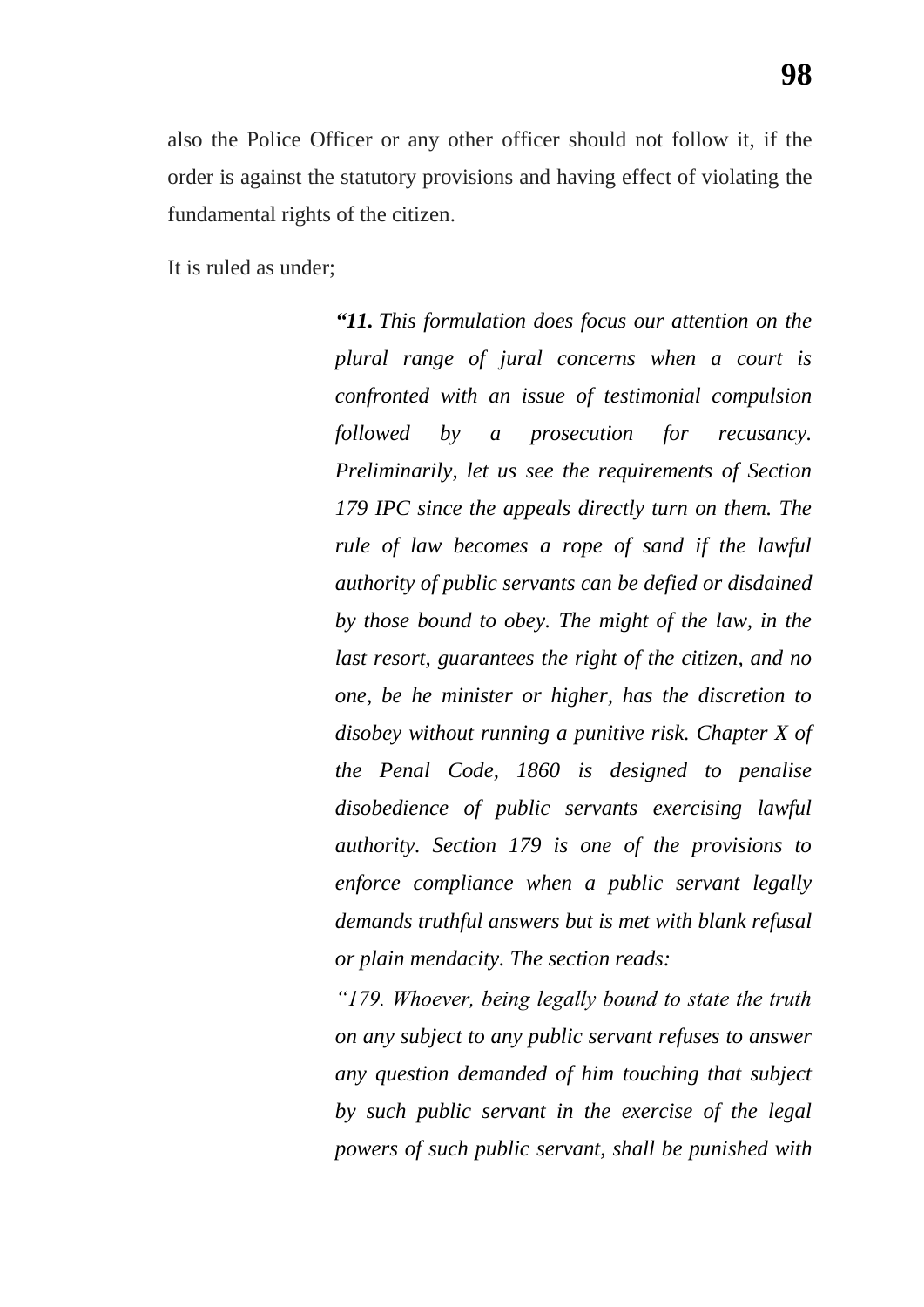also the Police Officer or any other officer should not follow it, if the order is against the statutory provisions and having effect of violating the fundamental rights of the citizen.

It is ruled as under;

> ***“11.*** *This formulation does focus our attention on the plural range of jural concerns when a court is confronted with an issue of testimonial compulsion followed by a prosecution for recusancy. Preliminarily, let us see the requirements of Section 179 IPC since the appeals directly turn on them. The rule of law becomes a rope of sand if the lawful authority of public servants can be defied or disdained by those bound to obey. The might of the law, in the last resort, guarantees the right of the citizen, and no one, be he minister or higher, has the discretion to disobey without running a punitive risk. Chapter X of the Penal Code, 1860 is designed to penalise disobedience of public servants exercising lawful authority. Section 179 is one of the provisions to enforce compliance when a public servant legally demands truthful answers but is met with blank refusal or plain mendacity. The section reads:*
>
> *“179. Whoever, being legally bound to state the truth on any subject to any public servant refuses to answer any question demanded of him touching that subject by such public servant in the exercise of the legal powers of such public servant, shall be punished with*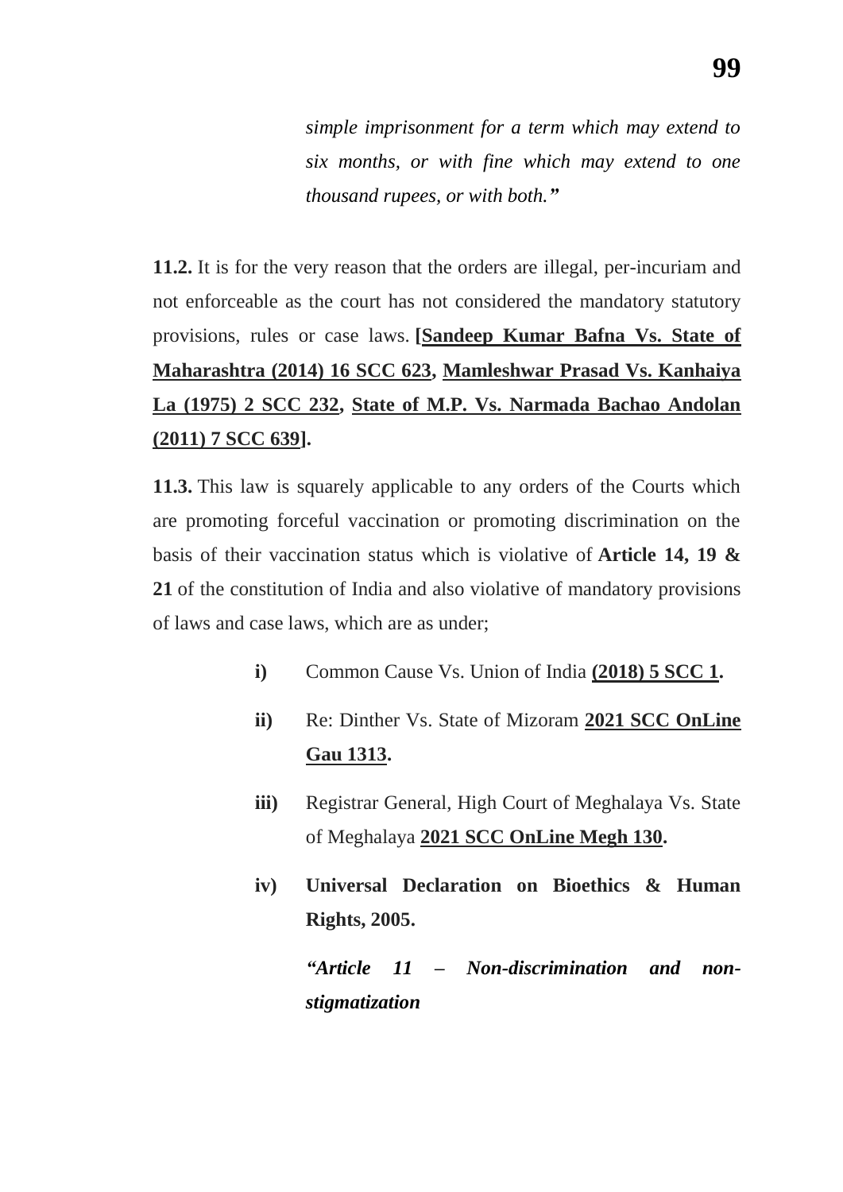*simple imprisonment for a term which may extend to six months, or with fine which may extend to one thousand rupees, or with both.”*

**11.2.** It is for the very reason that the orders are illegal, per-incuriam and not enforceable as the court has not considered the mandatory statutory provisions, rules or case laws. **[Sandeep Kumar Bafna Vs. State of Maharashtra (2014) 16 SCC 623, Mamleshwar Prasad Vs. Kanhaiya La (1975) 2 SCC 232, State of M.P. Vs. Narmada Bachao Andolan (2011) 7 SCC 639].**

**11.3.** This law is squarely applicable to any orders of the Courts which are promoting forceful vaccination or promoting discrimination on the basis of their vaccination status which is violative of **Article 14, 19 & 21** of the constitution of India and also violative of mandatory provisions of laws and case laws, which are as under;

- **i)** Common Cause Vs. Union of India **(2018) 5 SCC 1.**
- **ii)** Re: Dinther Vs. State of Mizoram **2021 SCC OnLine Gau 1313.**
- **iii)** Registrar General, High Court of Meghalaya Vs. State of Meghalaya **2021 SCC OnLine Megh 130.**
- **iv)** **Universal Declaration on Bioethics & Human Rights, 2005.**

  ***“Article 11 – Non-discrimination and non-stigmatization***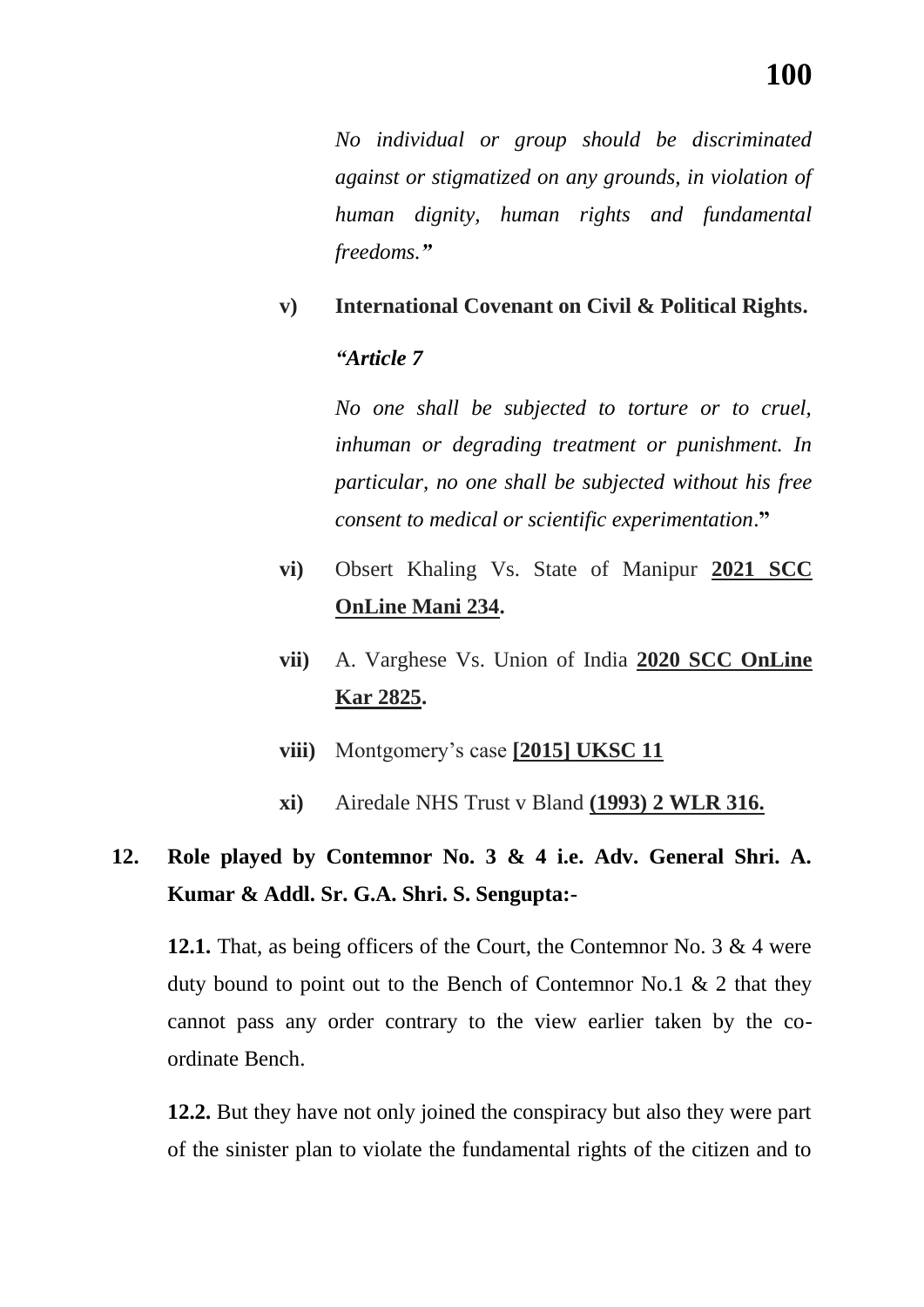*No individual or group should be discriminated against or stigmatized on any grounds, in violation of human dignity, human rights and fundamental freedoms."*

**v) International Covenant on Civil & Political Rights.**

***"Article 7***

*No one shall be subjected to torture or to cruel, inhuman or degrading treatment or punishment. In particular, no one shall be subjected without his free consent to medical or scientific experimentation*.**"**

**vi)** Obsert Khaling Vs. State of Manipur **2021 SCC OnLine Mani 234.**

**vii)** A. Varghese Vs. Union of India **2020 SCC OnLine Kar 2825.**

**viii)** Montgomery's case **[2015] UKSC 11**

**xi)** Airedale NHS Trust v Bland **(1993) 2 WLR 316.**

**12. Role played by Contemnor No. 3 & 4 i.e. Adv. General Shri. A. Kumar & Addl. Sr. G.A. Shri. S. Sengupta:-**

**12.1.** That, as being officers of the Court, the Contemnor No. 3 & 4 were duty bound to point out to the Bench of Contemnor No.1 & 2 that they cannot pass any order contrary to the view earlier taken by the co-ordinate Bench.

**12.2.** But they have not only joined the conspiracy but also they were part of the sinister plan to violate the fundamental rights of the citizen and to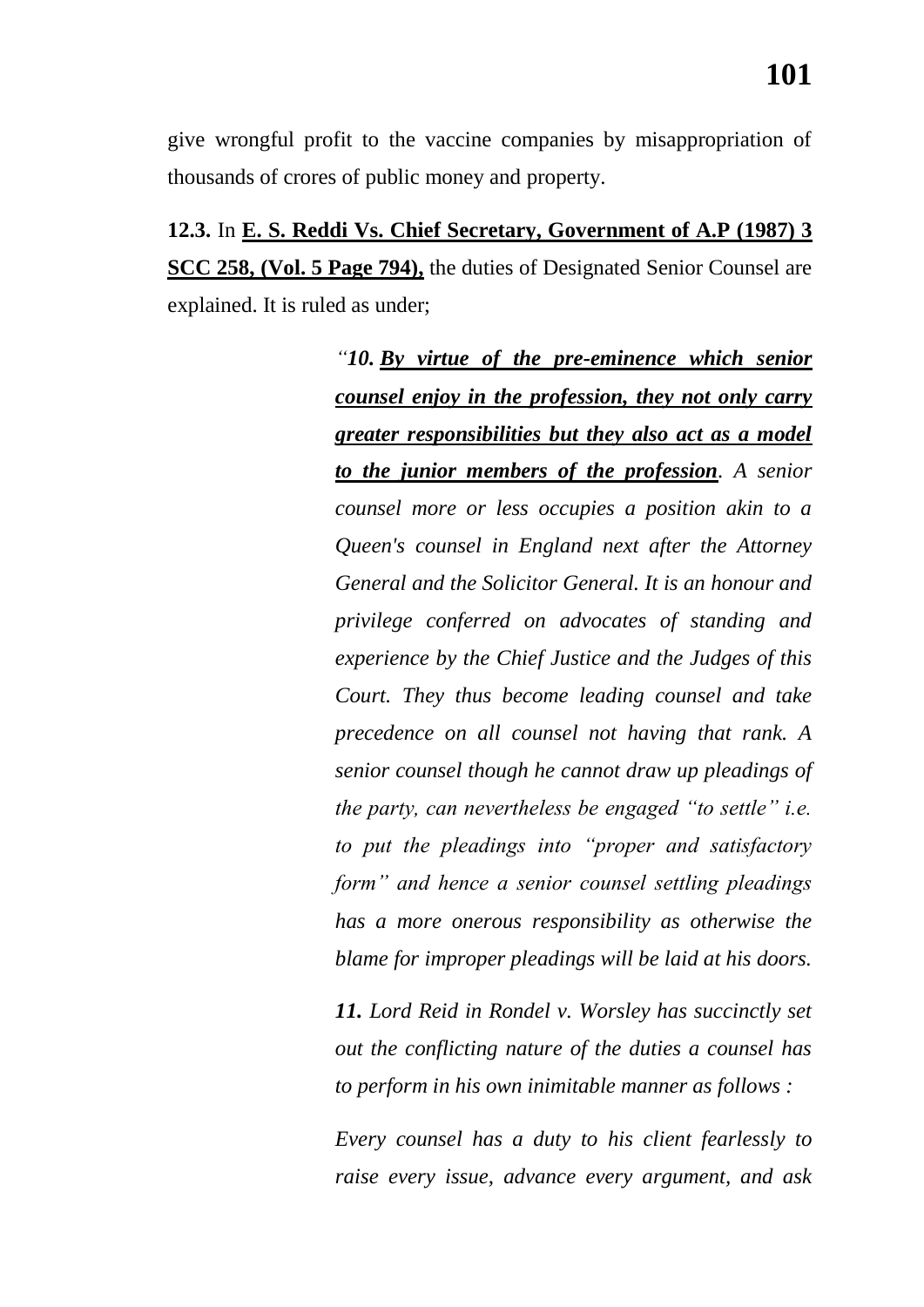give wrongful profit to the vaccine companies by misappropriation of thousands of crores of public money and property.

**12.3.** In **<u>E. S. Reddi Vs. Chief Secretary, Government of A.P (1987) 3 SCC 258, (Vol. 5 Page 794),</u>** the duties of Designated Senior Counsel are explained. It is ruled as under;

> *"**10.** **<u>By virtue of the pre-eminence which senior counsel enjoy in the profession, they not only carry greater responsibilities but they also act as a model to the junior members of the profession</u>**. A senior counsel more or less occupies a position akin to a Queen's counsel in England next after the Attorney General and the Solicitor General. It is an honour and privilege conferred on advocates of standing and experience by the Chief Justice and the Judges of this Court. They thus become leading counsel and take precedence on all counsel not having that rank. A senior counsel though he cannot draw up pleadings of the party, can nevertheless be engaged "to settle" i.e. to put the pleadings into "proper and satisfactory form" and hence a senior counsel settling pleadings has a more onerous responsibility as otherwise the blame for improper pleadings will be laid at his doors.*
>
> ***11.** Lord Reid in Rondel v. Worsley has succinctly set out the conflicting nature of the duties a counsel has to perform in his own inimitable manner as follows :*
>
> *Every counsel has a duty to his client fearlessly to raise every issue, advance every argument, and ask*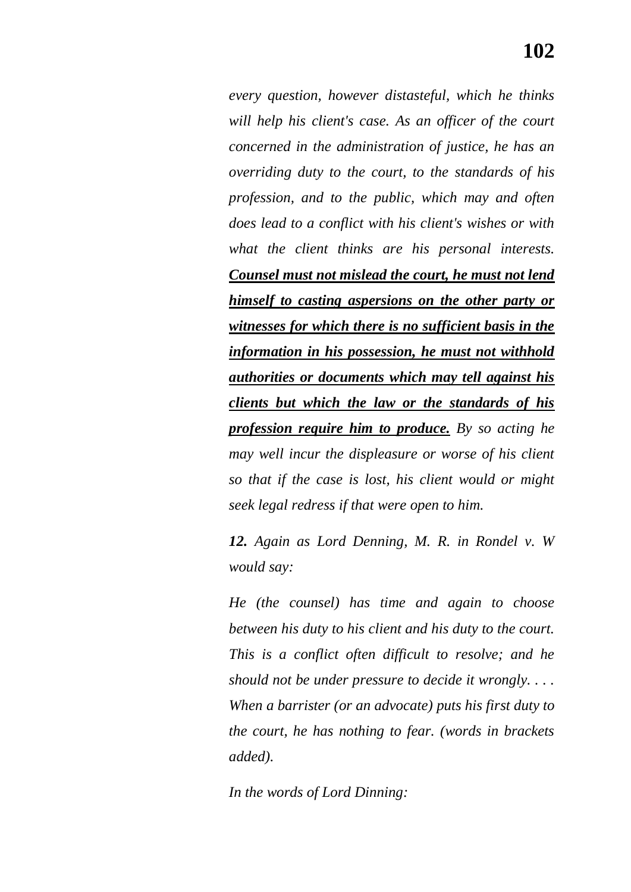*every question, however distasteful, which he thinks will help his client's case. As an officer of the court concerned in the administration of justice, he has an overriding duty to the court, to the standards of his profession, and to the public, which may and often does lead to a conflict with his client's wishes or with what the client thinks are his personal interests.* ***<u>Counsel must not mislead the court, he must not lend himself to casting aspersions on the other party or witnesses for which there is no sufficient basis in the information in his possession, he must not withhold authorities or documents which may tell against his clients but which the law or the standards of his profession require him to produce.</u>*** *By so acting he may well incur the displeasure or worse of his client so that if the case is lost, his client would or might seek legal redress if that were open to him.*

***12.*** *Again as Lord Denning, M. R. in Rondel v. W would say:*

*He (the counsel) has time and again to choose between his duty to his client and his duty to the court. This is a conflict often difficult to resolve; and he should not be under pressure to decide it wrongly. . . . When a barrister (or an advocate) puts his first duty to the court, he has nothing to fear. (words in brackets added).*

*In the words of Lord Dinning:*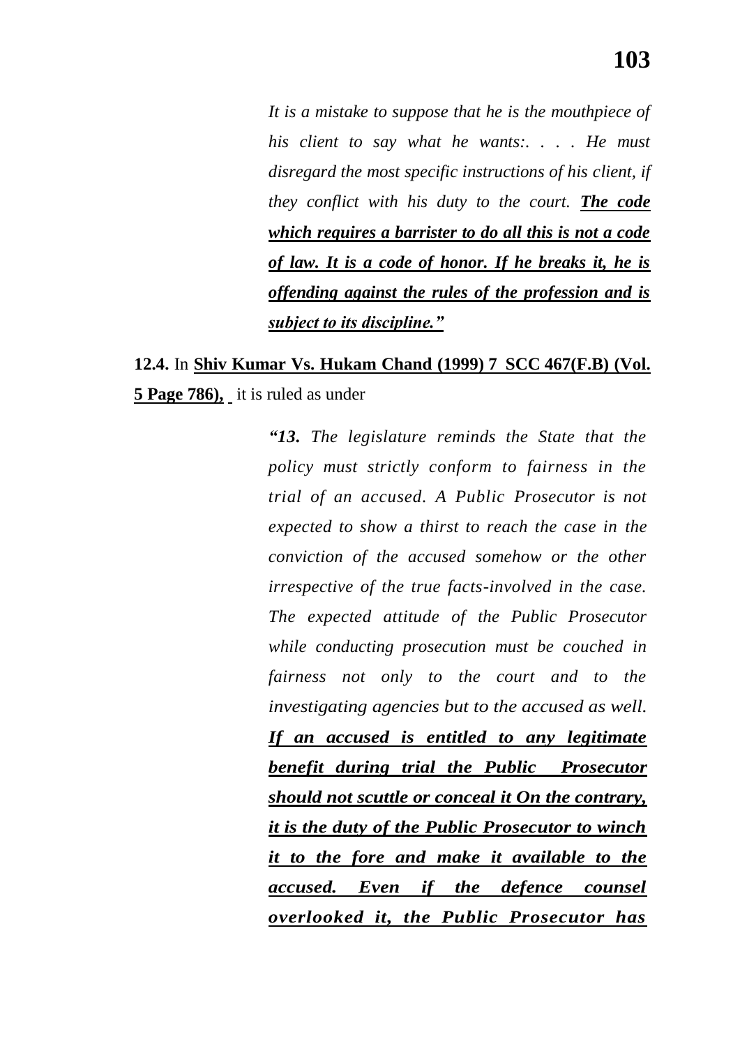> *It is a mistake to suppose that he is the mouthpiece of his client to say what he wants:. . . . He must disregard the most specific instructions of his client, if they conflict with his duty to the court.* ***<u>The code which requires a barrister to do all this is not a code of law. It is a code of honor. If he breaks it, he is offending against the rules of the profession and is subject to its discipline.”</u>***

**12.4.** In **<u>Shiv Kumar Vs. Hukam Chand (1999) 7 SCC 467(F.B) (Vol. 5 Page 786),</u>** it is ruled as under

> ***“13.*** *The legislature reminds the State that the policy must strictly conform to fairness in the trial of an accused. A Public Prosecutor is not expected to show a thirst to reach the case in the conviction of the accused somehow or the other irrespective of the true facts-involved in the case. The expected attitude of the Public Prosecutor while conducting prosecution must be couched in fairness not only to the court and to the investigating agencies but to the accused as well.* ***<u>If an accused is entitled to any legitimate benefit during trial the Public Prosecutor should not scuttle or conceal it On the contrary, it is the duty of the Public Prosecutor to winch it to the fore and make it available to the accused. Even if the defence counsel overlooked it, the Public Prosecutor has</u>***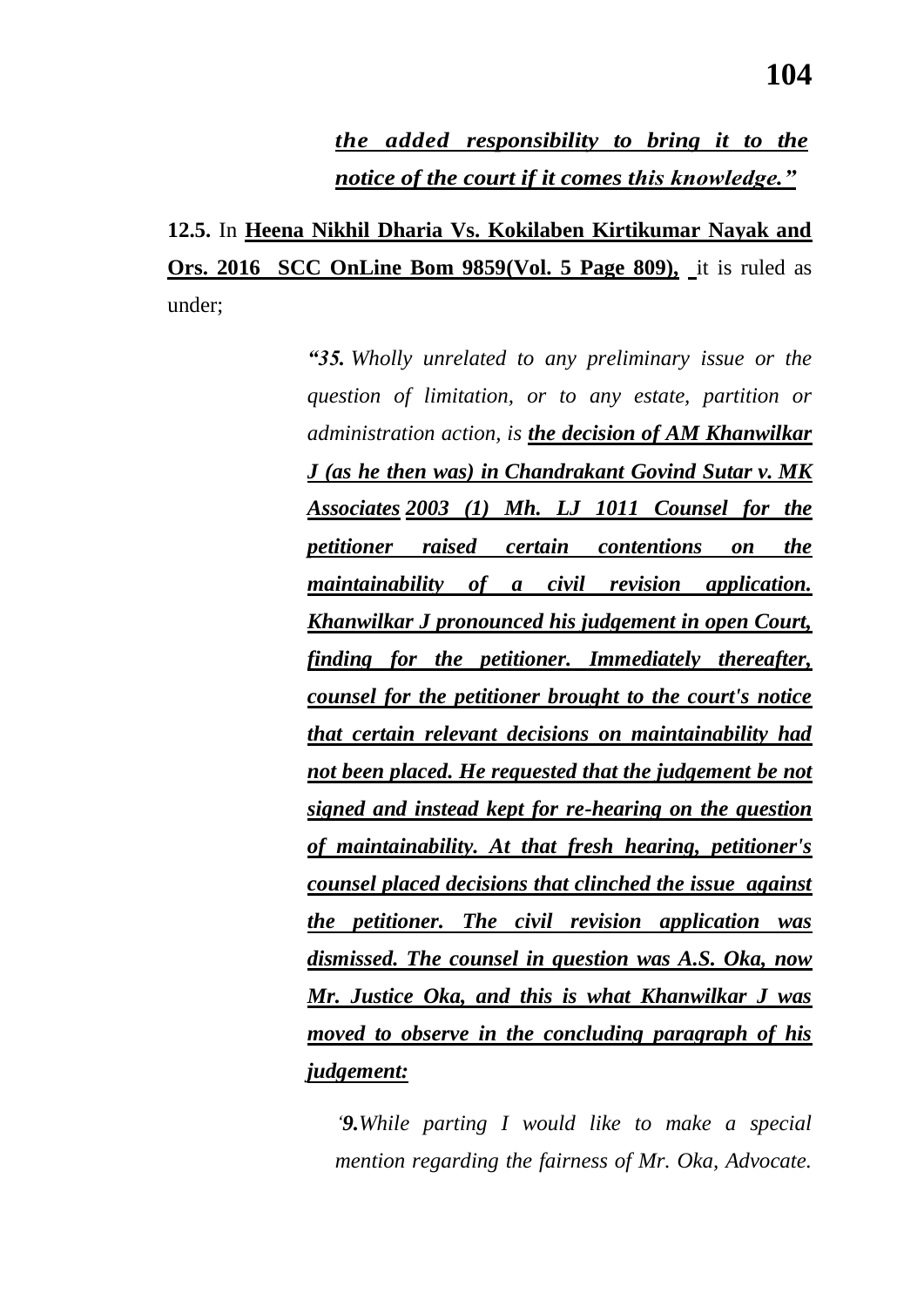> ***the added responsibility to bring it to the notice of the court if it comes this knowledge."***

**12.5.** In **Heena Nikhil Dharia Vs. Kokilaben Kirtikumar Nayak and Ors. 2016 SCC OnLine Bom 9859(Vol. 5 Page 809),** it is ruled as under;

> ***"35.*** *Wholly unrelated to any preliminary issue or the question of limitation, or to any estate, partition or administration action, is* ***the decision of AM Khanwilkar J (as he then was) in Chandrakant Govind Sutar v. MK Associates 2003 (1) Mh. LJ 1011 Counsel for the petitioner raised certain contentions on the maintainability of a civil revision application. Khanwilkar J pronounced his judgement in open Court, finding for the petitioner. Immediately thereafter, counsel for the petitioner brought to the court's notice that certain relevant decisions on maintainability had not been placed. He requested that the judgement be not signed and instead kept for re-hearing on the question of maintainability. At that fresh hearing, petitioner's counsel placed decisions that clinched the issue against the petitioner. The civil revision application was dismissed. The counsel in question was A.S. Oka, now Mr. Justice Oka, and this is what Khanwilkar J was moved to observe in the concluding paragraph of his judgement:***
>
> > *'**9.**While parting I would like to make a special mention regarding the fairness of Mr. Oka, Advocate.*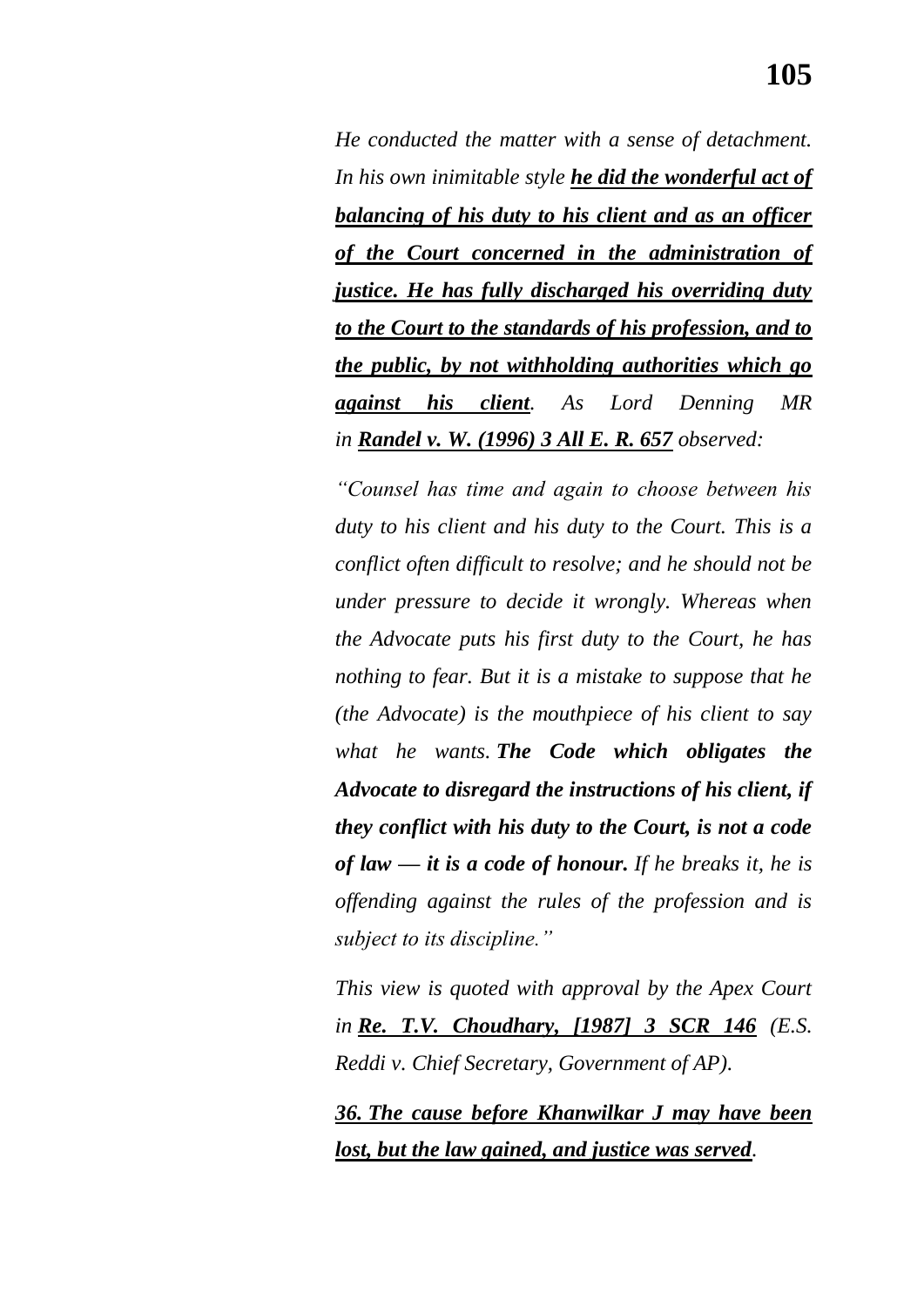*He conducted the matter with a sense of detachment. In his own inimitable style **he did the wonderful act of balancing of his duty to his client and as an officer of the Court concerned in the administration of justice. He has fully discharged his overriding duty to the Court to the standards of his profession, and to the public, by not withholding authorities which go against his client**. As Lord Denning MR in **Randel v. W. (1996) 3 All E. R. 657** observed:*

*"Counsel has time and again to choose between his duty to his client and his duty to the Court. This is a conflict often difficult to resolve; and he should not be under pressure to decide it wrongly. Whereas when the Advocate puts his first duty to the Court, he has nothing to fear. But it is a mistake to suppose that he (the Advocate) is the mouthpiece of his client to say what he wants.* ***The Code which obligates the Advocate to disregard the instructions of his client, if they conflict with his duty to the Court, is not a code of law — it is a code of honour.*** *If he breaks it, he is offending against the rules of the profession and is subject to its discipline."*

*This view is quoted with approval by the Apex Court in **Re. T.V. Choudhary, [1987] 3 SCR 146** (E.S. Reddi v. Chief Secretary, Government of AP).*

***36. The cause before Khanwilkar J may have been lost, but the law gained, and justice was served**.*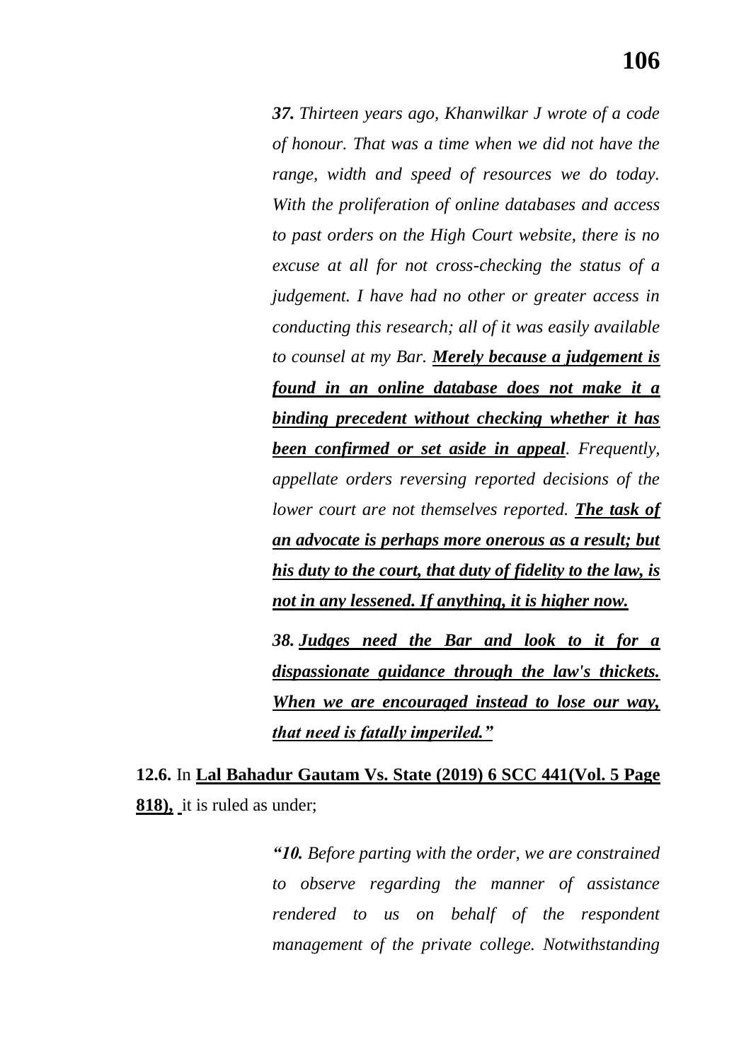*__37.__ Thirteen years ago, Khanwilkar J wrote of a code of honour. That was a time when we did not have the range, width and speed of resources we do today. With the proliferation of online databases and access to past orders on the High Court website, there is no excuse at all for not cross-checking the status of a judgement. I have had no other or greater access in conducting this research; all of it was easily available to counsel at my Bar. __<u>Merely because a judgement is found in an online database does not make it a binding precedent without checking whether it has been confirmed or set aside in appeal</u>__. Frequently, appellate orders reversing reported decisions of the lower court are not themselves reported. __<u>The task of an advocate is perhaps more onerous as a result; but his duty to the court, that duty of fidelity to the law, is not in any lessened. If anything, it is higher now.</u>__*

*__38.__ __<u>Judges need the Bar and look to it for a dispassionate guidance through the law's thickets. When we are encouraged instead to lose our way, that need is fatally imperiled."</u>__*

**12.6.** In **<u>Lal Bahadur Gautam Vs. State (2019) 6 SCC 441(Vol. 5 Page 818),</u>** it is ruled as under;

*"__10.__ Before parting with the order, we are constrained to observe regarding the manner of assistance rendered to us on behalf of the respondent management of the private college. Notwithstanding*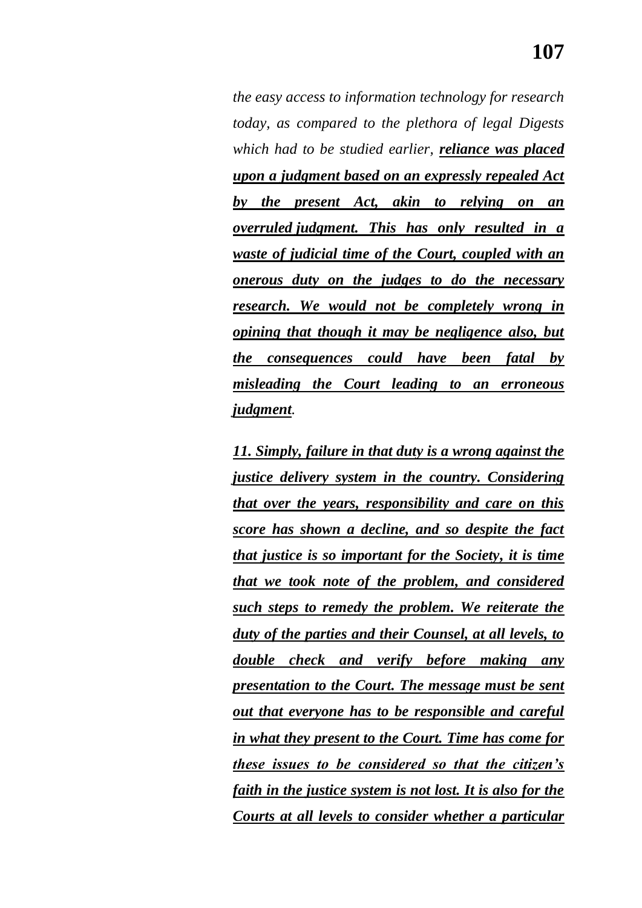*the easy access to information technology for research today, as compared to the plethora of legal Digests which had to be studied earlier, **reliance was placed upon a judgment based on an expressly repealed Act by the present Act, akin to relying on an overruled judgment. This has only resulted in a waste of judicial time of the Court, coupled with an onerous duty on the judges to do the necessary research. We would not be completely wrong in opining that though it may be negligence also, but the consequences could have been fatal by misleading the Court leading to an erroneous judgment**.*

***11. Simply, failure in that duty is a wrong against the justice delivery system in the country. Considering that over the years, responsibility and care on this score has shown a decline, and so despite the fact that justice is so important for the Society, it is time that we took note of the problem, and considered such steps to remedy the problem. We reiterate the duty of the parties and their Counsel, at all levels, to double check and verify before making any presentation to the Court. The message must be sent out that everyone has to be responsible and careful in what they present to the Court. Time has come for these issues to be considered so that the citizen's faith in the justice system is not lost. It is also for the Courts at all levels to consider whether a particular***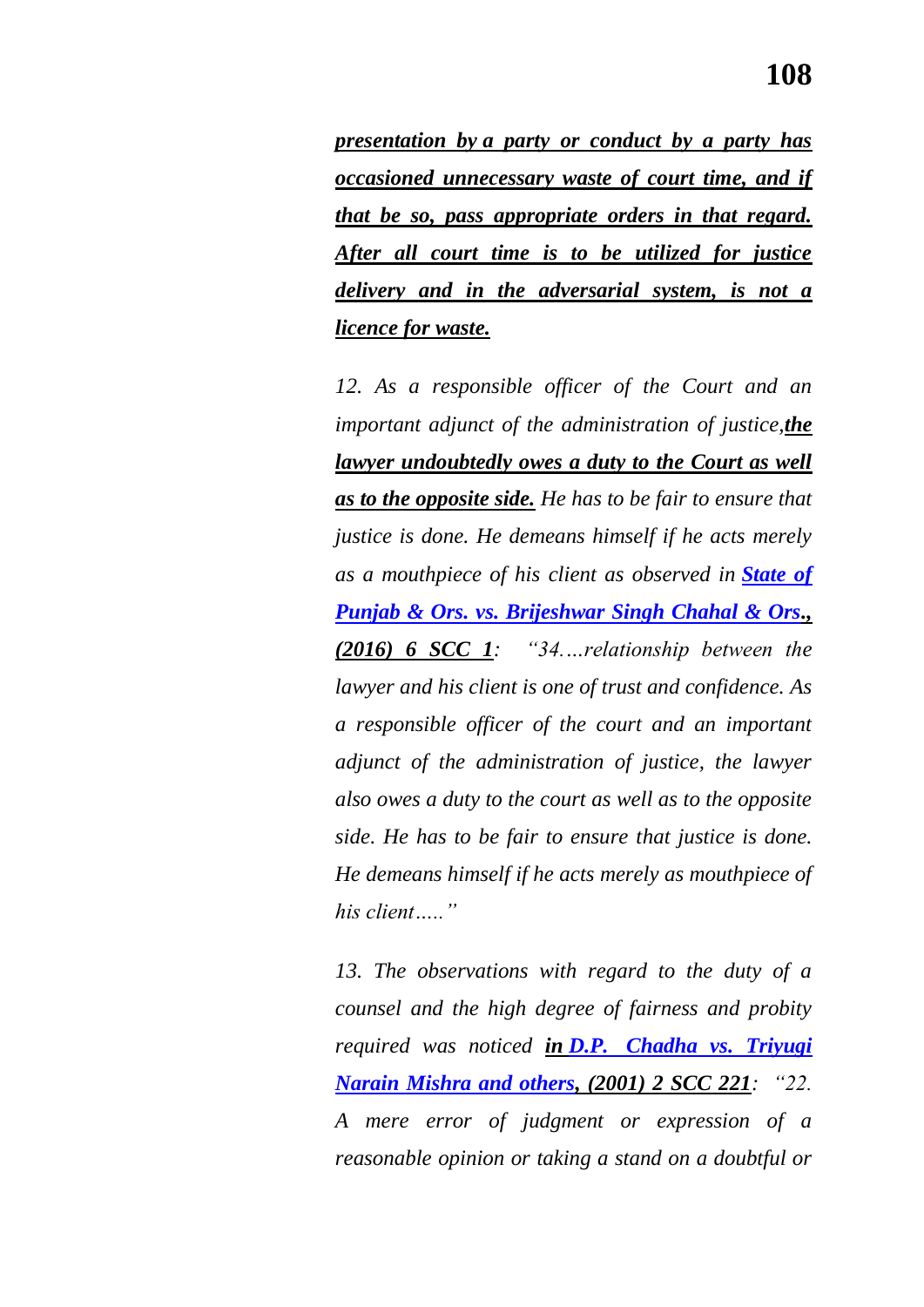***presentation by a party or conduct by a party has occasioned unnecessary waste of court time, and if that be so, pass appropriate orders in that regard. After all court time is to be utilized for justice delivery and in the adversarial system, is not a licence for waste.***

*12. As a responsible officer of the Court and an important adjunct of the administration of justice,**the lawyer undoubtedly owes a duty to the Court as well as to the opposite side.** He has to be fair to ensure that justice is done. He demeans himself if he acts merely as a mouthpiece of his client as observed in **State of Punjab & Ors. vs. Brijeshwar Singh Chahal & Ors., (2016) 6 SCC 1**: "34….relationship between the lawyer and his client is one of trust and confidence. As a responsible officer of the court and an important adjunct of the administration of justice, the lawyer also owes a duty to the court as well as to the opposite side. He has to be fair to ensure that justice is done. He demeans himself if he acts merely as mouthpiece of his client….."*

*13. The observations with regard to the duty of a counsel and the high degree of fairness and probity required was noticed **in D.P. Chadha vs. Triyugi Narain Mishra and others, (2001) 2 SCC 221**: "22. A mere error of judgment or expression of a reasonable opinion or taking a stand on a doubtful or*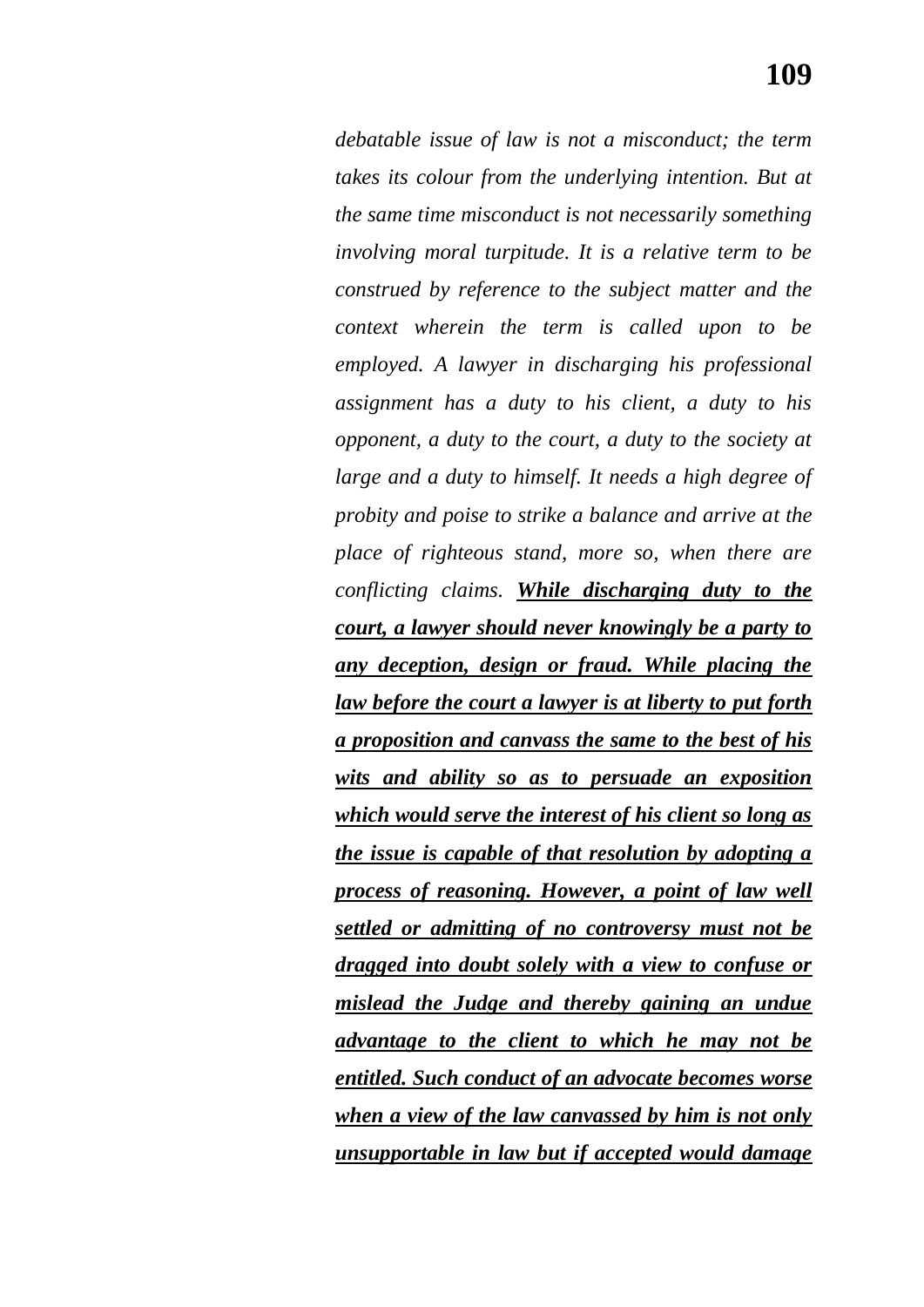*debatable issue of law is not a misconduct; the term takes its colour from the underlying intention. But at the same time misconduct is not necessarily something involving moral turpitude. It is a relative term to be construed by reference to the subject matter and the context wherein the term is called upon to be employed. A lawyer in discharging his professional assignment has a duty to his client, a duty to his opponent, a duty to the court, a duty to the society at large and a duty to himself. It needs a high degree of probity and poise to strike a balance and arrive at the place of righteous stand, more so, when there are conflicting claims.* ***<u>While discharging duty to the court, a lawyer should never knowingly be a party to any deception, design or fraud. While placing the law before the court a lawyer is at liberty to put forth a proposition and canvass the same to the best of his wits and ability so as to persuade an exposition which would serve the interest of his client so long as the issue is capable of that resolution by adopting a process of reasoning. However, a point of law well settled or admitting of no controversy must not be dragged into doubt solely with a view to confuse or mislead the Judge and thereby gaining an undue advantage to the client to which he may not be entitled. Such conduct of an advocate becomes worse when a view of the law canvassed by him is not only unsupportable in law but if accepted would damage</u>***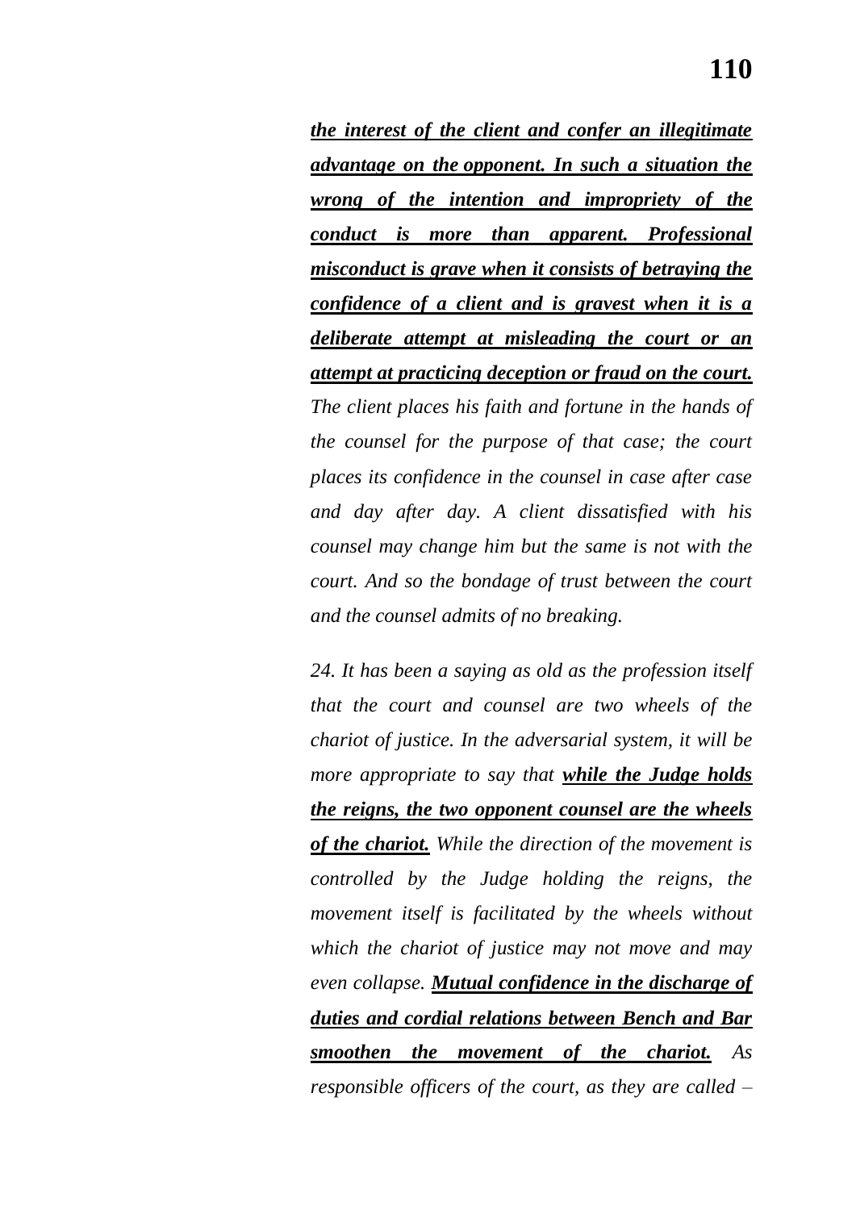***the interest of the client and confer an illegitimate advantage on the opponent. In such a situation the wrong of the intention and impropriety of the conduct is more than apparent. Professional misconduct is grave when it consists of betraying the confidence of a client and is gravest when it is a deliberate attempt at misleading the court or an attempt at practicing deception or fraud on the court.*** *The client places his faith and fortune in the hands of the counsel for the purpose of that case; the court places its confidence in the counsel in case after case and day after day. A client dissatisfied with his counsel may change him but the same is not with the court. And so the bondage of trust between the court and the counsel admits of no breaking.*

*24. It has been a saying as old as the profession itself that the court and counsel are two wheels of the chariot of justice. In the adversarial system, it will be more appropriate to say that* ***while the Judge holds the reigns, the two opponent counsel are the wheels of the chariot.*** *While the direction of the movement is controlled by the Judge holding the reigns, the movement itself is facilitated by the wheels without which the chariot of justice may not move and may even collapse.* ***Mutual confidence in the discharge of duties and cordial relations between Bench and Bar smoothen the movement of the chariot.*** *As responsible officers of the court, as they are called –*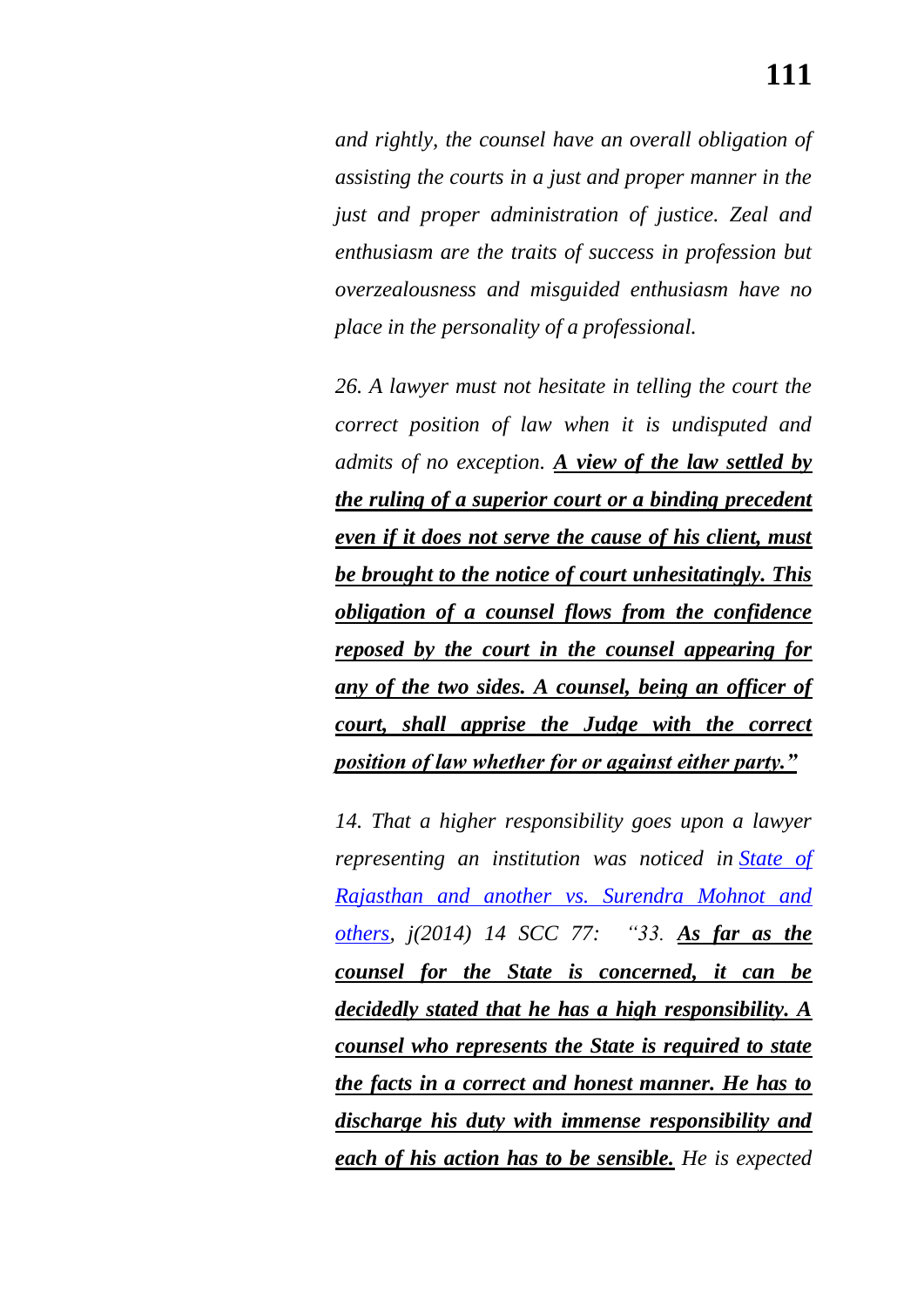*and rightly, the counsel have an overall obligation of assisting the courts in a just and proper manner in the just and proper administration of justice. Zeal and enthusiasm are the traits of success in profession but overzealousness and misguided enthusiasm have no place in the personality of a professional.*

*26. A lawyer must not hesitate in telling the court the correct position of law when it is undisputed and admits of no exception.* ***<u>A view of the law settled by the ruling of a superior court or a binding precedent even if it does not serve the cause of his client, must be brought to the notice of court unhesitatingly. This obligation of a counsel flows from the confidence reposed by the court in the counsel appearing for any of the two sides. A counsel, being an officer of court, shall apprise the Judge with the correct position of law whether for or against either party."</u>***

*14. That a higher responsibility goes upon a lawyer representing an institution was noticed in <u>State of Rajasthan and another vs. Surendra Mohnot and others</u>, j(2014) 14 SCC 77: "33.* ***<u>As far as the counsel for the State is concerned, it can be decidedly stated that he has a high responsibility. A counsel who represents the State is required to state the facts in a correct and honest manner. He has to discharge his duty with immense responsibility and each of his action has to be sensible.</u>*** *He is expected*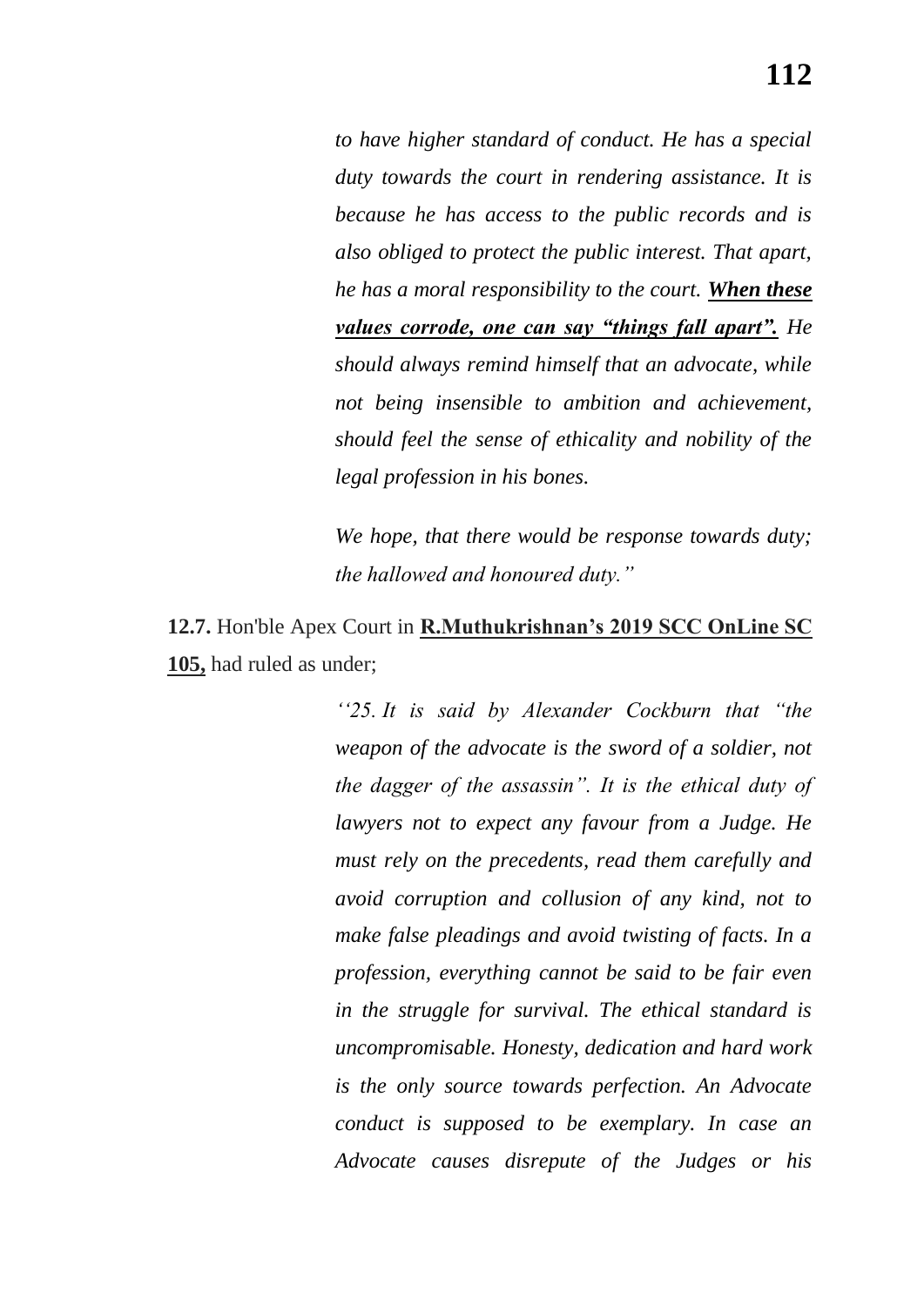*to have higher standard of conduct. He has a special duty towards the court in rendering assistance. It is because he has access to the public records and is also obliged to protect the public interest. That apart, he has a moral responsibility to the court.* ***<u>When these values corrode, one can say "things fall apart".</u>*** *He should always remind himself that an advocate, while not being insensible to ambition and achievement, should feel the sense of ethicality and nobility of the legal profession in his bones.*

*We hope, that there would be response towards duty; the hallowed and honoured duty."*

**12.7.** Hon'ble Apex Court in **<u>R.Muthukrishnan's 2019 SCC OnLine SC 105,</u>** had ruled as under;

*''25. It is said by Alexander Cockburn that "the weapon of the advocate is the sword of a soldier, not the dagger of the assassin". It is the ethical duty of lawyers not to expect any favour from a Judge. He must rely on the precedents, read them carefully and avoid corruption and collusion of any kind, not to make false pleadings and avoid twisting of facts. In a profession, everything cannot be said to be fair even in the struggle for survival. The ethical standard is uncompromisable. Honesty, dedication and hard work is the only source towards perfection. An Advocate conduct is supposed to be exemplary. In case an Advocate causes disrepute of the Judges or his*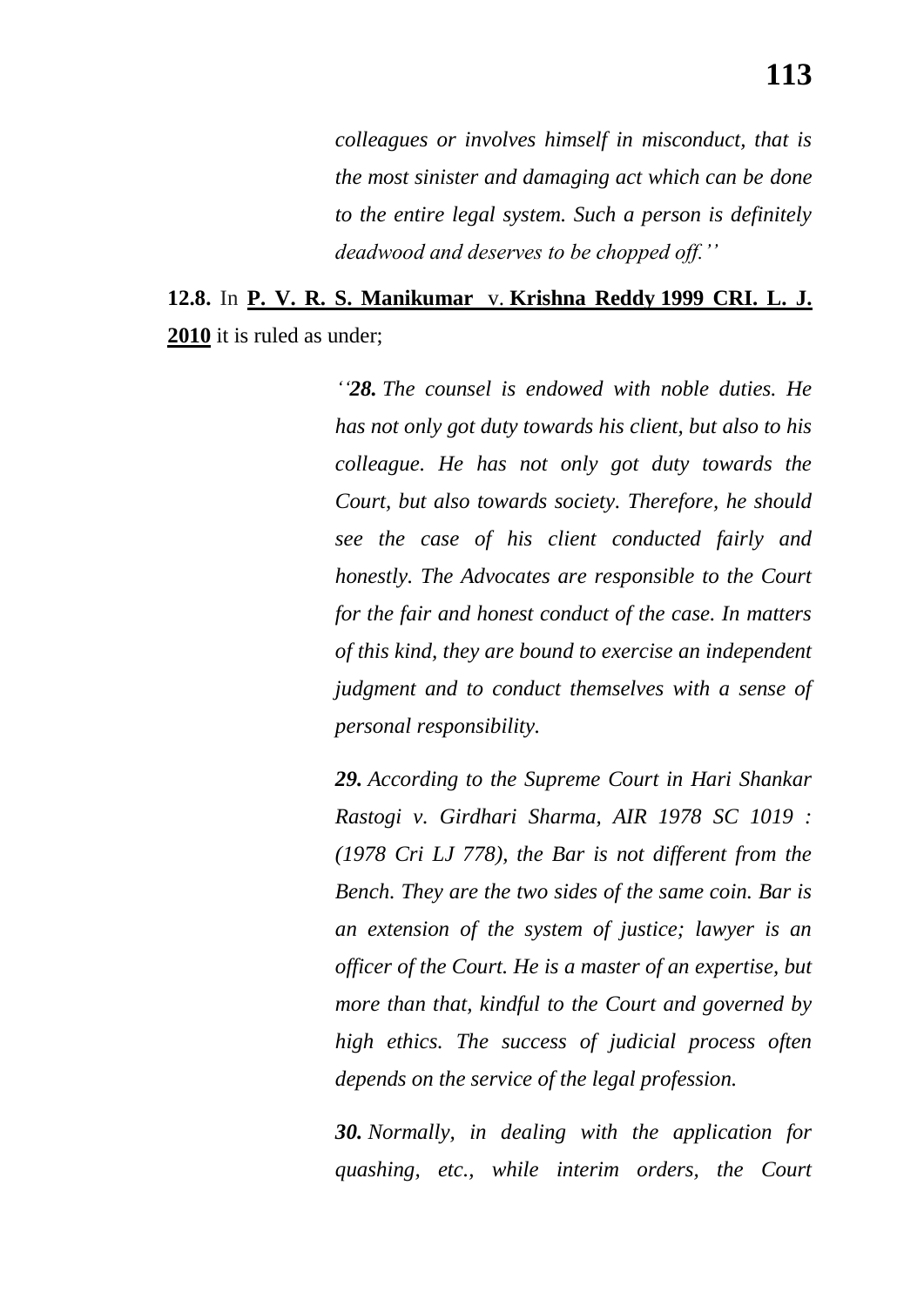> *colleagues or involves himself in misconduct, that is the most sinister and damaging act which can be done to the entire legal system. Such a person is definitely deadwood and deserves to be chopped off.''*

**12.8.** In **P. V. R. S. Manikumar** v. **Krishna Reddy 1999 CRI. L. J. 2010** it is ruled as under;

> *''**28.** The counsel is endowed with noble duties. He has not only got duty towards his client, but also to his colleague. He has not only got duty towards the Court, but also towards society. Therefore, he should see the case of his client conducted fairly and honestly. The Advocates are responsible to the Court for the fair and honest conduct of the case. In matters of this kind, they are bound to exercise an independent judgment and to conduct themselves with a sense of personal responsibility.*
>
> ***29.** According to the Supreme Court in Hari Shankar Rastogi v. Girdhari Sharma, AIR 1978 SC 1019 : (1978 Cri LJ 778), the Bar is not different from the Bench. They are the two sides of the same coin. Bar is an extension of the system of justice; lawyer is an officer of the Court. He is a master of an expertise, but more than that, kindful to the Court and governed by high ethics. The success of judicial process often depends on the service of the legal profession.*
>
> ***30.** Normally, in dealing with the application for quashing, etc., while interim orders, the Court*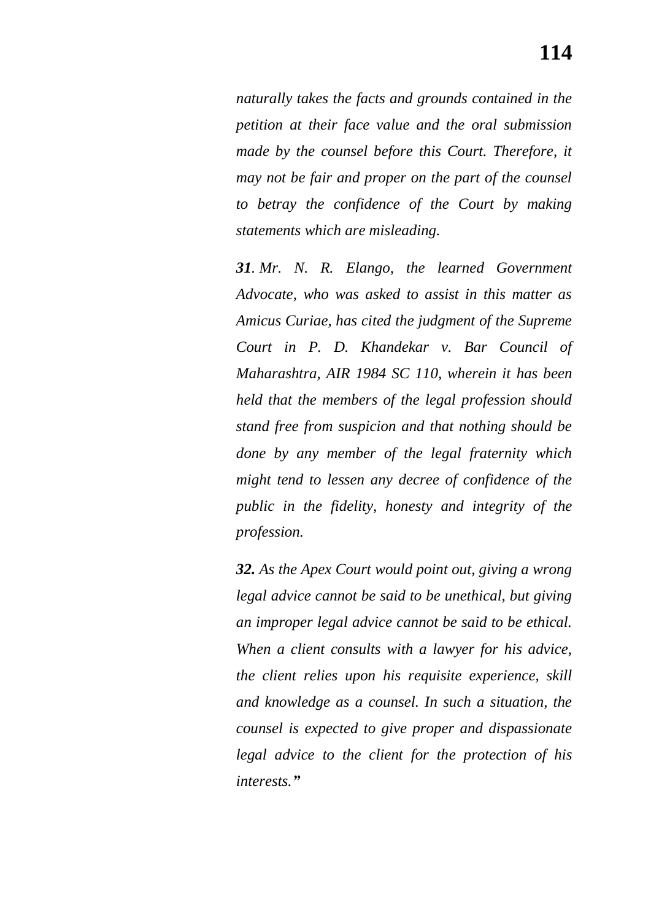*naturally takes the facts and grounds contained in the petition at their face value and the oral submission made by the counsel before this Court. Therefore, it may not be fair and proper on the part of the counsel to betray the confidence of the Court by making statements which are misleading.*

***31**. Mr. N. R. Elango, the learned Government Advocate, who was asked to assist in this matter as Amicus Curiae, has cited the judgment of the Supreme Court in P. D. Khandekar v. Bar Council of Maharashtra, AIR 1984 SC 110, wherein it has been held that the members of the legal profession should stand free from suspicion and that nothing should be done by any member of the legal fraternity which might tend to lessen any decree of confidence of the public in the fidelity, honesty and integrity of the profession.*

***32.** As the Apex Court would point out, giving a wrong legal advice cannot be said to be unethical, but giving an improper legal advice cannot be said to be ethical. When a client consults with a lawyer for his advice, the client relies upon his requisite experience, skill and knowledge as a counsel. In such a situation, the counsel is expected to give proper and dispassionate legal advice to the client for the protection of his interests.**"***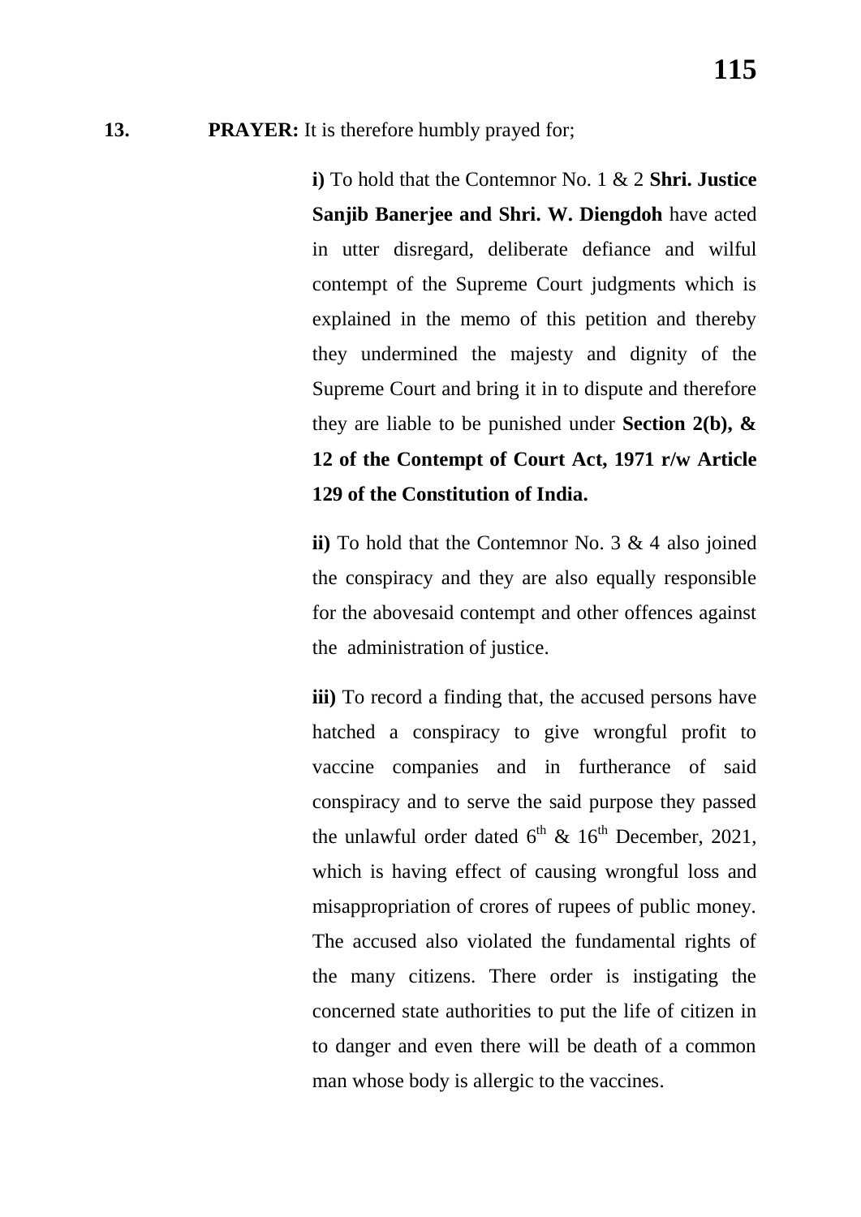**13. PRAYER:** It is therefore humbly prayed for;

**i)** To hold that the Contemnor No. 1 & 2 **Shri. Justice Sanjib Banerjee and Shri. W. Diengdoh** have acted in utter disregard, deliberate defiance and wilful contempt of the Supreme Court judgments which is explained in the memo of this petition and thereby they undermined the majesty and dignity of the Supreme Court and bring it in to dispute and therefore they are liable to be punished under **Section 2(b), & 12 of the Contempt of Court Act, 1971 r/w Article 129 of the Constitution of India.**

**ii)** To hold that the Contemnor No. 3 & 4 also joined the conspiracy and they are also equally responsible for the abovesaid contempt and other offences against the administration of justice.

**iii)** To record a finding that, the accused persons have hatched a conspiracy to give wrongful profit to vaccine companies and in furtherance of said conspiracy and to serve the said purpose they passed the unlawful order dated 6th & 16th December, 2021, which is having effect of causing wrongful loss and misappropriation of crores of rupees of public money. The accused also violated the fundamental rights of the many citizens. There order is instigating the concerned state authorities to put the life of citizen in to danger and even there will be death of a common man whose body is allergic to the vaccines.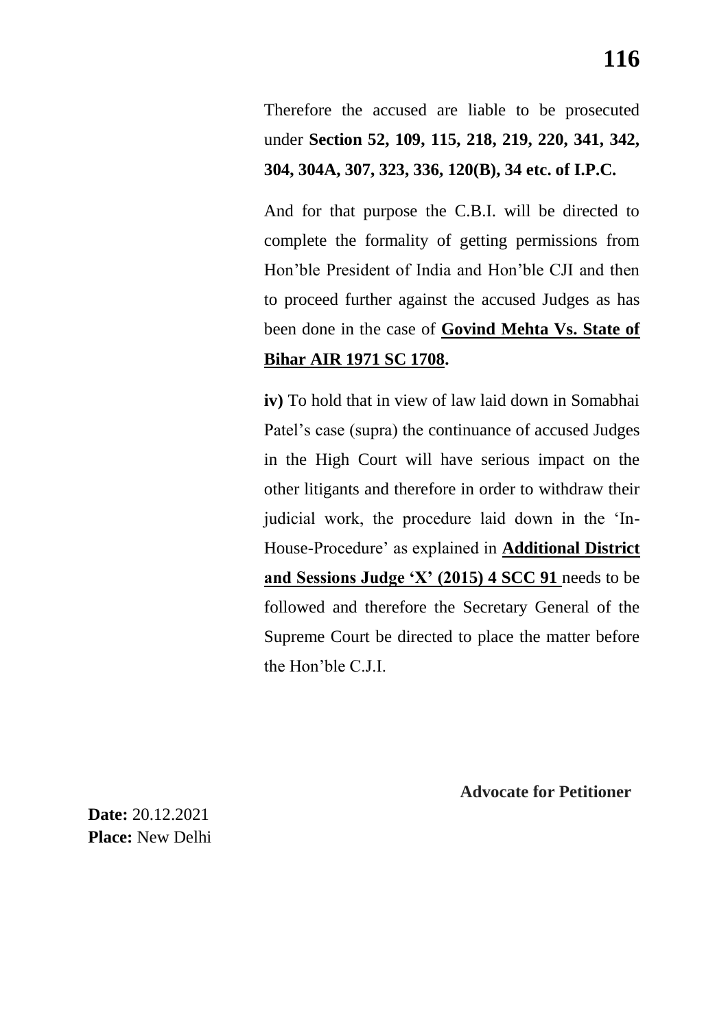Therefore the accused are liable to be prosecuted under **Section 52, 109, 115, 218, 219, 220, 341, 342, 304, 304A, 307, 323, 336, 120(B), 34 etc. of I.P.C.**

And for that purpose the C.B.I. will be directed to complete the formality of getting permissions from Hon'ble President of India and Hon'ble CJI and then to proceed further against the accused Judges as has been done in the case of **Govind Mehta Vs. State of Bihar AIR 1971 SC 1708.**

**iv)** To hold that in view of law laid down in Somabhai Patel's case (supra) the continuance of accused Judges in the High Court will have serious impact on the other litigants and therefore in order to withdraw their judicial work, the procedure laid down in the 'In-House-Procedure' as explained in **Additional District and Sessions Judge 'X' (2015) 4 SCC 91** needs to be followed and therefore the Secretary General of the Supreme Court be directed to place the matter before the Hon'ble C.J.I.

**Advocate for Petitioner**

**Date:** 20.12.2021
**Place:** New Delhi